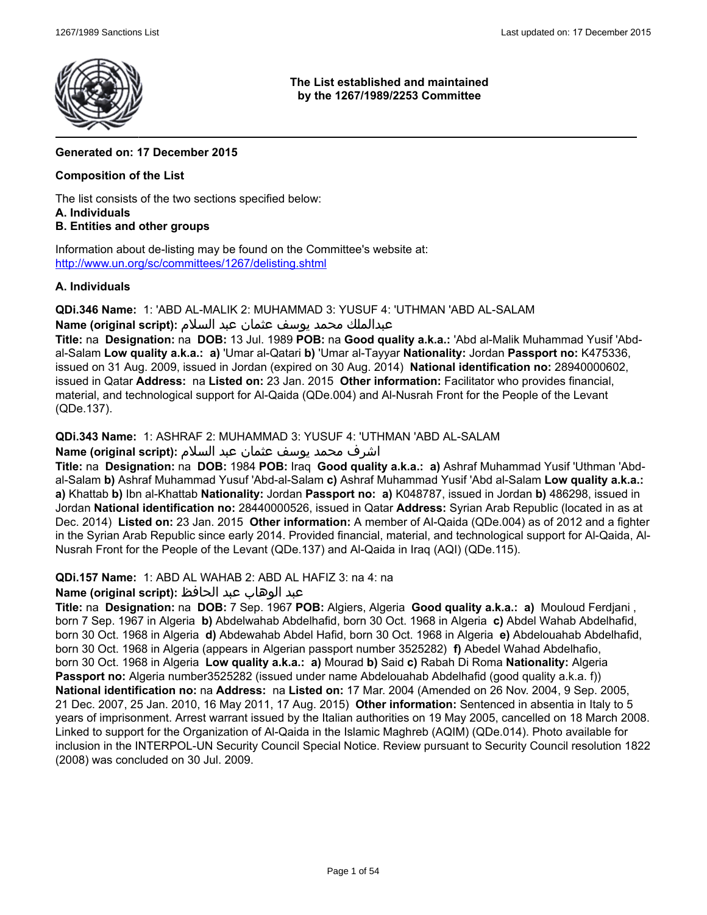**The List established and maintained by the 1267/1989/2253 Committee**

**Generated on: 17 December 2015**

**Composition of the List**

The list consists of the two sections specified below:
**A. Individuals**
**B. Entities and other groups**

Information about de-listing may be found on the Committee's website at:
http://www.un.org/sc/committees/1267/delisting.shtml

**A. Individuals**

**QDi.346 Name:** 1: 'ABD AL-MALIK 2: MUHAMMAD 3: YUSUF 4: 'UTHMAN 'ABD AL-SALAM
**Name (original script):** عبدالملك محمد يوسف عثمان عبد السلام
**Title:** na **Designation:** na **DOB:** 13 Jul. 1989 **POB:** na **Good quality a.k.a.:** 'Abd al-Malik Muhammad Yusif 'Abd-al-Salam **Low quality a.k.a.:** **a)** 'Umar al-Qatari **b)** 'Umar al-Tayyar **Nationality:** Jordan **Passport no:** K475336, issued on 31 Aug. 2009, issued in Jordan (expired on 30 Aug. 2014) **National identification no:** 28940000602, issued in Qatar **Address:** na **Listed on:** 23 Jan. 2015 **Other information:** Facilitator who provides financial, material, and technological support for Al-Qaida (QDe.004) and Al-Nusrah Front for the People of the Levant (QDe.137).

**QDi.343 Name:** 1: ASHRAF 2: MUHAMMAD 3: YUSUF 4: 'UTHMAN 'ABD AL-SALAM
**Name (original script):** اشرف محمد يوسف عثمان عبد السلام
**Title:** na **Designation:** na **DOB:** 1984 **POB:** Iraq **Good quality a.k.a.:** **a)** Ashraf Muhammad Yusif 'Uthman 'Abd-al-Salam **b)** Ashraf Muhammad Yusuf 'Abd-al-Salam **c)** Ashraf Muhammad Yusif 'Abd al-Salam **Low quality a.k.a.:** **a)** Khattab **b)** Ibn al-Khattab **Nationality:** Jordan **Passport no:** **a)** K048787, issued in Jordan **b)** 486298, issued in Jordan **National identification no:** 28440000526, issued in Qatar **Address:** Syrian Arab Republic (located in as at Dec. 2014) **Listed on:** 23 Jan. 2015 **Other information:** A member of Al-Qaida (QDe.004) as of 2012 and a fighter in the Syrian Arab Republic since early 2014. Provided financial, material, and technological support for Al-Qaida, Al-Nusrah Front for the People of the Levant (QDe.137) and Al-Qaida in Iraq (AQI) (QDe.115).

**QDi.157 Name:** 1: ABD AL WAHAB 2: ABD AL HAFIZ 3: na 4: na
**Name (original script):** عبد الوهاب عبد الحافظ
**Title:** na **Designation:** na **DOB:** 7 Sep. 1967 **POB:** Algiers, Algeria **Good quality a.k.a.:** **a)** Mouloud Ferdjani , born 7 Sep. 1967 in Algeria **b)** Abdelwahab Abdelhafid, born 30 Oct. 1968 in Algeria **c)** Abdel Wahab Abdelhafid, born 30 Oct. 1968 in Algeria **d)** Abdewahab Abdel Hafid, born 30 Oct. 1968 in Algeria **e)** Abdelouahab Abdelhafid, born 30 Oct. 1968 in Algeria (appears in Algerian passport number 3525282) **f)** Abedel Wahad Abdelhafio, born 30 Oct. 1968 in Algeria **Low quality a.k.a.:** **a)** Mourad **b)** Said **c)** Rabah Di Roma **Nationality:** Algeria **Passport no:** Algeria number3525282 (issued under name Abdelouahab Abdelhafid (good quality a.k.a. f)) **National identification no:** na **Address:** na **Listed on:** 17 Mar. 2004 (Amended on 26 Nov. 2004, 9 Sep. 2005, 21 Dec. 2007, 25 Jan. 2010, 16 May 2011, 17 Aug. 2015) **Other information:** Sentenced in absentia in Italy to 5 years of imprisonment. Arrest warrant issued by the Italian authorities on 19 May 2005, cancelled on 18 March 2008. Linked to support for the Organization of Al-Qaida in the Islamic Maghreb (AQIM) (QDe.014). Photo available for inclusion in the INTERPOL-UN Security Council Special Notice. Review pursuant to Security Council resolution 1822 (2008) was concluded on 30 Jul. 2009.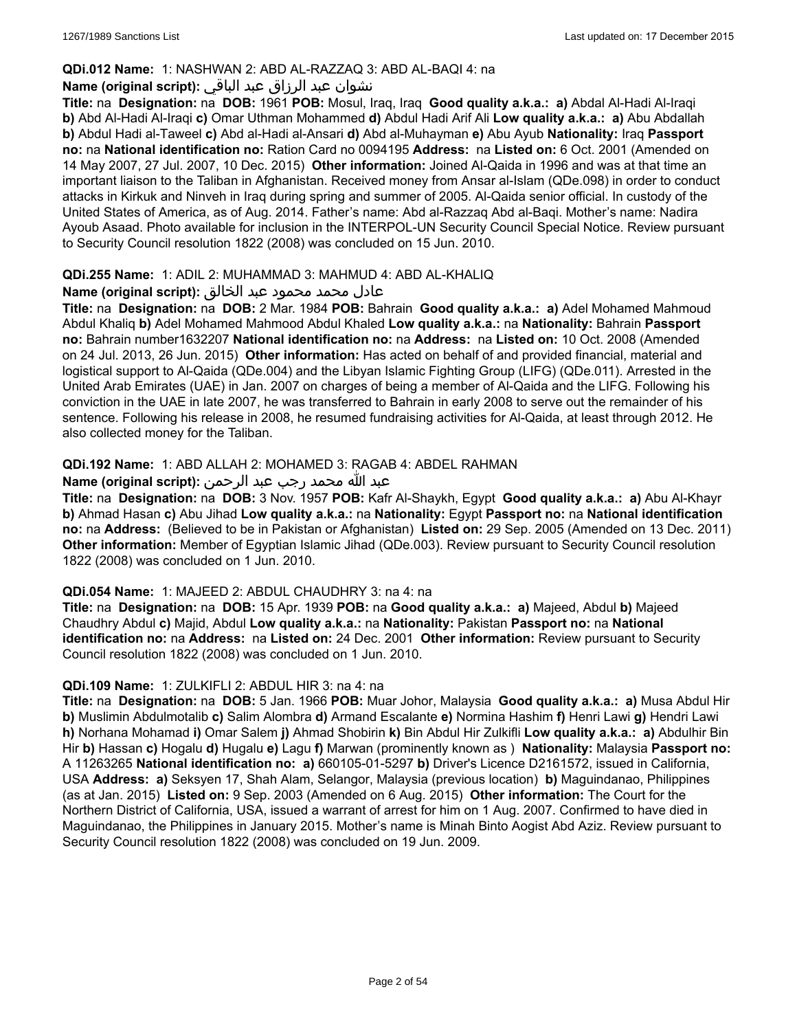**QDi.012 Name:** 1: NASHWAN 2: ABD AL-RAZZAQ 3: ABD AL-BAQI 4: na

**Name (original script):** نشوان عبد الرزاق عبد الباقي

**Title:** na **Designation:** na **DOB:** 1961 **POB:** Mosul, Iraq, Iraq **Good quality a.k.a.: a)** Abdal Al-Hadi Al-Iraqi **b)** Abd Al-Hadi Al-Iraqi **c)** Omar Uthman Mohammed **d)** Abdul Hadi Arif Ali **Low quality a.k.a.: a)** Abu Abdallah **b)** Abdul Hadi al-Taweel **c)** Abd al-Hadi al-Ansari **d)** Abd al-Muhayman **e)** Abu Ayub **Nationality:** Iraq **Passport no:** na **National identification no:** Ration Card no 0094195 **Address:** na **Listed on:** 6 Oct. 2001 (Amended on 14 May 2007, 27 Jul. 2007, 10 Dec. 2015) **Other information:** Joined Al-Qaida in 1996 and was at that time an important liaison to the Taliban in Afghanistan. Received money from Ansar al-Islam (QDe.098) in order to conduct attacks in Kirkuk and Ninveh in Iraq during spring and summer of 2005. Al-Qaida senior official. In custody of the United States of America, as of Aug. 2014. Father's name: Abd al-Razzaq Abd al-Baqi. Mother's name: Nadira Ayoub Asaad. Photo available for inclusion in the INTERPOL-UN Security Council Special Notice. Review pursuant to Security Council resolution 1822 (2008) was concluded on 15 Jun. 2010.

**QDi.255 Name:** 1: ADIL 2: MUHAMMAD 3: MAHMUD 4: ABD AL-KHALIQ

**Name (original script):** عادل محمد محمود عبد الخالق

**Title:** na **Designation:** na **DOB:** 2 Mar. 1984 **POB:** Bahrain **Good quality a.k.a.: a)** Adel Mohamed Mahmoud Abdul Khaliq **b)** Adel Mohamed Mahmood Abdul Khaled **Low quality a.k.a.:** na **Nationality:** Bahrain **Passport no:** Bahrain number1632207 **National identification no:** na **Address:** na **Listed on:** 10 Oct. 2008 (Amended on 24 Jul. 2013, 26 Jun. 2015) **Other information:** Has acted on behalf of and provided financial, material and logistical support to Al-Qaida (QDe.004) and the Libyan Islamic Fighting Group (LIFG) (QDe.011). Arrested in the United Arab Emirates (UAE) in Jan. 2007 on charges of being a member of Al-Qaida and the LIFG. Following his conviction in the UAE in late 2007, he was transferred to Bahrain in early 2008 to serve out the remainder of his sentence. Following his release in 2008, he resumed fundraising activities for Al-Qaida, at least through 2012. He also collected money for the Taliban.

**QDi.192 Name:** 1: ABD ALLAH 2: MOHAMED 3: RAGAB 4: ABDEL RAHMAN

**Name (original script):** عبد الله محمد رجب عبد الرحمن

**Title:** na **Designation:** na **DOB:** 3 Nov. 1957 **POB:** Kafr Al-Shaykh, Egypt **Good quality a.k.a.: a)** Abu Al-Khayr **b)** Ahmad Hasan **c)** Abu Jihad **Low quality a.k.a.:** na **Nationality:** Egypt **Passport no:** na **National identification no:** na **Address:** (Believed to be in Pakistan or Afghanistan) **Listed on:** 29 Sep. 2005 (Amended on 13 Dec. 2011) **Other information:** Member of Egyptian Islamic Jihad (QDe.003). Review pursuant to Security Council resolution 1822 (2008) was concluded on 1 Jun. 2010.

**QDi.054 Name:** 1: MAJEED 2: ABDUL CHAUDHRY 3: na 4: na

**Title:** na **Designation:** na **DOB:** 15 Apr. 1939 **POB:** na **Good quality a.k.a.: a)** Majeed, Abdul **b)** Majeed Chaudhry Abdul **c)** Majid, Abdul **Low quality a.k.a.:** na **Nationality:** Pakistan **Passport no:** na **National identification no:** na **Address:** na **Listed on:** 24 Dec. 2001 **Other information:** Review pursuant to Security Council resolution 1822 (2008) was concluded on 1 Jun. 2010.

**QDi.109 Name:** 1: ZULKIFLI 2: ABDUL HIR 3: na 4: na

**Title:** na **Designation:** na **DOB:** 5 Jan. 1966 **POB:** Muar Johor, Malaysia **Good quality a.k.a.: a)** Musa Abdul Hir **b)** Muslimin Abdulmotalib **c)** Salim Alombra **d)** Armand Escalante **e)** Normina Hashim **f)** Henri Lawi **g)** Hendri Lawi **h)** Norhana Mohamad **i)** Omar Salem **j)** Ahmad Shobirin **k)** Bin Abdul Hir Zulkifli **Low quality a.k.a.: a)** Abdulhir Bin Hir **b)** Hassan **c)** Hogalu **d)** Hugalu **e)** Lagu **f)** Marwan (prominently known as ) **Nationality:** Malaysia **Passport no:** A 11263265 **National identification no: a)** 660105-01-5297 **b)** Driver's Licence D2161572, issued in California, USA **Address: a)** Seksyen 17, Shah Alam, Selangor, Malaysia (previous location) **b)** Maguindanao, Philippines (as at Jan. 2015) **Listed on:** 9 Sep. 2003 (Amended on 6 Aug. 2015) **Other information:** The Court for the Northern District of California, USA, issued a warrant of arrest for him on 1 Aug. 2007. Confirmed to have died in Maguindanao, the Philippines in January 2015. Mother's name is Minah Binto Aogist Abd Aziz. Review pursuant to Security Council resolution 1822 (2008) was concluded on 19 Jun. 2009.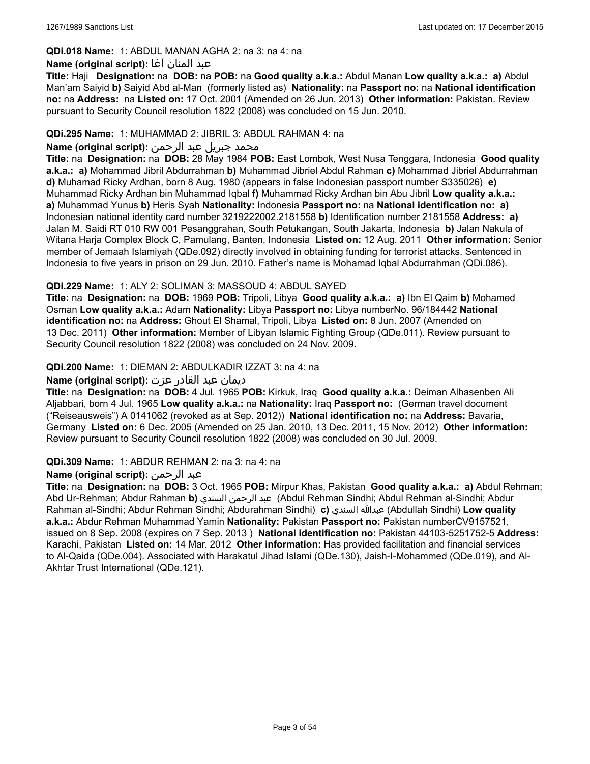**QDi.018 Name:** 1: ABDUL MANAN AGHA 2: na 3: na 4: na

**Name (original script):** عبد المنان آغا

**Title:** Haji **Designation:** na **DOB:** na **POB:** na **Good quality a.k.a.:** Abdul Manan **Low quality a.k.a.:** **a)** Abdul Man'am Saiyid **b)** Saiyid Abd al-Man (formerly listed as) **Nationality:** na **Passport no:** na **National identification no:** na **Address:** na **Listed on:** 17 Oct. 2001 (Amended on 26 Jun. 2013) **Other information:** Pakistan. Review pursuant to Security Council resolution 1822 (2008) was concluded on 15 Jun. 2010.

**QDi.295 Name:** 1: MUHAMMAD 2: JIBRIL 3: ABDUL RAHMAN 4: na

**Name (original script):** محمد جبريل عبد الرحمن

**Title:** na **Designation:** na **DOB:** 28 May 1984 **POB:** East Lombok, West Nusa Tenggara, Indonesia **Good quality a.k.a.:** **a)** Mohammad Jibril Abdurrahman **b)** Muhammad Jibriel Abdul Rahman **c)** Mohammad Jibriel Abdurrahman **d)** Muhamad Ricky Ardhan, born 8 Aug. 1980 (appears in false Indonesian passport number S335026) **e)** Muhammad Ricky Ardhan bin Muhammad Iqbal **f)** Muhammad Ricky Ardhan bin Abu Jibril **Low quality a.k.a.:** **a)** Muhammad Yunus **b)** Heris Syah **Nationality:** Indonesia **Passport no:** na **National identification no:** **a)** Indonesian national identity card number 3219222002.2181558 **b)** Identification number 2181558 **Address:** **a)** Jalan M. Saidi RT 010 RW 001 Pesanggrahan, South Petukangan, South Jakarta, Indonesia **b)** Jalan Nakula of Witana Harja Complex Block C, Pamulang, Banten, Indonesia **Listed on:** 12 Aug. 2011 **Other information:** Senior member of Jemaah Islamiyah (QDe.092) directly involved in obtaining funding for terrorist attacks. Sentenced in Indonesia to five years in prison on 29 Jun. 2010. Father's name is Mohamad Iqbal Abdurrahman (QDi.086).

**QDi.229 Name:** 1: ALY 2: SOLIMAN 3: MASSOUD 4: ABDUL SAYED

**Title:** na **Designation:** na **DOB:** 1969 **POB:** Tripoli, Libya **Good quality a.k.a.:** **a)** Ibn El Qaim **b)** Mohamed Osman **Low quality a.k.a.:** Adam **Nationality:** Libya **Passport no:** Libya numberNo. 96/184442 **National identification no:** na **Address:** Ghout El Shamal, Tripoli, Libya **Listed on:** 8 Jun. 2007 (Amended on 13 Dec. 2011) **Other information:** Member of Libyan Islamic Fighting Group (QDe.011). Review pursuant to Security Council resolution 1822 (2008) was concluded on 24 Nov. 2009.

**QDi.200 Name:** 1: DIEMAN 2: ABDULKADIR IZZAT 3: na 4: na

**Name (original script):** ديمان عبد القادر عزت

**Title:** na **Designation:** na **DOB:** 4 Jul. 1965 **POB:** Kirkuk, Iraq **Good quality a.k.a.:** Deiman Alhasenben Ali Aljabbari, born 4 Jul. 1965 **Low quality a.k.a.:** na **Nationality:** Iraq **Passport no:** (German travel document ("Reiseausweis") A 0141062 (revoked as at Sep. 2012)) **National identification no:** na **Address:** Bavaria, Germany **Listed on:** 6 Dec. 2005 (Amended on 25 Jan. 2010, 13 Dec. 2011, 15 Nov. 2012) **Other information:** Review pursuant to Security Council resolution 1822 (2008) was concluded on 30 Jul. 2009.

**QDi.309 Name:** 1: ABDUR REHMAN 2: na 3: na 4: na

**Name (original script):** عبد الرحمن

**Title:** na **Designation:** na **DOB:** 3 Oct. 1965 **POB:** Mirpur Khas, Pakistan **Good quality a.k.a.:** **a)** Abdul Rehman; Abd Ur-Rehman; Abdur Rahman **b)** عبد الرحمن السندي (Abdul Rehman Sindhi; Abdul Rehman al-Sindhi; Abdur Rahman al-Sindhi; Abdur Rehman Sindhi; Abdurahman Sindhi) **c)** عبدالله السندي (Abdullah Sindhi) **Low quality a.k.a.:** Abdur Rehman Muhammad Yamin **Nationality:** Pakistan **Passport no:** Pakistan numberCV9157521, issued on 8 Sep. 2008 (expires on 7 Sep. 2013 ) **National identification no:** Pakistan 44103-5251752-5 **Address:** Karachi, Pakistan **Listed on:** 14 Mar. 2012 **Other information:** Has provided facilitation and financial services to Al-Qaida (QDe.004). Associated with Harakatul Jihad Islami (QDe.130), Jaish-I-Mohammed (QDe.019), and Al-Akhtar Trust International (QDe.121).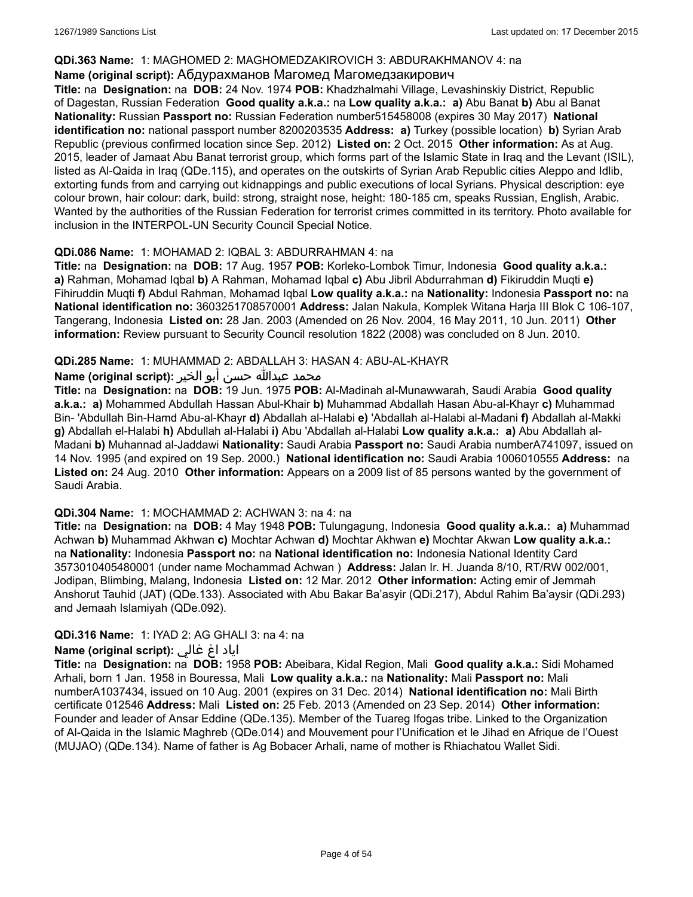**QDi.363 Name:** 1: MAGHOMED 2: MAGHOMEDZAKIROVICH 3: ABDURAKHMANOV 4: na
**Name (original script):** Абдурахманов Магомед Магомедзакирович
**Title:** na **Designation:** na **DOB:** 24 Nov. 1974 **POB:** Khadzhalmahi Village, Levashinskiy District, Republic of Dagestan, Russian Federation **Good quality a.k.a.:** na **Low quality a.k.a.:** **a)** Abu Banat **b)** Abu al Banat **Nationality:** Russian **Passport no:** Russian Federation number515458008 (expires 30 May 2017) **National identification no:** national passport number 8200203535 **Address:** **a)** Turkey (possible location) **b)** Syrian Arab Republic (previous confirmed location since Sep. 2012) **Listed on:** 2 Oct. 2015 **Other information:** As at Aug. 2015, leader of Jamaat Abu Banat terrorist group, which forms part of the Islamic State in Iraq and the Levant (ISIL), listed as Al-Qaida in Iraq (QDe.115), and operates on the outskirts of Syrian Arab Republic cities Aleppo and Idlib, extorting funds from and carrying out kidnappings and public executions of local Syrians. Physical description: eye colour brown, hair colour: dark, build: strong, straight nose, height: 180-185 cm, speaks Russian, English, Arabic. Wanted by the authorities of the Russian Federation for terrorist crimes committed in its territory. Photo available for inclusion in the INTERPOL-UN Security Council Special Notice.

**QDi.086 Name:** 1: MOHAMAD 2: IQBAL 3: ABDURRAHMAN 4: na
**Title:** na **Designation:** na **DOB:** 17 Aug. 1957 **POB:** Korleko-Lombok Timur, Indonesia **Good quality a.k.a.:** **a)** Rahman, Mohamad Iqbal **b)** A Rahman, Mohamad Iqbal **c)** Abu Jibril Abdurrahman **d)** Fikiruddin Muqti **e)** Fihiruddin Muqti **f)** Abdul Rahman, Mohamad Iqbal **Low quality a.k.a.:** na **Nationality:** Indonesia **Passport no:** na **National identification no:** 3603251708570001 **Address:** Jalan Nakula, Komplek Witana Harja III Blok C 106-107, Tangerang, Indonesia **Listed on:** 28 Jan. 2003 (Amended on 26 Nov. 2004, 16 May 2011, 10 Jun. 2011) **Other information:** Review pursuant to Security Council resolution 1822 (2008) was concluded on 8 Jun. 2010.

**QDi.285 Name:** 1: MUHAMMAD 2: ABDALLAH 3: HASAN 4: ABU-AL-KHAYR
**Name (original script):** محمد عبدالله حسن أبو الخير
**Title:** na **Designation:** na **DOB:** 19 Jun. 1975 **POB:** Al-Madinah al-Munawwarah, Saudi Arabia **Good quality a.k.a.:** **a)** Mohammed Abdullah Hassan Abul-Khair **b)** Muhammad Abdallah Hasan Abu-al-Khayr **c)** Muhammad Bin- 'Abdullah Bin-Hamd Abu-al-Khayr **d)** Abdallah al-Halabi **e)** 'Abdallah al-Halabi al-Madani **f)** Abdallah al-Makki **g)** Abdallah el-Halabi **h)** Abdullah al-Halabi **i)** Abu 'Abdallah al-Halabi **Low quality a.k.a.:** **a)** Abu Abdallah al-Madani **b)** Muhannad al-Jaddawi **Nationality:** Saudi Arabia **Passport no:** Saudi Arabia numberA741097, issued on 14 Nov. 1995 (and expired on 19 Sep. 2000.) **National identification no:** Saudi Arabia 1006010555 **Address:** na **Listed on:** 24 Aug. 2010 **Other information:** Appears on a 2009 list of 85 persons wanted by the government of Saudi Arabia.

**QDi.304 Name:** 1: MOCHAMMAD 2: ACHWAN 3: na 4: na
**Title:** na **Designation:** na **DOB:** 4 May 1948 **POB:** Tulungagung, Indonesia **Good quality a.k.a.:** **a)** Muhammad Achwan **b)** Muhammad Akhwan **c)** Mochtar Achwan **d)** Mochtar Akhwan **e)** Mochtar Akwan **Low quality a.k.a.:** na **Nationality:** Indonesia **Passport no:** na **National identification no:** Indonesia National Identity Card 3573010405480001 (under name Mochammad Achwan ) **Address:** Jalan Ir. H. Juanda 8/10, RT/RW 002/001, Jodipan, Blimbing, Malang, Indonesia **Listed on:** 12 Mar. 2012 **Other information:** Acting emir of Jemmah Anshorut Tauhid (JAT) (QDe.133). Associated with Abu Bakar Ba'asyir (QDi.217), Abdul Rahim Ba'aysir (QDi.293) and Jemaah Islamiyah (QDe.092).

**QDi.316 Name:** 1: IYAD 2: AG GHALI 3: na 4: na
**Name (original script):** اياد اغ غالي
**Title:** na **Designation:** na **DOB:** 1958 **POB:** Abeibara, Kidal Region, Mali **Good quality a.k.a.:** Sidi Mohamed Arhali, born 1 Jan. 1958 in Bouressa, Mali **Low quality a.k.a.:** na **Nationality:** Mali **Passport no:** Mali numberA1037434, issued on 10 Aug. 2001 (expires on 31 Dec. 2014) **National identification no:** Mali Birth certificate 012546 **Address:** Mali **Listed on:** 25 Feb. 2013 (Amended on 23 Sep. 2014) **Other information:** Founder and leader of Ansar Eddine (QDe.135). Member of the Tuareg Ifogas tribe. Linked to the Organization of Al-Qaida in the Islamic Maghreb (QDe.014) and Mouvement pour l'Unification et le Jihad en Afrique de l'Ouest (MUJAO) (QDe.134). Name of father is Ag Bobacer Arhali, name of mother is Rhiachatou Wallet Sidi.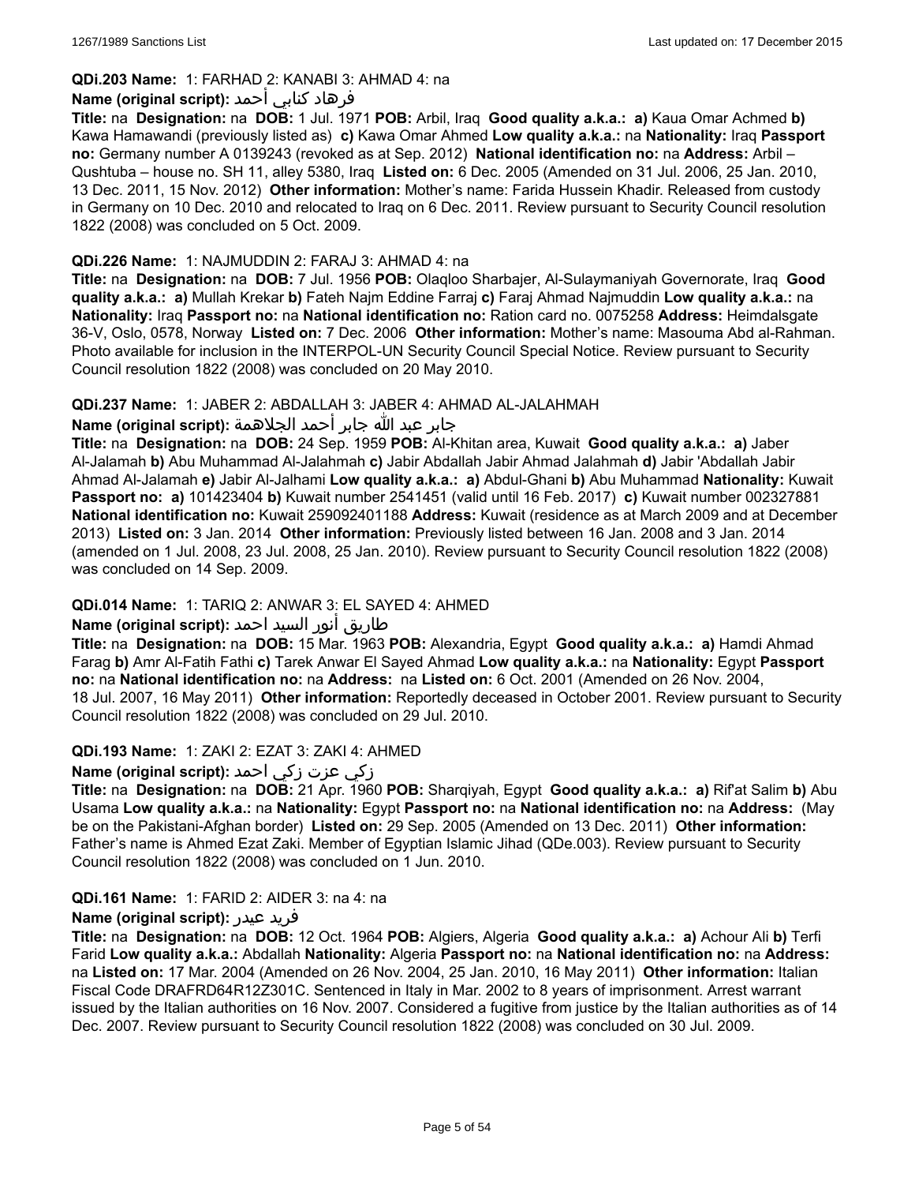**QDi.203 Name:** 1: FARHAD 2: KANABI 3: AHMAD 4: na

**Name (original script):** فرهاد كنابي أحمد

**Title:** na **Designation:** na **DOB:** 1 Jul. 1971 **POB:** Arbil, Iraq **Good quality a.k.a.:** **a)** Kaua Omar Achmed **b)** Kawa Hamawandi (previously listed as) **c)** Kawa Omar Ahmed **Low quality a.k.a.:** na **Nationality:** Iraq **Passport no:** Germany number A 0139243 (revoked as at Sep. 2012) **National identification no:** na **Address:** Arbil – Qushtuba – house no. SH 11, alley 5380, Iraq **Listed on:** 6 Dec. 2005 (Amended on 31 Jul. 2006, 25 Jan. 2010, 13 Dec. 2011, 15 Nov. 2012) **Other information:** Mother's name: Farida Hussein Khadir. Released from custody in Germany on 10 Dec. 2010 and relocated to Iraq on 6 Dec. 2011. Review pursuant to Security Council resolution 1822 (2008) was concluded on 5 Oct. 2009.

**QDi.226 Name:** 1: NAJMUDDIN 2: FARAJ 3: AHMAD 4: na

**Title:** na **Designation:** na **DOB:** 7 Jul. 1956 **POB:** Olaqloo Sharbajer, Al-Sulaymaniyah Governorate, Iraq **Good quality a.k.a.:** **a)** Mullah Krekar **b)** Fateh Najm Eddine Farraj **c)** Faraj Ahmad Najmuddin **Low quality a.k.a.:** na **Nationality:** Iraq **Passport no:** na **National identification no:** Ration card no. 0075258 **Address:** Heimdalsgate 36-V, Oslo, 0578, Norway **Listed on:** 7 Dec. 2006 **Other information:** Mother's name: Masouma Abd al-Rahman. Photo available for inclusion in the INTERPOL-UN Security Council Special Notice. Review pursuant to Security Council resolution 1822 (2008) was concluded on 20 May 2010.

**QDi.237 Name:** 1: JABER 2: ABDALLAH 3: JABER 4: AHMAD AL-JALAHMAH

**Name (original script):** جابر عبد الله جابر أحمد الجلاهمة

**Title:** na **Designation:** na **DOB:** 24 Sep. 1959 **POB:** Al-Khitan area, Kuwait **Good quality a.k.a.:** **a)** Jaber Al-Jalamah **b)** Abu Muhammad Al-Jalahmah **c)** Jabir Abdallah Jabir Ahmad Jalahmah **d)** Jabir 'Abdallah Jabir Ahmad Al-Jalamah **e)** Jabir Al-Jalhami **Low quality a.k.a.:** **a)** Abdul-Ghani **b)** Abu Muhammad **Nationality:** Kuwait **Passport no:** **a)** 101423404 **b)** Kuwait number 2541451 (valid until 16 Feb. 2017) **c)** Kuwait number 002327881 **National identification no:** Kuwait 259092401188 **Address:** Kuwait (residence as at March 2009 and at December 2013) **Listed on:** 3 Jan. 2014 **Other information:** Previously listed between 16 Jan. 2008 and 3 Jan. 2014 (amended on 1 Jul. 2008, 23 Jul. 2008, 25 Jan. 2010). Review pursuant to Security Council resolution 1822 (2008) was concluded on 14 Sep. 2009.

**QDi.014 Name:** 1: TARIQ 2: ANWAR 3: EL SAYED 4: AHMED

**Name (original script):** طاريق أنور السيد احمد

**Title:** na **Designation:** na **DOB:** 15 Mar. 1963 **POB:** Alexandria, Egypt **Good quality a.k.a.:** **a)** Hamdi Ahmad Farag **b)** Amr Al-Fatih Fathi **c)** Tarek Anwar El Sayed Ahmad **Low quality a.k.a.:** na **Nationality:** Egypt **Passport no:** na **National identification no:** na **Address:** na **Listed on:** 6 Oct. 2001 (Amended on 26 Nov. 2004, 18 Jul. 2007, 16 May 2011) **Other information:** Reportedly deceased in October 2001. Review pursuant to Security Council resolution 1822 (2008) was concluded on 29 Jul. 2010.

**QDi.193 Name:** 1: ZAKI 2: EZAT 3: ZAKI 4: AHMED

**Name (original script):** زكي عزت زكي احمد

**Title:** na **Designation:** na **DOB:** 21 Apr. 1960 **POB:** Sharqiyah, Egypt **Good quality a.k.a.:** **a)** Rif'at Salim **b)** Abu Usama **Low quality a.k.a.:** na **Nationality:** Egypt **Passport no:** na **National identification no:** na **Address:** (May be on the Pakistani-Afghan border) **Listed on:** 29 Sep. 2005 (Amended on 13 Dec. 2011) **Other information:** Father's name is Ahmed Ezat Zaki. Member of Egyptian Islamic Jihad (QDe.003). Review pursuant to Security Council resolution 1822 (2008) was concluded on 1 Jun. 2010.

**QDi.161 Name:** 1: FARID 2: AIDER 3: na 4: na

**Name (original script):** فريد عيدر

**Title:** na **Designation:** na **DOB:** 12 Oct. 1964 **POB:** Algiers, Algeria **Good quality a.k.a.:** **a)** Achour Ali **b)** Terfi Farid **Low quality a.k.a.:** Abdallah **Nationality:** Algeria **Passport no:** na **National identification no:** na **Address:** na **Listed on:** 17 Mar. 2004 (Amended on 26 Nov. 2004, 25 Jan. 2010, 16 May 2011) **Other information:** Italian Fiscal Code DRAFRD64R12Z301C. Sentenced in Italy in Mar. 2002 to 8 years of imprisonment. Arrest warrant issued by the Italian authorities on 16 Nov. 2007. Considered a fugitive from justice by the Italian authorities as of 14 Dec. 2007. Review pursuant to Security Council resolution 1822 (2008) was concluded on 30 Jul. 2009.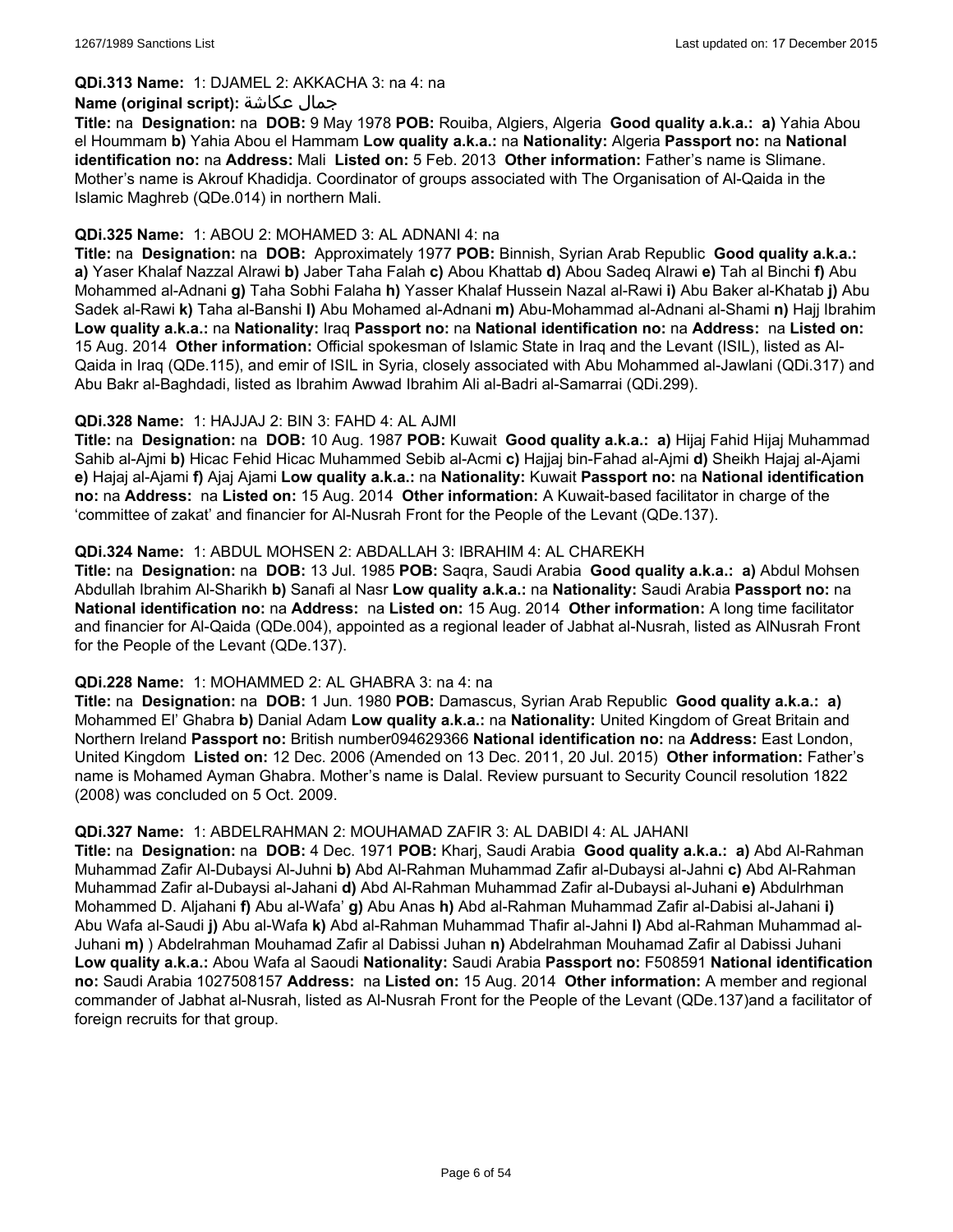**QDi.313 Name:** 1: DJAMEL 2: AKKACHA 3: na 4: na

**Name (original script):** جمال عكاشة

**Title:** na **Designation:** na **DOB:** 9 May 1978 **POB:** Rouiba, Algiers, Algeria **Good quality a.k.a.: a)** Yahia Abou el Hoummam **b)** Yahia Abou el Hammam **Low quality a.k.a.:** na **Nationality:** Algeria **Passport no:** na **National identification no:** na **Address:** Mali **Listed on:** 5 Feb. 2013 **Other information:** Father's name is Slimane. Mother's name is Akrouf Khadidja. Coordinator of groups associated with The Organisation of Al-Qaida in the Islamic Maghreb (QDe.014) in northern Mali.

**QDi.325 Name:** 1: ABOU 2: MOHAMED 3: AL ADNANI 4: na

**Title:** na **Designation:** na **DOB:** Approximately 1977 **POB:** Binnish, Syrian Arab Republic **Good quality a.k.a.: a)** Yaser Khalaf Nazzal Alrawi **b)** Jaber Taha Falah **c)** Abou Khattab **d)** Abou Sadeq Alrawi **e)** Tah al Binchi **f)** Abu Mohammed al-Adnani **g)** Taha Sobhi Falaha **h)** Yasser Khalaf Hussein Nazal al-Rawi **i)** Abu Baker al-Khatab **j)** Abu Sadek al-Rawi **k)** Taha al-Banshi **l)** Abu Mohamed al-Adnani **m)** Abu-Mohammad al-Adnani al-Shami **n)** Hajj Ibrahim **Low quality a.k.a.:** na **Nationality:** Iraq **Passport no:** na **National identification no:** na **Address:** na **Listed on:** 15 Aug. 2014 **Other information:** Official spokesman of Islamic State in Iraq and the Levant (ISIL), listed as Al-Qaida in Iraq (QDe.115), and emir of ISIL in Syria, closely associated with Abu Mohammed al-Jawlani (QDi.317) and Abu Bakr al-Baghdadi, listed as Ibrahim Awwad Ibrahim Ali al-Badri al-Samarrai (QDi.299).

**QDi.328 Name:** 1: HAJJAJ 2: BIN 3: FAHD 4: AL AJMI

**Title:** na **Designation:** na **DOB:** 10 Aug. 1987 **POB:** Kuwait **Good quality a.k.a.: a)** Hijaj Fahid Hijaj Muhammad Sahib al-Ajmi **b)** Hicac Fehid Hicac Muhammed Sebib al-Acmi **c)** Hajjaj bin-Fahad al-Ajmi **d)** Sheikh Hajaj al-Ajami **e)** Hajaj al-Ajami **f)** Ajaj Ajami **Low quality a.k.a.:** na **Nationality:** Kuwait **Passport no:** na **National identification no:** na **Address:** na **Listed on:** 15 Aug. 2014 **Other information:** A Kuwait-based facilitator in charge of the 'committee of zakat' and financier for Al-Nusrah Front for the People of the Levant (QDe.137).

**QDi.324 Name:** 1: ABDUL MOHSEN 2: ABDALLAH 3: IBRAHIM 4: AL CHAREKH

**Title:** na **Designation:** na **DOB:** 13 Jul. 1985 **POB:** Saqra, Saudi Arabia **Good quality a.k.a.: a)** Abdul Mohsen Abdullah Ibrahim Al-Sharikh **b)** Sanafi al Nasr **Low quality a.k.a.:** na **Nationality:** Saudi Arabia **Passport no:** na **National identification no:** na **Address:** na **Listed on:** 15 Aug. 2014 **Other information:** A long time facilitator and financier for Al-Qaida (QDe.004), appointed as a regional leader of Jabhat al-Nusrah, listed as AlNusrah Front for the People of the Levant (QDe.137).

**QDi.228 Name:** 1: MOHAMMED 2: AL GHABRA 3: na 4: na

**Title:** na **Designation:** na **DOB:** 1 Jun. 1980 **POB:** Damascus, Syrian Arab Republic **Good quality a.k.a.: a)** Mohammed El' Ghabra **b)** Danial Adam **Low quality a.k.a.:** na **Nationality:** United Kingdom of Great Britain and Northern Ireland **Passport no:** British number094629366 **National identification no:** na **Address:** East London, United Kingdom **Listed on:** 12 Dec. 2006 (Amended on 13 Dec. 2011, 20 Jul. 2015) **Other information:** Father's name is Mohamed Ayman Ghabra. Mother's name is Dalal. Review pursuant to Security Council resolution 1822 (2008) was concluded on 5 Oct. 2009.

**QDi.327 Name:** 1: ABDELRAHMAN 2: MOUHAMAD ZAFIR 3: AL DABIDI 4: AL JAHANI

**Title:** na **Designation:** na **DOB:** 4 Dec. 1971 **POB:** Kharj, Saudi Arabia **Good quality a.k.a.: a)** Abd Al-Rahman Muhammad Zafir Al-Dubaysi Al-Juhni **b)** Abd Al-Rahman Muhammad Zafir al-Dubaysi al-Jahni **c)** Abd Al-Rahman Muhammad Zafir al-Dubaysi al-Jahani **d)** Abd Al-Rahman Muhammad Zafir al-Dubaysi al-Juhani **e)** Abdulrhman Mohammed D. Aljahani **f)** Abu al-Wafa' **g)** Abu Anas **h)** Abd al-Rahman Muhammad Zafir al-Dabisi al-Jahani **i)** Abu Wafa al-Saudi **j)** Abu al-Wafa **k)** Abd al-Rahman Muhammad Thafir al-Jahni **l)** Abd al-Rahman Muhammad al-Juhani **m)** ) Abdelrahman Mouhamad Zafir al Dabissi Juhan **n)** Abdelrahman Mouhamad Zafir al Dabissi Juhani **Low quality a.k.a.:** Abou Wafa al Saoudi **Nationality:** Saudi Arabia **Passport no:** F508591 **National identification no:** Saudi Arabia 1027508157 **Address:** na **Listed on:** 15 Aug. 2014 **Other information:** A member and regional commander of Jabhat al-Nusrah, listed as Al-Nusrah Front for the People of the Levant (QDe.137)and a facilitator of foreign recruits for that group.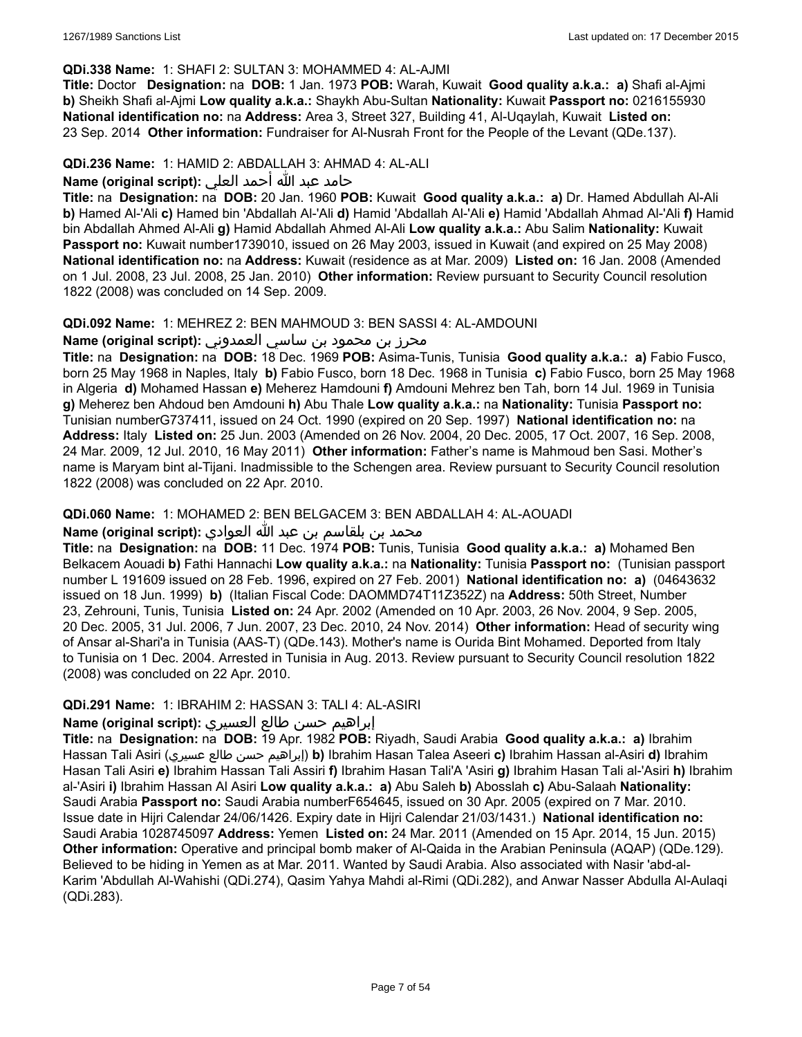**QDi.338 Name:** 1: SHAFI 2: SULTAN 3: MOHAMMED 4: AL-AJMI

**Title:** Doctor **Designation:** na **DOB:** 1 Jan. 1973 **POB:** Warah, Kuwait **Good quality a.k.a.: a)** Shafi al-Ajmi **b)** Sheikh Shafi al-Ajmi **Low quality a.k.a.:** Shaykh Abu-Sultan **Nationality:** Kuwait **Passport no:** 0216155930 **National identification no:** na **Address:** Area 3, Street 327, Building 41, Al-Uqaylah, Kuwait **Listed on:** 23 Sep. 2014 **Other information:** Fundraiser for Al-Nusrah Front for the People of the Levant (QDe.137).

**QDi.236 Name:** 1: HAMID 2: ABDALLAH 3: AHMAD 4: AL-ALI

**Name (original script):** حامد عبد الله أحمد العلي

**Title:** na **Designation:** na **DOB:** 20 Jan. 1960 **POB:** Kuwait **Good quality a.k.a.: a)** Dr. Hamed Abdullah Al-Ali **b)** Hamed Al-'Ali **c)** Hamed bin 'Abdallah Al-'Ali **d)** Hamid 'Abdallah Al-'Ali **e)** Hamid 'Abdallah Ahmad Al-'Ali **f)** Hamid bin Abdallah Ahmed Al-Ali **g)** Hamid Abdallah Ahmed Al-Ali **Low quality a.k.a.:** Abu Salim **Nationality:** Kuwait **Passport no:** Kuwait number1739010, issued on 26 May 2003, issued in Kuwait (and expired on 25 May 2008) **National identification no:** na **Address:** Kuwait (residence as at Mar. 2009) **Listed on:** 16 Jan. 2008 (Amended on 1 Jul. 2008, 23 Jul. 2008, 25 Jan. 2010) **Other information:** Review pursuant to Security Council resolution 1822 (2008) was concluded on 14 Sep. 2009.

**QDi.092 Name:** 1: MEHREZ 2: BEN MAHMOUD 3: BEN SASSI 4: AL-AMDOUNI

**Name (original script):** محرز بن محمود بن ساسي العمدوني

**Title:** na **Designation:** na **DOB:** 18 Dec. 1969 **POB:** Asima-Tunis, Tunisia **Good quality a.k.a.: a)** Fabio Fusco, born 25 May 1968 in Naples, Italy **b)** Fabio Fusco, born 18 Dec. 1968 in Tunisia **c)** Fabio Fusco, born 25 May 1968 in Algeria **d)** Mohamed Hassan **e)** Meherez Hamdouni **f)** Amdouni Mehrez ben Tah, born 14 Jul. 1969 in Tunisia **g)** Meherez ben Ahdoud ben Amdouni **h)** Abu Thale **Low quality a.k.a.:** na **Nationality:** Tunisia **Passport no:** Tunisian numberG737411, issued on 24 Oct. 1990 (expired on 20 Sep. 1997) **National identification no:** na **Address:** Italy **Listed on:** 25 Jun. 2003 (Amended on 26 Nov. 2004, 20 Dec. 2005, 17 Oct. 2007, 16 Sep. 2008, 24 Mar. 2009, 12 Jul. 2010, 16 May 2011) **Other information:** Father's name is Mahmoud ben Sasi. Mother's name is Maryam bint al-Tijani. Inadmissible to the Schengen area. Review pursuant to Security Council resolution 1822 (2008) was concluded on 22 Apr. 2010.

**QDi.060 Name:** 1: MOHAMED 2: BEN BELGACEM 3: BEN ABDALLAH 4: AL-AOUADI

**Name (original script):** محمد بن بلقاسم بن عبد الله العوادي

**Title:** na **Designation:** na **DOB:** 11 Dec. 1974 **POB:** Tunis, Tunisia **Good quality a.k.a.: a)** Mohamed Ben Belkacem Aouadi **b)** Fathi Hannachi **Low quality a.k.a.:** na **Nationality:** Tunisia **Passport no:** (Tunisian passport number L 191609 issued on 28 Feb. 1996, expired on 27 Feb. 2001) **National identification no: a)** (04643632 issued on 18 Jun. 1999) **b)** (Italian Fiscal Code: DAOMMD74T11Z352Z) na **Address:** 50th Street, Number 23, Zehrouni, Tunis, Tunisia **Listed on:** 24 Apr. 2002 (Amended on 10 Apr. 2003, 26 Nov. 2004, 9 Sep. 2005, 20 Dec. 2005, 31 Jul. 2006, 7 Jun. 2007, 23 Dec. 2010, 24 Nov. 2014) **Other information:** Head of security wing of Ansar al-Shari'a in Tunisia (AAS-T) (QDe.143). Mother's name is Ourida Bint Mohamed. Deported from Italy to Tunisia on 1 Dec. 2004. Arrested in Tunisia in Aug. 2013. Review pursuant to Security Council resolution 1822 (2008) was concluded on 22 Apr. 2010.

**QDi.291 Name:** 1: IBRAHIM 2: HASSAN 3: TALI 4: AL-ASIRI

**Name (original script):** إبراهيم حسن طالع العسيري

**Title:** na **Designation:** na **DOB:** 19 Apr. 1982 **POB:** Riyadh, Saudi Arabia **Good quality a.k.a.: a)** Ibrahim Hassan Tali Asiri (إبراهيم حسن طالع عسيري) **b)** Ibrahim Hasan Talea Aseeri **c)** Ibrahim Hassan al-Asiri **d)** Ibrahim Hasan Tali Asiri **e)** Ibrahim Hassan Tali Assiri **f)** Ibrahim Hasan Tali'A 'Asiri **g)** Ibrahim Hasan Tali al-'Asiri **h)** Ibrahim al-'Asiri **i)** Ibrahim Hassan Al Asiri **Low quality a.k.a.: a)** Abu Saleh **b)** Abosslah **c)** Abu-Salaah **Nationality:** Saudi Arabia **Passport no:** Saudi Arabia numberF654645, issued on 30 Apr. 2005 (expired on 7 Mar. 2010. Issue date in Hijri Calendar 24/06/1426. Expiry date in Hijri Calendar 21/03/1431.) **National identification no:** Saudi Arabia 1028745097 **Address:** Yemen **Listed on:** 24 Mar. 2011 (Amended on 15 Apr. 2014, 15 Jun. 2015) **Other information:** Operative and principal bomb maker of Al-Qaida in the Arabian Peninsula (AQAP) (QDe.129). Believed to be hiding in Yemen as at Mar. 2011. Wanted by Saudi Arabia. Also associated with Nasir 'abd-al-Karim 'Abdullah Al-Wahishi (QDi.274), Qasim Yahya Mahdi al-Rimi (QDi.282), and Anwar Nasser Abdulla Al-Aulaqi (QDi.283).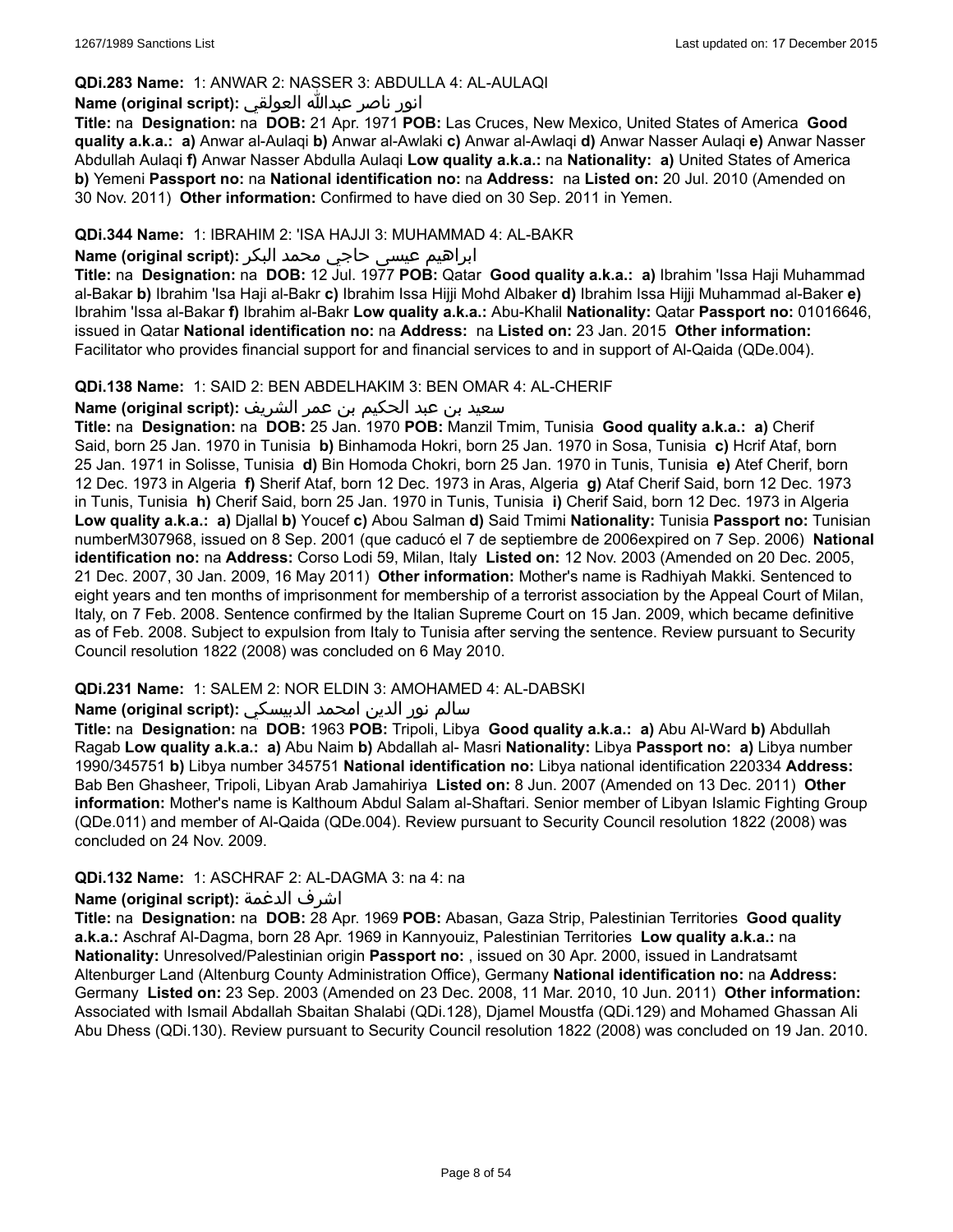**QDi.283 Name:** 1: ANWAR 2: NASSER 3: ABDULLA 4: AL-AULAQI

**Name (original script):** انور ناصر عبدالله العولقي

**Title:** na **Designation:** na **DOB:** 21 Apr. 1971 **POB:** Las Cruces, New Mexico, United States of America **Good quality a.k.a.:** **a)** Anwar al-Aulaqi **b)** Anwar al-Awlaki **c)** Anwar al-Awlaqi **d)** Anwar Nasser Aulaqi **e)** Anwar Nasser Abdullah Aulaqi **f)** Anwar Nasser Abdulla Aulaqi **Low quality a.k.a.:** na **Nationality:** **a)** United States of America **b)** Yemeni **Passport no:** na **National identification no:** na **Address:** na **Listed on:** 20 Jul. 2010 (Amended on 30 Nov. 2011) **Other information:** Confirmed to have died on 30 Sep. 2011 in Yemen.

**QDi.344 Name:** 1: IBRAHIM 2: 'ISA HAJJI 3: MUHAMMAD 4: AL-BAKR

**Name (original script):** ابراهيم عيسى حاجي محمد البكر

**Title:** na **Designation:** na **DOB:** 12 Jul. 1977 **POB:** Qatar **Good quality a.k.a.:** **a)** Ibrahim 'Issa Haji Muhammad al-Bakar **b)** Ibrahim 'Isa Haji al-Bakr **c)** Ibrahim Issa Hijji Mohd Albaker **d)** Ibrahim Issa Hijji Muhammad al-Baker **e)** Ibrahim 'Issa al-Bakar **f)** Ibrahim al-Bakr **Low quality a.k.a.:** Abu-Khalil **Nationality:** Qatar **Passport no:** 01016646, issued in Qatar **National identification no:** na **Address:** na **Listed on:** 23 Jan. 2015 **Other information:** Facilitator who provides financial support for and financial services to and in support of Al-Qaida (QDe.004).

**QDi.138 Name:** 1: SAID 2: BEN ABDELHAKIM 3: BEN OMAR 4: AL-CHERIF

**Name (original script):** سعيد بن عبد الحكيم بن عمر الشريف

**Title:** na **Designation:** na **DOB:** 25 Jan. 1970 **POB:** Manzil Tmim, Tunisia **Good quality a.k.a.:** **a)** Cherif Said, born 25 Jan. 1970 in Tunisia **b)** Binhamoda Hokri, born 25 Jan. 1970 in Sosa, Tunisia **c)** Hcrif Ataf, born 25 Jan. 1971 in Solisse, Tunisia **d)** Bin Homoda Chokri, born 25 Jan. 1970 in Tunis, Tunisia **e)** Atef Cherif, born 12 Dec. 1973 in Algeria **f)** Sherif Ataf, born 12 Dec. 1973 in Aras, Algeria **g)** Ataf Cherif Said, born 12 Dec. 1973 in Tunis, Tunisia **h)** Cherif Said, born 25 Jan. 1970 in Tunis, Tunisia **i)** Cherif Said, born 12 Dec. 1973 in Algeria **Low quality a.k.a.:** **a)** Djallal **b)** Youcef **c)** Abou Salman **d)** Said Tmimi **Nationality:** Tunisia **Passport no:** Tunisian numberM307968, issued on 8 Sep. 2001 (que caducó el 7 de septiembre de 2006expired on 7 Sep. 2006) **National identification no:** na **Address:** Corso Lodi 59, Milan, Italy **Listed on:** 12 Nov. 2003 (Amended on 20 Dec. 2005, 21 Dec. 2007, 30 Jan. 2009, 16 May 2011) **Other information:** Mother's name is Radhiyah Makki. Sentenced to eight years and ten months of imprisonment for membership of a terrorist association by the Appeal Court of Milan, Italy, on 7 Feb. 2008. Sentence confirmed by the Italian Supreme Court on 15 Jan. 2009, which became definitive as of Feb. 2008. Subject to expulsion from Italy to Tunisia after serving the sentence. Review pursuant to Security Council resolution 1822 (2008) was concluded on 6 May 2010.

**QDi.231 Name:** 1: SALEM 2: NOR ELDIN 3: AMOHAMED 4: AL-DABSKI

**Name (original script):** سالم نور الدين امحمد الدبيسكي

**Title:** na **Designation:** na **DOB:** 1963 **POB:** Tripoli, Libya **Good quality a.k.a.:** **a)** Abu Al-Ward **b)** Abdullah Ragab **Low quality a.k.a.:** **a)** Abu Naim **b)** Abdallah al- Masri **Nationality:** Libya **Passport no:** **a)** Libya number 1990/345751 **b)** Libya number 345751 **National identification no:** Libya national identification 220334 **Address:** Bab Ben Ghasheer, Tripoli, Libyan Arab Jamahiriya **Listed on:** 8 Jun. 2007 (Amended on 13 Dec. 2011) **Other information:** Mother's name is Kalthoum Abdul Salam al-Shaftari. Senior member of Libyan Islamic Fighting Group (QDe.011) and member of Al-Qaida (QDe.004). Review pursuant to Security Council resolution 1822 (2008) was concluded on 24 Nov. 2009.

**QDi.132 Name:** 1: ASCHRAF 2: AL-DAGMA 3: na 4: na

**Name (original script):** اشرف الدغمة

**Title:** na **Designation:** na **DOB:** 28 Apr. 1969 **POB:** Abasan, Gaza Strip, Palestinian Territories **Good quality a.k.a.:** Aschraf Al-Dagma, born 28 Apr. 1969 in Kannyouiz, Palestinian Territories **Low quality a.k.a.:** na **Nationality:** Unresolved/Palestinian origin **Passport no:** , issued on 30 Apr. 2000, issued in Landratsamt Altenburger Land (Altenburg County Administration Office), Germany **National identification no:** na **Address:** Germany **Listed on:** 23 Sep. 2003 (Amended on 23 Dec. 2008, 11 Mar. 2010, 10 Jun. 2011) **Other information:** Associated with Ismail Abdallah Sbaitan Shalabi (QDi.128), Djamel Moustfa (QDi.129) and Mohamed Ghassan Ali Abu Dhess (QDi.130). Review pursuant to Security Council resolution 1822 (2008) was concluded on 19 Jan. 2010.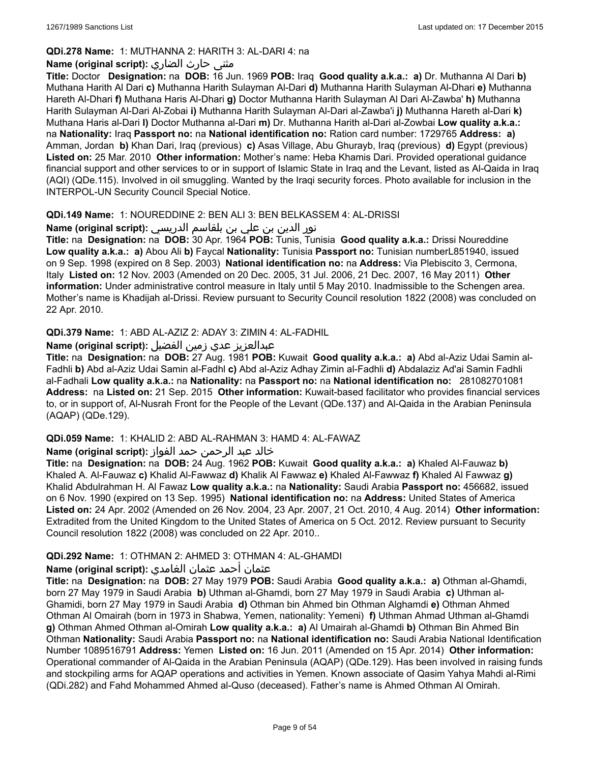**QDi.278 Name:** 1: MUTHANNA 2: HARITH 3: AL-DARI 4: na

**Name (original script):** مثنى حارث الضاري

**Title:** Doctor **Designation:** na **DOB:** 16 Jun. 1969 **POB:** Iraq **Good quality a.k.a.:** **a)** Dr. Muthanna Al Dari **b)** Muthana Harith Al Dari **c)** Muthanna Harith Sulayman Al-Dari **d)** Muthanna Harith Sulayman Al-Dhari **e)** Muthanna Hareth Al-Dhari **f)** Muthana Haris Al-Dhari **g)** Doctor Muthanna Harith Sulayman Al Dari Al-Zawba' **h)** Muthanna Harith Sulayman Al-Dari Al-Zobai **i)** Muthanna Harith Sulayman Al-Dari al-Zawba'i **j)** Muthanna Hareth al-Dari **k)** Muthana Haris al-Dari **l)** Doctor Muthanna al-Dari **m)** Dr. Muthanna Harith al-Dari al-Zowbai **Low quality a.k.a.:** na **Nationality:** Iraq **Passport no:** na **National identification no:** Ration card number: 1729765 **Address:** **a)** Amman, Jordan **b)** Khan Dari, Iraq (previous) **c)** Asas Village, Abu Ghurayb, Iraq (previous) **d)** Egypt (previous) **Listed on:** 25 Mar. 2010 **Other information:** Mother's name: Heba Khamis Dari. Provided operational guidance financial support and other services to or in support of Islamic State in Iraq and the Levant, listed as Al-Qaida in Iraq (AQI) (QDe.115). Involved in oil smuggling. Wanted by the Iraqi security forces. Photo available for inclusion in the INTERPOL-UN Security Council Special Notice.

**QDi.149 Name:** 1: NOUREDDINE 2: BEN ALI 3: BEN BELKASSEM 4: AL-DRISSI

**Name (original script):** نور الدين بن علي بن بلقاسم الدريسي

**Title:** na **Designation:** na **DOB:** 30 Apr. 1964 **POB:** Tunis, Tunisia **Good quality a.k.a.:** Drissi Noureddine **Low quality a.k.a.:** **a)** Abou Ali **b)** Faycal **Nationality:** Tunisia **Passport no:** Tunisian numberL851940, issued on 9 Sep. 1998 (expired on 8 Sep. 2003) **National identification no:** na **Address:** Via Plebiscito 3, Cermona, Italy **Listed on:** 12 Nov. 2003 (Amended on 20 Dec. 2005, 31 Jul. 2006, 21 Dec. 2007, 16 May 2011) **Other information:** Under administrative control measure in Italy until 5 May 2010. Inadmissible to the Schengen area. Mother's name is Khadijah al-Drissi. Review pursuant to Security Council resolution 1822 (2008) was concluded on 22 Apr. 2010.

**QDi.379 Name:** 1: ABD AL-AZIZ 2: ADAY 3: ZIMIN 4: AL-FADHIL

**Name (original script):** عبدالعزيز عدي زمين الفضيل

**Title:** na **Designation:** na **DOB:** 27 Aug. 1981 **POB:** Kuwait **Good quality a.k.a.:** **a)** Abd al-Aziz Udai Samin al-Fadhli **b)** Abd al-Aziz Udai Samin al-Fadhl **c)** Abd al-Aziz Adhay Zimin al-Fadhli **d)** Abdalaziz Ad'ai Samin Fadhli al-Fadhali **Low quality a.k.a.:** na **Nationality:** na **Passport no:** na **National identification no:** 281082701081 **Address:** na **Listed on:** 21 Sep. 2015 **Other information:** Kuwait-based facilitator who provides financial services to, or in support of, Al-Nusrah Front for the People of the Levant (QDe.137) and Al-Qaida in the Arabian Peninsula (AQAP) (QDe.129).

**QDi.059 Name:** 1: KHALID 2: ABD AL-RAHMAN 3: HAMD 4: AL-FAWAZ

**Name (original script):** خالد عبد الرحمن حمد الفواز

**Title:** na **Designation:** na **DOB:** 24 Aug. 1962 **POB:** Kuwait **Good quality a.k.a.:** **a)** Khaled Al-Fauwaz **b)** Khaled A. Al-Fauwaz **c)** Khalid Al-Fawwaz **d)** Khalik Al Fawwaz **e)** Khaled Al-Fawwaz **f)** Khaled Al Fawwaz **g)** Khalid Abdulrahman H. Al Fawaz **Low quality a.k.a.:** na **Nationality:** Saudi Arabia **Passport no:** 456682, issued on 6 Nov. 1990 (expired on 13 Sep. 1995) **National identification no:** na **Address:** United States of America **Listed on:** 24 Apr. 2002 (Amended on 26 Nov. 2004, 23 Apr. 2007, 21 Oct. 2010, 4 Aug. 2014) **Other information:** Extradited from the United Kingdom to the United States of America on 5 Oct. 2012. Review pursuant to Security Council resolution 1822 (2008) was concluded on 22 Apr. 2010..

**QDi.292 Name:** 1: OTHMAN 2: AHMED 3: OTHMAN 4: AL-GHAMDI

**Name (original script):** عثمان أحمد عثمان الغامدي

**Title:** na **Designation:** na **DOB:** 27 May 1979 **POB:** Saudi Arabia **Good quality a.k.a.:** **a)** Othman al-Ghamdi, born 27 May 1979 in Saudi Arabia **b)** Uthman al-Ghamdi, born 27 May 1979 in Saudi Arabia **c)** Uthman al-Ghamidi, born 27 May 1979 in Saudi Arabia **d)** Othman bin Ahmed bin Othman Alghamdi **e)** Othman Ahmed Othman Al Omairah (born in 1973 in Shabwa, Yemen, nationality: Yemeni) **f)** Uthman Ahmad Uthman al-Ghamdi **g)** Othman Ahmed Othman al-Omirah **Low quality a.k.a.:** **a)** Al Umairah al-Ghamdi **b)** Othman Bin Ahmed Bin Othman **Nationality:** Saudi Arabia **Passport no:** na **National identification no:** Saudi Arabia National Identification Number 1089516791 **Address:** Yemen **Listed on:** 16 Jun. 2011 (Amended on 15 Apr. 2014) **Other information:** Operational commander of Al-Qaida in the Arabian Peninsula (AQAP) (QDe.129). Has been involved in raising funds and stockpiling arms for AQAP operations and activities in Yemen. Known associate of Qasim Yahya Mahdi al-Rimi (QDi.282) and Fahd Mohammed Ahmed al-Quso (deceased). Father's name is Ahmed Othman Al Omirah.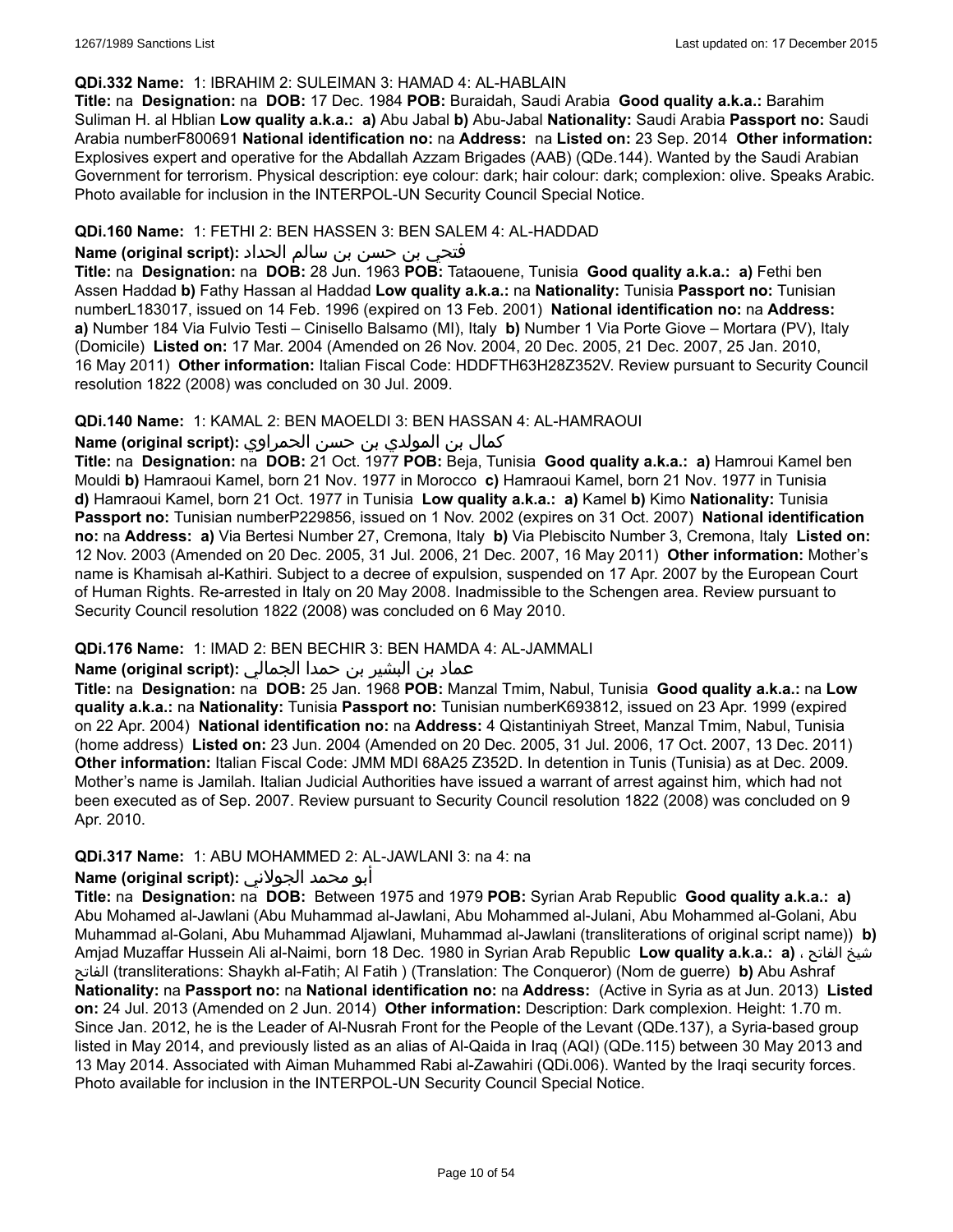**QDi.332 Name:** 1: IBRAHIM 2: SULEIMAN 3: HAMAD 4: AL-HABLAIN

**Title:** na **Designation:** na **DOB:** 17 Dec. 1984 **POB:** Buraidah, Saudi Arabia **Good quality a.k.a.:** Barahim Suliman H. al Hblian **Low quality a.k.a.:** **a)** Abu Jabal **b)** Abu-Jabal **Nationality:** Saudi Arabia **Passport no:** Saudi Arabia numberF800691 **National identification no:** na **Address:** na **Listed on:** 23 Sep. 2014 **Other information:** Explosives expert and operative for the Abdallah Azzam Brigades (AAB) (QDe.144). Wanted by the Saudi Arabian Government for terrorism. Physical description: eye colour: dark; hair colour: dark; complexion: olive. Speaks Arabic. Photo available for inclusion in the INTERPOL-UN Security Council Special Notice.

**QDi.160 Name:** 1: FETHI 2: BEN HASSEN 3: BEN SALEM 4: AL-HADDAD

**Name (original script):** فتحي بن حسن بن سالم الحداد

**Title:** na **Designation:** na **DOB:** 28 Jun. 1963 **POB:** Tataouene, Tunisia **Good quality a.k.a.:** **a)** Fethi ben Assen Haddad **b)** Fathy Hassan al Haddad **Low quality a.k.a.:** na **Nationality:** Tunisia **Passport no:** Tunisian numberL183017, issued on 14 Feb. 1996 (expired on 13 Feb. 2001) **National identification no:** na **Address:** **a)** Number 184 Via Fulvio Testi – Cinisello Balsamo (MI), Italy **b)** Number 1 Via Porte Giove – Mortara (PV), Italy (Domicile) **Listed on:** 17 Mar. 2004 (Amended on 26 Nov. 2004, 20 Dec. 2005, 21 Dec. 2007, 25 Jan. 2010, 16 May 2011) **Other information:** Italian Fiscal Code: HDDFTH63H28Z352V. Review pursuant to Security Council resolution 1822 (2008) was concluded on 30 Jul. 2009.

**QDi.140 Name:** 1: KAMAL 2: BEN MAOELDI 3: BEN HASSAN 4: AL-HAMRAOUI

**Name (original script):** كمال بن المولدي بن حسن الحمراوي

**Title:** na **Designation:** na **DOB:** 21 Oct. 1977 **POB:** Beja, Tunisia **Good quality a.k.a.:** **a)** Hamroui Kamel ben Mouldi **b)** Hamraoui Kamel, born 21 Nov. 1977 in Morocco **c)** Hamraoui Kamel, born 21 Nov. 1977 in Tunisia **d)** Hamraoui Kamel, born 21 Oct. 1977 in Tunisia **Low quality a.k.a.:** **a)** Kamel **b)** Kimo **Nationality:** Tunisia **Passport no:** Tunisian numberP229856, issued on 1 Nov. 2002 (expires on 31 Oct. 2007) **National identification no:** na **Address:** **a)** Via Bertesi Number 27, Cremona, Italy **b)** Via Plebiscito Number 3, Cremona, Italy **Listed on:** 12 Nov. 2003 (Amended on 20 Dec. 2005, 31 Jul. 2006, 21 Dec. 2007, 16 May 2011) **Other information:** Mother's name is Khamisah al-Kathiri. Subject to a decree of expulsion, suspended on 17 Apr. 2007 by the European Court of Human Rights. Re-arrested in Italy on 20 May 2008. Inadmissible to the Schengen area. Review pursuant to Security Council resolution 1822 (2008) was concluded on 6 May 2010.

**QDi.176 Name:** 1: IMAD 2: BEN BECHIR 3: BEN HAMDA 4: AL-JAMMALI

**Name (original script):** عماد بن البشير بن حمدا الجمالي

**Title:** na **Designation:** na **DOB:** 25 Jan. 1968 **POB:** Manzal Tmim, Nabul, Tunisia **Good quality a.k.a.:** na **Low quality a.k.a.:** na **Nationality:** Tunisia **Passport no:** Tunisian numberK693812, issued on 23 Apr. 1999 (expired on 22 Apr. 2004) **National identification no:** na **Address:** 4 Qistantiniyah Street, Manzal Tmim, Nabul, Tunisia (home address) **Listed on:** 23 Jun. 2004 (Amended on 20 Dec. 2005, 31 Jul. 2006, 17 Oct. 2007, 13 Dec. 2011) **Other information:** Italian Fiscal Code: JMM MDI 68A25 Z352D. In detention in Tunis (Tunisia) as at Dec. 2009. Mother's name is Jamilah. Italian Judicial Authorities have issued a warrant of arrest against him, which had not been executed as of Sep. 2007. Review pursuant to Security Council resolution 1822 (2008) was concluded on 9 Apr. 2010.

**QDi.317 Name:** 1: ABU MOHAMMED 2: AL-JAWLANI 3: na 4: na

**Name (original script):** أبو محمد الجولاني

**Title:** na **Designation:** na **DOB:** Between 1975 and 1979 **POB:** Syrian Arab Republic **Good quality a.k.a.:** **a)** Abu Mohamed al-Jawlani (Abu Muhammad al-Jawlani, Abu Mohammed al-Julani, Abu Mohammed al-Golani, Abu Muhammad al-Golani, Abu Muhammad Aljawlani, Muhammad al-Jawlani (transliterations of original script name)) **b)** Amjad Muzaffar Hussein Ali al-Naimi, born 18 Dec. 1980 in Syrian Arab Republic **Low quality a.k.a.:** **a)** شيخ الفاتح ، الفاتح (transliterations: Shaykh al-Fatih; Al Fatih ) (Translation: The Conqueror) (Nom de guerre) **b)** Abu Ashraf **Nationality:** na **Passport no:** na **National identification no:** na **Address:** (Active in Syria as at Jun. 2013) **Listed on:** 24 Jul. 2013 (Amended on 2 Jun. 2014) **Other information:** Description: Dark complexion. Height: 1.70 m. Since Jan. 2012, he is the Leader of Al-Nusrah Front for the People of the Levant (QDe.137), a Syria-based group listed in May 2014, and previously listed as an alias of Al-Qaida in Iraq (AQI) (QDe.115) between 30 May 2013 and 13 May 2014. Associated with Aiman Muhammed Rabi al-Zawahiri (QDi.006). Wanted by the Iraqi security forces. Photo available for inclusion in the INTERPOL-UN Security Council Special Notice.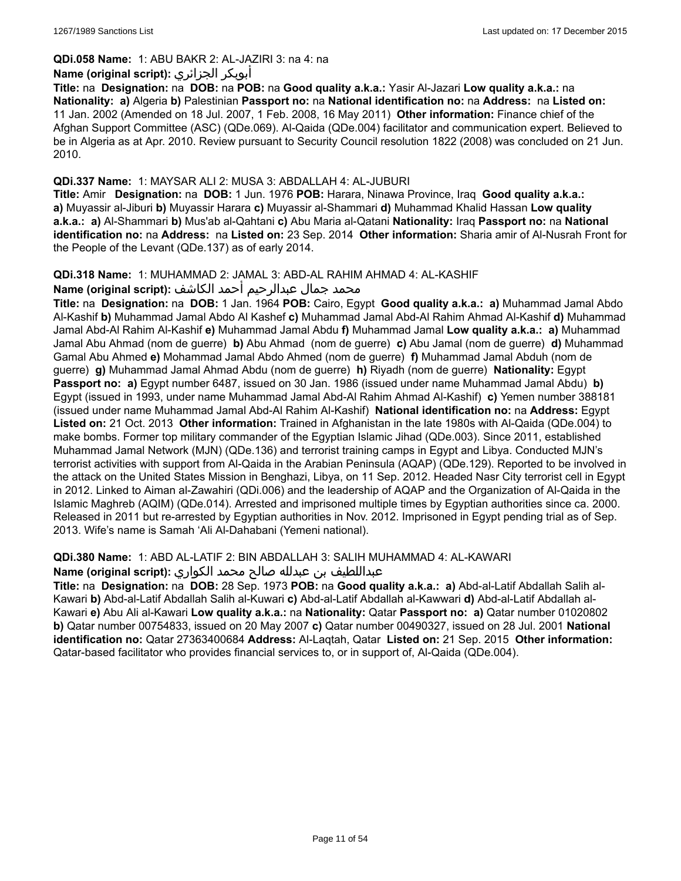**QDi.058 Name:** 1: ABU BAKR 2: AL-JAZIRI 3: na 4: na

**Name (original script):** أبوبكر الجزائري

**Title:** na **Designation:** na **DOB:** na **POB:** na **Good quality a.k.a.:** Yasir Al-Jazari **Low quality a.k.a.:** na **Nationality:** **a)** Algeria **b)** Palestinian **Passport no:** na **National identification no:** na **Address:** na **Listed on:** 11 Jan. 2002 (Amended on 18 Jul. 2007, 1 Feb. 2008, 16 May 2011) **Other information:** Finance chief of the Afghan Support Committee (ASC) (QDe.069). Al-Qaida (QDe.004) facilitator and communication expert. Believed to be in Algeria as at Apr. 2010. Review pursuant to Security Council resolution 1822 (2008) was concluded on 21 Jun. 2010.

**QDi.337 Name:** 1: MAYSAR ALI 2: MUSA 3: ABDALLAH 4: AL-JUBURI

**Title:** Amir **Designation:** na **DOB:** 1 Jun. 1976 **POB:** Harara, Ninawa Province, Iraq **Good quality a.k.a.:** **a)** Muyassir al-Jiburi **b)** Muyassir Harara **c)** Muyassir al-Shammari **d)** Muhammad Khalid Hassan **Low quality a.k.a.:** **a)** Al-Shammari **b)** Mus'ab al-Qahtani **c)** Abu Maria al-Qatani **Nationality:** Iraq **Passport no:** na **National identification no:** na **Address:** na **Listed on:** 23 Sep. 2014 **Other information:** Sharia amir of Al-Nusrah Front for the People of the Levant (QDe.137) as of early 2014.

**QDi.318 Name:** 1: MUHAMMAD 2: JAMAL 3: ABD-AL RAHIM AHMAD 4: AL-KASHIF

**Name (original script):** محمد جمال عبدالرحيم أحمد الكاشف

**Title:** na **Designation:** na **DOB:** 1 Jan. 1964 **POB:** Cairo, Egypt **Good quality a.k.a.:** **a)** Muhammad Jamal Abdo Al-Kashif **b)** Muhammad Jamal Abdo Al Kashef **c)** Muhammad Jamal Abd-Al Rahim Ahmad Al-Kashif **d)** Muhammad Jamal Abd-Al Rahim Al-Kashif **e)** Muhammad Jamal Abdu **f)** Muhammad Jamal **Low quality a.k.a.:** **a)** Muhammad Jamal Abu Ahmad (nom de guerre) **b)** Abu Ahmad (nom de guerre) **c)** Abu Jamal (nom de guerre) **d)** Muhammad Gamal Abu Ahmed **e)** Mohammad Jamal Abdo Ahmed (nom de guerre) **f)** Muhammad Jamal Abduh (nom de guerre) **g)** Muhammad Jamal Ahmad Abdu (nom de guerre) **h)** Riyadh (nom de guerre) **Nationality:** Egypt **Passport no:** **a)** Egypt number 6487, issued on 30 Jan. 1986 (issued under name Muhammad Jamal Abdu) **b)** Egypt (issued in 1993, under name Muhammad Jamal Abd-Al Rahim Ahmad Al-Kashif) **c)** Yemen number 388181 (issued under name Muhammad Jamal Abd-Al Rahim Al-Kashif) **National identification no:** na **Address:** Egypt **Listed on:** 21 Oct. 2013 **Other information:** Trained in Afghanistan in the late 1980s with Al-Qaida (QDe.004) to make bombs. Former top military commander of the Egyptian Islamic Jihad (QDe.003). Since 2011, established Muhammad Jamal Network (MJN) (QDe.136) and terrorist training camps in Egypt and Libya. Conducted MJN's terrorist activities with support from Al-Qaida in the Arabian Peninsula (AQAP) (QDe.129). Reported to be involved in the attack on the United States Mission in Benghazi, Libya, on 11 Sep. 2012. Headed Nasr City terrorist cell in Egypt in 2012. Linked to Aiman al-Zawahiri (QDi.006) and the leadership of AQAP and the Organization of Al-Qaida in the Islamic Maghreb (AQIM) (QDe.014). Arrested and imprisoned multiple times by Egyptian authorities since ca. 2000. Released in 2011 but re-arrested by Egyptian authorities in Nov. 2012. Imprisoned in Egypt pending trial as of Sep. 2013. Wife's name is Samah 'Ali Al-Dahabani (Yemeni national).

**QDi.380 Name:** 1: ABD AL-LATIF 2: BIN ABDALLAH 3: SALIH MUHAMMAD 4: AL-KAWARI

**Name (original script):** عبداللطيف بن عبدلله صالح محمد الكواري

**Title:** na **Designation:** na **DOB:** 28 Sep. 1973 **POB:** na **Good quality a.k.a.:** **a)** Abd-al-Latif Abdallah Salih al-Kawari **b)** Abd-al-Latif Abdallah Salih al-Kuwari **c)** Abd-al-Latif Abdallah al-Kawwari **d)** Abd-al-Latif Abdallah al-Kawari **e)** Abu Ali al-Kawari **Low quality a.k.a.:** na **Nationality:** Qatar **Passport no:** **a)** Qatar number 01020802 **b)** Qatar number 00754833, issued on 20 May 2007 **c)** Qatar number 00490327, issued on 28 Jul. 2001 **National identification no:** Qatar 27363400684 **Address:** Al-Laqtah, Qatar **Listed on:** 21 Sep. 2015 **Other information:** Qatar-based facilitator who provides financial services to, or in support of, Al-Qaida (QDe.004).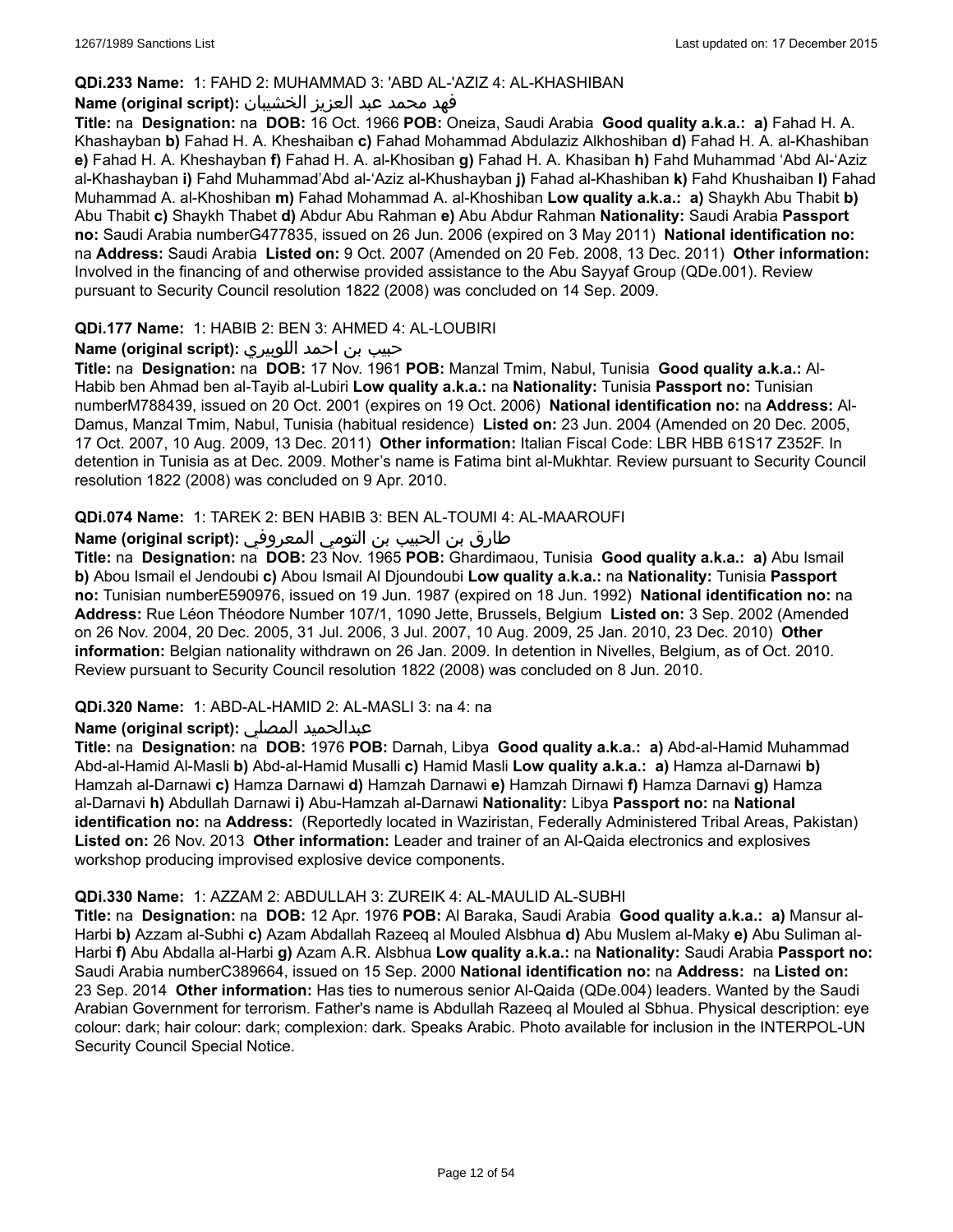**QDi.233 Name:** 1: FAHD 2: MUHAMMAD 3: 'ABD AL-'AZIZ 4: AL-KHASHIBAN

**Name (original script):** فهد محمد عبد العزيز الخشيبان

**Title:** na **Designation:** na **DOB:** 16 Oct. 1966 **POB:** Oneiza, Saudi Arabia **Good quality a.k.a.:** **a)** Fahad H. A. Khashayban **b)** Fahad H. A. Kheshaiban **c)** Fahad Mohammad Abdulaziz Alkhoshiban **d)** Fahad H. A. al-Khashiban **e)** Fahad H. A. Kheshayban **f)** Fahad H. A. al-Khosiban **g)** Fahad H. A. Khasiban **h)** Fahd Muhammad 'Abd Al-'Aziz al-Khashayban **i)** Fahd Muhammad'Abd al-'Aziz al-Khushayban **j)** Fahad al-Khashiban **k)** Fahd Khushaiban **l)** Fahad Muhammad A. al-Khoshiban **m)** Fahad Mohammad A. al-Khoshiban **Low quality a.k.a.:** **a)** Shaykh Abu Thabit **b)** Abu Thabit **c)** Shaykh Thabet **d)** Abdur Abu Rahman **e)** Abu Abdur Rahman **Nationality:** Saudi Arabia **Passport no:** Saudi Arabia numberG477835, issued on 26 Jun. 2006 (expired on 3 May 2011) **National identification no:** na **Address:** Saudi Arabia **Listed on:** 9 Oct. 2007 (Amended on 20 Feb. 2008, 13 Dec. 2011) **Other information:** Involved in the financing of and otherwise provided assistance to the Abu Sayyaf Group (QDe.001). Review pursuant to Security Council resolution 1822 (2008) was concluded on 14 Sep. 2009.

**QDi.177 Name:** 1: HABIB 2: BEN 3: AHMED 4: AL-LOUBIRI

**Name (original script):** حبيب بن احمد اللوبيري

**Title:** na **Designation:** na **DOB:** 17 Nov. 1961 **POB:** Manzal Tmim, Nabul, Tunisia **Good quality a.k.a.:** Al-Habib ben Ahmad ben al-Tayib al-Lubiri **Low quality a.k.a.:** na **Nationality:** Tunisia **Passport no:** Tunisian numberM788439, issued on 20 Oct. 2001 (expires on 19 Oct. 2006) **National identification no:** na **Address:** Al-Damus, Manzal Tmim, Nabul, Tunisia (habitual residence) **Listed on:** 23 Jun. 2004 (Amended on 20 Dec. 2005, 17 Oct. 2007, 10 Aug. 2009, 13 Dec. 2011) **Other information:** Italian Fiscal Code: LBR HBB 61S17 Z352F. In detention in Tunisia as at Dec. 2009. Mother's name is Fatima bint al-Mukhtar. Review pursuant to Security Council resolution 1822 (2008) was concluded on 9 Apr. 2010.

**QDi.074 Name:** 1: TAREK 2: BEN HABIB 3: BEN AL-TOUMI 4: AL-MAAROUFI

**Name (original script):** طارق بن الحبيب بن التومي المعروفي

**Title:** na **Designation:** na **DOB:** 23 Nov. 1965 **POB:** Ghardimaou, Tunisia **Good quality a.k.a.:** **a)** Abu Ismail **b)** Abou Ismail el Jendoubi **c)** Abou Ismail Al Djoundoubi **Low quality a.k.a.:** na **Nationality:** Tunisia **Passport no:** Tunisian numberE590976, issued on 19 Jun. 1987 (expired on 18 Jun. 1992) **National identification no:** na **Address:** Rue Léon Théodore Number 107/1, 1090 Jette, Brussels, Belgium **Listed on:** 3 Sep. 2002 (Amended on 26 Nov. 2004, 20 Dec. 2005, 31 Jul. 2006, 3 Jul. 2007, 10 Aug. 2009, 25 Jan. 2010, 23 Dec. 2010) **Other information:** Belgian nationality withdrawn on 26 Jan. 2009. In detention in Nivelles, Belgium, as of Oct. 2010. Review pursuant to Security Council resolution 1822 (2008) was concluded on 8 Jun. 2010.

**QDi.320 Name:** 1: ABD-AL-HAMID 2: AL-MASLI 3: na 4: na

**Name (original script):** عبدالحميد المصلي

**Title:** na **Designation:** na **DOB:** 1976 **POB:** Darnah, Libya **Good quality a.k.a.:** **a)** Abd-al-Hamid Muhammad Abd-al-Hamid Al-Masli **b)** Abd-al-Hamid Musalli **c)** Hamid Masli **Low quality a.k.a.:** **a)** Hamza al-Darnawi **b)** Hamzah al-Darnawi **c)** Hamza Darnawi **d)** Hamzah Darnawi **e)** Hamzah Dirnawi **f)** Hamza Darnavi **g)** Hamza al-Darnavi **h)** Abdullah Darnawi **i)** Abu-Hamzah al-Darnawi **Nationality:** Libya **Passport no:** na **National identification no:** na **Address:** (Reportedly located in Waziristan, Federally Administered Tribal Areas, Pakistan) **Listed on:** 26 Nov. 2013 **Other information:** Leader and trainer of an Al-Qaida electronics and explosives workshop producing improvised explosive device components.

**QDi.330 Name:** 1: AZZAM 2: ABDULLAH 3: ZUREIK 4: AL-MAULID AL-SUBHI

**Title:** na **Designation:** na **DOB:** 12 Apr. 1976 **POB:** Al Baraka, Saudi Arabia **Good quality a.k.a.:** **a)** Mansur al-Harbi **b)** Azzam al-Subhi **c)** Azam Abdallah Razeeq al Mouled Alsbhua **d)** Abu Muslem al-Maky **e)** Abu Suliman al-Harbi **f)** Abu Abdalla al-Harbi **g)** Azam A.R. Alsbhua **Low quality a.k.a.:** na **Nationality:** Saudi Arabia **Passport no:** Saudi Arabia numberC389664, issued on 15 Sep. 2000 **National identification no:** na **Address:** na **Listed on:** 23 Sep. 2014 **Other information:** Has ties to numerous senior Al-Qaida (QDe.004) leaders. Wanted by the Saudi Arabian Government for terrorism. Father's name is Abdullah Razeeq al Mouled al Sbhua. Physical description: eye colour: dark; hair colour: dark; complexion: dark. Speaks Arabic. Photo available for inclusion in the INTERPOL-UN Security Council Special Notice.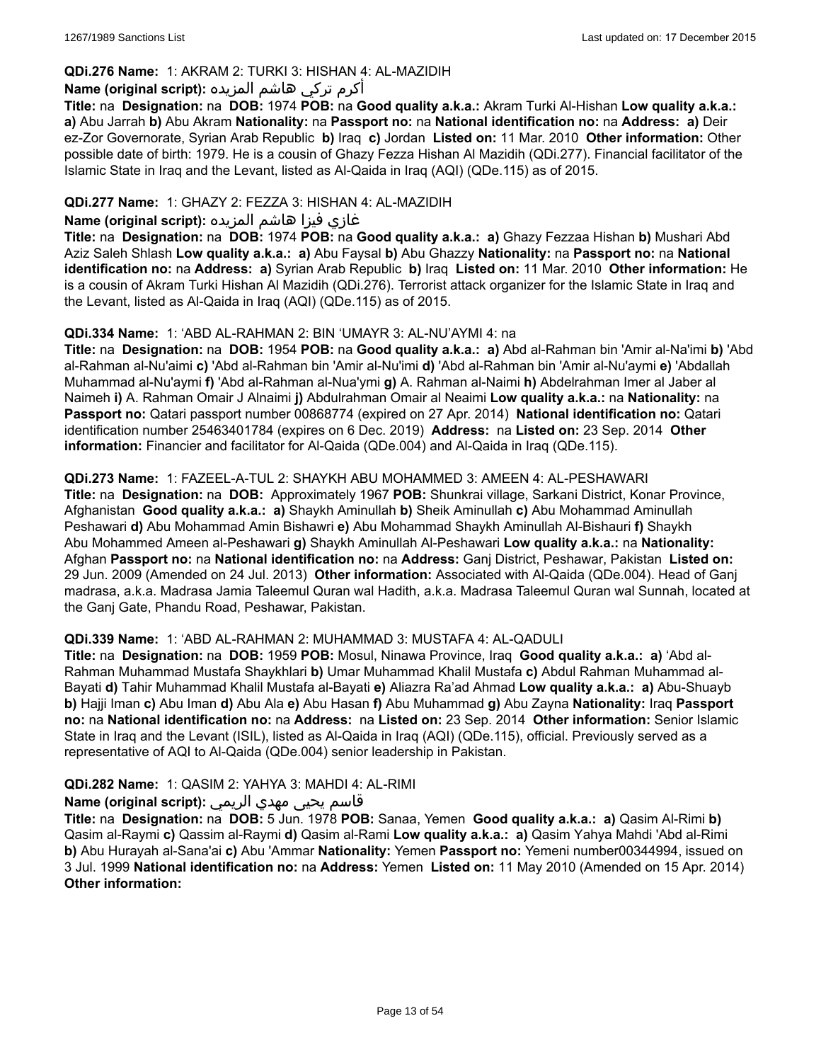**QDi.276 Name:** 1: AKRAM 2: TURKI 3: HISHAN 4: AL-MAZIDIH

**Name (original script):** أكرم تركي هاشم المزيده

**Title:** na **Designation:** na **DOB:** 1974 **POB:** na **Good quality a.k.a.:** Akram Turki Al-Hishan **Low quality a.k.a.:** **a)** Abu Jarrah **b)** Abu Akram **Nationality:** na **Passport no:** na **National identification no:** na **Address:** **a)** Deir ez-Zor Governorate, Syrian Arab Republic **b)** Iraq **c)** Jordan **Listed on:** 11 Mar. 2010 **Other information:** Other possible date of birth: 1979. He is a cousin of Ghazy Fezza Hishan Al Mazidih (QDi.277). Financial facilitator of the Islamic State in Iraq and the Levant, listed as Al-Qaida in Iraq (AQI) (QDe.115) as of 2015.

**QDi.277 Name:** 1: GHAZY 2: FEZZA 3: HISHAN 4: AL-MAZIDIH

**Name (original script):** غازي فيزا هاشم المزيده

**Title:** na **Designation:** na **DOB:** 1974 **POB:** na **Good quality a.k.a.:** **a)** Ghazy Fezzaa Hishan **b)** Mushari Abd Aziz Saleh Shlash **Low quality a.k.a.:** **a)** Abu Faysal **b)** Abu Ghazzy **Nationality:** na **Passport no:** na **National identification no:** na **Address:** **a)** Syrian Arab Republic **b)** Iraq **Listed on:** 11 Mar. 2010 **Other information:** He is a cousin of Akram Turki Hishan Al Mazidih (QDi.276). Terrorist attack organizer for the Islamic State in Iraq and the Levant, listed as Al-Qaida in Iraq (AQI) (QDe.115) as of 2015.

**QDi.334 Name:** 1: 'ABD AL-RAHMAN 2: BIN 'UMAYR 3: AL-NU'AYMI 4: na

**Title:** na **Designation:** na **DOB:** 1954 **POB:** na **Good quality a.k.a.:** **a)** Abd al-Rahman bin 'Amir al-Na'imi **b)** 'Abd al-Rahman al-Nu'aimi **c)** 'Abd al-Rahman bin 'Amir al-Nu'imi **d)** 'Abd al-Rahman bin 'Amir al-Nu'aymi **e)** 'Abdallah Muhammad al-Nu'aymi **f)** 'Abd al-Rahman al-Nua'ymi **g)** A. Rahman al-Naimi **h)** Abdelrahman Imer al Jaber al Naimeh **i)** A. Rahman Omair J Alnaimi **j)** Abdulrahman Omair al Neaimi **Low quality a.k.a.:** na **Nationality:** na **Passport no:** Qatari passport number 00868774 (expired on 27 Apr. 2014) **National identification no:** Qatari identification number 25463401784 (expires on 6 Dec. 2019) **Address:** na **Listed on:** 23 Sep. 2014 **Other information:** Financier and facilitator for Al-Qaida (QDe.004) and Al-Qaida in Iraq (QDe.115).

**QDi.273 Name:** 1: FAZEEL-A-TUL 2: SHAYKH ABU MOHAMMED 3: AMEEN 4: AL-PESHAWARI

**Title:** na **Designation:** na **DOB:** Approximately 1967 **POB:** Shunkrai village, Sarkani District, Konar Province, Afghanistan **Good quality a.k.a.:** **a)** Shaykh Aminullah **b)** Sheik Aminullah **c)** Abu Mohammad Aminullah Peshawari **d)** Abu Mohammad Amin Bishawri **e)** Abu Mohammad Shaykh Aminullah Al-Bishauri **f)** Shaykh Abu Mohammed Ameen al-Peshawari **g)** Shaykh Aminullah Al-Peshawari **Low quality a.k.a.:** na **Nationality:** Afghan **Passport no:** na **National identification no:** na **Address:** Ganj District, Peshawar, Pakistan **Listed on:** 29 Jun. 2009 (Amended on 24 Jul. 2013) **Other information:** Associated with Al-Qaida (QDe.004). Head of Ganj madrasa, a.k.a. Madrasa Jamia Taleemul Quran wal Hadith, a.k.a. Madrasa Taleemul Quran wal Sunnah, located at the Ganj Gate, Phandu Road, Peshawar, Pakistan.

**QDi.339 Name:** 1: 'ABD AL-RAHMAN 2: MUHAMMAD 3: MUSTAFA 4: AL-QADULI

**Title:** na **Designation:** na **DOB:** 1959 **POB:** Mosul, Ninawa Province, Iraq **Good quality a.k.a.:** **a)** 'Abd al-Rahman Muhammad Mustafa Shaykhlari **b)** Umar Muhammad Khalil Mustafa **c)** Abdul Rahman Muhammad al-Bayati **d)** Tahir Muhammad Khalil Mustafa al-Bayati **e)** Aliazra Ra'ad Ahmad **Low quality a.k.a.:** **a)** Abu-Shuayb **b)** Hajji Iman **c)** Abu Iman **d)** Abu Ala **e)** Abu Hasan **f)** Abu Muhammad **g)** Abu Zayna **Nationality:** Iraq **Passport no:** na **National identification no:** na **Address:** na **Listed on:** 23 Sep. 2014 **Other information:** Senior Islamic State in Iraq and the Levant (ISIL), listed as Al-Qaida in Iraq (AQI) (QDe.115), official. Previously served as a representative of AQI to Al-Qaida (QDe.004) senior leadership in Pakistan.

**QDi.282 Name:** 1: QASIM 2: YAHYA 3: MAHDI 4: AL-RIMI

**Name (original script):** قاسم يحيى مهدي الريمي

**Title:** na **Designation:** na **DOB:** 5 Jun. 1978 **POB:** Sanaa, Yemen **Good quality a.k.a.:** **a)** Qasim Al-Rimi **b)** Qasim al-Raymi **c)** Qassim al-Raymi **d)** Qasim al-Rami **Low quality a.k.a.:** **a)** Qasim Yahya Mahdi 'Abd al-Rimi **b)** Abu Hurayah al-Sana'ai **c)** Abu 'Ammar **Nationality:** Yemen **Passport no:** Yemeni number00344994, issued on 3 Jul. 1999 **National identification no:** na **Address:** Yemen **Listed on:** 11 May 2010 (Amended on 15 Apr. 2014) **Other information:**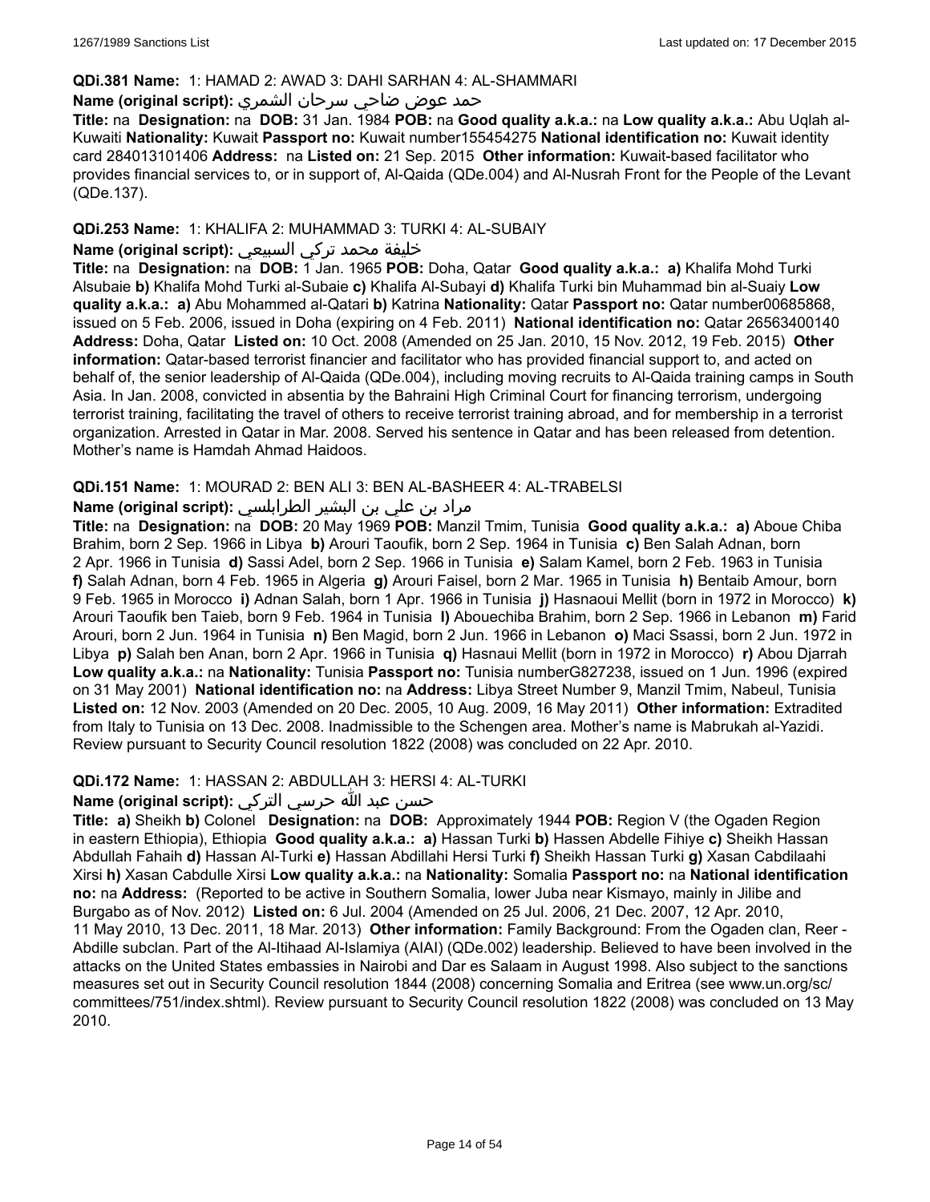**QDi.381 Name:** 1: HAMAD 2: AWAD 3: DAHI SARHAN 4: AL-SHAMMARI

**Name (original script):** حمد عوض ضاحي سرحان الشمري

**Title:** na **Designation:** na **DOB:** 31 Jan. 1984 **POB:** na **Good quality a.k.a.:** na **Low quality a.k.a.:** Abu Uqlah al-Kuwaiti **Nationality:** Kuwait **Passport no:** Kuwait number155454275 **National identification no:** Kuwait identity card 284013101406 **Address:** na **Listed on:** 21 Sep. 2015 **Other information:** Kuwait-based facilitator who provides financial services to, or in support of, Al-Qaida (QDe.004) and Al-Nusrah Front for the People of the Levant (QDe.137).

**QDi.253 Name:** 1: KHALIFA 2: MUHAMMAD 3: TURKI 4: AL-SUBAIY

**Name (original script):** خليفة محمد تركي السبيعي

**Title:** na **Designation:** na **DOB:** 1 Jan. 1965 **POB:** Doha, Qatar **Good quality a.k.a.:** **a)** Khalifa Mohd Turki Alsubaie **b)** Khalifa Mohd Turki al-Subaie **c)** Khalifa Al-Subayi **d)** Khalifa Turki bin Muhammad bin al-Suaiy **Low quality a.k.a.:** **a)** Abu Mohammed al-Qatari **b)** Katrina **Nationality:** Qatar **Passport no:** Qatar number00685868, issued on 5 Feb. 2006, issued in Doha (expiring on 4 Feb. 2011) **National identification no:** Qatar 26563400140 **Address:** Doha, Qatar **Listed on:** 10 Oct. 2008 (Amended on 25 Jan. 2010, 15 Nov. 2012, 19 Feb. 2015) **Other information:** Qatar-based terrorist financier and facilitator who has provided financial support to, and acted on behalf of, the senior leadership of Al-Qaida (QDe.004), including moving recruits to Al-Qaida training camps in South Asia. In Jan. 2008, convicted in absentia by the Bahraini High Criminal Court for financing terrorism, undergoing terrorist training, facilitating the travel of others to receive terrorist training abroad, and for membership in a terrorist organization. Arrested in Qatar in Mar. 2008. Served his sentence in Qatar and has been released from detention. Mother's name is Hamdah Ahmad Haidoos.

**QDi.151 Name:** 1: MOURAD 2: BEN ALI 3: BEN AL-BASHEER 4: AL-TRABELSI

**Name (original script):** مراد بن علي بن البشير الطرابلسي

**Title:** na **Designation:** na **DOB:** 20 May 1969 **POB:** Manzil Tmim, Tunisia **Good quality a.k.a.:** **a)** Aboue Chiba Brahim, born 2 Sep. 1966 in Libya **b)** Arouri Taoufik, born 2 Sep. 1964 in Tunisia **c)** Ben Salah Adnan, born 2 Apr. 1966 in Tunisia **d)** Sassi Adel, born 2 Sep. 1966 in Tunisia **e)** Salam Kamel, born 2 Feb. 1963 in Tunisia **f)** Salah Adnan, born 4 Feb. 1965 in Algeria **g)** Arouri Faisel, born 2 Mar. 1965 in Tunisia **h)** Bentaib Amour, born 9 Feb. 1965 in Morocco **i)** Adnan Salah, born 1 Apr. 1966 in Tunisia **j)** Hasnaoui Mellit (born in 1972 in Morocco) **k)** Arouri Taoufik ben Taieb, born 9 Feb. 1964 in Tunisia **l)** Abouechiba Brahim, born 2 Sep. 1966 in Lebanon **m)** Farid Arouri, born 2 Jun. 1964 in Tunisia **n)** Ben Magid, born 2 Jun. 1966 in Lebanon **o)** Maci Ssassi, born 2 Jun. 1972 in Libya **p)** Salah ben Anan, born 2 Apr. 1966 in Tunisia **q)** Hasnaui Mellit (born in 1972 in Morocco) **r)** Abou Djarrah **Low quality a.k.a.:** na **Nationality:** Tunisia **Passport no:** Tunisia numberG827238, issued on 1 Jun. 1996 (expired on 31 May 2001) **National identification no:** na **Address:** Libya Street Number 9, Manzil Tmim, Nabeul, Tunisia **Listed on:** 12 Nov. 2003 (Amended on 20 Dec. 2005, 10 Aug. 2009, 16 May 2011) **Other information:** Extradited from Italy to Tunisia on 13 Dec. 2008. Inadmissible to the Schengen area. Mother's name is Mabrukah al-Yazidi. Review pursuant to Security Council resolution 1822 (2008) was concluded on 22 Apr. 2010.

**QDi.172 Name:** 1: HASSAN 2: ABDULLAH 3: HERSI 4: AL-TURKI

**Name (original script):** حسن عبد الله حرسي التركي

**Title:** **a)** Sheikh **b)** Colonel **Designation:** na **DOB:** Approximately 1944 **POB:** Region V (the Ogaden Region in eastern Ethiopia), Ethiopia **Good quality a.k.a.:** **a)** Hassan Turki **b)** Hassen Abdelle Fihiye **c)** Sheikh Hassan Abdullah Fahaih **d)** Hassan Al-Turki **e)** Hassan Abdillahi Hersi Turki **f)** Sheikh Hassan Turki **g)** Xasan Cabdilaahi Xirsi **h)** Xasan Cabdulle Xirsi **Low quality a.k.a.:** na **Nationality:** Somalia **Passport no:** na **National identification no:** na **Address:** (Reported to be active in Southern Somalia, lower Juba near Kismayo, mainly in Jilibe and Burgabo as of Nov. 2012) **Listed on:** 6 Jul. 2004 (Amended on 25 Jul. 2006, 21 Dec. 2007, 12 Apr. 2010, 11 May 2010, 13 Dec. 2011, 18 Mar. 2013) **Other information:** Family Background: From the Ogaden clan, Reer - Abdille subclan. Part of the Al-Itihaad Al-Islamiya (AIAI) (QDe.002) leadership. Believed to have been involved in the attacks on the United States embassies in Nairobi and Dar es Salaam in August 1998. Also subject to the sanctions measures set out in Security Council resolution 1844 (2008) concerning Somalia and Eritrea (see www.un.org/sc/committees/751/index.shtml). Review pursuant to Security Council resolution 1822 (2008) was concluded on 13 May 2010.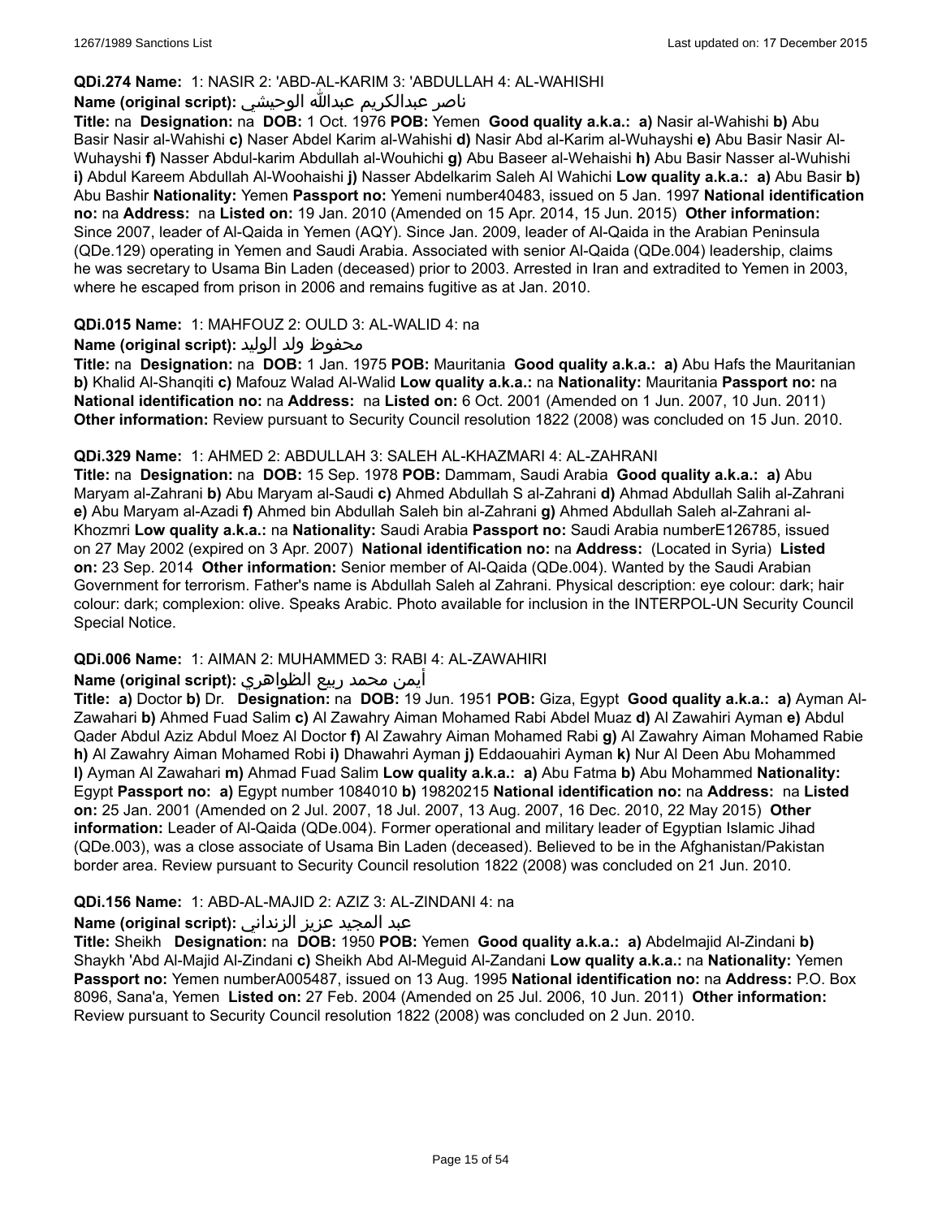**QDi.274 Name:** 1: NASIR 2: 'ABD-AL-KARIM 3: 'ABDULLAH 4: AL-WAHISHI

**Name (original script):** ناصر عبدالكريم عبدالله الوحيشي

**Title:** na **Designation:** na **DOB:** 1 Oct. 1976 **POB:** Yemen **Good quality a.k.a.:** **a)** Nasir al-Wahishi **b)** Abu Basir Nasir al-Wahishi **c)** Naser Abdel Karim al-Wahishi **d)** Nasir Abd al-Karim al-Wuhayshi **e)** Abu Basir Nasir Al-Wuhayshi **f)** Nasser Abdul-karim Abdullah al-Wouhichi **g)** Abu Baseer al-Wehaishi **h)** Abu Basir Nasser al-Wuhishi **i)** Abdul Kareem Abdullah Al-Woohaishi **j)** Nasser Abdelkarim Saleh Al Wahichi **Low quality a.k.a.:** **a)** Abu Basir **b)** Abu Bashir **Nationality:** Yemen **Passport no:** Yemeni number40483, issued on 5 Jan. 1997 **National identification no:** na **Address:** na **Listed on:** 19 Jan. 2010 (Amended on 15 Apr. 2014, 15 Jun. 2015) **Other information:** Since 2007, leader of Al-Qaida in Yemen (AQY). Since Jan. 2009, leader of Al-Qaida in the Arabian Peninsula (QDe.129) operating in Yemen and Saudi Arabia. Associated with senior Al-Qaida (QDe.004) leadership, claims he was secretary to Usama Bin Laden (deceased) prior to 2003. Arrested in Iran and extradited to Yemen in 2003, where he escaped from prison in 2006 and remains fugitive as at Jan. 2010.

**QDi.015 Name:** 1: MAHFOUZ 2: OULD 3: AL-WALID 4: na

**Name (original script):** محفوظ ولد الوليد

**Title:** na **Designation:** na **DOB:** 1 Jan. 1975 **POB:** Mauritania **Good quality a.k.a.:** **a)** Abu Hafs the Mauritanian **b)** Khalid Al-Shanqiti **c)** Mafouz Walad Al-Walid **Low quality a.k.a.:** na **Nationality:** Mauritania **Passport no:** na **National identification no:** na **Address:** na **Listed on:** 6 Oct. 2001 (Amended on 1 Jun. 2007, 10 Jun. 2011) **Other information:** Review pursuant to Security Council resolution 1822 (2008) was concluded on 15 Jun. 2010.

**QDi.329 Name:** 1: AHMED 2: ABDULLAH 3: SALEH AL-KHAZMARI 4: AL-ZAHRANI

**Title:** na **Designation:** na **DOB:** 15 Sep. 1978 **POB:** Dammam, Saudi Arabia **Good quality a.k.a.:** **a)** Abu Maryam al-Zahrani **b)** Abu Maryam al-Saudi **c)** Ahmed Abdullah S al-Zahrani **d)** Ahmad Abdullah Salih al-Zahrani **e)** Abu Maryam al-Azadi **f)** Ahmed bin Abdullah Saleh bin al-Zahrani **g)** Ahmed Abdullah Saleh al-Zahrani al-Khozmri **Low quality a.k.a.:** na **Nationality:** Saudi Arabia **Passport no:** Saudi Arabia numberE126785, issued on 27 May 2002 (expired on 3 Apr. 2007) **National identification no:** na **Address:** (Located in Syria) **Listed on:** 23 Sep. 2014 **Other information:** Senior member of Al-Qaida (QDe.004). Wanted by the Saudi Arabian Government for terrorism. Father's name is Abdullah Saleh al Zahrani. Physical description: eye colour: dark; hair colour: dark; complexion: olive. Speaks Arabic. Photo available for inclusion in the INTERPOL-UN Security Council Special Notice.

**QDi.006 Name:** 1: AIMAN 2: MUHAMMED 3: RABI 4: AL-ZAWAHIRI

**Name (original script):** أيمن محمد ربيع الظواهري

**Title:** **a)** Doctor **b)** Dr. **Designation:** na **DOB:** 19 Jun. 1951 **POB:** Giza, Egypt **Good quality a.k.a.:** **a)** Ayman Al-Zawahari **b)** Ahmed Fuad Salim **c)** Al Zawahry Aiman Mohamed Rabi Abdel Muaz **d)** Al Zawahiri Ayman **e)** Abdul Qader Abdul Aziz Abdul Moez Al Doctor **f)** Al Zawahry Aiman Mohamed Rabi **g)** Al Zawahry Aiman Mohamed Rabie **h)** Al Zawahry Aiman Mohamed Robi **i)** Dhawahri Ayman **j)** Eddaouahiri Ayman **k)** Nur Al Deen Abu Mohammed **l)** Ayman Al Zawahari **m)** Ahmad Fuad Salim **Low quality a.k.a.:** **a)** Abu Fatma **b)** Abu Mohammed **Nationality:** Egypt **Passport no:** **a)** Egypt number 1084010 **b)** 19820215 **National identification no:** na **Address:** na **Listed on:** 25 Jan. 2001 (Amended on 2 Jul. 2007, 18 Jul. 2007, 13 Aug. 2007, 16 Dec. 2010, 22 May 2015) **Other information:** Leader of Al-Qaida (QDe.004). Former operational and military leader of Egyptian Islamic Jihad (QDe.003), was a close associate of Usama Bin Laden (deceased). Believed to be in the Afghanistan/Pakistan border area. Review pursuant to Security Council resolution 1822 (2008) was concluded on 21 Jun. 2010.

**QDi.156 Name:** 1: ABD-AL-MAJID 2: AZIZ 3: AL-ZINDANI 4: na

**Name (original script):** عبد المجيد عزيز الزنداني

**Title:** Sheikh **Designation:** na **DOB:** 1950 **POB:** Yemen **Good quality a.k.a.:** **a)** Abdelmajid Al-Zindani **b)** Shaykh 'Abd Al-Majid Al-Zindani **c)** Sheikh Abd Al-Meguid Al-Zandani **Low quality a.k.a.:** na **Nationality:** Yemen **Passport no:** Yemen numberA005487, issued on 13 Aug. 1995 **National identification no:** na **Address:** P.O. Box 8096, Sana'a, Yemen **Listed on:** 27 Feb. 2004 (Amended on 25 Jul. 2006, 10 Jun. 2011) **Other information:** Review pursuant to Security Council resolution 1822 (2008) was concluded on 2 Jun. 2010.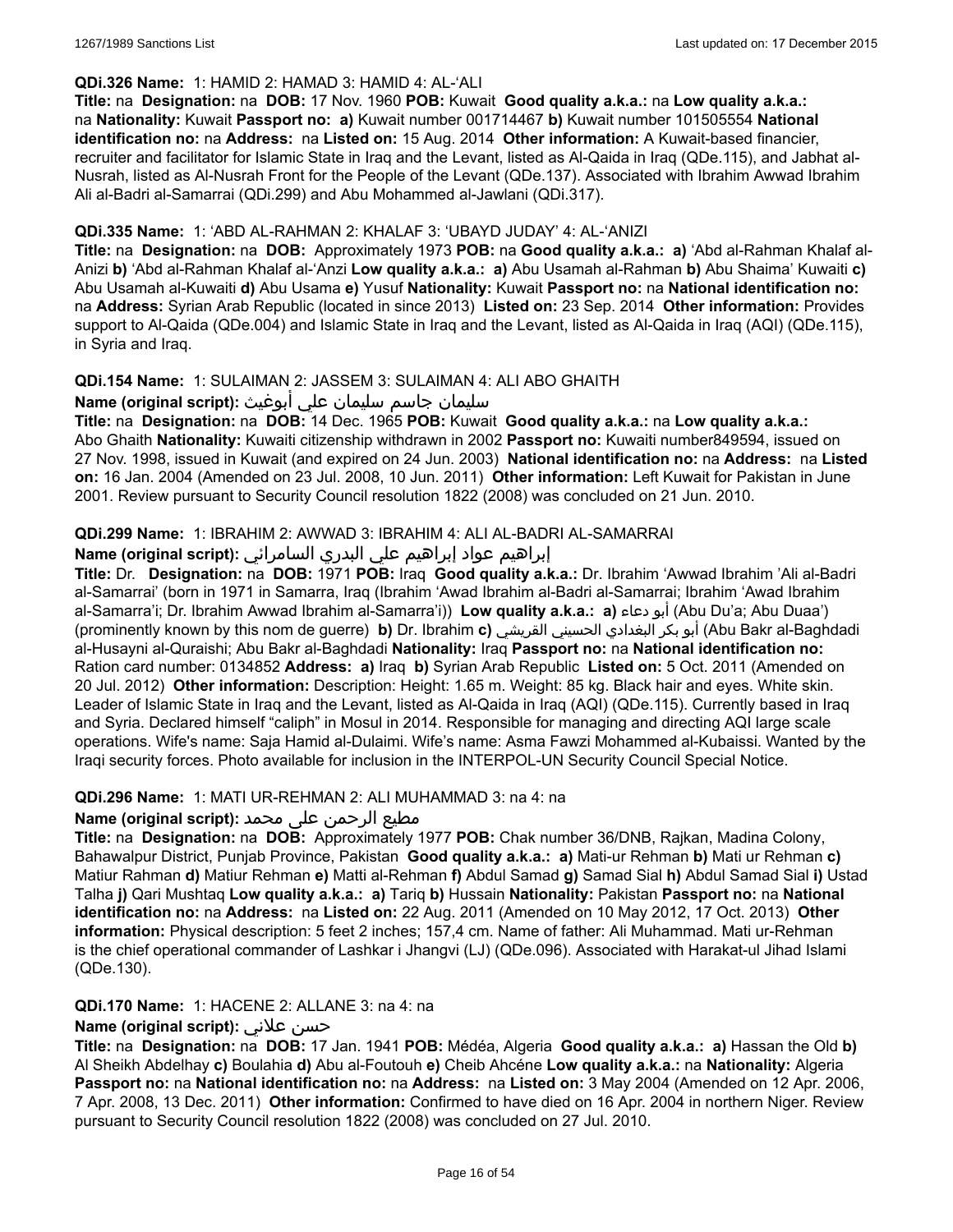**QDi.326 Name:** 1: HAMID 2: HAMAD 3: HAMID 4: AL-'ALI

**Title:** na **Designation:** na **DOB:** 17 Nov. 1960 **POB:** Kuwait **Good quality a.k.a.:** na **Low quality a.k.a.:** na **Nationality:** Kuwait **Passport no:** **a)** Kuwait number 001714467 **b)** Kuwait number 101505554 **National identification no:** na **Address:** na **Listed on:** 15 Aug. 2014 **Other information:** A Kuwait-based financier, recruiter and facilitator for Islamic State in Iraq and the Levant, listed as Al-Qaida in Iraq (QDe.115), and Jabhat al-Nusrah, listed as Al-Nusrah Front for the People of the Levant (QDe.137). Associated with Ibrahim Awwad Ibrahim Ali al-Badri al-Samarrai (QDi.299) and Abu Mohammed al-Jawlani (QDi.317).

**QDi.335 Name:** 1: 'ABD AL-RAHMAN 2: KHALAF 3: 'UBAYD JUDAY' 4: AL-'ANIZI

**Title:** na **Designation:** na **DOB:** Approximately 1973 **POB:** na **Good quality a.k.a.:** **a)** 'Abd al-Rahman Khalaf al-Anizi **b)** 'Abd al-Rahman Khalaf al-'Anzi **Low quality a.k.a.:** **a)** Abu Usamah al-Rahman **b)** Abu Shaima' Kuwaiti **c)** Abu Usamah al-Kuwaiti **d)** Abu Usama **e)** Yusuf **Nationality:** Kuwait **Passport no:** na **National identification no:** na **Address:** Syrian Arab Republic (located in since 2013) **Listed on:** 23 Sep. 2014 **Other information:** Provides support to Al-Qaida (QDe.004) and Islamic State in Iraq and the Levant, listed as Al-Qaida in Iraq (AQI) (QDe.115), in Syria and Iraq.

**QDi.154 Name:** 1: SULAIMAN 2: JASSEM 3: SULAIMAN 4: ALI ABO GHAITH

**Name (original script):** سليمان جاسم سليمان علي أبوغيث

**Title:** na **Designation:** na **DOB:** 14 Dec. 1965 **POB:** Kuwait **Good quality a.k.a.:** na **Low quality a.k.a.:** Abo Ghaith **Nationality:** Kuwaiti citizenship withdrawn in 2002 **Passport no:** Kuwaiti number849594, issued on 27 Nov. 1998, issued in Kuwait (and expired on 24 Jun. 2003) **National identification no:** na **Address:** na **Listed on:** 16 Jan. 2004 (Amended on 23 Jul. 2008, 10 Jun. 2011) **Other information:** Left Kuwait for Pakistan in June 2001. Review pursuant to Security Council resolution 1822 (2008) was concluded on 21 Jun. 2010.

**QDi.299 Name:** 1: IBRAHIM 2: AWWAD 3: IBRAHIM 4: ALI AL-BADRI AL-SAMARRAI

**Name (original script):** إبراهيم عواد إبراهيم علي البدري السامرائي

**Title:** Dr. **Designation:** na **DOB:** 1971 **POB:** Iraq **Good quality a.k.a.:** Dr. Ibrahim 'Awwad Ibrahim 'Ali al-Badri al-Samarrai' (born in 1971 in Samarra, Iraq (Ibrahim 'Awad Ibrahim al-Badri al-Samarrai; Ibrahim 'Awad Ibrahim al-Samarra'i; Dr. Ibrahim Awwad Ibrahim al-Samarra'i)) **Low quality a.k.a.:** **a)** أبو دعاء (Abu Du'a; Abu Duaa') (prominently known by this nom de guerre) **b)** Dr. Ibrahim **c)** أبو بكر البغدادي الحسيني القريشي (Abu Bakr al-Baghdadi al-Husayni al-Quraishi; Abu Bakr al-Baghdadi **Nationality:** Iraq **Passport no:** na **National identification no:** Ration card number: 0134852 **Address:** **a)** Iraq **b)** Syrian Arab Republic **Listed on:** 5 Oct. 2011 (Amended on 20 Jul. 2012) **Other information:** Description: Height: 1.65 m. Weight: 85 kg. Black hair and eyes. White skin. Leader of Islamic State in Iraq and the Levant, listed as Al-Qaida in Iraq (AQI) (QDe.115). Currently based in Iraq and Syria. Declared himself "caliph" in Mosul in 2014. Responsible for managing and directing AQI large scale operations. Wife's name: Saja Hamid al-Dulaimi. Wife's name: Asma Fawzi Mohammed al-Kubaissi. Wanted by the Iraqi security forces. Photo available for inclusion in the INTERPOL-UN Security Council Special Notice.

**QDi.296 Name:** 1: MATI UR-REHMAN 2: ALI MUHAMMAD 3: na 4: na

**Name (original script):** مطیع الرحمن علی محمد

**Title:** na **Designation:** na **DOB:** Approximately 1977 **POB:** Chak number 36/DNB, Rajkan, Madina Colony, Bahawalpur District, Punjab Province, Pakistan **Good quality a.k.a.:** **a)** Mati-ur Rehman **b)** Mati ur Rehman **c)** Matiur Rahman **d)** Matiur Rehman **e)** Matti al-Rehman **f)** Abdul Samad **g)** Samad Sial **h)** Abdul Samad Sial **i)** Ustad Talha **j)** Qari Mushtaq **Low quality a.k.a.:** **a)** Tariq **b)** Hussain **Nationality:** Pakistan **Passport no:** na **National identification no:** na **Address:** na **Listed on:** 22 Aug. 2011 (Amended on 10 May 2012, 17 Oct. 2013) **Other information:** Physical description: 5 feet 2 inches; 157,4 cm. Name of father: Ali Muhammad. Mati ur-Rehman is the chief operational commander of Lashkar i Jhangvi (LJ) (QDe.096). Associated with Harakat-ul Jihad Islami (QDe.130).

**QDi.170 Name:** 1: HACENE 2: ALLANE 3: na 4: na

**Name (original script):** حسن علاني

**Title:** na **Designation:** na **DOB:** 17 Jan. 1941 **POB:** Médéa, Algeria **Good quality a.k.a.:** **a)** Hassan the Old **b)** Al Sheikh Abdelhay **c)** Boulahia **d)** Abu al-Foutouh **e)** Cheib Ahcéne **Low quality a.k.a.:** na **Nationality:** Algeria **Passport no:** na **National identification no:** na **Address:** na **Listed on:** 3 May 2004 (Amended on 12 Apr. 2006, 7 Apr. 2008, 13 Dec. 2011) **Other information:** Confirmed to have died on 16 Apr. 2004 in northern Niger. Review pursuant to Security Council resolution 1822 (2008) was concluded on 27 Jul. 2010.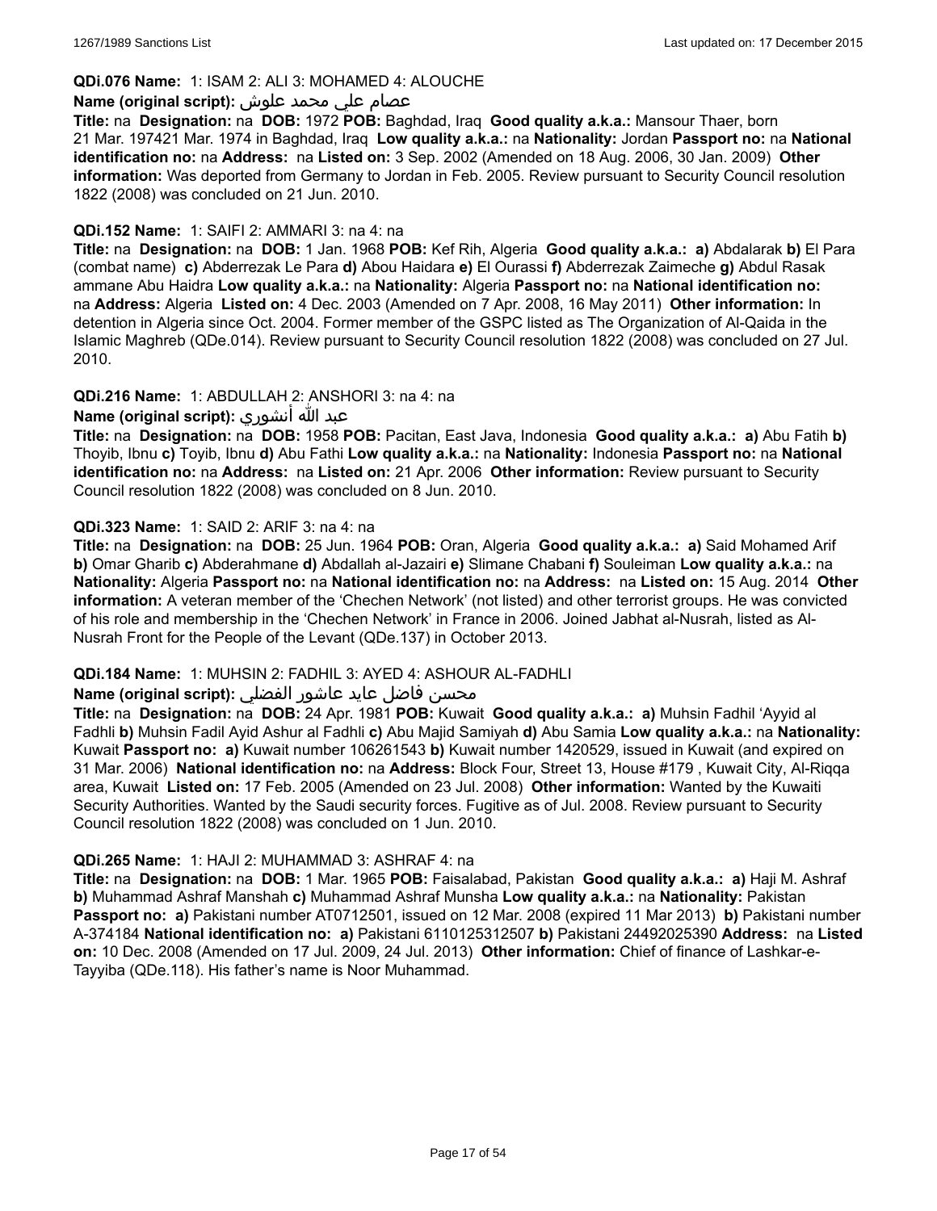**QDi.076 Name:** 1: ISAM 2: ALI 3: MOHAMED 4: ALOUCHE

**Name (original script):** عصام علي محمد علوش

**Title:** na **Designation:** na **DOB:** 1972 **POB:** Baghdad, Iraq **Good quality a.k.a.:** Mansour Thaer, born 21 Mar. 197421 Mar. 1974 in Baghdad, Iraq **Low quality a.k.a.:** na **Nationality:** Jordan **Passport no:** na **National identification no:** na **Address:** na **Listed on:** 3 Sep. 2002 (Amended on 18 Aug. 2006, 30 Jan. 2009) **Other information:** Was deported from Germany to Jordan in Feb. 2005. Review pursuant to Security Council resolution 1822 (2008) was concluded on 21 Jun. 2010.

**QDi.152 Name:** 1: SAIFI 2: AMMARI 3: na 4: na

**Title:** na **Designation:** na **DOB:** 1 Jan. 1968 **POB:** Kef Rih, Algeria **Good quality a.k.a.:** **a)** Abdalarak **b)** El Para (combat name) **c)** Abderrezak Le Para **d)** Abou Haidara **e)** El Ourassi **f)** Abderrezak Zaimeche **g)** Abdul Rasak ammane Abu Haidra **Low quality a.k.a.:** na **Nationality:** Algeria **Passport no:** na **National identification no:** na **Address:** Algeria **Listed on:** 4 Dec. 2003 (Amended on 7 Apr. 2008, 16 May 2011) **Other information:** In detention in Algeria since Oct. 2004. Former member of the GSPC listed as The Organization of Al-Qaida in the Islamic Maghreb (QDe.014). Review pursuant to Security Council resolution 1822 (2008) was concluded on 27 Jul. 2010.

**QDi.216 Name:** 1: ABDULLAH 2: ANSHORI 3: na 4: na

**Name (original script):** عبد الله أنشوري

**Title:** na **Designation:** na **DOB:** 1958 **POB:** Pacitan, East Java, Indonesia **Good quality a.k.a.:** **a)** Abu Fatih **b)** Thoyib, Ibnu **c)** Toyib, Ibnu **d)** Abu Fathi **Low quality a.k.a.:** na **Nationality:** Indonesia **Passport no:** na **National identification no:** na **Address:** na **Listed on:** 21 Apr. 2006 **Other information:** Review pursuant to Security Council resolution 1822 (2008) was concluded on 8 Jun. 2010.

**QDi.323 Name:** 1: SAID 2: ARIF 3: na 4: na

**Title:** na **Designation:** na **DOB:** 25 Jun. 1964 **POB:** Oran, Algeria **Good quality a.k.a.:** **a)** Said Mohamed Arif **b)** Omar Gharib **c)** Abderahmane **d)** Abdallah al-Jazairi **e)** Slimane Chabani **f)** Souleiman **Low quality a.k.a.:** na **Nationality:** Algeria **Passport no:** na **National identification no:** na **Address:** na **Listed on:** 15 Aug. 2014 **Other information:** A veteran member of the 'Chechen Network' (not listed) and other terrorist groups. He was convicted of his role and membership in the 'Chechen Network' in France in 2006. Joined Jabhat al-Nusrah, listed as Al-Nusrah Front for the People of the Levant (QDe.137) in October 2013.

**QDi.184 Name:** 1: MUHSIN 2: FADHIL 3: AYED 4: ASHOUR AL-FADHLI

**Name (original script):** محسن فاضل عايد عاشور الفضلي

**Title:** na **Designation:** na **DOB:** 24 Apr. 1981 **POB:** Kuwait **Good quality a.k.a.:** **a)** Muhsin Fadhil 'Ayyid al Fadhli **b)** Muhsin Fadil Ayid Ashur al Fadhli **c)** Abu Majid Samiyah **d)** Abu Samia **Low quality a.k.a.:** na **Nationality:** Kuwait **Passport no:** **a)** Kuwait number 106261543 **b)** Kuwait number 1420529, issued in Kuwait (and expired on 31 Mar. 2006) **National identification no:** na **Address:** Block Four, Street 13, House #179 , Kuwait City, Al-Riqqa area, Kuwait **Listed on:** 17 Feb. 2005 (Amended on 23 Jul. 2008) **Other information:** Wanted by the Kuwaiti Security Authorities. Wanted by the Saudi security forces. Fugitive as of Jul. 2008. Review pursuant to Security Council resolution 1822 (2008) was concluded on 1 Jun. 2010.

**QDi.265 Name:** 1: HAJI 2: MUHAMMAD 3: ASHRAF 4: na

**Title:** na **Designation:** na **DOB:** 1 Mar. 1965 **POB:** Faisalabad, Pakistan **Good quality a.k.a.:** **a)** Haji M. Ashraf **b)** Muhammad Ashraf Manshah **c)** Muhammad Ashraf Munsha **Low quality a.k.a.:** na **Nationality:** Pakistan **Passport no:** **a)** Pakistani number AT0712501, issued on 12 Mar. 2008 (expired 11 Mar 2013) **b)** Pakistani number A-374184 **National identification no:** **a)** Pakistani 6110125312507 **b)** Pakistani 24492025390 **Address:** na **Listed on:** 10 Dec. 2008 (Amended on 17 Jul. 2009, 24 Jul. 2013) **Other information:** Chief of finance of Lashkar-e-Tayyiba (QDe.118). His father's name is Noor Muhammad.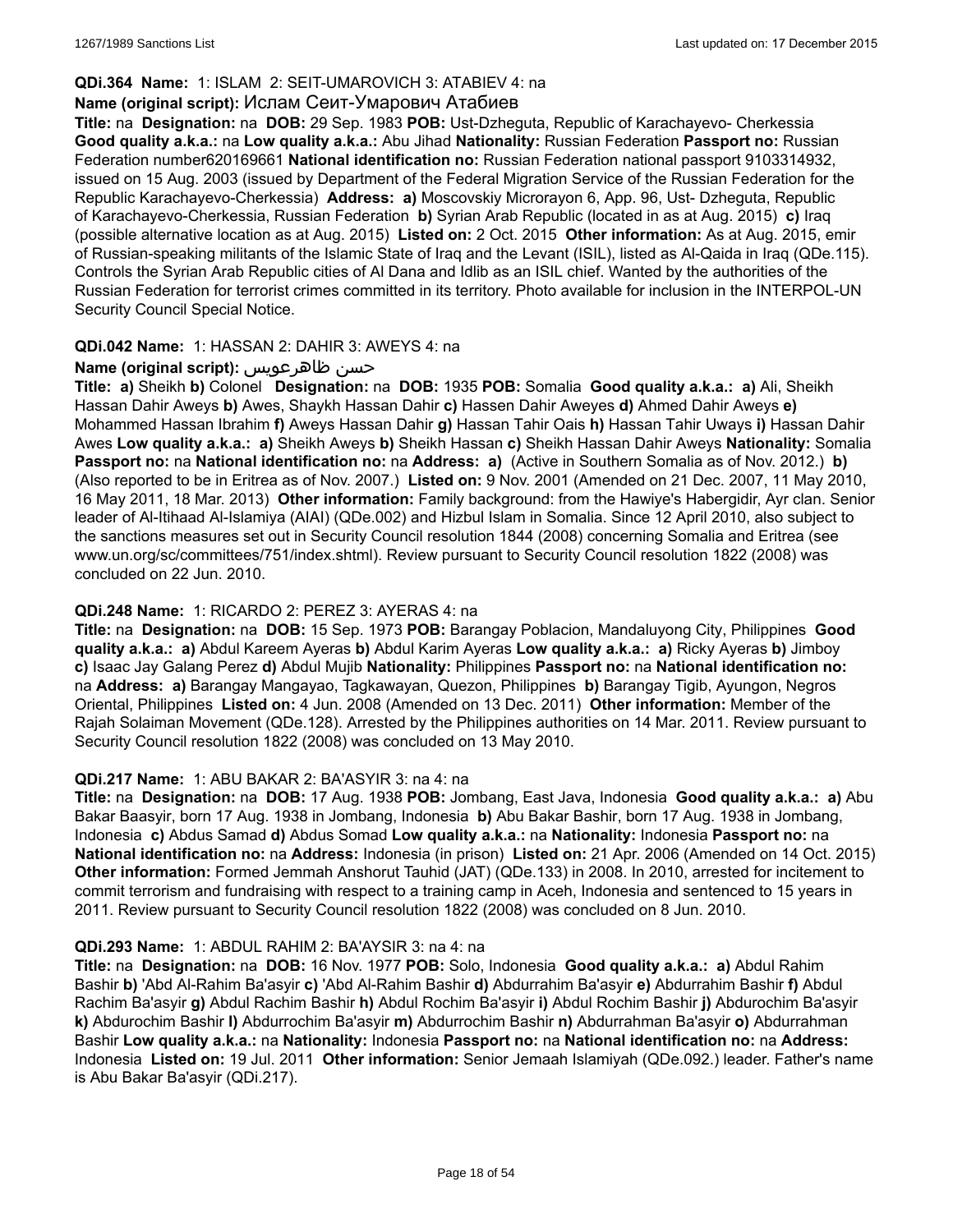**QDi.364 Name:** 1: ISLAM 2: SEIT-UMAROVICH 3: ATABIEV 4: na

**Name (original script):** Ислам Сеит-Умарович Атабиев

**Title:** na **Designation:** na **DOB:** 29 Sep. 1983 **POB:** Ust-Dzheguta, Republic of Karachayevo- Cherkessia **Good quality a.k.a.:** na **Low quality a.k.a.:** Abu Jihad **Nationality:** Russian Federation **Passport no:** Russian Federation number620169661 **National identification no:** Russian Federation national passport 9103314932, issued on 15 Aug. 2003 (issued by Department of the Federal Migration Service of the Russian Federation for the Republic Karachayevo-Cherkessia) **Address:** **a)** Moscovskiy Microrayon 6, App. 96, Ust- Dzheguta, Republic of Karachayevo-Cherkessia, Russian Federation **b)** Syrian Arab Republic (located in as at Aug. 2015) **c)** Iraq (possible alternative location as at Aug. 2015) **Listed on:** 2 Oct. 2015 **Other information:** As at Aug. 2015, emir of Russian-speaking militants of the Islamic State of Iraq and the Levant (ISIL), listed as Al-Qaida in Iraq (QDe.115). Controls the Syrian Arab Republic cities of Al Dana and Idlib as an ISIL chief. Wanted by the authorities of the Russian Federation for terrorist crimes committed in its territory. Photo available for inclusion in the INTERPOL-UN Security Council Special Notice.

**QDi.042 Name:** 1: HASSAN 2: DAHIR 3: AWEYS 4: na

**Name (original script):** حسن ظاهرعويس

**Title:** **a)** Sheikh **b)** Colonel **Designation:** na **DOB:** 1935 **POB:** Somalia **Good quality a.k.a.:** **a)** Ali, Sheikh Hassan Dahir Aweys **b)** Awes, Shaykh Hassan Dahir **c)** Hassen Dahir Aweyes **d)** Ahmed Dahir Aweys **e)** Mohammed Hassan Ibrahim **f)** Aweys Hassan Dahir **g)** Hassan Tahir Oais **h)** Hassan Tahir Uways **i)** Hassan Dahir Awes **Low quality a.k.a.:** **a)** Sheikh Aweys **b)** Sheikh Hassan **c)** Sheikh Hassan Dahir Aweys **Nationality:** Somalia **Passport no:** na **National identification no:** na **Address:** **a)** (Active in Southern Somalia as of Nov. 2012.) **b)** (Also reported to be in Eritrea as of Nov. 2007.) **Listed on:** 9 Nov. 2001 (Amended on 21 Dec. 2007, 11 May 2010, 16 May 2011, 18 Mar. 2013) **Other information:** Family background: from the Hawiye's Habergidir, Ayr clan. Senior leader of Al-Itihaad Al-Islamiya (AIAI) (QDe.002) and Hizbul Islam in Somalia. Since 12 April 2010, also subject to the sanctions measures set out in Security Council resolution 1844 (2008) concerning Somalia and Eritrea (see www.un.org/sc/committees/751/index.shtml). Review pursuant to Security Council resolution 1822 (2008) was concluded on 22 Jun. 2010.

**QDi.248 Name:** 1: RICARDO 2: PEREZ 3: AYERAS 4: na

**Title:** na **Designation:** na **DOB:** 15 Sep. 1973 **POB:** Barangay Poblacion, Mandaluyong City, Philippines **Good quality a.k.a.:** **a)** Abdul Kareem Ayeras **b)** Abdul Karim Ayeras **Low quality a.k.a.:** **a)** Ricky Ayeras **b)** Jimboy **c)** Isaac Jay Galang Perez **d)** Abdul Mujib **Nationality:** Philippines **Passport no:** na **National identification no:** na **Address:** **a)** Barangay Mangayao, Tagkawayan, Quezon, Philippines **b)** Barangay Tigib, Ayungon, Negros Oriental, Philippines **Listed on:** 4 Jun. 2008 (Amended on 13 Dec. 2011) **Other information:** Member of the Rajah Solaiman Movement (QDe.128). Arrested by the Philippines authorities on 14 Mar. 2011. Review pursuant to Security Council resolution 1822 (2008) was concluded on 13 May 2010.

**QDi.217 Name:** 1: ABU BAKAR 2: BA'ASYIR 3: na 4: na

**Title:** na **Designation:** na **DOB:** 17 Aug. 1938 **POB:** Jombang, East Java, Indonesia **Good quality a.k.a.:** **a)** Abu Bakar Baasyir, born 17 Aug. 1938 in Jombang, Indonesia **b)** Abu Bakar Bashir, born 17 Aug. 1938 in Jombang, Indonesia **c)** Abdus Samad **d)** Abdus Somad **Low quality a.k.a.:** na **Nationality:** Indonesia **Passport no:** na **National identification no:** na **Address:** Indonesia (in prison) **Listed on:** 21 Apr. 2006 (Amended on 14 Oct. 2015) **Other information:** Formed Jemmah Anshorut Tauhid (JAT) (QDe.133) in 2008. In 2010, arrested for incitement to commit terrorism and fundraising with respect to a training camp in Aceh, Indonesia and sentenced to 15 years in 2011. Review pursuant to Security Council resolution 1822 (2008) was concluded on 8 Jun. 2010.

**QDi.293 Name:** 1: ABDUL RAHIM 2: BA'AYSIR 3: na 4: na

**Title:** na **Designation:** na **DOB:** 16 Nov. 1977 **POB:** Solo, Indonesia **Good quality a.k.a.:** **a)** Abdul Rahim Bashir **b)** 'Abd Al-Rahim Ba'asyir **c)** 'Abd Al-Rahim Bashir **d)** Abdurrahim Ba'asyir **e)** Abdurrahim Bashir **f)** Abdul Rachim Ba'asyir **g)** Abdul Rachim Bashir **h)** Abdul Rochim Ba'asyir **i)** Abdul Rochim Bashir **j)** Abdurochim Ba'asyir **k)** Abdurochim Bashir **l)** Abdurrochim Ba'asyir **m)** Abdurrochim Bashir **n)** Abdurrahman Ba'asyir **o)** Abdurrahman Bashir **Low quality a.k.a.:** na **Nationality:** Indonesia **Passport no:** na **National identification no:** na **Address:** Indonesia **Listed on:** 19 Jul. 2011 **Other information:** Senior Jemaah Islamiyah (QDe.092.) leader. Father's name is Abu Bakar Ba'asyir (QDi.217).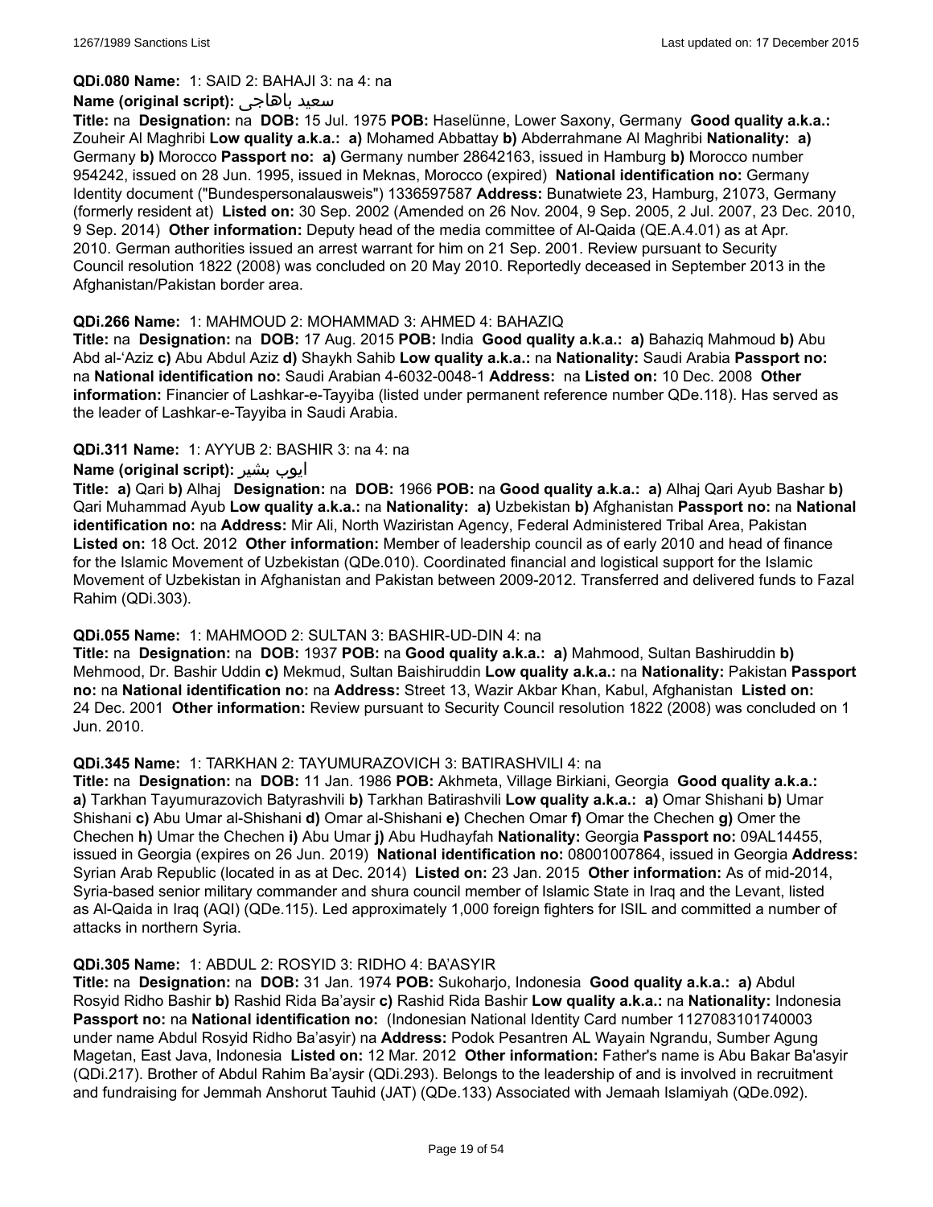**QDi.080 Name:** 1: SAID 2: BAHAJI 3: na 4: na

**Name (original script):** سعيد باهاجى

**Title:** na **Designation:** na **DOB:** 15 Jul. 1975 **POB:** Haselünne, Lower Saxony, Germany **Good quality a.k.a.:** Zouheir Al Maghribi **Low quality a.k.a.:** **a)** Mohamed Abbattay **b)** Abderrahmane Al Maghribi **Nationality:** **a)** Germany **b)** Morocco **Passport no:** **a)** Germany number 28642163, issued in Hamburg **b)** Morocco number 954242, issued on 28 Jun. 1995, issued in Meknas, Morocco (expired) **National identification no:** Germany Identity document ("Bundespersonalausweis") 1336597587 **Address:** Bunatwiete 23, Hamburg, 21073, Germany (formerly resident at) **Listed on:** 30 Sep. 2002 (Amended on 26 Nov. 2004, 9 Sep. 2005, 2 Jul. 2007, 23 Dec. 2010, 9 Sep. 2014) **Other information:** Deputy head of the media committee of Al-Qaida (QE.A.4.01) as at Apr. 2010. German authorities issued an arrest warrant for him on 21 Sep. 2001. Review pursuant to Security Council resolution 1822 (2008) was concluded on 20 May 2010. Reportedly deceased in September 2013 in the Afghanistan/Pakistan border area.

**QDi.266 Name:** 1: MAHMOUD 2: MOHAMMAD 3: AHMED 4: BAHAZIQ

**Title:** na **Designation:** na **DOB:** 17 Aug. 2015 **POB:** India **Good quality a.k.a.:** **a)** Bahaziq Mahmoud **b)** Abu Abd al-'Aziz **c)** Abu Abdul Aziz **d)** Shaykh Sahib **Low quality a.k.a.:** na **Nationality:** Saudi Arabia **Passport no:** na **National identification no:** Saudi Arabian 4-6032-0048-1 **Address:** na **Listed on:** 10 Dec. 2008 **Other information:** Financier of Lashkar-e-Tayyiba (listed under permanent reference number QDe.118). Has served as the leader of Lashkar-e-Tayyiba in Saudi Arabia.

**QDi.311 Name:** 1: AYYUB 2: BASHIR 3: na 4: na

**Name (original script):** ايوب بشير

**Title:** **a)** Qari **b)** Alhaj **Designation:** na **DOB:** 1966 **POB:** na **Good quality a.k.a.:** **a)** Alhaj Qari Ayub Bashar **b)** Qari Muhammad Ayub **Low quality a.k.a.:** na **Nationality:** **a)** Uzbekistan **b)** Afghanistan **Passport no:** na **National identification no:** na **Address:** Mir Ali, North Waziristan Agency, Federal Administered Tribal Area, Pakistan **Listed on:** 18 Oct. 2012 **Other information:** Member of leadership council as of early 2010 and head of finance for the Islamic Movement of Uzbekistan (QDe.010). Coordinated financial and logistical support for the Islamic Movement of Uzbekistan in Afghanistan and Pakistan between 2009-2012. Transferred and delivered funds to Fazal Rahim (QDi.303).

**QDi.055 Name:** 1: MAHMOOD 2: SULTAN 3: BASHIR-UD-DIN 4: na

**Title:** na **Designation:** na **DOB:** 1937 **POB:** na **Good quality a.k.a.:** **a)** Mahmood, Sultan Bashiruddin **b)** Mehmood, Dr. Bashir Uddin **c)** Mekmud, Sultan Baishiruddin **Low quality a.k.a.:** na **Nationality:** Pakistan **Passport no:** na **National identification no:** na **Address:** Street 13, Wazir Akbar Khan, Kabul, Afghanistan **Listed on:** 24 Dec. 2001 **Other information:** Review pursuant to Security Council resolution 1822 (2008) was concluded on 1 Jun. 2010.

**QDi.345 Name:** 1: TARKHAN 2: TAYUMURAZOVICH 3: BATIRASHVILI 4: na

**Title:** na **Designation:** na **DOB:** 11 Jan. 1986 **POB:** Akhmeta, Village Birkiani, Georgia **Good quality a.k.a.:** **a)** Tarkhan Tayumurazovich Batyrashvili **b)** Tarkhan Batirashvili **Low quality a.k.a.:** **a)** Omar Shishani **b)** Umar Shishani **c)** Abu Umar al-Shishani **d)** Omar al-Shishani **e)** Chechen Omar **f)** Omar the Chechen **g)** Omer the Chechen **h)** Umar the Chechen **i)** Abu Umar **j)** Abu Hudhayfah **Nationality:** Georgia **Passport no:** 09AL14455, issued in Georgia (expires on 26 Jun. 2019) **National identification no:** 08001007864, issued in Georgia **Address:** Syrian Arab Republic (located in as at Dec. 2014) **Listed on:** 23 Jan. 2015 **Other information:** As of mid-2014, Syria-based senior military commander and shura council member of Islamic State in Iraq and the Levant, listed as Al-Qaida in Iraq (AQI) (QDe.115). Led approximately 1,000 foreign fighters for ISIL and committed a number of attacks in northern Syria.

**QDi.305 Name:** 1: ABDUL 2: ROSYID 3: RIDHO 4: BA'ASYIR

**Title:** na **Designation:** na **DOB:** 31 Jan. 1974 **POB:** Sukoharjo, Indonesia **Good quality a.k.a.:** **a)** Abdul Rosyid Ridho Bashir **b)** Rashid Rida Ba'aysir **c)** Rashid Rida Bashir **Low quality a.k.a.:** na **Nationality:** Indonesia **Passport no:** na **National identification no:** (Indonesian National Identity Card number 1127083101740003 under name Abdul Rosyid Ridho Ba'asyir) na **Address:** Podok Pesantren AL Wayain Ngrandu, Sumber Agung Magetan, East Java, Indonesia **Listed on:** 12 Mar. 2012 **Other information:** Father's name is Abu Bakar Ba'asyir (QDi.217). Brother of Abdul Rahim Ba'aysir (QDi.293). Belongs to the leadership of and is involved in recruitment and fundraising for Jemmah Anshorut Tauhid (JAT) (QDe.133) Associated with Jemaah Islamiyah (QDe.092).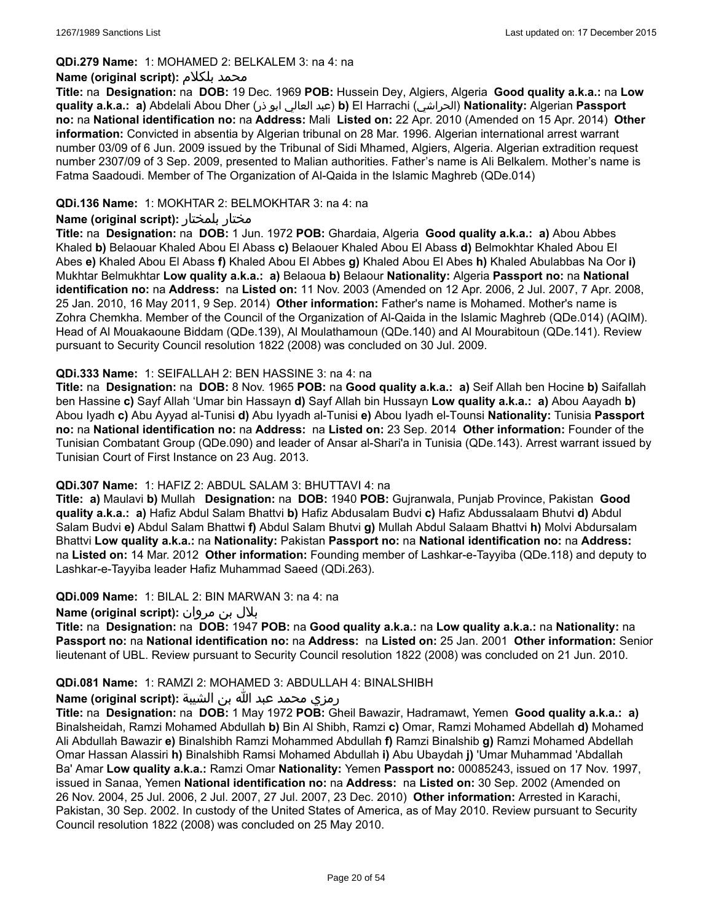**QDi.279 Name:** 1: MOHAMED 2: BELKALEM 3: na 4: na

**Name (original script):** محمد بلكلام

**Title:** na **Designation:** na **DOB:** 19 Dec. 1969 **POB:** Hussein Dey, Algiers, Algeria **Good quality a.k.a.:** na **Low quality a.k.a.:** **a)** Abdelali Abou Dher (عبد العالي ابو ذر) **b)** El Harrachi (الحراشي) **Nationality:** Algerian **Passport no:** na **National identification no:** na **Address:** Mali **Listed on:** 22 Apr. 2010 (Amended on 15 Apr. 2014) **Other information:** Convicted in absentia by Algerian tribunal on 28 Mar. 1996. Algerian international arrest warrant number 03/09 of 6 Jun. 2009 issued by the Tribunal of Sidi Mhamed, Algiers, Algeria. Algerian extradition request number 2307/09 of 3 Sep. 2009, presented to Malian authorities. Father's name is Ali Belkalem. Mother's name is Fatma Saadoudi. Member of The Organization of Al-Qaida in the Islamic Maghreb (QDe.014)

**QDi.136 Name:** 1: MOKHTAR 2: BELMOKHTAR 3: na 4: na

**Name (original script):** مختار بلمختار

**Title:** na **Designation:** na **DOB:** 1 Jun. 1972 **POB:** Ghardaia, Algeria **Good quality a.k.a.:** **a)** Abou Abbes Khaled **b)** Belaouar Khaled Abou El Abass **c)** Belaouer Khaled Abou El Abass **d)** Belmokhtar Khaled Abou El Abes **e)** Khaled Abou El Abass **f)** Khaled Abou El Abbes **g)** Khaled Abou El Abes **h)** Khaled Abulabbas Na Oor **i)** Mukhtar Belmukhtar **Low quality a.k.a.:** **a)** Belaoua **b)** Belaour **Nationality:** Algeria **Passport no:** na **National identification no:** na **Address:** na **Listed on:** 11 Nov. 2003 (Amended on 12 Apr. 2006, 2 Jul. 2007, 7 Apr. 2008, 25 Jan. 2010, 16 May 2011, 9 Sep. 2014) **Other information:** Father's name is Mohamed. Mother's name is Zohra Chemkha. Member of the Council of the Organization of Al-Qaida in the Islamic Maghreb (QDe.014) (AQIM). Head of Al Mouakaoune Biddam (QDe.139), Al Moulathamoun (QDe.140) and Al Mourabitoun (QDe.141). Review pursuant to Security Council resolution 1822 (2008) was concluded on 30 Jul. 2009.

**QDi.333 Name:** 1: SEIFALLAH 2: BEN HASSINE 3: na 4: na

**Title:** na **Designation:** na **DOB:** 8 Nov. 1965 **POB:** na **Good quality a.k.a.:** **a)** Seif Allah ben Hocine **b)** Saifallah ben Hassine **c)** Sayf Allah 'Umar bin Hassayn **d)** Sayf Allah bin Hussayn **Low quality a.k.a.:** **a)** Abou Aayadh **b)** Abou Iyadh **c)** Abu Ayyad al-Tunisi **d)** Abu Iyyadh al-Tunisi **e)** Abou Iyadh el-Tounsi **Nationality:** Tunisia **Passport no:** na **National identification no:** na **Address:** na **Listed on:** 23 Sep. 2014 **Other information:** Founder of the Tunisian Combatant Group (QDe.090) and leader of Ansar al-Shari'a in Tunisia (QDe.143). Arrest warrant issued by Tunisian Court of First Instance on 23 Aug. 2013.

**QDi.307 Name:** 1: HAFIZ 2: ABDUL SALAM 3: BHUTTAVI 4: na

**Title:** **a)** Maulavi **b)** Mullah **Designation:** na **DOB:** 1940 **POB:** Gujranwala, Punjab Province, Pakistan **Good quality a.k.a.:** **a)** Hafiz Abdul Salam Bhattvi **b)** Hafiz Abdusalam Budvi **c)** Hafiz Abdussalaam Bhutvi **d)** Abdul Salam Budvi **e)** Abdul Salam Bhattwi **f)** Abdul Salam Bhutvi **g)** Mullah Abdul Salaam Bhattvi **h)** Molvi Abdursalam Bhattvi **Low quality a.k.a.:** na **Nationality:** Pakistan **Passport no:** na **National identification no:** na **Address:** na **Listed on:** 14 Mar. 2012 **Other information:** Founding member of Lashkar-e-Tayyiba (QDe.118) and deputy to Lashkar-e-Tayyiba leader Hafiz Muhammad Saeed (QDi.263).

**QDi.009 Name:** 1: BILAL 2: BIN MARWAN 3: na 4: na

**Name (original script):** بلال بن مروان

**Title:** na **Designation:** na **DOB:** 1947 **POB:** na **Good quality a.k.a.:** na **Low quality a.k.a.:** na **Nationality:** na **Passport no:** na **National identification no:** na **Address:** na **Listed on:** 25 Jan. 2001 **Other information:** Senior lieutenant of UBL. Review pursuant to Security Council resolution 1822 (2008) was concluded on 21 Jun. 2010.

**QDi.081 Name:** 1: RAMZI 2: MOHAMED 3: ABDULLAH 4: BINALSHIBH

**Name (original script):** رمزي محمد عبد الله بن الشيبة

**Title:** na **Designation:** na **DOB:** 1 May 1972 **POB:** Gheil Bawazir, Hadramawt, Yemen **Good quality a.k.a.:** **a)** Binalsheidah, Ramzi Mohamed Abdullah **b)** Bin Al Shibh, Ramzi **c)** Omar, Ramzi Mohamed Abdellah **d)** Mohamed Ali Abdullah Bawazir **e)** Binalshibh Ramzi Mohammed Abdullah **f)** Ramzi Binalshib **g)** Ramzi Mohamed Abdellah Omar Hassan Alassiri **h)** Binalshibh Ramsi Mohamed Abdullah **i)** Abu Ubaydah **j)** 'Umar Muhammad 'Abdallah Ba' Amar **Low quality a.k.a.:** Ramzi Omar **Nationality:** Yemen **Passport no:** 00085243, issued on 17 Nov. 1997, issued in Sanaa, Yemen **National identification no:** na **Address:** na **Listed on:** 30 Sep. 2002 (Amended on 26 Nov. 2004, 25 Jul. 2006, 2 Jul. 2007, 27 Jul. 2007, 23 Dec. 2010) **Other information:** Arrested in Karachi, Pakistan, 30 Sep. 2002. In custody of the United States of America, as of May 2010. Review pursuant to Security Council resolution 1822 (2008) was concluded on 25 May 2010.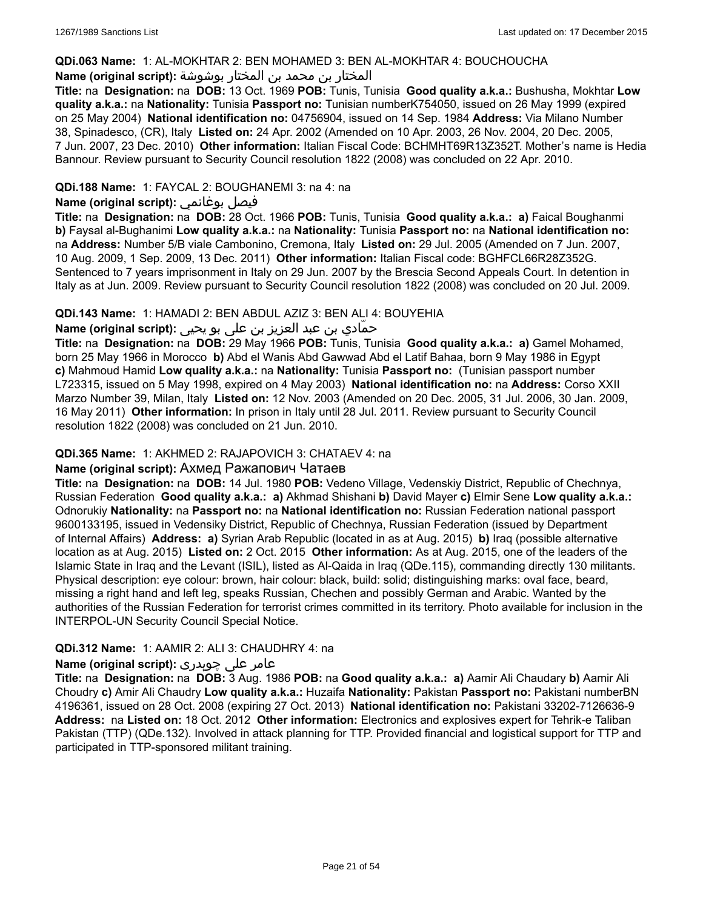**QDi.063 Name:** 1: AL-MOKHTAR 2: BEN MOHAMED 3: BEN AL-MOKHTAR 4: BOUCHOUCHA
**Name (original script):** المختار بن محمد بن المختار بوشوشة
**Title:** na **Designation:** na **DOB:** 13 Oct. 1969 **POB:** Tunis, Tunisia **Good quality a.k.a.:** Bushusha, Mokhtar **Low quality a.k.a.:** na **Nationality:** Tunisia **Passport no:** Tunisian numberK754050, issued on 26 May 1999 (expired on 25 May 2004) **National identification no:** 04756904, issued on 14 Sep. 1984 **Address:** Via Milano Number 38, Spinadesco, (CR), Italy **Listed on:** 24 Apr. 2002 (Amended on 10 Apr. 2003, 26 Nov. 2004, 20 Dec. 2005, 7 Jun. 2007, 23 Dec. 2010) **Other information:** Italian Fiscal Code: BCHMHT69R13Z352T. Mother's name is Hedia Bannour. Review pursuant to Security Council resolution 1822 (2008) was concluded on 22 Apr. 2010.

**QDi.188 Name:** 1: FAYCAL 2: BOUGHANEMI 3: na 4: na
**Name (original script):** فيصل بوغانمي
**Title:** na **Designation:** na **DOB:** 28 Oct. 1966 **POB:** Tunis, Tunisia **Good quality a.k.a.:** **a)** Faical Boughanmi **b)** Faysal al-Bughanimi **Low quality a.k.a.:** na **Nationality:** Tunisia **Passport no:** na **National identification no:** na **Address:** Number 5/B viale Cambonino, Cremona, Italy **Listed on:** 29 Jul. 2005 (Amended on 7 Jun. 2007, 10 Aug. 2009, 1 Sep. 2009, 13 Dec. 2011) **Other information:** Italian Fiscal code: BGHFCL66R28Z352G. Sentenced to 7 years imprisonment in Italy on 29 Jun. 2007 by the Brescia Second Appeals Court. In detention in Italy as at Jun. 2009. Review pursuant to Security Council resolution 1822 (2008) was concluded on 20 Jul. 2009.

**QDi.143 Name:** 1: HAMADI 2: BEN ABDUL AZIZ 3: BEN ALI 4: BOUYEHIA
**Name (original script):** حمّادي بن عبد العزيز بن علي بو يحيى
**Title:** na **Designation:** na **DOB:** 29 May 1966 **POB:** Tunis, Tunisia **Good quality a.k.a.:** **a)** Gamel Mohamed, born 25 May 1966 in Morocco **b)** Abd el Wanis Abd Gawwad Abd el Latif Bahaa, born 9 May 1986 in Egypt **c)** Mahmoud Hamid **Low quality a.k.a.:** na **Nationality:** Tunisia **Passport no:** (Tunisian passport number L723315, issued on 5 May 1998, expired on 4 May 2003) **National identification no:** na **Address:** Corso XXII Marzo Number 39, Milan, Italy **Listed on:** 12 Nov. 2003 (Amended on 20 Dec. 2005, 31 Jul. 2006, 30 Jan. 2009, 16 May 2011) **Other information:** In prison in Italy until 28 Jul. 2011. Review pursuant to Security Council resolution 1822 (2008) was concluded on 21 Jun. 2010.

**QDi.365 Name:** 1: AKHMED 2: RAJAPOVICH 3: CHATAEV 4: na
**Name (original script):** Ахмед Ражапович Чатаев
**Title:** na **Designation:** na **DOB:** 14 Jul. 1980 **POB:** Vedeno Village, Vedenskiy District, Republic of Chechnya, Russian Federation **Good quality a.k.a.:** **a)** Akhmad Shishani **b)** David Mayer **c)** Elmir Sene **Low quality a.k.a.:** Odnorukiy **Nationality:** na **Passport no:** na **National identification no:** Russian Federation national passport 9600133195, issued in Vedensiky District, Republic of Chechnya, Russian Federation (issued by Department of Internal Affairs) **Address:** **a)** Syrian Arab Republic (located in as at Aug. 2015) **b)** Iraq (possible alternative location as at Aug. 2015) **Listed on:** 2 Oct. 2015 **Other information:** As at Aug. 2015, one of the leaders of the Islamic State in Iraq and the Levant (ISIL), listed as Al-Qaida in Iraq (QDe.115), commanding directly 130 militants. Physical description: eye colour: brown, hair colour: black, build: solid; distinguishing marks: oval face, beard, missing a right hand and left leg, speaks Russian, Chechen and possibly German and Arabic. Wanted by the authorities of the Russian Federation for terrorist crimes committed in its territory. Photo available for inclusion in the INTERPOL-UN Security Council Special Notice.

**QDi.312 Name:** 1: AAMIR 2: ALI 3: CHAUDHRY 4: na
**Name (original script):** عامر علی چوہدری
**Title:** na **Designation:** na **DOB:** 3 Aug. 1986 **POB:** na **Good quality a.k.a.:** **a)** Aamir Ali Chaudary **b)** Aamir Ali Choudry **c)** Amir Ali Chaudry **Low quality a.k.a.:** Huzaifa **Nationality:** Pakistan **Passport no:** Pakistani numberBN 4196361, issued on 28 Oct. 2008 (expiring 27 Oct. 2013) **National identification no:** Pakistani 33202-7126636-9 **Address:** na **Listed on:** 18 Oct. 2012 **Other information:** Electronics and explosives expert for Tehrik-e Taliban Pakistan (TTP) (QDe.132). Involved in attack planning for TTP. Provided financial and logistical support for TTP and participated in TTP-sponsored militant training.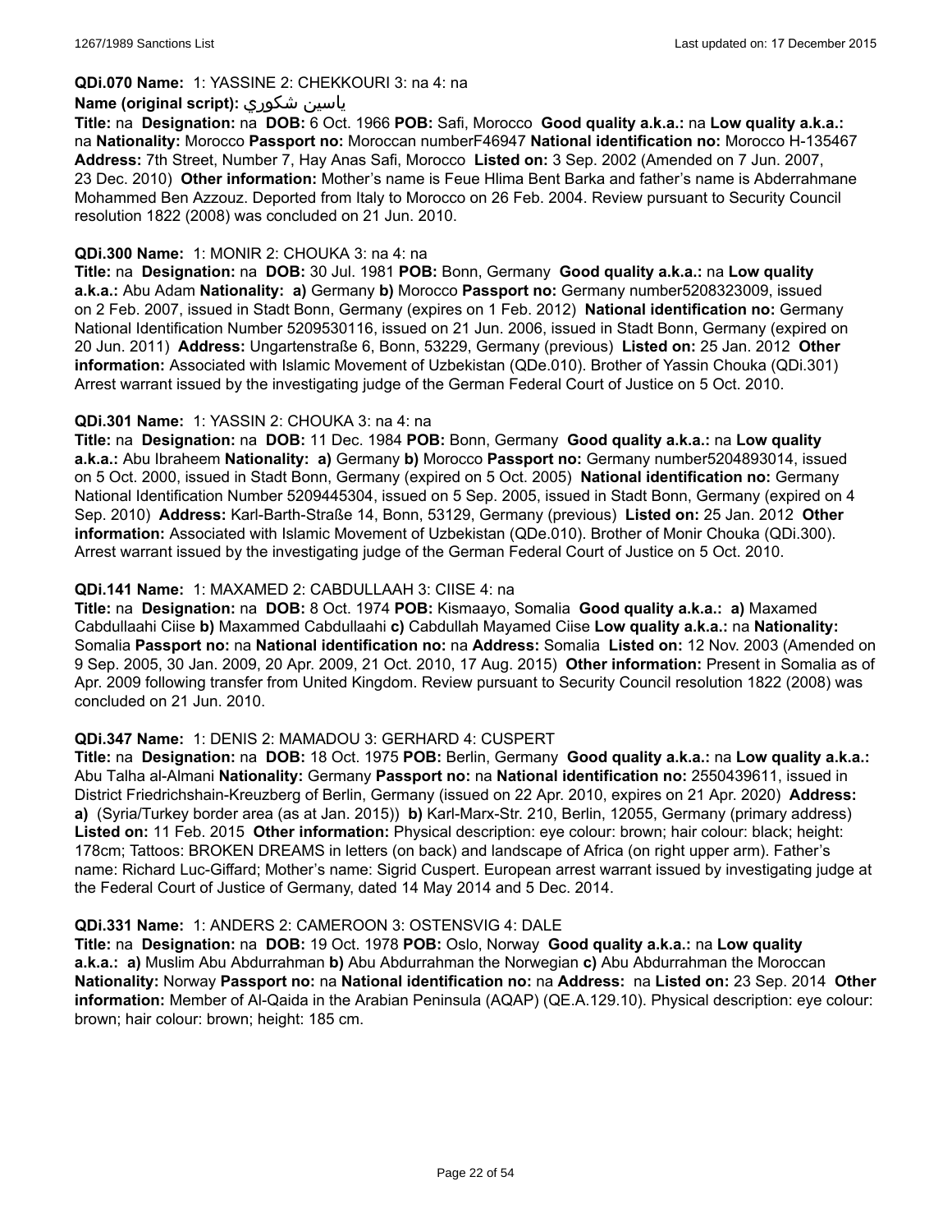**QDi.070 Name:** 1: YASSINE 2: CHEKKOURI 3: na 4: na

**Name (original script):** ياسين شكوري

**Title:** na **Designation:** na **DOB:** 6 Oct. 1966 **POB:** Safi, Morocco **Good quality a.k.a.:** na **Low quality a.k.a.:** na **Nationality:** Morocco **Passport no:** Moroccan numberF46947 **National identification no:** Morocco H-135467 **Address:** 7th Street, Number 7, Hay Anas Safi, Morocco **Listed on:** 3 Sep. 2002 (Amended on 7 Jun. 2007, 23 Dec. 2010) **Other information:** Mother's name is Feue Hlima Bent Barka and father's name is Abderrahmane Mohammed Ben Azzouz. Deported from Italy to Morocco on 26 Feb. 2004. Review pursuant to Security Council resolution 1822 (2008) was concluded on 21 Jun. 2010.

**QDi.300 Name:** 1: MONIR 2: CHOUKA 3: na 4: na

**Title:** na **Designation:** na **DOB:** 30 Jul. 1981 **POB:** Bonn, Germany **Good quality a.k.a.:** na **Low quality a.k.a.:** Abu Adam **Nationality:** **a)** Germany **b)** Morocco **Passport no:** Germany number5208323009, issued on 2 Feb. 2007, issued in Stadt Bonn, Germany (expires on 1 Feb. 2012) **National identification no:** Germany National Identification Number 5209530116, issued on 21 Jun. 2006, issued in Stadt Bonn, Germany (expired on 20 Jun. 2011) **Address:** Ungartenstraße 6, Bonn, 53229, Germany (previous) **Listed on:** 25 Jan. 2012 **Other information:** Associated with Islamic Movement of Uzbekistan (QDe.010). Brother of Yassin Chouka (QDi.301) Arrest warrant issued by the investigating judge of the German Federal Court of Justice on 5 Oct. 2010.

**QDi.301 Name:** 1: YASSIN 2: CHOUKA 3: na 4: na

**Title:** na **Designation:** na **DOB:** 11 Dec. 1984 **POB:** Bonn, Germany **Good quality a.k.a.:** na **Low quality a.k.a.:** Abu Ibraheem **Nationality:** **a)** Germany **b)** Morocco **Passport no:** Germany number5204893014, issued on 5 Oct. 2000, issued in Stadt Bonn, Germany (expired on 5 Oct. 2005) **National identification no:** Germany National Identification Number 5209445304, issued on 5 Sep. 2005, issued in Stadt Bonn, Germany (expired on 4 Sep. 2010) **Address:** Karl-Barth-Straße 14, Bonn, 53129, Germany (previous) **Listed on:** 25 Jan. 2012 **Other information:** Associated with Islamic Movement of Uzbekistan (QDe.010). Brother of Monir Chouka (QDi.300). Arrest warrant issued by the investigating judge of the German Federal Court of Justice on 5 Oct. 2010.

**QDi.141 Name:** 1: MAXAMED 2: CABDULLAAH 3: CIISE 4: na

**Title:** na **Designation:** na **DOB:** 8 Oct. 1974 **POB:** Kismaayo, Somalia **Good quality a.k.a.:** **a)** Maxamed Cabdullaahi Ciise **b)** Maxammed Cabdullaahi **c)** Cabdullah Mayamed Ciise **Low quality a.k.a.:** na **Nationality:** Somalia **Passport no:** na **National identification no:** na **Address:** Somalia **Listed on:** 12 Nov. 2003 (Amended on 9 Sep. 2005, 30 Jan. 2009, 20 Apr. 2009, 21 Oct. 2010, 17 Aug. 2015) **Other information:** Present in Somalia as of Apr. 2009 following transfer from United Kingdom. Review pursuant to Security Council resolution 1822 (2008) was concluded on 21 Jun. 2010.

**QDi.347 Name:** 1: DENIS 2: MAMADOU 3: GERHARD 4: CUSPERT

**Title:** na **Designation:** na **DOB:** 18 Oct. 1975 **POB:** Berlin, Germany **Good quality a.k.a.:** na **Low quality a.k.a.:** Abu Talha al-Almani **Nationality:** Germany **Passport no:** na **National identification no:** 2550439611, issued in District Friedrichshain-Kreuzberg of Berlin, Germany (issued on 22 Apr. 2010, expires on 21 Apr. 2020) **Address:** **a)** (Syria/Turkey border area (as at Jan. 2015)) **b)** Karl-Marx-Str. 210, Berlin, 12055, Germany (primary address) **Listed on:** 11 Feb. 2015 **Other information:** Physical description: eye colour: brown; hair colour: black; height: 178cm; Tattoos: BROKEN DREAMS in letters (on back) and landscape of Africa (on right upper arm). Father's name: Richard Luc-Giffard; Mother's name: Sigrid Cuspert. European arrest warrant issued by investigating judge at the Federal Court of Justice of Germany, dated 14 May 2014 and 5 Dec. 2014.

**QDi.331 Name:** 1: ANDERS 2: CAMEROON 3: OSTENSVIG 4: DALE

**Title:** na **Designation:** na **DOB:** 19 Oct. 1978 **POB:** Oslo, Norway **Good quality a.k.a.:** na **Low quality a.k.a.:** **a)** Muslim Abu Abdurrahman **b)** Abu Abdurrahman the Norwegian **c)** Abu Abdurrahman the Moroccan **Nationality:** Norway **Passport no:** na **National identification no:** na **Address:** na **Listed on:** 23 Sep. 2014 **Other information:** Member of Al-Qaida in the Arabian Peninsula (AQAP) (QE.A.129.10). Physical description: eye colour: brown; hair colour: brown; height: 185 cm.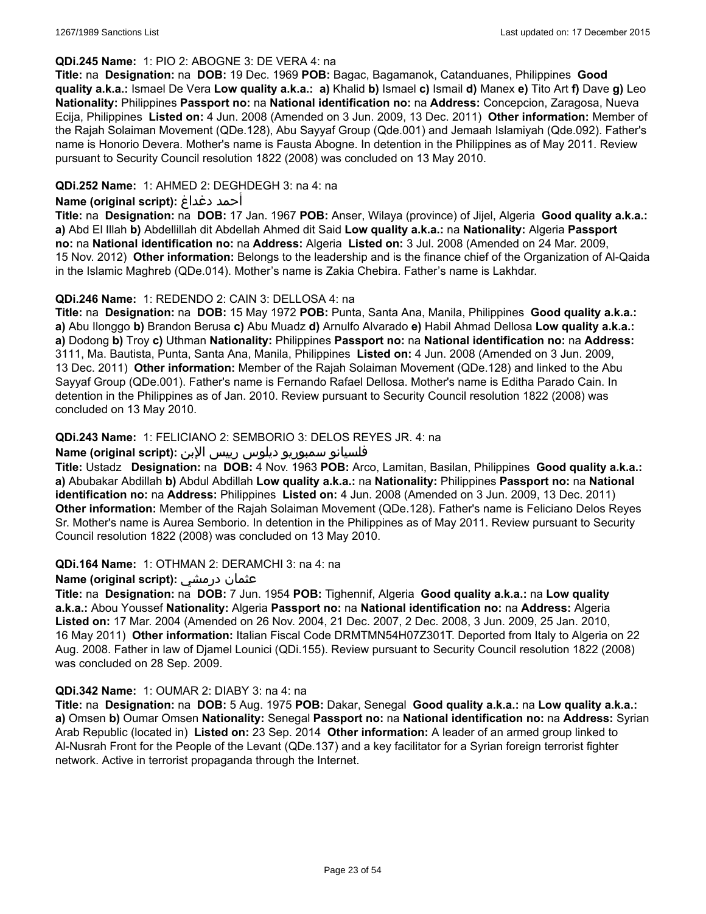**QDi.245 Name:** 1: PIO 2: ABOGNE 3: DE VERA 4: na

**Title:** na **Designation:** na **DOB:** 19 Dec. 1969 **POB:** Bagac, Bagamanok, Catanduanes, Philippines **Good quality a.k.a.:** Ismael De Vera **Low quality a.k.a.:** **a)** Khalid **b)** Ismael **c)** Ismail **d)** Manex **e)** Tito Art **f)** Dave **g)** Leo **Nationality:** Philippines **Passport no:** na **National identification no:** na **Address:** Concepcion, Zaragosa, Nueva Ecija, Philippines **Listed on:** 4 Jun. 2008 (Amended on 3 Jun. 2009, 13 Dec. 2011) **Other information:** Member of the Rajah Solaiman Movement (QDe.128), Abu Sayyaf Group (Qde.001) and Jemaah Islamiyah (Qde.092). Father's name is Honorio Devera. Mother's name is Fausta Abogne. In detention in the Philippines as of May 2011. Review pursuant to Security Council resolution 1822 (2008) was concluded on 13 May 2010.

**QDi.252 Name:** 1: AHMED 2: DEGHDEGH 3: na 4: na

**Name (original script):** أحمد دغداغ

**Title:** na **Designation:** na **DOB:** 17 Jan. 1967 **POB:** Anser, Wilaya (province) of Jijel, Algeria **Good quality a.k.a.:** **a)** Abd El Illah **b)** Abdellillah dit Abdellah Ahmed dit Said **Low quality a.k.a.:** na **Nationality:** Algeria **Passport no:** na **National identification no:** na **Address:** Algeria **Listed on:** 3 Jul. 2008 (Amended on 24 Mar. 2009, 15 Nov. 2012) **Other information:** Belongs to the leadership and is the finance chief of the Organization of Al-Qaida in the Islamic Maghreb (QDe.014). Mother's name is Zakia Chebira. Father's name is Lakhdar.

**QDi.246 Name:** 1: REDENDO 2: CAIN 3: DELLOSA 4: na

**Title:** na **Designation:** na **DOB:** 15 May 1972 **POB:** Punta, Santa Ana, Manila, Philippines **Good quality a.k.a.:** **a)** Abu Ilonggo **b)** Brandon Berusa **c)** Abu Muadz **d)** Arnulfo Alvarado **e)** Habil Ahmad Dellosa **Low quality a.k.a.:** **a)** Dodong **b)** Troy **c)** Uthman **Nationality:** Philippines **Passport no:** na **National identification no:** na **Address:** 3111, Ma. Bautista, Punta, Santa Ana, Manila, Philippines **Listed on:** 4 Jun. 2008 (Amended on 3 Jun. 2009, 13 Dec. 2011) **Other information:** Member of the Rajah Solaiman Movement (QDe.128) and linked to the Abu Sayyaf Group (QDe.001). Father's name is Fernando Rafael Dellosa. Mother's name is Editha Parado Cain. In detention in the Philippines as of Jan. 2010. Review pursuant to Security Council resolution 1822 (2008) was concluded on 13 May 2010.

**QDi.243 Name:** 1: FELICIANO 2: SEMBORIO 3: DELOS REYES JR. 4: na

**Name (original script):** فلسيانو سمبوريو ديلوس رييس الإبن

**Title:** Ustadz **Designation:** na **DOB:** 4 Nov. 1963 **POB:** Arco, Lamitan, Basilan, Philippines **Good quality a.k.a.:** **a)** Abubakar Abdillah **b)** Abdul Abdillah **Low quality a.k.a.:** na **Nationality:** Philippines **Passport no:** na **National identification no:** na **Address:** Philippines **Listed on:** 4 Jun. 2008 (Amended on 3 Jun. 2009, 13 Dec. 2011) **Other information:** Member of the Rajah Solaiman Movement (QDe.128). Father's name is Feliciano Delos Reyes Sr. Mother's name is Aurea Semborio. In detention in the Philippines as of May 2011. Review pursuant to Security Council resolution 1822 (2008) was concluded on 13 May 2010.

**QDi.164 Name:** 1: OTHMAN 2: DERAMCHI 3: na 4: na

**Name (original script):** عثمان درمشي

**Title:** na **Designation:** na **DOB:** 7 Jun. 1954 **POB:** Tighennif, Algeria **Good quality a.k.a.:** na **Low quality a.k.a.:** Abou Youssef **Nationality:** Algeria **Passport no:** na **National identification no:** na **Address:** Algeria **Listed on:** 17 Mar. 2004 (Amended on 26 Nov. 2004, 21 Dec. 2007, 2 Dec. 2008, 3 Jun. 2009, 25 Jan. 2010, 16 May 2011) **Other information:** Italian Fiscal Code DRMTMN54H07Z301T. Deported from Italy to Algeria on 22 Aug. 2008. Father in law of Djamel Lounici (QDi.155). Review pursuant to Security Council resolution 1822 (2008) was concluded on 28 Sep. 2009.

**QDi.342 Name:** 1: OUMAR 2: DIABY 3: na 4: na

**Title:** na **Designation:** na **DOB:** 5 Aug. 1975 **POB:** Dakar, Senegal **Good quality a.k.a.:** na **Low quality a.k.a.:** **a)** Omsen **b)** Oumar Omsen **Nationality:** Senegal **Passport no:** na **National identification no:** na **Address:** Syrian Arab Republic (located in) **Listed on:** 23 Sep. 2014 **Other information:** A leader of an armed group linked to Al-Nusrah Front for the People of the Levant (QDe.137) and a key facilitator for a Syrian foreign terrorist fighter network. Active in terrorist propaganda through the Internet.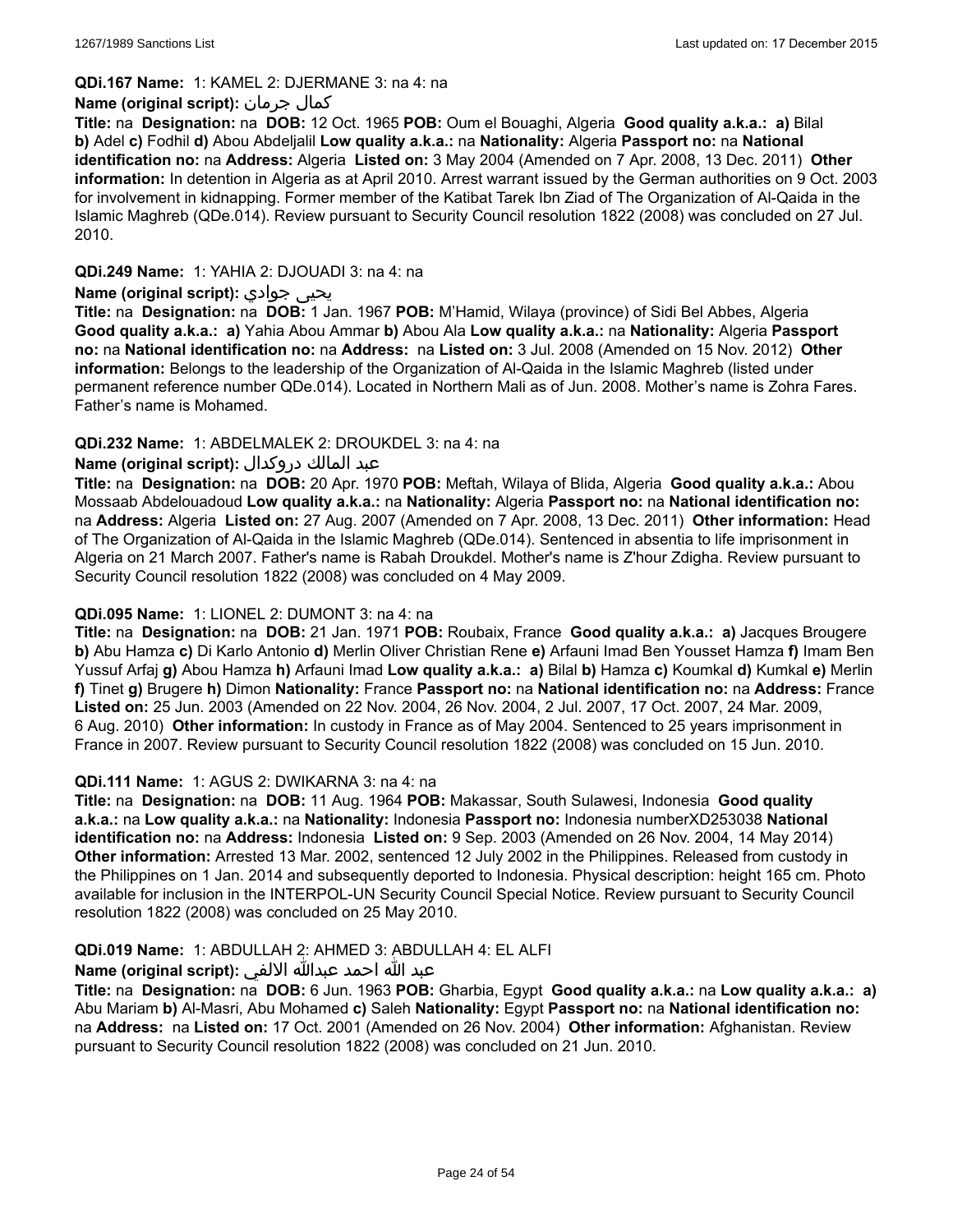**QDi.167 Name:** 1: KAMEL 2: DJERMANE 3: na 4: na

**Name (original script):** كمال جرمان

**Title:** na **Designation:** na **DOB:** 12 Oct. 1965 **POB:** Oum el Bouaghi, Algeria **Good quality a.k.a.:** **a)** Bilal **b)** Adel **c)** Fodhil **d)** Abou Abdeljalil **Low quality a.k.a.:** na **Nationality:** Algeria **Passport no:** na **National identification no:** na **Address:** Algeria **Listed on:** 3 May 2004 (Amended on 7 Apr. 2008, 13 Dec. 2011) **Other information:** In detention in Algeria as at April 2010. Arrest warrant issued by the German authorities on 9 Oct. 2003 for involvement in kidnapping. Former member of the Katibat Tarek Ibn Ziad of The Organization of Al-Qaida in the Islamic Maghreb (QDe.014). Review pursuant to Security Council resolution 1822 (2008) was concluded on 27 Jul. 2010.

**QDi.249 Name:** 1: YAHIA 2: DJOUADI 3: na 4: na

**Name (original script):** يحيى جوادي

**Title:** na **Designation:** na **DOB:** 1 Jan. 1967 **POB:** M'Hamid, Wilaya (province) of Sidi Bel Abbes, Algeria **Good quality a.k.a.:** **a)** Yahia Abou Ammar **b)** Abou Ala **Low quality a.k.a.:** na **Nationality:** Algeria **Passport no:** na **National identification no:** na **Address:** na **Listed on:** 3 Jul. 2008 (Amended on 15 Nov. 2012) **Other information:** Belongs to the leadership of the Organization of Al-Qaida in the Islamic Maghreb (listed under permanent reference number QDe.014). Located in Northern Mali as of Jun. 2008. Mother's name is Zohra Fares. Father's name is Mohamed.

**QDi.232 Name:** 1: ABDELMALEK 2: DROUKDEL 3: na 4: na

**Name (original script):** عبد المالك دروكدال

**Title:** na **Designation:** na **DOB:** 20 Apr. 1970 **POB:** Meftah, Wilaya of Blida, Algeria **Good quality a.k.a.:** Abou Mossaab Abdelouadoud **Low quality a.k.a.:** na **Nationality:** Algeria **Passport no:** na **National identification no:** na **Address:** Algeria **Listed on:** 27 Aug. 2007 (Amended on 7 Apr. 2008, 13 Dec. 2011) **Other information:** Head of The Organization of Al-Qaida in the Islamic Maghreb (QDe.014). Sentenced in absentia to life imprisonment in Algeria on 21 March 2007. Father's name is Rabah Droukdel. Mother's name is Z'hour Zdigha. Review pursuant to Security Council resolution 1822 (2008) was concluded on 4 May 2009.

**QDi.095 Name:** 1: LIONEL 2: DUMONT 3: na 4: na

**Title:** na **Designation:** na **DOB:** 21 Jan. 1971 **POB:** Roubaix, France **Good quality a.k.a.:** **a)** Jacques Brougere **b)** Abu Hamza **c)** Di Karlo Antonio **d)** Merlin Oliver Christian Rene **e)** Arfauni Imad Ben Yousset Hamza **f)** Imam Ben Yussuf Arfaj **g)** Abou Hamza **h)** Arfauni Imad **Low quality a.k.a.:** **a)** Bilal **b)** Hamza **c)** Koumkal **d)** Kumkal **e)** Merlin **f)** Tinet **g)** Brugere **h)** Dimon **Nationality:** France **Passport no:** na **National identification no:** na **Address:** France **Listed on:** 25 Jun. 2003 (Amended on 22 Nov. 2004, 26 Nov. 2004, 2 Jul. 2007, 17 Oct. 2007, 24 Mar. 2009, 6 Aug. 2010) **Other information:** In custody in France as of May 2004. Sentenced to 25 years imprisonment in France in 2007. Review pursuant to Security Council resolution 1822 (2008) was concluded on 15 Jun. 2010.

**QDi.111 Name:** 1: AGUS 2: DWIKARNA 3: na 4: na

**Title:** na **Designation:** na **DOB:** 11 Aug. 1964 **POB:** Makassar, South Sulawesi, Indonesia **Good quality a.k.a.:** na **Low quality a.k.a.:** na **Nationality:** Indonesia **Passport no:** Indonesia numberXD253038 **National identification no:** na **Address:** Indonesia **Listed on:** 9 Sep. 2003 (Amended on 26 Nov. 2004, 14 May 2014) **Other information:** Arrested 13 Mar. 2002, sentenced 12 July 2002 in the Philippines. Released from custody in the Philippines on 1 Jan. 2014 and subsequently deported to Indonesia. Physical description: height 165 cm. Photo available for inclusion in the INTERPOL-UN Security Council Special Notice. Review pursuant to Security Council resolution 1822 (2008) was concluded on 25 May 2010.

**QDi.019 Name:** 1: ABDULLAH 2: AHMED 3: ABDULLAH 4: EL ALFI

**Name (original script):** عبد الله احمد عبدالله الالفي

**Title:** na **Designation:** na **DOB:** 6 Jun. 1963 **POB:** Gharbia, Egypt **Good quality a.k.a.:** na **Low quality a.k.a.:** **a)** Abu Mariam **b)** Al-Masri, Abu Mohamed **c)** Saleh **Nationality:** Egypt **Passport no:** na **National identification no:** na **Address:** na **Listed on:** 17 Oct. 2001 (Amended on 26 Nov. 2004) **Other information:** Afghanistan. Review pursuant to Security Council resolution 1822 (2008) was concluded on 21 Jun. 2010.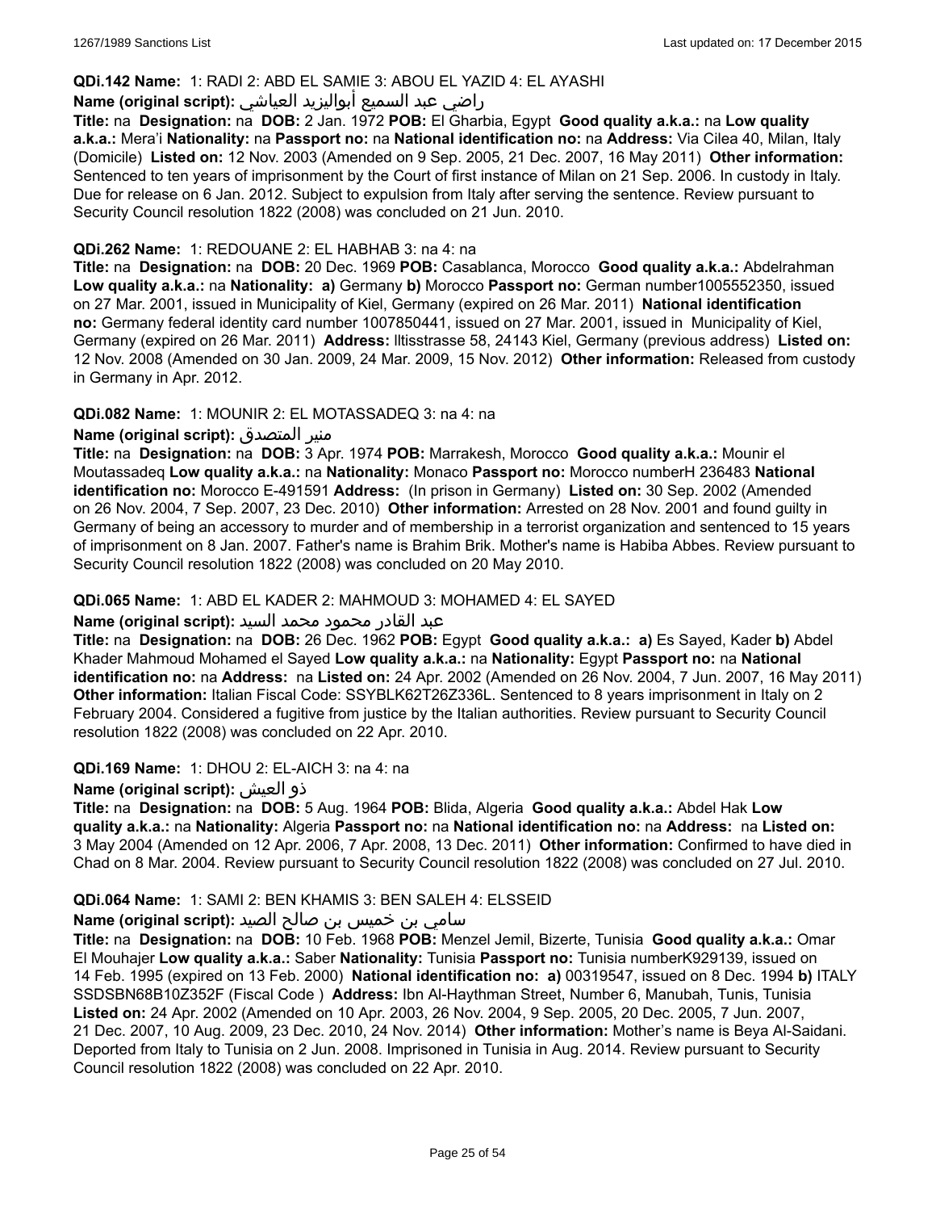**QDi.142 Name:** 1: RADI 2: ABD EL SAMIE 3: ABOU EL YAZID 4: EL AYASHI

**Name (original script):** راضي عبد السميع أبواليزيد العياشي

**Title:** na **Designation:** na **DOB:** 2 Jan. 1972 **POB:** El Gharbia, Egypt **Good quality a.k.a.:** na **Low quality a.k.a.:** Mera'i **Nationality:** na **Passport no:** na **National identification no:** na **Address:** Via Cilea 40, Milan, Italy (Domicile) **Listed on:** 12 Nov. 2003 (Amended on 9 Sep. 2005, 21 Dec. 2007, 16 May 2011) **Other information:** Sentenced to ten years of imprisonment by the Court of first instance of Milan on 21 Sep. 2006. In custody in Italy. Due for release on 6 Jan. 2012. Subject to expulsion from Italy after serving the sentence. Review pursuant to Security Council resolution 1822 (2008) was concluded on 21 Jun. 2010.

**QDi.262 Name:** 1: REDOUANE 2: EL HABHAB 3: na 4: na

**Title:** na **Designation:** na **DOB:** 20 Dec. 1969 **POB:** Casablanca, Morocco **Good quality a.k.a.:** Abdelrahman **Low quality a.k.a.:** na **Nationality:** **a)** Germany **b)** Morocco **Passport no:** German number1005552350, issued on 27 Mar. 2001, issued in Municipality of Kiel, Germany (expired on 26 Mar. 2011) **National identification no:** Germany federal identity card number 1007850441, issued on 27 Mar. 2001, issued in Municipality of Kiel, Germany (expired on 26 Mar. 2011) **Address:** lltisstrasse 58, 24143 Kiel, Germany (previous address) **Listed on:** 12 Nov. 2008 (Amended on 30 Jan. 2009, 24 Mar. 2009, 15 Nov. 2012) **Other information:** Released from custody in Germany in Apr. 2012.

**QDi.082 Name:** 1: MOUNIR 2: EL MOTASSADEQ 3: na 4: na

**Name (original script):** منير المتصدق

**Title:** na **Designation:** na **DOB:** 3 Apr. 1974 **POB:** Marrakesh, Morocco **Good quality a.k.a.:** Mounir el Moutassadeq **Low quality a.k.a.:** na **Nationality:** Monaco **Passport no:** Morocco numberH 236483 **National identification no:** Morocco E-491591 **Address:** (In prison in Germany) **Listed on:** 30 Sep. 2002 (Amended on 26 Nov. 2004, 7 Sep. 2007, 23 Dec. 2010) **Other information:** Arrested on 28 Nov. 2001 and found guilty in Germany of being an accessory to murder and of membership in a terrorist organization and sentenced to 15 years of imprisonment on 8 Jan. 2007. Father's name is Brahim Brik. Mother's name is Habiba Abbes. Review pursuant to Security Council resolution 1822 (2008) was concluded on 20 May 2010.

**QDi.065 Name:** 1: ABD EL KADER 2: MAHMOUD 3: MOHAMED 4: EL SAYED

**Name (original script):** عبد القادر محمود محمد السيد

**Title:** na **Designation:** na **DOB:** 26 Dec. 1962 **POB:** Egypt **Good quality a.k.a.:** **a)** Es Sayed, Kader **b)** Abdel Khader Mahmoud Mohamed el Sayed **Low quality a.k.a.:** na **Nationality:** Egypt **Passport no:** na **National identification no:** na **Address:** na **Listed on:** 24 Apr. 2002 (Amended on 26 Nov. 2004, 7 Jun. 2007, 16 May 2011) **Other information:** Italian Fiscal Code: SSYBLK62T26Z336L. Sentenced to 8 years imprisonment in Italy on 2 February 2004. Considered a fugitive from justice by the Italian authorities. Review pursuant to Security Council resolution 1822 (2008) was concluded on 22 Apr. 2010.

**QDi.169 Name:** 1: DHOU 2: EL-AICH 3: na 4: na

**Name (original script):** ذو العيش

**Title:** na **Designation:** na **DOB:** 5 Aug. 1964 **POB:** Blida, Algeria **Good quality a.k.a.:** Abdel Hak **Low quality a.k.a.:** na **Nationality:** Algeria **Passport no:** na **National identification no:** na **Address:** na **Listed on:** 3 May 2004 (Amended on 12 Apr. 2006, 7 Apr. 2008, 13 Dec. 2011) **Other information:** Confirmed to have died in Chad on 8 Mar. 2004. Review pursuant to Security Council resolution 1822 (2008) was concluded on 27 Jul. 2010.

**QDi.064 Name:** 1: SAMI 2: BEN KHAMIS 3: BEN SALEH 4: ELSSEID

**Name (original script):** سامي بن خميس بن صالح الصيد

**Title:** na **Designation:** na **DOB:** 10 Feb. 1968 **POB:** Menzel Jemil, Bizerte, Tunisia **Good quality a.k.a.:** Omar El Mouhajer **Low quality a.k.a.:** Saber **Nationality:** Tunisia **Passport no:** Tunisia numberK929139, issued on 14 Feb. 1995 (expired on 13 Feb. 2000) **National identification no:** **a)** 00319547, issued on 8 Dec. 1994 **b)** ITALY SSDSBN68B10Z352F (Fiscal Code ) **Address:** Ibn Al-Haythman Street, Number 6, Manubah, Tunis, Tunisia **Listed on:** 24 Apr. 2002 (Amended on 10 Apr. 2003, 26 Nov. 2004, 9 Sep. 2005, 20 Dec. 2005, 7 Jun. 2007, 21 Dec. 2007, 10 Aug. 2009, 23 Dec. 2010, 24 Nov. 2014) **Other information:** Mother's name is Beya Al-Saidani. Deported from Italy to Tunisia on 2 Jun. 2008. Imprisoned in Tunisia in Aug. 2014. Review pursuant to Security Council resolution 1822 (2008) was concluded on 22 Apr. 2010.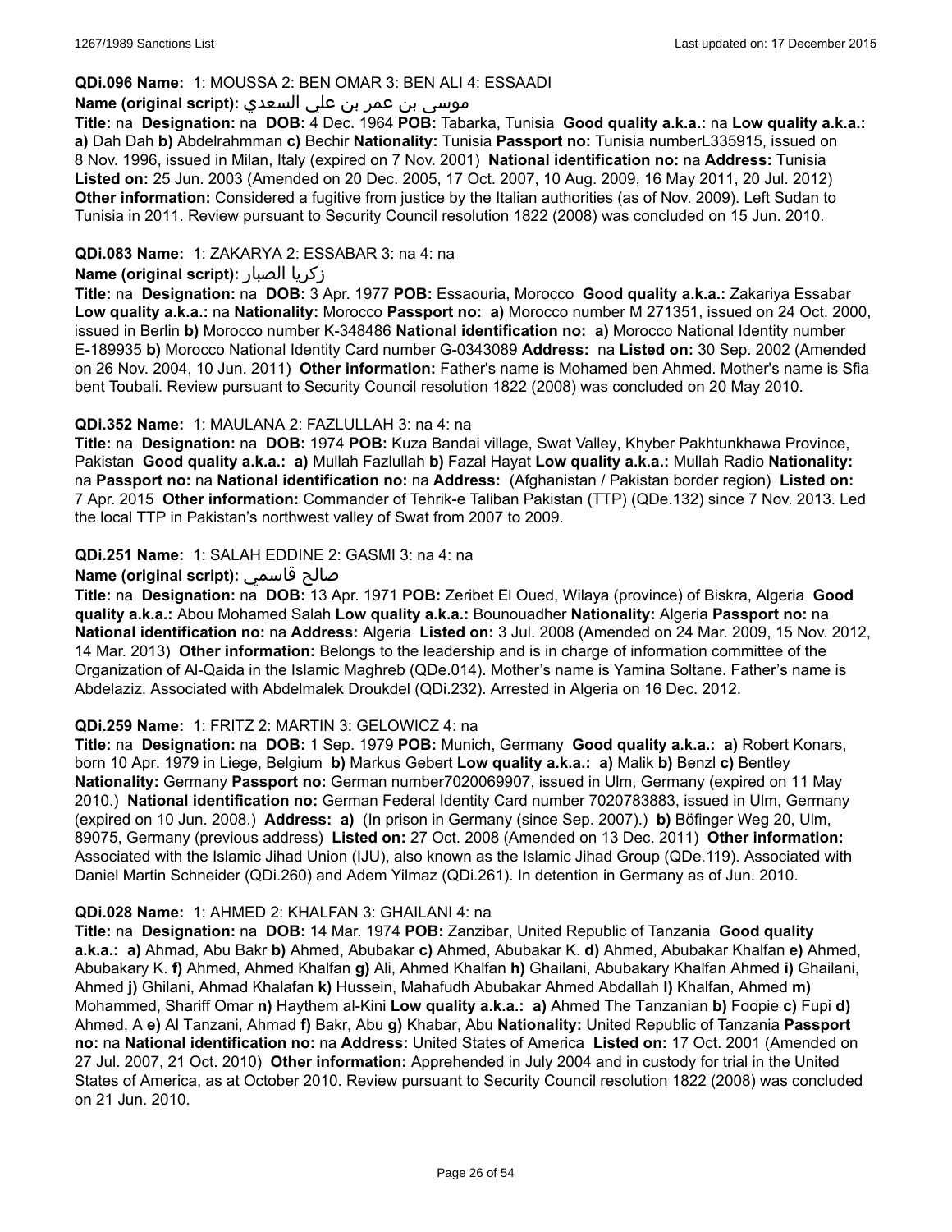**QDi.096 Name:** 1: MOUSSA 2: BEN OMAR 3: BEN ALI 4: ESSAADI

**Name (original script):** موسى بن عمر بن علي السعدي

**Title:** na **Designation:** na **DOB:** 4 Dec. 1964 **POB:** Tabarka, Tunisia **Good quality a.k.a.:** na **Low quality a.k.a.:** **a)** Dah Dah **b)** Abdelrahmman **c)** Bechir **Nationality:** Tunisia **Passport no:** Tunisia numberL335915, issued on 8 Nov. 1996, issued in Milan, Italy (expired on 7 Nov. 2001) **National identification no:** na **Address:** Tunisia **Listed on:** 25 Jun. 2003 (Amended on 20 Dec. 2005, 17 Oct. 2007, 10 Aug. 2009, 16 May 2011, 20 Jul. 2012) **Other information:** Considered a fugitive from justice by the Italian authorities (as of Nov. 2009). Left Sudan to Tunisia in 2011. Review pursuant to Security Council resolution 1822 (2008) was concluded on 15 Jun. 2010.

**QDi.083 Name:** 1: ZAKARYA 2: ESSABAR 3: na 4: na

**Name (original script):** زكريا الصبار

**Title:** na **Designation:** na **DOB:** 3 Apr. 1977 **POB:** Essaouria, Morocco **Good quality a.k.a.:** Zakariya Essabar **Low quality a.k.a.:** na **Nationality:** Morocco **Passport no:** **a)** Morocco number M 271351, issued on 24 Oct. 2000, issued in Berlin **b)** Morocco number K-348486 **National identification no:** **a)** Morocco National Identity number E-189935 **b)** Morocco National Identity Card number G-0343089 **Address:** na **Listed on:** 30 Sep. 2002 (Amended on 26 Nov. 2004, 10 Jun. 2011) **Other information:** Father's name is Mohamed ben Ahmed. Mother's name is Sfia bent Toubali. Review pursuant to Security Council resolution 1822 (2008) was concluded on 20 May 2010.

**QDi.352 Name:** 1: MAULANA 2: FAZLULLAH 3: na 4: na

**Title:** na **Designation:** na **DOB:** 1974 **POB:** Kuza Bandai village, Swat Valley, Khyber Pakhtunkhawa Province, Pakistan **Good quality a.k.a.:** **a)** Mullah Fazlullah **b)** Fazal Hayat **Low quality a.k.a.:** Mullah Radio **Nationality:** na **Passport no:** na **National identification no:** na **Address:** (Afghanistan / Pakistan border region) **Listed on:** 7 Apr. 2015 **Other information:** Commander of Tehrik-e Taliban Pakistan (TTP) (QDe.132) since 7 Nov. 2013. Led the local TTP in Pakistan's northwest valley of Swat from 2007 to 2009.

**QDi.251 Name:** 1: SALAH EDDINE 2: GASMI 3: na 4: na

**Name (original script):** صالح قاسمي

**Title:** na **Designation:** na **DOB:** 13 Apr. 1971 **POB:** Zeribet El Oued, Wilaya (province) of Biskra, Algeria **Good quality a.k.a.:** Abou Mohamed Salah **Low quality a.k.a.:** Bounouadher **Nationality:** Algeria **Passport no:** na **National identification no:** na **Address:** Algeria **Listed on:** 3 Jul. 2008 (Amended on 24 Mar. 2009, 15 Nov. 2012, 14 Mar. 2013) **Other information:** Belongs to the leadership and is in charge of information committee of the Organization of Al-Qaida in the Islamic Maghreb (QDe.014). Mother's name is Yamina Soltane. Father's name is Abdelaziz. Associated with Abdelmalek Droukdel (QDi.232). Arrested in Algeria on 16 Dec. 2012.

**QDi.259 Name:** 1: FRITZ 2: MARTIN 3: GELOWICZ 4: na

**Title:** na **Designation:** na **DOB:** 1 Sep. 1979 **POB:** Munich, Germany **Good quality a.k.a.:** **a)** Robert Konars, born 10 Apr. 1979 in Liege, Belgium **b)** Markus Gebert **Low quality a.k.a.:** **a)** Malik **b)** Benzl **c)** Bentley **Nationality:** Germany **Passport no:** German number7020069907, issued in Ulm, Germany (expired on 11 May 2010.) **National identification no:** German Federal Identity Card number 7020783883, issued in Ulm, Germany (expired on 10 Jun. 2008.) **Address:** **a)** (In prison in Germany (since Sep. 2007).) **b)** Böfinger Weg 20, Ulm, 89075, Germany (previous address) **Listed on:** 27 Oct. 2008 (Amended on 13 Dec. 2011) **Other information:** Associated with the Islamic Jihad Union (IJU), also known as the Islamic Jihad Group (QDe.119). Associated with Daniel Martin Schneider (QDi.260) and Adem Yilmaz (QDi.261). In detention in Germany as of Jun. 2010.

**QDi.028 Name:** 1: AHMED 2: KHALFAN 3: GHAILANI 4: na

**Title:** na **Designation:** na **DOB:** 14 Mar. 1974 **POB:** Zanzibar, United Republic of Tanzania **Good quality a.k.a.:** **a)** Ahmad, Abu Bakr **b)** Ahmed, Abubakar **c)** Ahmed, Abubakar K. **d)** Ahmed, Abubakar Khalfan **e)** Ahmed, Abubakary K. **f)** Ahmed, Ahmed Khalfan **g)** Ali, Ahmed Khalfan **h)** Ghailani, Abubakary Khalfan Ahmed **i)** Ghailani, Ahmed **j)** Ghilani, Ahmad Khalafan **k)** Hussein, Mahafudh Abubakar Ahmed Abdallah **l)** Khalfan, Ahmed **m)** Mohammed, Shariff Omar **n)** Haythem al-Kini **Low quality a.k.a.:** **a)** Ahmed The Tanzanian **b)** Foopie **c)** Fupi **d)** Ahmed, A **e)** Al Tanzani, Ahmad **f)** Bakr, Abu **g)** Khabar, Abu **Nationality:** United Republic of Tanzania **Passport no:** na **National identification no:** na **Address:** United States of America **Listed on:** 17 Oct. 2001 (Amended on 27 Jul. 2007, 21 Oct. 2010) **Other information:** Apprehended in July 2004 and in custody for trial in the United States of America, as at October 2010. Review pursuant to Security Council resolution 1822 (2008) was concluded on 21 Jun. 2010.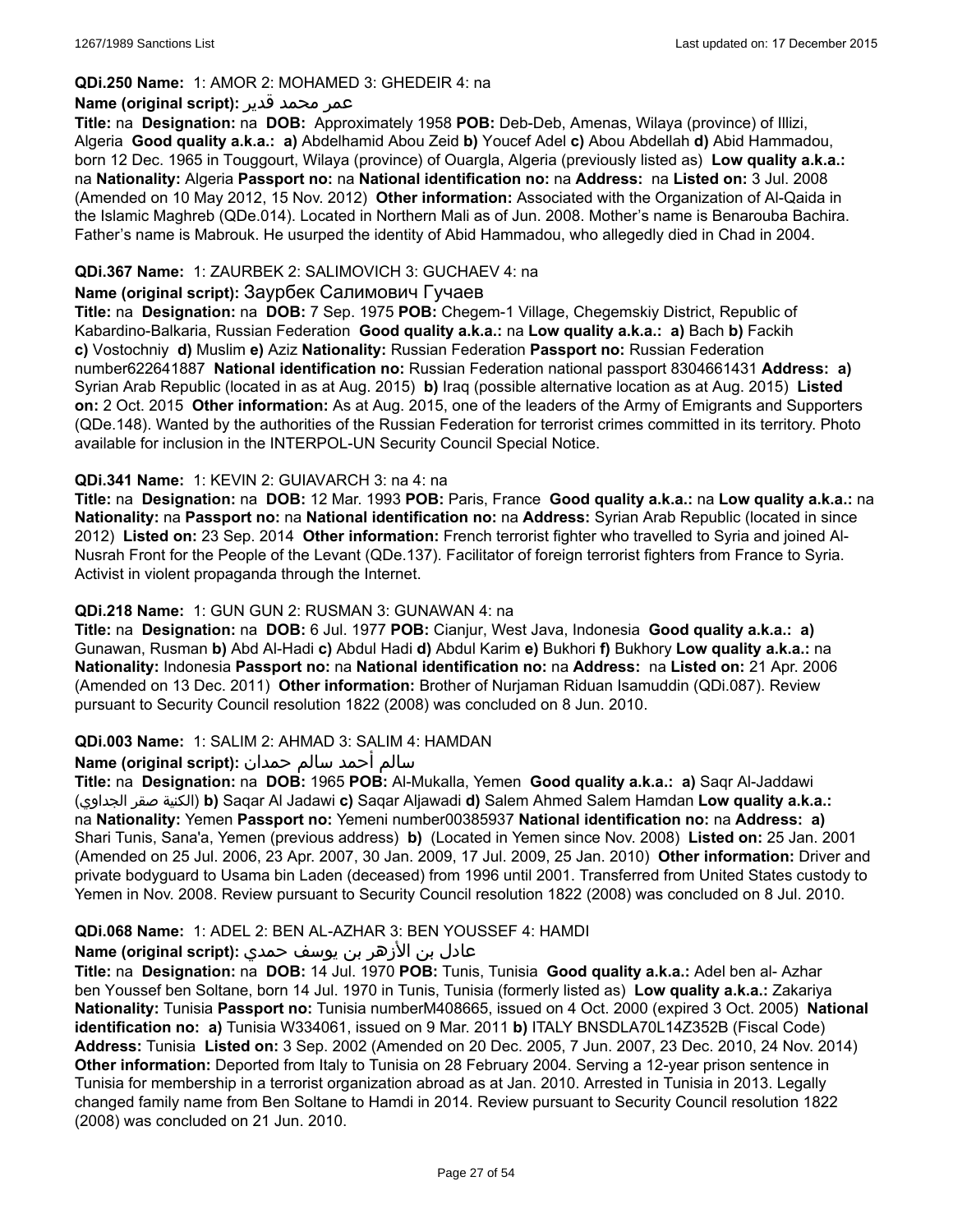**QDi.250 Name:** 1: AMOR 2: MOHAMED 3: GHEDEIR 4: na

**Name (original script):** عمر محمد قدير

**Title:** na **Designation:** na **DOB:** Approximately 1958 **POB:** Deb-Deb, Amenas, Wilaya (province) of Illizi, Algeria **Good quality a.k.a.:** **a)** Abdelhamid Abou Zeid **b)** Youcef Adel **c)** Abou Abdellah **d)** Abid Hammadou, born 12 Dec. 1965 in Touggourt, Wilaya (province) of Ouargla, Algeria (previously listed as) **Low quality a.k.a.:** na **Nationality:** Algeria **Passport no:** na **National identification no:** na **Address:** na **Listed on:** 3 Jul. 2008 (Amended on 10 May 2012, 15 Nov. 2012) **Other information:** Associated with the Organization of Al-Qaida in the Islamic Maghreb (QDe.014). Located in Northern Mali as of Jun. 2008. Mother's name is Benarouba Bachira. Father's name is Mabrouk. He usurped the identity of Abid Hammadou, who allegedly died in Chad in 2004.

**QDi.367 Name:** 1: ZAURBEK 2: SALIMOVICH 3: GUCHAEV 4: na

**Name (original script):** Заурбек Салимович Гучаев

**Title:** na **Designation:** na **DOB:** 7 Sep. 1975 **POB:** Chegem-1 Village, Chegemskiy District, Republic of Kabardino-Balkaria, Russian Federation **Good quality a.k.a.:** na **Low quality a.k.a.:** **a)** Bach **b)** Fackih **c)** Vostochniy **d)** Muslim **e)** Aziz **Nationality:** Russian Federation **Passport no:** Russian Federation number622641887 **National identification no:** Russian Federation national passport 8304661431 **Address:** **a)** Syrian Arab Republic (located in as at Aug. 2015) **b)** Iraq (possible alternative location as at Aug. 2015) **Listed on:** 2 Oct. 2015 **Other information:** As at Aug. 2015, one of the leaders of the Army of Emigrants and Supporters (QDe.148). Wanted by the authorities of the Russian Federation for terrorist crimes committed in its territory. Photo available for inclusion in the INTERPOL-UN Security Council Special Notice.

**QDi.341 Name:** 1: KEVIN 2: GUIAVARCH 3: na 4: na

**Title:** na **Designation:** na **DOB:** 12 Mar. 1993 **POB:** Paris, France **Good quality a.k.a.:** na **Low quality a.k.a.:** na **Nationality:** na **Passport no:** na **National identification no:** na **Address:** Syrian Arab Republic (located in since 2012) **Listed on:** 23 Sep. 2014 **Other information:** French terrorist fighter who travelled to Syria and joined Al-Nusrah Front for the People of the Levant (QDe.137). Facilitator of foreign terrorist fighters from France to Syria. Activist in violent propaganda through the Internet.

**QDi.218 Name:** 1: GUN GUN 2: RUSMAN 3: GUNAWAN 4: na

**Title:** na **Designation:** na **DOB:** 6 Jul. 1977 **POB:** Cianjur, West Java, Indonesia **Good quality a.k.a.:** **a)** Gunawan, Rusman **b)** Abd Al-Hadi **c)** Abdul Hadi **d)** Abdul Karim **e)** Bukhori **f)** Bukhory **Low quality a.k.a.:** na **Nationality:** Indonesia **Passport no:** na **National identification no:** na **Address:** na **Listed on:** 21 Apr. 2006 (Amended on 13 Dec. 2011) **Other information:** Brother of Nurjaman Riduan Isamuddin (QDi.087). Review pursuant to Security Council resolution 1822 (2008) was concluded on 8 Jun. 2010.

**QDi.003 Name:** 1: SALIM 2: AHMAD 3: SALIM 4: HAMDAN

**Name (original script):** سالم أحمد سالم حمدان

**Title:** na **Designation:** na **DOB:** 1965 **POB:** Al-Mukalla, Yemen **Good quality a.k.a.:** **a)** Saqr Al-Jaddawi (الكنية صقر الجداوي) **b)** Saqar Al Jadawi **c)** Saqar Aljawadi **d)** Salem Ahmed Salem Hamdan **Low quality a.k.a.:** na **Nationality:** Yemen **Passport no:** Yemeni number00385937 **National identification no:** na **Address:** **a)** Shari Tunis, Sana'a, Yemen (previous address) **b)** (Located in Yemen since Nov. 2008) **Listed on:** 25 Jan. 2001 (Amended on 25 Jul. 2006, 23 Apr. 2007, 30 Jan. 2009, 17 Jul. 2009, 25 Jan. 2010) **Other information:** Driver and private bodyguard to Usama bin Laden (deceased) from 1996 until 2001. Transferred from United States custody to Yemen in Nov. 2008. Review pursuant to Security Council resolution 1822 (2008) was concluded on 8 Jul. 2010.

**QDi.068 Name:** 1: ADEL 2: BEN AL-AZHAR 3: BEN YOUSSEF 4: HAMDI

**Name (original script):** عادل بن الأزهر بن يوسف حمدي

**Title:** na **Designation:** na **DOB:** 14 Jul. 1970 **POB:** Tunis, Tunisia **Good quality a.k.a.:** Adel ben al- Azhar ben Youssef ben Soltane, born 14 Jul. 1970 in Tunis, Tunisia (formerly listed as) **Low quality a.k.a.:** Zakariya **Nationality:** Tunisia **Passport no:** Tunisia numberM408665, issued on 4 Oct. 2000 (expired 3 Oct. 2005) **National identification no:** **a)** Tunisia W334061, issued on 9 Mar. 2011 **b)** ITALY BNSDLA70L14Z352B (Fiscal Code) **Address:** Tunisia **Listed on:** 3 Sep. 2002 (Amended on 20 Dec. 2005, 7 Jun. 2007, 23 Dec. 2010, 24 Nov. 2014) **Other information:** Deported from Italy to Tunisia on 28 February 2004. Serving a 12-year prison sentence in Tunisia for membership in a terrorist organization abroad as at Jan. 2010. Arrested in Tunisia in 2013. Legally changed family name from Ben Soltane to Hamdi in 2014. Review pursuant to Security Council resolution 1822 (2008) was concluded on 21 Jun. 2010.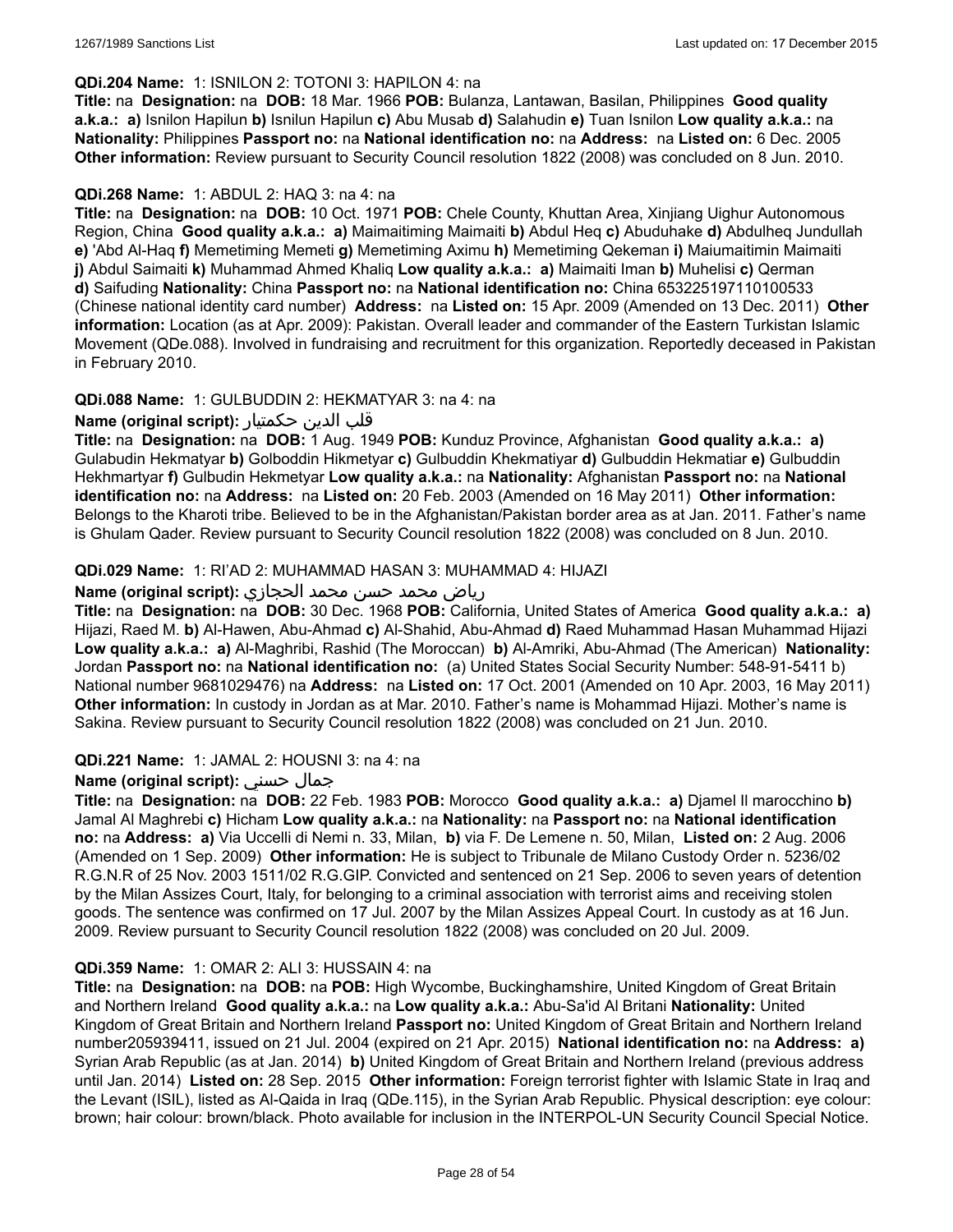**QDi.204 Name:** 1: ISNILON 2: TOTONI 3: HAPILON 4: na

**Title:** na **Designation:** na **DOB:** 18 Mar. 1966 **POB:** Bulanza, Lantawan, Basilan, Philippines **Good quality a.k.a.: a)** Isnilon Hapilun **b)** Isnilun Hapilun **c)** Abu Musab **d)** Salahudin **e)** Tuan Isnilon **Low quality a.k.a.:** na **Nationality:** Philippines **Passport no:** na **National identification no:** na **Address:** na **Listed on:** 6 Dec. 2005 **Other information:** Review pursuant to Security Council resolution 1822 (2008) was concluded on 8 Jun. 2010.

**QDi.268 Name:** 1: ABDUL 2: HAQ 3: na 4: na

**Title:** na **Designation:** na **DOB:** 10 Oct. 1971 **POB:** Chele County, Khuttan Area, Xinjiang Uighur Autonomous Region, China **Good quality a.k.a.: a)** Maimaitiming Maimaiti **b)** Abdul Heq **c)** Abuduhake **d)** Abdulheq Jundullah **e)** 'Abd Al-Haq **f)** Memetiming Memeti **g)** Memetiming Aximu **h)** Memetiming Qekeman **i)** Maiumaitimin Maimaiti **j)** Abdul Saimaiti **k)** Muhammad Ahmed Khaliq **Low quality a.k.a.: a)** Maimaiti Iman **b)** Muhelisi **c)** Qerman **d)** Saifuding **Nationality:** China **Passport no:** na **National identification no:** China 653225197110100533 (Chinese national identity card number) **Address:** na **Listed on:** 15 Apr. 2009 (Amended on 13 Dec. 2011) **Other information:** Location (as at Apr. 2009): Pakistan. Overall leader and commander of the Eastern Turkistan Islamic Movement (QDe.088). Involved in fundraising and recruitment for this organization. Reportedly deceased in Pakistan in February 2010.

**QDi.088 Name:** 1: GULBUDDIN 2: HEKMATYAR 3: na 4: na

**Name (original script):** قلب الدين حكمتيار

**Title:** na **Designation:** na **DOB:** 1 Aug. 1949 **POB:** Kunduz Province, Afghanistan **Good quality a.k.a.: a)** Gulabudin Hekmatyar **b)** Golboddin Hikmetyar **c)** Gulbuddin Khekmatiyar **d)** Gulbuddin Hekmatiar **e)** Gulbuddin Hekhmartyar **f)** Gulbudin Hekmetyar **Low quality a.k.a.:** na **Nationality:** Afghanistan **Passport no:** na **National identification no:** na **Address:** na **Listed on:** 20 Feb. 2003 (Amended on 16 May 2011) **Other information:** Belongs to the Kharoti tribe. Believed to be in the Afghanistan/Pakistan border area as at Jan. 2011. Father's name is Ghulam Qader. Review pursuant to Security Council resolution 1822 (2008) was concluded on 8 Jun. 2010.

**QDi.029 Name:** 1: RI'AD 2: MUHAMMAD HASAN 3: MUHAMMAD 4: HIJAZI

**Name (original script):** رياض محمد حسن محمد الحجازي

**Title:** na **Designation:** na **DOB:** 30 Dec. 1968 **POB:** California, United States of America **Good quality a.k.a.: a)** Hijazi, Raed M. **b)** Al-Hawen, Abu-Ahmad **c)** Al-Shahid, Abu-Ahmad **d)** Raed Muhammad Hasan Muhammad Hijazi **Low quality a.k.a.: a)** Al-Maghribi, Rashid (The Moroccan) **b)** Al-Amriki, Abu-Ahmad (The American) **Nationality:** Jordan **Passport no:** na **National identification no:** (a) United States Social Security Number: 548-91-5411 b) National number 9681029476) na **Address:** na **Listed on:** 17 Oct. 2001 (Amended on 10 Apr. 2003, 16 May 2011) **Other information:** In custody in Jordan as at Mar. 2010. Father's name is Mohammad Hijazi. Mother's name is Sakina. Review pursuant to Security Council resolution 1822 (2008) was concluded on 21 Jun. 2010.

**QDi.221 Name:** 1: JAMAL 2: HOUSNI 3: na 4: na

**Name (original script):** جمال حسني

**Title:** na **Designation:** na **DOB:** 22 Feb. 1983 **POB:** Morocco **Good quality a.k.a.: a)** Djamel Il marocchino **b)** Jamal Al Maghrebi **c)** Hicham **Low quality a.k.a.:** na **Nationality:** na **Passport no:** na **National identification no:** na **Address: a)** Via Uccelli di Nemi n. 33, Milan, **b)** via F. De Lemene n. 50, Milan, **Listed on:** 2 Aug. 2006 (Amended on 1 Sep. 2009) **Other information:** He is subject to Tribunale de Milano Custody Order n. 5236/02 R.G.N.R of 25 Nov. 2003 1511/02 R.G.GIP. Convicted and sentenced on 21 Sep. 2006 to seven years of detention by the Milan Assizes Court, Italy, for belonging to a criminal association with terrorist aims and receiving stolen goods. The sentence was confirmed on 17 Jul. 2007 by the Milan Assizes Appeal Court. In custody as at 16 Jun. 2009. Review pursuant to Security Council resolution 1822 (2008) was concluded on 20 Jul. 2009.

**QDi.359 Name:** 1: OMAR 2: ALI 3: HUSSAIN 4: na

**Title:** na **Designation:** na **DOB:** na **POB:** High Wycombe, Buckinghamshire, United Kingdom of Great Britain and Northern Ireland **Good quality a.k.a.:** na **Low quality a.k.a.:** Abu-Sa'id Al Britani **Nationality:** United Kingdom of Great Britain and Northern Ireland **Passport no:** United Kingdom of Great Britain and Northern Ireland number205939411, issued on 21 Jul. 2004 (expired on 21 Apr. 2015) **National identification no:** na **Address: a)** Syrian Arab Republic (as at Jan. 2014) **b)** United Kingdom of Great Britain and Northern Ireland (previous address until Jan. 2014) **Listed on:** 28 Sep. 2015 **Other information:** Foreign terrorist fighter with Islamic State in Iraq and the Levant (ISIL), listed as Al-Qaida in Iraq (QDe.115), in the Syrian Arab Republic. Physical description: eye colour: brown; hair colour: brown/black. Photo available for inclusion in the INTERPOL-UN Security Council Special Notice.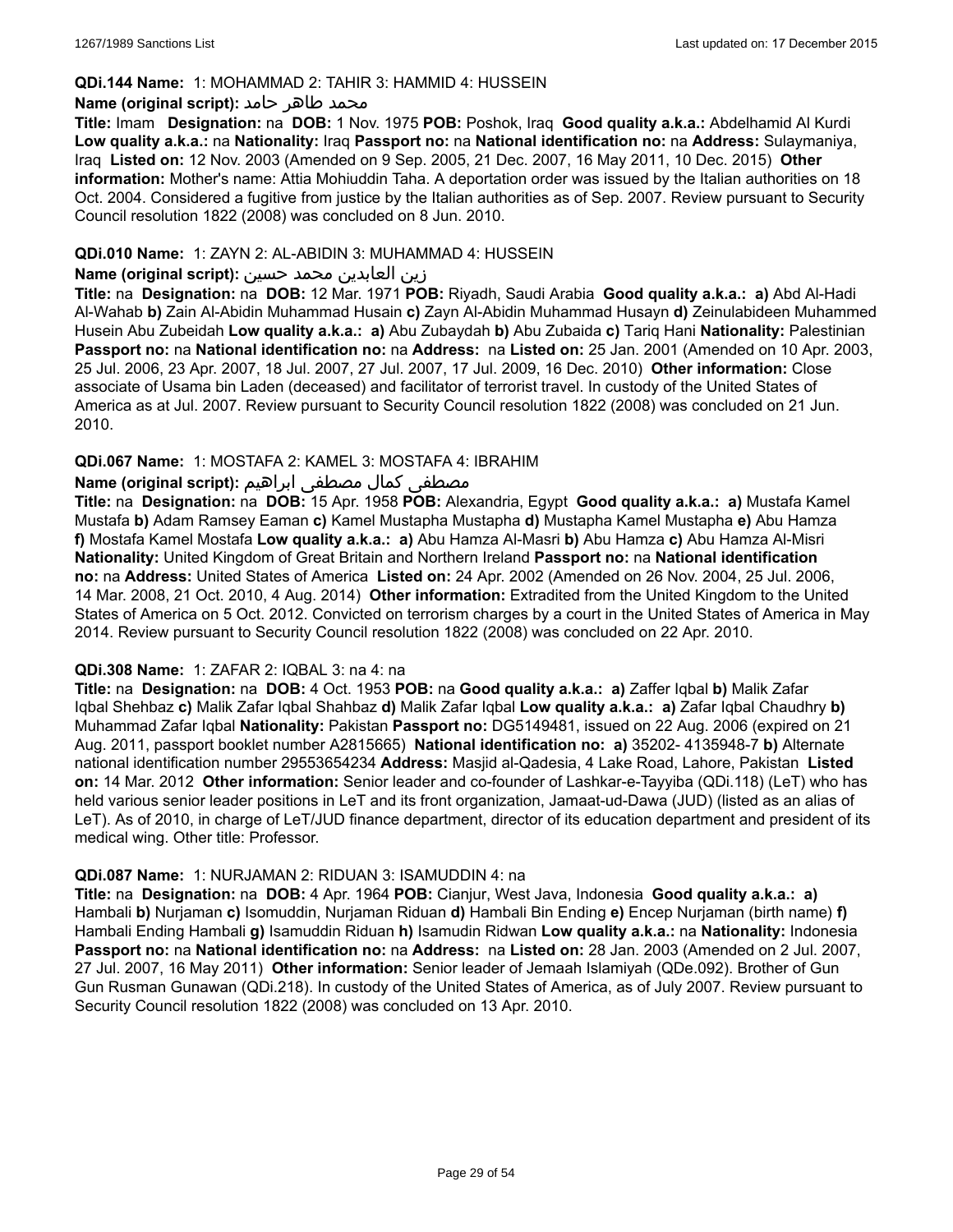**QDi.144 Name:** 1: MOHAMMAD 2: TAHIR 3: HAMMID 4: HUSSEIN

**Name (original script):** محمد طاهر حامد

**Title:** Imam **Designation:** na **DOB:** 1 Nov. 1975 **POB:** Poshok, Iraq **Good quality a.k.a.:** Abdelhamid Al Kurdi **Low quality a.k.a.:** na **Nationality:** Iraq **Passport no:** na **National identification no:** na **Address:** Sulaymaniya, Iraq **Listed on:** 12 Nov. 2003 (Amended on 9 Sep. 2005, 21 Dec. 2007, 16 May 2011, 10 Dec. 2015) **Other information:** Mother's name: Attia Mohiuddin Taha. A deportation order was issued by the Italian authorities on 18 Oct. 2004. Considered a fugitive from justice by the Italian authorities as of Sep. 2007. Review pursuant to Security Council resolution 1822 (2008) was concluded on 8 Jun. 2010.

**QDi.010 Name:** 1: ZAYN 2: AL-ABIDIN 3: MUHAMMAD 4: HUSSEIN

**Name (original script):** زين العابدين محمد حسين

**Title:** na **Designation:** na **DOB:** 12 Mar. 1971 **POB:** Riyadh, Saudi Arabia **Good quality a.k.a.:** **a)** Abd Al-Hadi Al-Wahab **b)** Zain Al-Abidin Muhammad Husain **c)** Zayn Al-Abidin Muhammad Husayn **d)** Zeinulabideen Muhammed Husein Abu Zubeidah **Low quality a.k.a.:** **a)** Abu Zubaydah **b)** Abu Zubaida **c)** Tariq Hani **Nationality:** Palestinian **Passport no:** na **National identification no:** na **Address:** na **Listed on:** 25 Jan. 2001 (Amended on 10 Apr. 2003, 25 Jul. 2006, 23 Apr. 2007, 18 Jul. 2007, 27 Jul. 2007, 17 Jul. 2009, 16 Dec. 2010) **Other information:** Close associate of Usama bin Laden (deceased) and facilitator of terrorist travel. In custody of the United States of America as at Jul. 2007. Review pursuant to Security Council resolution 1822 (2008) was concluded on 21 Jun. 2010.

**QDi.067 Name:** 1: MOSTAFA 2: KAMEL 3: MOSTAFA 4: IBRAHIM

**Name (original script):** مصطفى كمال مصطفى ابراهيم

**Title:** na **Designation:** na **DOB:** 15 Apr. 1958 **POB:** Alexandria, Egypt **Good quality a.k.a.:** **a)** Mustafa Kamel Mustafa **b)** Adam Ramsey Eaman **c)** Kamel Mustapha Mustapha **d)** Mustapha Kamel Mustapha **e)** Abu Hamza **f)** Mostafa Kamel Mostafa **Low quality a.k.a.:** **a)** Abu Hamza Al-Masri **b)** Abu Hamza **c)** Abu Hamza Al-Misri **Nationality:** United Kingdom of Great Britain and Northern Ireland **Passport no:** na **National identification no:** na **Address:** United States of America **Listed on:** 24 Apr. 2002 (Amended on 26 Nov. 2004, 25 Jul. 2006, 14 Mar. 2008, 21 Oct. 2010, 4 Aug. 2014) **Other information:** Extradited from the United Kingdom to the United States of America on 5 Oct. 2012. Convicted on terrorism charges by a court in the United States of America in May 2014. Review pursuant to Security Council resolution 1822 (2008) was concluded on 22 Apr. 2010.

**QDi.308 Name:** 1: ZAFAR 2: IQBAL 3: na 4: na

**Title:** na **Designation:** na **DOB:** 4 Oct. 1953 **POB:** na **Good quality a.k.a.:** **a)** Zaffer Iqbal **b)** Malik Zafar Iqbal Shehbaz **c)** Malik Zafar Iqbal Shahbaz **d)** Malik Zafar Iqbal **Low quality a.k.a.:** **a)** Zafar Iqbal Chaudhry **b)** Muhammad Zafar Iqbal **Nationality:** Pakistan **Passport no:** DG5149481, issued on 22 Aug. 2006 (expired on 21 Aug. 2011, passport booklet number A2815665) **National identification no:** **a)** 35202- 4135948-7 **b)** Alternate national identification number 29553654234 **Address:** Masjid al-Qadesia, 4 Lake Road, Lahore, Pakistan **Listed on:** 14 Mar. 2012 **Other information:** Senior leader and co-founder of Lashkar-e-Tayyiba (QDi.118) (LeT) who has held various senior leader positions in LeT and its front organization, Jamaat-ud-Dawa (JUD) (listed as an alias of LeT). As of 2010, in charge of LeT/JUD finance department, director of its education department and president of its medical wing. Other title: Professor.

**QDi.087 Name:** 1: NURJAMAN 2: RIDUAN 3: ISAMUDDIN 4: na

**Title:** na **Designation:** na **DOB:** 4 Apr. 1964 **POB:** Cianjur, West Java, Indonesia **Good quality a.k.a.:** **a)** Hambali **b)** Nurjaman **c)** Isomuddin, Nurjaman Riduan **d)** Hambali Bin Ending **e)** Encep Nurjaman (birth name) **f)** Hambali Ending Hambali **g)** Isamuddin Riduan **h)** Isamudin Ridwan **Low quality a.k.a.:** na **Nationality:** Indonesia **Passport no:** na **National identification no:** na **Address:** na **Listed on:** 28 Jan. 2003 (Amended on 2 Jul. 2007, 27 Jul. 2007, 16 May 2011) **Other information:** Senior leader of Jemaah Islamiyah (QDe.092). Brother of Gun Gun Rusman Gunawan (QDi.218). In custody of the United States of America, as of July 2007. Review pursuant to Security Council resolution 1822 (2008) was concluded on 13 Apr. 2010.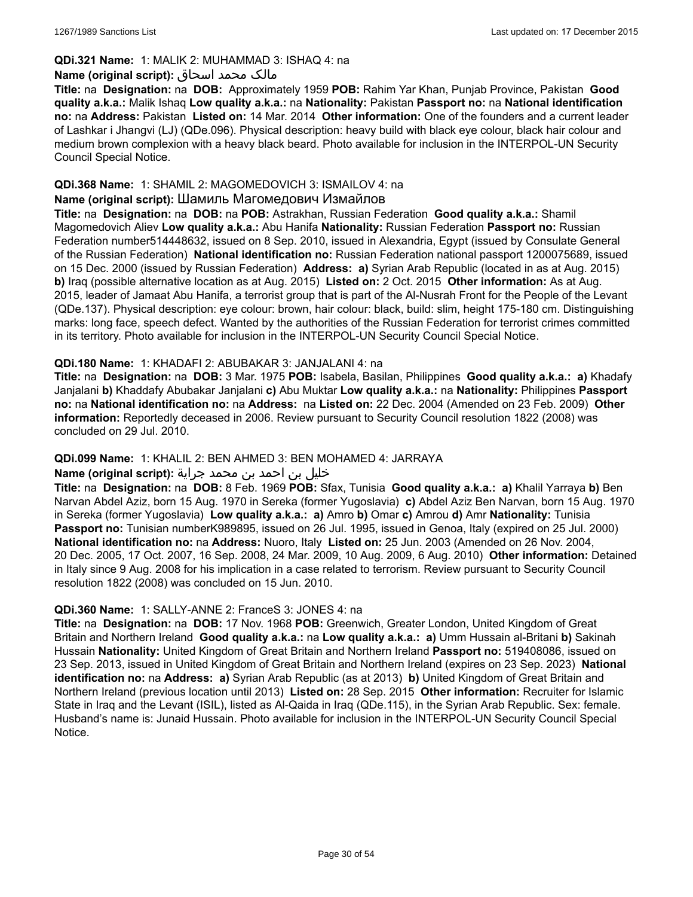**QDi.321 Name:** 1: MALIK 2: MUHAMMAD 3: ISHAQ 4: na

**Name (original script):** مالک محمد اسحاق

**Title:** na **Designation:** na **DOB:** Approximately 1959 **POB:** Rahim Yar Khan, Punjab Province, Pakistan **Good quality a.k.a.:** Malik Ishaq **Low quality a.k.a.:** na **Nationality:** Pakistan **Passport no:** na **National identification no:** na **Address:** Pakistan **Listed on:** 14 Mar. 2014 **Other information:** One of the founders and a current leader of Lashkar i Jhangvi (LJ) (QDe.096). Physical description: heavy build with black eye colour, black hair colour and medium brown complexion with a heavy black beard. Photo available for inclusion in the INTERPOL-UN Security Council Special Notice.

**QDi.368 Name:** 1: SHAMIL 2: MAGOMEDOVICH 3: ISMAILOV 4: na

**Name (original script):** Шамиль Магомедович Измайлов

**Title:** na **Designation:** na **DOB:** na **POB:** Astrakhan, Russian Federation **Good quality a.k.a.:** Shamil Magomedovich Aliev **Low quality a.k.a.:** Abu Hanifa **Nationality:** Russian Federation **Passport no:** Russian Federation number514448632, issued on 8 Sep. 2010, issued in Alexandria, Egypt (issued by Consulate General of the Russian Federation) **National identification no:** Russian Federation national passport 1200075689, issued on 15 Dec. 2000 (issued by Russian Federation) **Address:** **a)** Syrian Arab Republic (located in as at Aug. 2015) **b)** Iraq (possible alternative location as at Aug. 2015) **Listed on:** 2 Oct. 2015 **Other information:** As at Aug. 2015, leader of Jamaat Abu Hanifa, a terrorist group that is part of the Al-Nusrah Front for the People of the Levant (QDe.137). Physical description: eye colour: brown, hair colour: black, build: slim, height 175-180 cm. Distinguishing marks: long face, speech defect. Wanted by the authorities of the Russian Federation for terrorist crimes committed in its territory. Photo available for inclusion in the INTERPOL-UN Security Council Special Notice.

**QDi.180 Name:** 1: KHADAFI 2: ABUBAKAR 3: JANJALANI 4: na

**Title:** na **Designation:** na **DOB:** 3 Mar. 1975 **POB:** Isabela, Basilan, Philippines **Good quality a.k.a.:** **a)** Khadafy Janjalani **b)** Khaddafy Abubakar Janjalani **c)** Abu Muktar **Low quality a.k.a.:** na **Nationality:** Philippines **Passport no:** na **National identification no:** na **Address:** na **Listed on:** 22 Dec. 2004 (Amended on 23 Feb. 2009) **Other information:** Reportedly deceased in 2006. Review pursuant to Security Council resolution 1822 (2008) was concluded on 29 Jul. 2010.

**QDi.099 Name:** 1: KHALIL 2: BEN AHMED 3: BEN MOHAMED 4: JARRAYA

**Name (original script):** خليل بن احمد بن محمد جراية

**Title:** na **Designation:** na **DOB:** 8 Feb. 1969 **POB:** Sfax, Tunisia **Good quality a.k.a.:** **a)** Khalil Yarraya **b)** Ben Narvan Abdel Aziz, born 15 Aug. 1970 in Sereka (former Yugoslavia) **c)** Abdel Aziz Ben Narvan, born 15 Aug. 1970 in Sereka (former Yugoslavia) **Low quality a.k.a.:** **a)** Amro **b)** Omar **c)** Amrou **d)** Amr **Nationality:** Tunisia **Passport no:** Tunisian numberK989895, issued on 26 Jul. 1995, issued in Genoa, Italy (expired on 25 Jul. 2000) **National identification no:** na **Address:** Nuoro, Italy **Listed on:** 25 Jun. 2003 (Amended on 26 Nov. 2004, 20 Dec. 2005, 17 Oct. 2007, 16 Sep. 2008, 24 Mar. 2009, 10 Aug. 2009, 6 Aug. 2010) **Other information:** Detained in Italy since 9 Aug. 2008 for his implication in a case related to terrorism. Review pursuant to Security Council resolution 1822 (2008) was concluded on 15 Jun. 2010.

**QDi.360 Name:** 1: SALLY-ANNE 2: FranceS 3: JONES 4: na

**Title:** na **Designation:** na **DOB:** 17 Nov. 1968 **POB:** Greenwich, Greater London, United Kingdom of Great Britain and Northern Ireland **Good quality a.k.a.:** na **Low quality a.k.a.:** **a)** Umm Hussain al-Britani **b)** Sakinah Hussain **Nationality:** United Kingdom of Great Britain and Northern Ireland **Passport no:** 519408086, issued on 23 Sep. 2013, issued in United Kingdom of Great Britain and Northern Ireland (expires on 23 Sep. 2023) **National identification no:** na **Address:** **a)** Syrian Arab Republic (as at 2013) **b)** United Kingdom of Great Britain and Northern Ireland (previous location until 2013) **Listed on:** 28 Sep. 2015 **Other information:** Recruiter for Islamic State in Iraq and the Levant (ISIL), listed as Al-Qaida in Iraq (QDe.115), in the Syrian Arab Republic. Sex: female. Husband's name is: Junaid Hussain. Photo available for inclusion in the INTERPOL-UN Security Council Special Notice.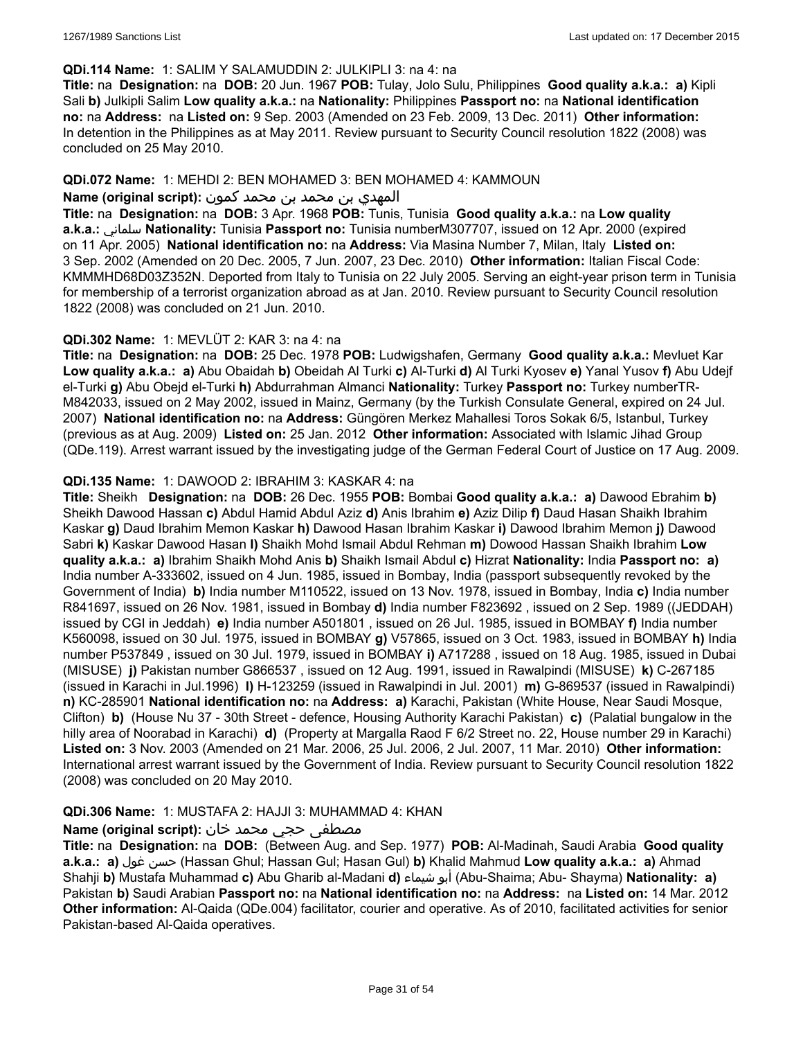**QDi.114 Name:** 1: SALIM Y SALAMUDDIN 2: JULKIPLI 3: na 4: na

**Title:** na **Designation:** na **DOB:** 20 Jun. 1967 **POB:** Tulay, Jolo Sulu, Philippines **Good quality a.k.a.:** **a)** Kipli Sali **b)** Julkipli Salim **Low quality a.k.a.:** na **Nationality:** Philippines **Passport no:** na **National identification no:** na **Address:** na **Listed on:** 9 Sep. 2003 (Amended on 23 Feb. 2009, 13 Dec. 2011) **Other information:** In detention in the Philippines as at May 2011. Review pursuant to Security Council resolution 1822 (2008) was concluded on 25 May 2010.

**QDi.072 Name:** 1: MEHDI 2: BEN MOHAMED 3: BEN MOHAMED 4: KAMMOUN

**Name (original script):** المهدي بن محمد بن محمد كمون

**Title:** na **Designation:** na **DOB:** 3 Apr. 1968 **POB:** Tunis, Tunisia **Good quality a.k.a.:** na **Low quality a.k.a.:** سلماني **Nationality:** Tunisia **Passport no:** Tunisia numberM307707, issued on 12 Apr. 2000 (expired on 11 Apr. 2005) **National identification no:** na **Address:** Via Masina Number 7, Milan, Italy **Listed on:** 3 Sep. 2002 (Amended on 20 Dec. 2005, 7 Jun. 2007, 23 Dec. 2010) **Other information:** Italian Fiscal Code: KMMMHD68D03Z352N. Deported from Italy to Tunisia on 22 July 2005. Serving an eight-year prison term in Tunisia for membership of a terrorist organization abroad as at Jan. 2010. Review pursuant to Security Council resolution 1822 (2008) was concluded on 21 Jun. 2010.

**QDi.302 Name:** 1: MEVLÜT 2: KAR 3: na 4: na

**Title:** na **Designation:** na **DOB:** 25 Dec. 1978 **POB:** Ludwigshafen, Germany **Good quality a.k.a.:** Mevluet Kar **Low quality a.k.a.:** **a)** Abu Obaidah **b)** Obeidah Al Turki **c)** Al-Turki **d)** Al Turki Kyosev **e)** Yanal Yusov **f)** Abu Udejf el-Turki **g)** Abu Obejd el-Turki **h)** Abdurrahman Almanci **Nationality:** Turkey **Passport no:** Turkey numberTR-M842033, issued on 2 May 2002, issued in Mainz, Germany (by the Turkish Consulate General, expired on 24 Jul. 2007) **National identification no:** na **Address:** Güngören Merkez Mahallesi Toros Sokak 6/5, Istanbul, Turkey (previous as at Aug. 2009) **Listed on:** 25 Jan. 2012 **Other information:** Associated with Islamic Jihad Group (QDe.119). Arrest warrant issued by the investigating judge of the German Federal Court of Justice on 17 Aug. 2009.

**QDi.135 Name:** 1: DAWOOD 2: IBRAHIM 3: KASKAR 4: na

**Title:** Sheikh **Designation:** na **DOB:** 26 Dec. 1955 **POB:** Bombai **Good quality a.k.a.:** **a)** Dawood Ebrahim **b)** Sheikh Dawood Hassan **c)** Abdul Hamid Abdul Aziz **d)** Anis Ibrahim **e)** Aziz Dilip **f)** Daud Hasan Shaikh Ibrahim Kaskar **g)** Daud Ibrahim Memon Kaskar **h)** Dawood Hasan Ibrahim Kaskar **i)** Dawood Ibrahim Memon **j)** Dawood Sabri **k)** Kaskar Dawood Hasan **l)** Shaikh Mohd Ismail Abdul Rehman **m)** Dowood Hassan Shaikh Ibrahim **Low quality a.k.a.:** **a)** Ibrahim Shaikh Mohd Anis **b)** Shaikh Ismail Abdul **c)** Hizrat **Nationality:** India **Passport no:** **a)** India number A-333602, issued on 4 Jun. 1985, issued in Bombay, India (passport subsequently revoked by the Government of India) **b)** India number M110522, issued on 13 Nov. 1978, issued in Bombay, India **c)** India number R841697, issued on 26 Nov. 1981, issued in Bombay **d)** India number F823692 , issued on 2 Sep. 1989 ((JEDDAH) issued by CGI in Jeddah) **e)** India number A501801 , issued on 26 Jul. 1985, issued in BOMBAY **f)** India number K560098, issued on 30 Jul. 1975, issued in BOMBAY **g)** V57865, issued on 3 Oct. 1983, issued in BOMBAY **h)** India number P537849 , issued on 30 Jul. 1979, issued in BOMBAY **i)** A717288 , issued on 18 Aug. 1985, issued in Dubai (MISUSE) **j)** Pakistan number G866537 , issued on 12 Aug. 1991, issued in Rawalpindi (MISUSE) **k)** C-267185 (issued in Karachi in Jul.1996) **l)** H-123259 (issued in Rawalpindi in Jul. 2001) **m)** G-869537 (issued in Rawalpindi) **n)** KC-285901 **National identification no:** na **Address:** **a)** Karachi, Pakistan (White House, Near Saudi Mosque, Clifton) **b)** (House Nu 37 - 30th Street - defence, Housing Authority Karachi Pakistan) **c)** (Palatial bungalow in the hilly area of Noorabad in Karachi) **d)** (Property at Margalla Raod F 6/2 Street no. 22, House number 29 in Karachi) **Listed on:** 3 Nov. 2003 (Amended on 21 Mar. 2006, 25 Jul. 2006, 2 Jul. 2007, 11 Mar. 2010) **Other information:** International arrest warrant issued by the Government of India. Review pursuant to Security Council resolution 1822 (2008) was concluded on 20 May 2010.

**QDi.306 Name:** 1: MUSTAFA 2: HAJJI 3: MUHAMMAD 4: KHAN

**Name (original script):** مصطفى حجي محمد خان

**Title:** na **Designation:** na **DOB:** (Between Aug. and Sep. 1977) **POB:** Al-Madinah, Saudi Arabia **Good quality a.k.a.:** **a)** حسن غول (Hassan Ghul; Hassan Gul; Hasan Gul) **b)** Khalid Mahmud **Low quality a.k.a.:** **a)** Ahmad Shahji **b)** Mustafa Muhammad **c)** Abu Gharib al-Madani **d)** أبو شيماء (Abu-Shaima; Abu- Shayma) **Nationality:** **a)** Pakistan **b)** Saudi Arabian **Passport no:** na **National identification no:** na **Address:** na **Listed on:** 14 Mar. 2012 **Other information:** Al-Qaida (QDe.004) facilitator, courier and operative. As of 2010, facilitated activities for senior Pakistan-based Al-Qaida operatives.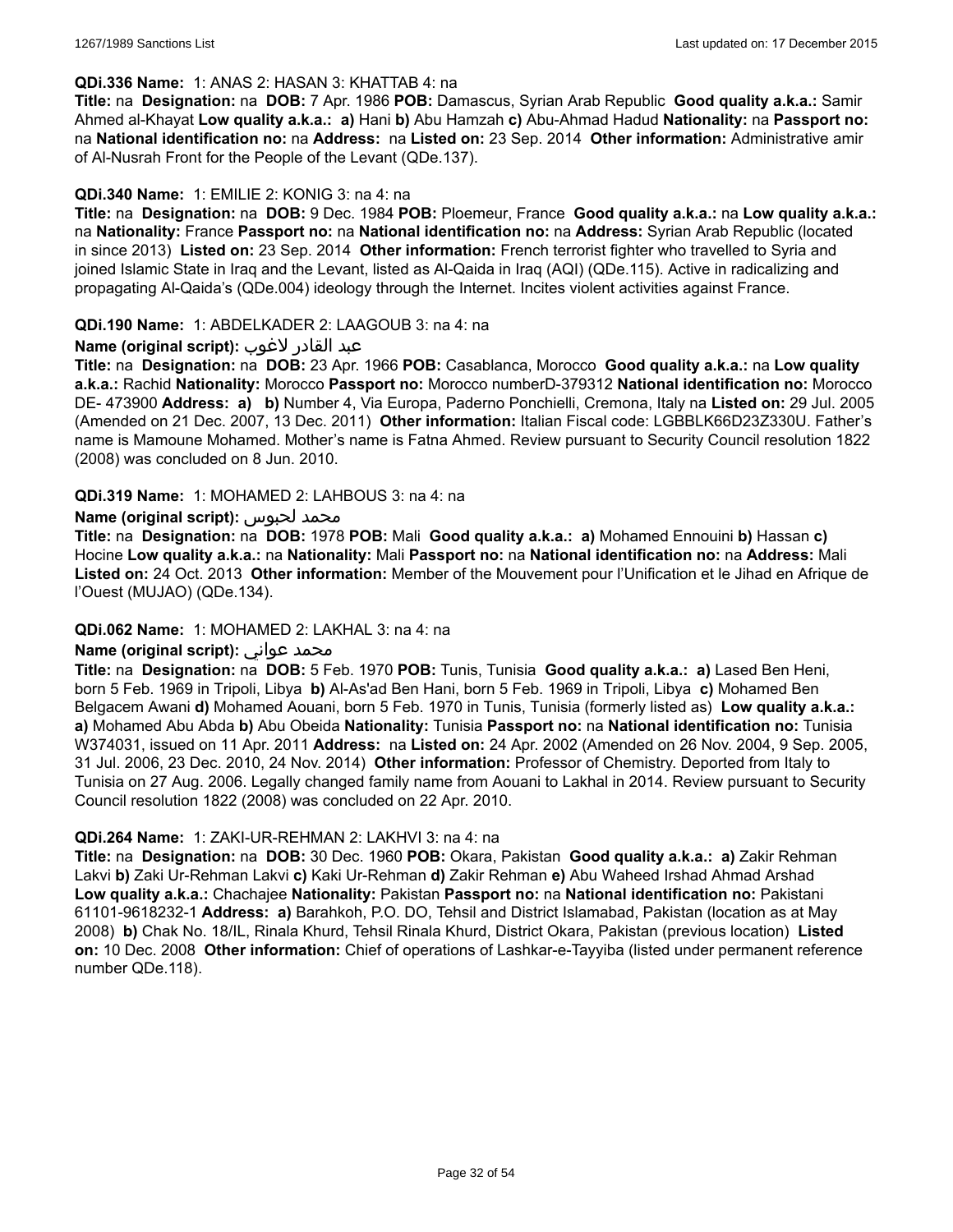**QDi.336 Name:** 1: ANAS 2: HASAN 3: KHATTAB 4: na

**Title:** na **Designation:** na **DOB:** 7 Apr. 1986 **POB:** Damascus, Syrian Arab Republic **Good quality a.k.a.:** Samir Ahmed al-Khayat **Low quality a.k.a.:** **a)** Hani **b)** Abu Hamzah **c)** Abu-Ahmad Hadud **Nationality:** na **Passport no:** na **National identification no:** na **Address:** na **Listed on:** 23 Sep. 2014 **Other information:** Administrative amir of Al-Nusrah Front for the People of the Levant (QDe.137).

**QDi.340 Name:** 1: EMILIE 2: KONIG 3: na 4: na

**Title:** na **Designation:** na **DOB:** 9 Dec. 1984 **POB:** Ploemeur, France **Good quality a.k.a.:** na **Low quality a.k.a.:** na **Nationality:** France **Passport no:** na **National identification no:** na **Address:** Syrian Arab Republic (located in since 2013) **Listed on:** 23 Sep. 2014 **Other information:** French terrorist fighter who travelled to Syria and joined Islamic State in Iraq and the Levant, listed as Al-Qaida in Iraq (AQI) (QDe.115). Active in radicalizing and propagating Al-Qaida's (QDe.004) ideology through the Internet. Incites violent activities against France.

**QDi.190 Name:** 1: ABDELKADER 2: LAAGOUB 3: na 4: na

**Name (original script):** عبد القادر لاغوب

**Title:** na **Designation:** na **DOB:** 23 Apr. 1966 **POB:** Casablanca, Morocco **Good quality a.k.a.:** na **Low quality a.k.a.:** Rachid **Nationality:** Morocco **Passport no:** Morocco numberD-379312 **National identification no:** Morocco DE- 473900 **Address:** **a)** **b)** Number 4, Via Europa, Paderno Ponchielli, Cremona, Italy na **Listed on:** 29 Jul. 2005 (Amended on 21 Dec. 2007, 13 Dec. 2011) **Other information:** Italian Fiscal code: LGBBLK66D23Z330U. Father's name is Mamoune Mohamed. Mother's name is Fatna Ahmed. Review pursuant to Security Council resolution 1822 (2008) was concluded on 8 Jun. 2010.

**QDi.319 Name:** 1: MOHAMED 2: LAHBOUS 3: na 4: na

**Name (original script):** محمد لحبوس

**Title:** na **Designation:** na **DOB:** 1978 **POB:** Mali **Good quality a.k.a.:** **a)** Mohamed Ennouini **b)** Hassan **c)** Hocine **Low quality a.k.a.:** na **Nationality:** Mali **Passport no:** na **National identification no:** na **Address:** Mali **Listed on:** 24 Oct. 2013 **Other information:** Member of the Mouvement pour l'Unification et le Jihad en Afrique de l'Ouest (MUJAO) (QDe.134).

**QDi.062 Name:** 1: MOHAMED 2: LAKHAL 3: na 4: na

**Name (original script):** محمد عواني

**Title:** na **Designation:** na **DOB:** 5 Feb. 1970 **POB:** Tunis, Tunisia **Good quality a.k.a.:** **a)** Lased Ben Heni, born 5 Feb. 1969 in Tripoli, Libya **b)** Al-As'ad Ben Hani, born 5 Feb. 1969 in Tripoli, Libya **c)** Mohamed Ben Belgacem Awani **d)** Mohamed Aouani, born 5 Feb. 1970 in Tunis, Tunisia (formerly listed as) **Low quality a.k.a.:** **a)** Mohamed Abu Abda **b)** Abu Obeida **Nationality:** Tunisia **Passport no:** na **National identification no:** Tunisia W374031, issued on 11 Apr. 2011 **Address:** na **Listed on:** 24 Apr. 2002 (Amended on 26 Nov. 2004, 9 Sep. 2005, 31 Jul. 2006, 23 Dec. 2010, 24 Nov. 2014) **Other information:** Professor of Chemistry. Deported from Italy to Tunisia on 27 Aug. 2006. Legally changed family name from Aouani to Lakhal in 2014. Review pursuant to Security Council resolution 1822 (2008) was concluded on 22 Apr. 2010.

**QDi.264 Name:** 1: ZAKI-UR-REHMAN 2: LAKHVI 3: na 4: na

**Title:** na **Designation:** na **DOB:** 30 Dec. 1960 **POB:** Okara, Pakistan **Good quality a.k.a.:** **a)** Zakir Rehman Lakvi **b)** Zaki Ur-Rehman Lakvi **c)** Kaki Ur-Rehman **d)** Zakir Rehman **e)** Abu Waheed Irshad Ahmad Arshad **Low quality a.k.a.:** Chachajee **Nationality:** Pakistan **Passport no:** na **National identification no:** Pakistani 61101-9618232-1 **Address:** **a)** Barahkoh, P.O. DO, Tehsil and District Islamabad, Pakistan (location as at May 2008) **b)** Chak No. 18/IL, Rinala Khurd, Tehsil Rinala Khurd, District Okara, Pakistan (previous location) **Listed on:** 10 Dec. 2008 **Other information:** Chief of operations of Lashkar-e-Tayyiba (listed under permanent reference number QDe.118).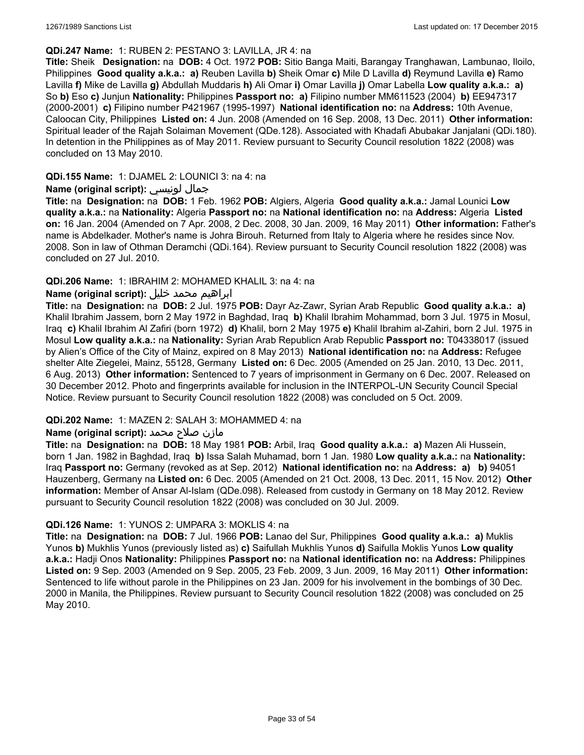**QDi.247 Name:** 1: RUBEN 2: PESTANO 3: LAVILLA, JR 4: na

**Title:** Sheik **Designation:** na **DOB:** 4 Oct. 1972 **POB:** Sitio Banga Maiti, Barangay Tranghawan, Lambunao, Iloilo, Philippines **Good quality a.k.a.: a)** Reuben Lavilla **b)** Sheik Omar **c)** Mile D Lavilla **d)** Reymund Lavilla **e)** Ramo Lavilla **f)** Mike de Lavilla **g)** Abdullah Muddaris **h)** Ali Omar **i)** Omar Lavilla **j)** Omar Labella **Low quality a.k.a.: a)** So **b)** Eso **c)** Junjun **Nationality:** Philippines **Passport no: a)** Filipino number MM611523 (2004) **b)** EE947317 (2000-2001) **c)** Filipino number P421967 (1995-1997) **National identification no:** na **Address:** 10th Avenue, Caloocan City, Philippines **Listed on:** 4 Jun. 2008 (Amended on 16 Sep. 2008, 13 Dec. 2011) **Other information:** Spiritual leader of the Rajah Solaiman Movement (QDe.128). Associated with Khadafi Abubakar Janjalani (QDi.180). In detention in the Philippines as of May 2011. Review pursuant to Security Council resolution 1822 (2008) was concluded on 13 May 2010.

**QDi.155 Name:** 1: DJAMEL 2: LOUNICI 3: na 4: na

**Name (original script):** جمال لونيسي

**Title:** na **Designation:** na **DOB:** 1 Feb. 1962 **POB:** Algiers, Algeria **Good quality a.k.a.:** Jamal Lounici **Low quality a.k.a.:** na **Nationality:** Algeria **Passport no:** na **National identification no:** na **Address:** Algeria **Listed on:** 16 Jan. 2004 (Amended on 7 Apr. 2008, 2 Dec. 2008, 30 Jan. 2009, 16 May 2011) **Other information:** Father's name is Abdelkader. Mother's name is Johra Birouh. Returned from Italy to Algeria where he resides since Nov. 2008. Son in law of Othman Deramchi (QDi.164). Review pursuant to Security Council resolution 1822 (2008) was concluded on 27 Jul. 2010.

**QDi.206 Name:** 1: IBRAHIM 2: MOHAMED KHALIL 3: na 4: na

**Name (original script):** ابراهيم محمد خليل

**Title:** na **Designation:** na **DOB:** 2 Jul. 1975 **POB:** Dayr Az-Zawr, Syrian Arab Republic **Good quality a.k.a.: a)** Khalil Ibrahim Jassem, born 2 May 1972 in Baghdad, Iraq **b)** Khalil Ibrahim Mohammad, born 3 Jul. 1975 in Mosul, Iraq **c)** Khalil Ibrahim Al Zafiri (born 1972) **d)** Khalil, born 2 May 1975 **e)** Khalil Ibrahim al-Zahiri, born 2 Jul. 1975 in Mosul **Low quality a.k.a.:** na **Nationality:** Syrian Arab Republicn Arab Republic **Passport no:** T04338017 (issued by Alien's Office of the City of Mainz, expired on 8 May 2013) **National identification no:** na **Address:** Refugee shelter Alte Ziegelei, Mainz, 55128, Germany **Listed on:** 6 Dec. 2005 (Amended on 25 Jan. 2010, 13 Dec. 2011, 6 Aug. 2013) **Other information:** Sentenced to 7 years of imprisonment in Germany on 6 Dec. 2007. Released on 30 December 2012. Photo and fingerprints available for inclusion in the INTERPOL-UN Security Council Special Notice. Review pursuant to Security Council resolution 1822 (2008) was concluded on 5 Oct. 2009.

**QDi.202 Name:** 1: MAZEN 2: SALAH 3: MOHAMMED 4: na

**Name (original script):** مازن صلاح محمد

**Title:** na **Designation:** na **DOB:** 18 May 1981 **POB:** Arbil, Iraq **Good quality a.k.a.: a)** Mazen Ali Hussein, born 1 Jan. 1982 in Baghdad, Iraq **b)** Issa Salah Muhamad, born 1 Jan. 1980 **Low quality a.k.a.:** na **Nationality:** Iraq **Passport no:** Germany (revoked as at Sep. 2012) **National identification no:** na **Address: a) b)** 94051 Hauzenberg, Germany na **Listed on:** 6 Dec. 2005 (Amended on 21 Oct. 2008, 13 Dec. 2011, 15 Nov. 2012) **Other information:** Member of Ansar Al-Islam (QDe.098). Released from custody in Germany on 18 May 2012. Review pursuant to Security Council resolution 1822 (2008) was concluded on 30 Jul. 2009.

**QDi.126 Name:** 1: YUNOS 2: UMPARA 3: MOKLIS 4: na

**Title:** na **Designation:** na **DOB:** 7 Jul. 1966 **POB:** Lanao del Sur, Philippines **Good quality a.k.a.: a)** Muklis Yunos **b)** Mukhlis Yunos (previously listed as) **c)** Saifullah Mukhlis Yunos **d)** Saifulla Moklis Yunos **Low quality a.k.a.:** Hadji Onos **Nationality:** Philippines **Passport no:** na **National identification no:** na **Address:** Philippines **Listed on:** 9 Sep. 2003 (Amended on 9 Sep. 2005, 23 Feb. 2009, 3 Jun. 2009, 16 May 2011) **Other information:** Sentenced to life without parole in the Philippines on 23 Jan. 2009 for his involvement in the bombings of 30 Dec. 2000 in Manila, the Philippines. Review pursuant to Security Council resolution 1822 (2008) was concluded on 25 May 2010.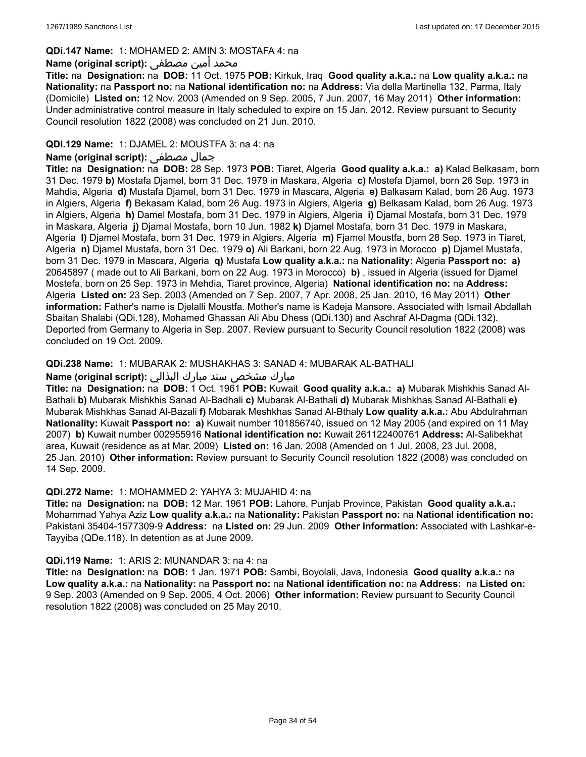**QDi.147 Name:** 1: MOHAMED 2: AMIN 3: MOSTAFA 4: na

**Name (original script):** محمد أمين مصطفى

**Title:** na **Designation:** na **DOB:** 11 Oct. 1975 **POB:** Kirkuk, Iraq **Good quality a.k.a.:** na **Low quality a.k.a.:** na **Nationality:** na **Passport no:** na **National identification no:** na **Address:** Via della Martinella 132, Parma, Italy (Domicile) **Listed on:** 12 Nov. 2003 (Amended on 9 Sep. 2005, 7 Jun. 2007, 16 May 2011) **Other information:** Under administrative control measure in Italy scheduled to expire on 15 Jan. 2012. Review pursuant to Security Council resolution 1822 (2008) was concluded on 21 Jun. 2010.

**QDi.129 Name:** 1: DJAMEL 2: MOUSTFA 3: na 4: na

**Name (original script):** جمال مصطفى

**Title:** na **Designation:** na **DOB:** 28 Sep. 1973 **POB:** Tiaret, Algeria **Good quality a.k.a.:** **a)** Kalad Belkasam, born 31 Dec. 1979 **b)** Mostafa Djamel, born 31 Dec. 1979 in Maskara, Algeria **c)** Mostefa Djamel, born 26 Sep. 1973 in Mahdia, Algeria **d)** Mustafa Djamel, born 31 Dec. 1979 in Mascara, Algeria **e)** Balkasam Kalad, born 26 Aug. 1973 in Algiers, Algeria **f)** Bekasam Kalad, born 26 Aug. 1973 in Algiers, Algeria **g)** Belkasam Kalad, born 26 Aug. 1973 in Algiers, Algeria **h)** Damel Mostafa, born 31 Dec. 1979 in Algiers, Algeria **i)** Djamal Mostafa, born 31 Dec. 1979 in Maskara, Algeria **j)** Djamal Mostafa, born 10 Jun. 1982 **k)** Djamel Mostafa, born 31 Dec. 1979 in Maskara, Algeria **l)** Djamel Mostafa, born 31 Dec. 1979 in Algiers, Algeria **m)** Fjamel Moustfa, born 28 Sep. 1973 in Tiaret, Algeria **n)** Djamel Mustafa, born 31 Dec. 1979 **o)** Ali Barkani, born 22 Aug. 1973 in Morocco **p)** Djamel Mustafa, born 31 Dec. 1979 in Mascara, Algeria **q)** Mustafa **Low quality a.k.a.:** na **Nationality:** Algeria **Passport no:** **a)** 20645897 ( made out to Ali Barkani, born on 22 Aug. 1973 in Morocco) **b)** , issued in Algeria (issued for Djamel Mostefa, born on 25 Sep. 1973 in Mehdia, Tiaret province, Algeria) **National identification no:** na **Address:** Algeria **Listed on:** 23 Sep. 2003 (Amended on 7 Sep. 2007, 7 Apr. 2008, 25 Jan. 2010, 16 May 2011) **Other information:** Father's name is Djelalli Moustfa. Mother's name is Kadeja Mansore. Associated with Ismail Abdallah Sbaitan Shalabi (QDi.128), Mohamed Ghassan Ali Abu Dhess (QDi.130) and Aschraf Al-Dagma (QDi.132). Deported from Germany to Algeria in Sep. 2007. Review pursuant to Security Council resolution 1822 (2008) was concluded on 19 Oct. 2009.

**QDi.238 Name:** 1: MUBARAK 2: MUSHAKHAS 3: SANAD 4: MUBARAK AL-BATHALI

**Name (original script):** مبارك مشخص سند مبارك البذالي

**Title:** na **Designation:** na **DOB:** 1 Oct. 1961 **POB:** Kuwait **Good quality a.k.a.:** **a)** Mubarak Mishkhis Sanad Al-Bathali **b)** Mubarak Mishkhis Sanad Al-Badhali **c)** Mubarak Al-Bathali **d)** Mubarak Mishkhas Sanad Al-Bathali **e)** Mubarak Mishkhas Sanad Al-Bazali **f)** Mobarak Meshkhas Sanad Al-Bthaly **Low quality a.k.a.:** Abu Abdulrahman **Nationality:** Kuwait **Passport no:** **a)** Kuwait number 101856740, issued on 12 May 2005 (and expired on 11 May 2007) **b)** Kuwait number 002955916 **National identification no:** Kuwait 261122400761 **Address:** Al-Salibekhat area, Kuwait (residence as at Mar. 2009) **Listed on:** 16 Jan. 2008 (Amended on 1 Jul. 2008, 23 Jul. 2008, 25 Jan. 2010) **Other information:** Review pursuant to Security Council resolution 1822 (2008) was concluded on 14 Sep. 2009.

**QDi.272 Name:** 1: MOHAMMED 2: YAHYA 3: MUJAHID 4: na

**Title:** na **Designation:** na **DOB:** 12 Mar. 1961 **POB:** Lahore, Punjab Province, Pakistan **Good quality a.k.a.:** Mohammad Yahya Aziz **Low quality a.k.a.:** na **Nationality:** Pakistan **Passport no:** na **National identification no:** Pakistani 35404-1577309-9 **Address:** na **Listed on:** 29 Jun. 2009 **Other information:** Associated with Lashkar-e-Tayyiba (QDe.118). In detention as at June 2009.

**QDi.119 Name:** 1: ARIS 2: MUNANDAR 3: na 4: na

**Title:** na **Designation:** na **DOB:** 1 Jan. 1971 **POB:** Sambi, Boyolali, Java, Indonesia **Good quality a.k.a.:** na **Low quality a.k.a.:** na **Nationality:** na **Passport no:** na **National identification no:** na **Address:** na **Listed on:** 9 Sep. 2003 (Amended on 9 Sep. 2005, 4 Oct. 2006) **Other information:** Review pursuant to Security Council resolution 1822 (2008) was concluded on 25 May 2010.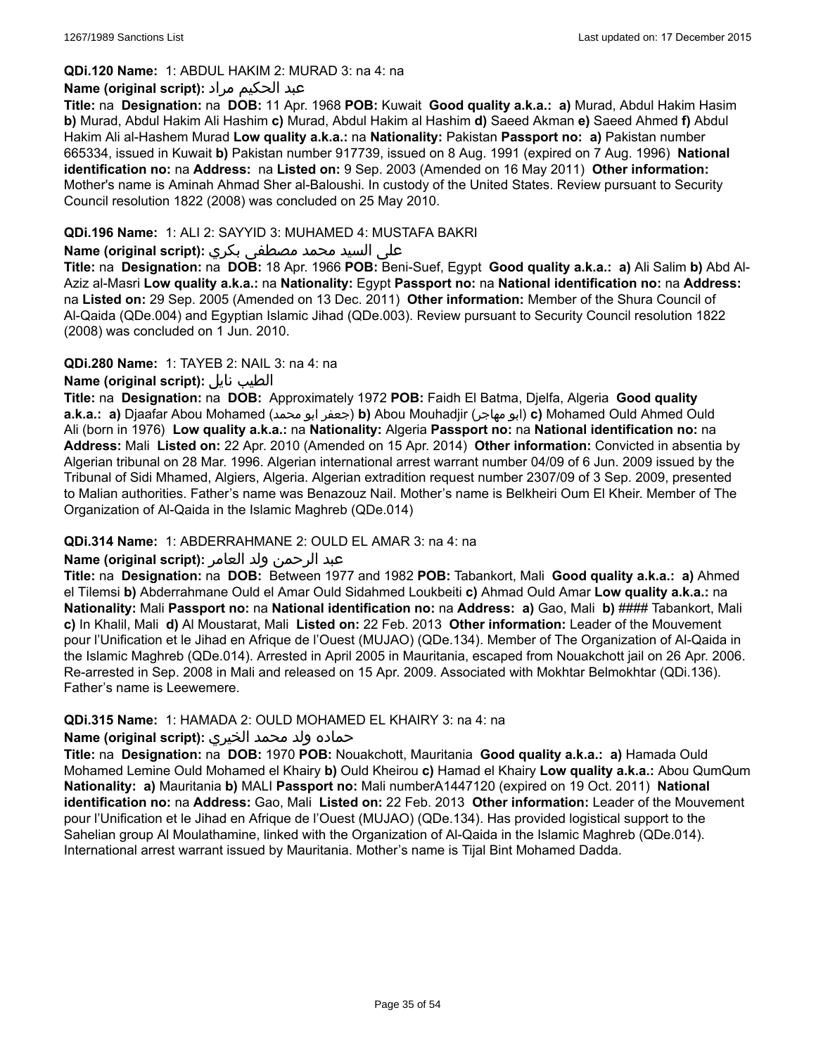**QDi.120 Name:** 1: ABDUL HAKIM 2: MURAD 3: na 4: na

**Name (original script):** عبد الحكيم مراد

**Title:** na **Designation:** na **DOB:** 11 Apr. 1968 **POB:** Kuwait **Good quality a.k.a.:** **a)** Murad, Abdul Hakim Hasim **b)** Murad, Abdul Hakim Ali Hashim **c)** Murad, Abdul Hakim al Hashim **d)** Saeed Akman **e)** Saeed Ahmed **f)** Abdul Hakim Ali al-Hashem Murad **Low quality a.k.a.:** na **Nationality:** Pakistan **Passport no:** **a)** Pakistan number 665334, issued in Kuwait **b)** Pakistan number 917739, issued on 8 Aug. 1991 (expired on 7 Aug. 1996) **National identification no:** na **Address:** na **Listed on:** 9 Sep. 2003 (Amended on 16 May 2011) **Other information:** Mother's name is Aminah Ahmad Sher al-Baloushi. In custody of the United States. Review pursuant to Security Council resolution 1822 (2008) was concluded on 25 May 2010.

**QDi.196 Name:** 1: ALI 2: SAYYID 3: MUHAMED 4: MUSTAFA BAKRI

**Name (original script):** علي السيد محمد مصطفى بكري

**Title:** na **Designation:** na **DOB:** 18 Apr. 1966 **POB:** Beni-Suef, Egypt **Good quality a.k.a.:** **a)** Ali Salim **b)** Abd Al-Aziz al-Masri **Low quality a.k.a.:** na **Nationality:** Egypt **Passport no:** na **National identification no:** na **Address:** na **Listed on:** 29 Sep. 2005 (Amended on 13 Dec. 2011) **Other information:** Member of the Shura Council of Al-Qaida (QDe.004) and Egyptian Islamic Jihad (QDe.003). Review pursuant to Security Council resolution 1822 (2008) was concluded on 1 Jun. 2010.

**QDi.280 Name:** 1: TAYEB 2: NAIL 3: na 4: na

**Name (original script):** الطيب نايل

**Title:** na **Designation:** na **DOB:** Approximately 1972 **POB:** Faidh El Batma, Djelfa, Algeria **Good quality a.k.a.:** **a)** Djaafar Abou Mohamed (جعفر ابو محمد) **b)** Abou Mouhadjir (ابو مهاجر) **c)** Mohamed Ould Ahmed Ould Ali (born in 1976) **Low quality a.k.a.:** na **Nationality:** Algeria **Passport no:** na **National identification no:** na **Address:** Mali **Listed on:** 22 Apr. 2010 (Amended on 15 Apr. 2014) **Other information:** Convicted in absentia by Algerian tribunal on 28 Mar. 1996. Algerian international arrest warrant number 04/09 of 6 Jun. 2009 issued by the Tribunal of Sidi Mhamed, Algiers, Algeria. Algerian extradition request number 2307/09 of 3 Sep. 2009, presented to Malian authorities. Father's name was Benazouz Nail. Mother's name is Belkheiri Oum El Kheir. Member of The Organization of Al-Qaida in the Islamic Maghreb (QDe.014)

**QDi.314 Name:** 1: ABDERRAHMANE 2: OULD EL AMAR 3: na 4: na

**Name (original script):** عبد الرحمن ولد العامر

**Title:** na **Designation:** na **DOB:** Between 1977 and 1982 **POB:** Tabankort, Mali **Good quality a.k.a.:** **a)** Ahmed el Tilemsi **b)** Abderrahmane Ould el Amar Ould Sidahmed Loukbeiti **c)** Ahmad Ould Amar **Low quality a.k.a.:** na **Nationality:** Mali **Passport no:** na **National identification no:** na **Address:** **a)** Gao, Mali **b)** #### Tabankort, Mali **c)** In Khalil, Mali **d)** Al Moustarat, Mali **Listed on:** 22 Feb. 2013 **Other information:** Leader of the Mouvement pour l'Unification et le Jihad en Afrique de l'Ouest (MUJAO) (QDe.134). Member of The Organization of Al-Qaida in the Islamic Maghreb (QDe.014). Arrested in April 2005 in Mauritania, escaped from Nouakchott jail on 26 Apr. 2006. Re-arrested in Sep. 2008 in Mali and released on 15 Apr. 2009. Associated with Mokhtar Belmokhtar (QDi.136). Father's name is Leewemere.

**QDi.315 Name:** 1: HAMADA 2: OULD MOHAMED EL KHAIRY 3: na 4: na

**Name (original script):** حماده ولد محمد الخيري

**Title:** na **Designation:** na **DOB:** 1970 **POB:** Nouakchott, Mauritania **Good quality a.k.a.:** **a)** Hamada Ould Mohamed Lemine Ould Mohamed el Khairy **b)** Ould Kheirou **c)** Hamad el Khairy **Low quality a.k.a.:** Abou QumQum **Nationality:** **a)** Mauritania **b)** MALI **Passport no:** Mali numberA1447120 (expired on 19 Oct. 2011) **National identification no:** na **Address:** Gao, Mali **Listed on:** 22 Feb. 2013 **Other information:** Leader of the Mouvement pour l'Unification et le Jihad en Afrique de l'Ouest (MUJAO) (QDe.134). Has provided logistical support to the Sahelian group Al Moulathamine, linked with the Organization of Al-Qaida in the Islamic Maghreb (QDe.014). International arrest warrant issued by Mauritania. Mother's name is Tijal Bint Mohamed Dadda.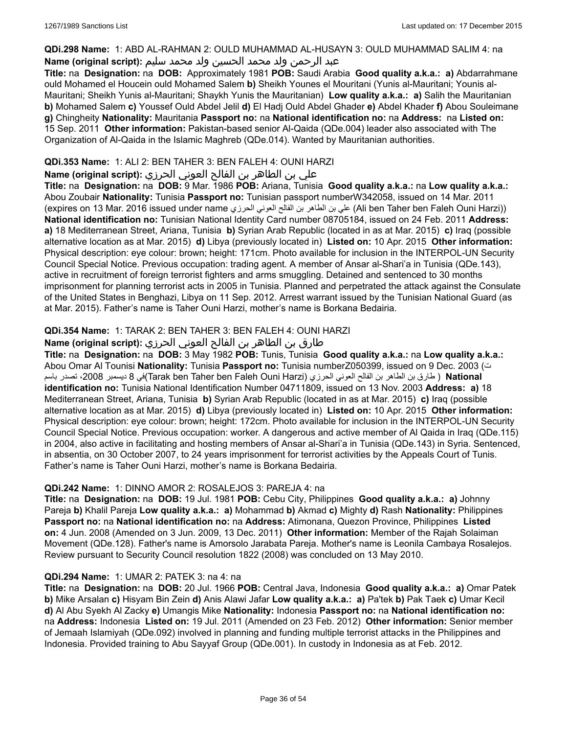**QDi.298 Name:** 1: ABD AL-RAHMAN 2: OULD MUHAMMAD AL-HUSAYN 3: OULD MUHAMMAD SALIM 4: na
**Name (original script):** عبد الرحمن ولد محمد الحسين ولد محمد سليم
**Title:** na **Designation:** na **DOB:** Approximately 1981 **POB:** Saudi Arabia **Good quality a.k.a.:** **a)** Abdarrahmane ould Mohamed el Houcein ould Mohamed Salem **b)** Sheikh Younes el Mouritani (Yunis al-Mauritani; Younis al-Mauritani; Sheikh Yunis al-Mauritani; Shaykh Yunis the Mauritanian) **Low quality a.k.a.:** **a)** Salih the Mauritanian **b)** Mohamed Salem **c)** Youssef Ould Abdel Jelil **d)** El Hadj Ould Abdel Ghader **e)** Abdel Khader **f)** Abou Souleimane **g)** Chingheity **Nationality:** Mauritania **Passport no:** na **National identification no:** na **Address:** na **Listed on:** 15 Sep. 2011 **Other information:** Pakistan-based senior Al-Qaida (QDe.004) leader also associated with The Organization of Al-Qaida in the Islamic Maghreb (QDe.014). Wanted by Mauritanian authorities.

**QDi.353 Name:** 1: ALI 2: BEN TAHER 3: BEN FALEH 4: OUNI HARZI
**Name (original script):** علي بن الطاهر بن الفالح العوني الحرزي
**Title:** na **Designation:** na **DOB:** 9 Mar. 1986 **POB:** Ariana, Tunisia **Good quality a.k.a.:** na **Low quality a.k.a.:** Abou Zoubair **Nationality:** Tunisia **Passport no:** Tunisian passport numberW342058, issued on 14 Mar. 2011 (expires on 13 Mar. 2016 issued under name علي بن الطاهر بن الفالح العوني الحرزي (Ali ben Taher ben Faleh Ouni Harzi)) **National identification no:** Tunisian National Identity Card number 08705184, issued on 24 Feb. 2011 **Address:** **a)** 18 Mediterranean Street, Ariana, Tunisia **b)** Syrian Arab Republic (located in as at Mar. 2015) **c)** Iraq (possible alternative location as at Mar. 2015) **d)** Libya (previously located in) **Listed on:** 10 Apr. 2015 **Other information:** Physical description: eye colour: brown; height: 171cm. Photo available for inclusion in the INTERPOL-UN Security Council Special Notice. Previous occupation: trading agent. A member of Ansar al-Shari'a in Tunisia (QDe.143), active in recruitment of foreign terrorist fighters and arms smuggling. Detained and sentenced to 30 months imprisonment for planning terrorist acts in 2005 in Tunisia. Planned and perpetrated the attack against the Consulate of the United States in Benghazi, Libya on 11 Sep. 2012. Arrest warrant issued by the Tunisian National Guard (as at Mar. 2015). Father's name is Taher Ouni Harzi, mother's name is Borkana Bedairia.

**QDi.354 Name:** 1: TARAK 2: BEN TAHER 3: BEN FALEH 4: OUNI HARZI
**Name (original script):** طارق بن الطاهر بن الفالح العوني الحرزي
**Title:** na **Designation:** na **DOB:** 3 May 1982 **POB:** Tunis, Tunisia **Good quality a.k.a.:** na **Low quality a.k.a.:** Abou Omar Al Tounisi **Nationality:** Tunisia **Passport no:** Tunisia numberZ050399, issued on 9 Dec. 2003 (ت في 8 ديسمبر 2008، تصدر باسم (Tarak ben Taher ben Faleh Ouni Harzi) طارق بن الطاهر بن الفالح العوني الحرزي ) **National identification no:** Tunisia National Identification Number 04711809, issued on 13 Nov. 2003 **Address:** **a)** 18 Mediterranean Street, Ariana, Tunisia **b)** Syrian Arab Republic (located in as at Mar. 2015) **c)** Iraq (possible alternative location as at Mar. 2015) **d)** Libya (previously located in) **Listed on:** 10 Apr. 2015 **Other information:** Physical description: eye colour: brown; height: 172cm. Photo available for inclusion in the INTERPOL-UN Security Council Special Notice. Previous occupation: worker. A dangerous and active member of Al Qaida in Iraq (QDe.115) in 2004, also active in facilitating and hosting members of Ansar al-Shari'a in Tunisia (QDe.143) in Syria. Sentenced, in absentia, on 30 October 2007, to 24 years imprisonment for terrorist activities by the Appeals Court of Tunis. Father's name is Taher Ouni Harzi, mother's name is Borkana Bedairia.

**QDi.242 Name:** 1: DINNO AMOR 2: ROSALEJOS 3: PAREJA 4: na
**Title:** na **Designation:** na **DOB:** 19 Jul. 1981 **POB:** Cebu City, Philippines **Good quality a.k.a.:** **a)** Johnny Pareja **b)** Khalil Pareja **Low quality a.k.a.:** **a)** Mohammad **b)** Akmad **c)** Mighty **d)** Rash **Nationality:** Philippines **Passport no:** na **National identification no:** na **Address:** Atimonana, Quezon Province, Philippines **Listed on:** 4 Jun. 2008 (Amended on 3 Jun. 2009, 13 Dec. 2011) **Other information:** Member of the Rajah Solaiman Movement (QDe.128). Father's name is Amorsolo Jarabata Pareja. Mother's name is Leonila Cambaya Rosalejos. Review pursuant to Security Council resolution 1822 (2008) was concluded on 13 May 2010.

**QDi.294 Name:** 1: UMAR 2: PATEK 3: na 4: na
**Title:** na **Designation:** na **DOB:** 20 Jul. 1966 **POB:** Central Java, Indonesia **Good quality a.k.a.:** **a)** Omar Patek **b)** Mike Arsalan **c)** Hisyam Bin Zein **d)** Anis Alawi Jafar **Low quality a.k.a.:** **a)** Pa'tek **b)** Pak Taek **c)** Umar Kecil **d)** Al Abu Syekh Al Zacky **e)** Umangis Mike **Nationality:** Indonesia **Passport no:** na **National identification no:** na **Address:** Indonesia **Listed on:** 19 Jul. 2011 (Amended on 23 Feb. 2012) **Other information:** Senior member of Jemaah Islamiyah (QDe.092) involved in planning and funding multiple terrorist attacks in the Philippines and Indonesia. Provided training to Abu Sayyaf Group (QDe.001). In custody in Indonesia as at Feb. 2012.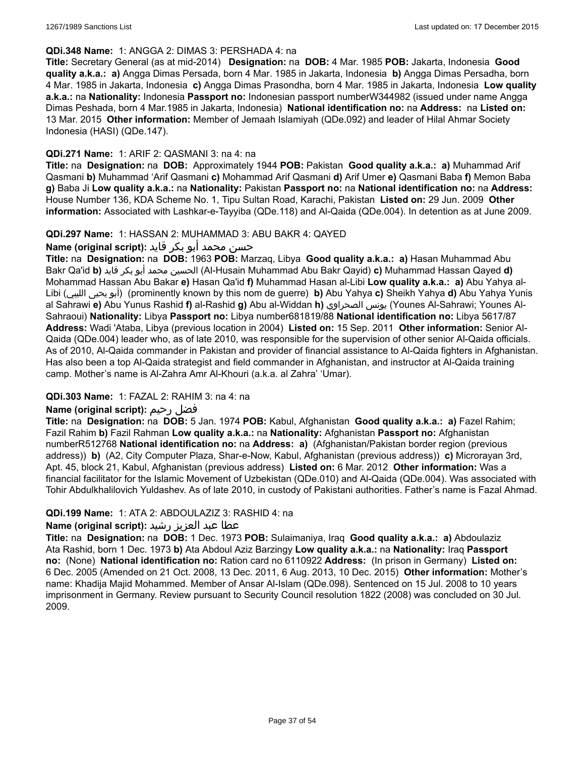**QDi.348 Name:** 1: ANGGA 2: DIMAS 3: PERSHADA 4: na

**Title:** Secretary General (as at mid-2014) **Designation:** na **DOB:** 4 Mar. 1985 **POB:** Jakarta, Indonesia **Good quality a.k.a.: a)** Angga Dimas Persada, born 4 Mar. 1985 in Jakarta, Indonesia **b)** Angga Dimas Persadha, born 4 Mar. 1985 in Jakarta, Indonesia **c)** Angga Dimas Prasondha, born 4 Mar. 1985 in Jakarta, Indonesia **Low quality a.k.a.:** na **Nationality:** Indonesia **Passport no:** Indonesian passport numberW344982 (issued under name Angga Dimas Peshada, born 4 Mar.1985 in Jakarta, Indonesia) **National identification no:** na **Address:** na **Listed on:** 13 Mar. 2015 **Other information:** Member of Jemaah Islamiyah (QDe.092) and leader of Hilal Ahmar Society Indonesia (HASI) (QDe.147).

**QDi.271 Name:** 1: ARIF 2: QASMANI 3: na 4: na

**Title:** na **Designation:** na **DOB:** Approximately 1944 **POB:** Pakistan **Good quality a.k.a.: a)** Muhammad Arif Qasmani **b)** Muhammad 'Arif Qasmani **c)** Mohammad Arif Qasmani **d)** Arif Umer **e)** Qasmani Baba **f)** Memon Baba **g)** Baba Ji **Low quality a.k.a.:** na **Nationality:** Pakistan **Passport no:** na **National identification no:** na **Address:** House Number 136, KDA Scheme No. 1, Tipu Sultan Road, Karachi, Pakistan **Listed on:** 29 Jun. 2009 **Other information:** Associated with Lashkar-e-Tayyiba (QDe.118) and Al-Qaida (QDe.004). In detention as at June 2009.

**QDi.297 Name:** 1: HASSAN 2: MUHAMMAD 3: ABU BAKR 4: QAYED

**Name (original script):** حسن محمد أبو بكر قايد

**Title:** na **Designation:** na **DOB:** 1963 **POB:** Marzaq, Libya **Good quality a.k.a.: a)** Hasan Muhammad Abu Bakr Qa'id **b)** الحسين محمد أبو بكر قايد (Al-Husain Muhammad Abu Bakr Qayid) **c)** Muhammad Hassan Qayed **d)** Mohammad Hassan Abu Bakar **e)** Hasan Qa'id **f)** Muhammad Hasan al-Libi **Low quality a.k.a.: a)** Abu Yahya al-Libi (أبو يحيى الليبي) (prominently known by this nom de guerre) **b)** Abu Yahya **c)** Sheikh Yahya **d)** Abu Yahya Yunis al Sahrawi **e)** Abu Yunus Rashid **f)** al-Rashid **g)** Abu al-Widdan **h)** يونس الصحراوي (Younes Al-Sahrawi; Younes Al-Sahraoui) **Nationality:** Libya **Passport no:** Libya number681819/88 **National identification no:** Libya 5617/87 **Address:** Wadi 'Ataba, Libya (previous location in 2004) **Listed on:** 15 Sep. 2011 **Other information:** Senior Al-Qaida (QDe.004) leader who, as of late 2010, was responsible for the supervision of other senior Al-Qaida officials. As of 2010, Al-Qaida commander in Pakistan and provider of financial assistance to Al-Qaida fighters in Afghanistan. Has also been a top Al-Qaida strategist and field commander in Afghanistan, and instructor at Al-Qaida training camp. Mother's name is Al-Zahra Amr Al-Khouri (a.k.a. al Zahra' 'Umar).

**QDi.303 Name:** 1: FAZAL 2: RAHIM 3: na 4: na

**Name (original script):** فضل رحيم

**Title:** na **Designation:** na **DOB:** 5 Jan. 1974 **POB:** Kabul, Afghanistan **Good quality a.k.a.: a)** Fazel Rahim; Fazil Rahim **b)** Fazil Rahman **Low quality a.k.a.:** na **Nationality:** Afghanistan **Passport no:** Afghanistan numberR512768 **National identification no:** na **Address: a)** (Afghanistan/Pakistan border region (previous address)) **b)** (A2, City Computer Plaza, Shar-e-Now, Kabul, Afghanistan (previous address)) **c)** Microrayan 3rd, Apt. 45, block 21, Kabul, Afghanistan (previous address) **Listed on:** 6 Mar. 2012 **Other information:** Was a financial facilitator for the Islamic Movement of Uzbekistan (QDe.010) and Al-Qaida (QDe.004). Was associated with Tohir Abdulkhalilovich Yuldashev. As of late 2010, in custody of Pakistani authorities. Father's name is Fazal Ahmad.

**QDi.199 Name:** 1: ATA 2: ABDOULAZIZ 3: RASHID 4: na

**Name (original script):** عطا عبد العزيز رشيد

**Title:** na **Designation:** na **DOB:** 1 Dec. 1973 **POB:** Sulaimaniya, Iraq **Good quality a.k.a.: a)** Abdoulaziz Ata Rashid, born 1 Dec. 1973 **b)** Ata Abdoul Aziz Barzingy **Low quality a.k.a.:** na **Nationality:** Iraq **Passport no:** (None) **National identification no:** Ration card no 6110922 **Address:** (In prison in Germany) **Listed on:** 6 Dec. 2005 (Amended on 21 Oct. 2008, 13 Dec. 2011, 6 Aug. 2013, 10 Dec. 2015) **Other information:** Mother's name: Khadija Majid Mohammed. Member of Ansar Al-Islam (QDe.098). Sentenced on 15 Jul. 2008 to 10 years imprisonment in Germany. Review pursuant to Security Council resolution 1822 (2008) was concluded on 30 Jul. 2009.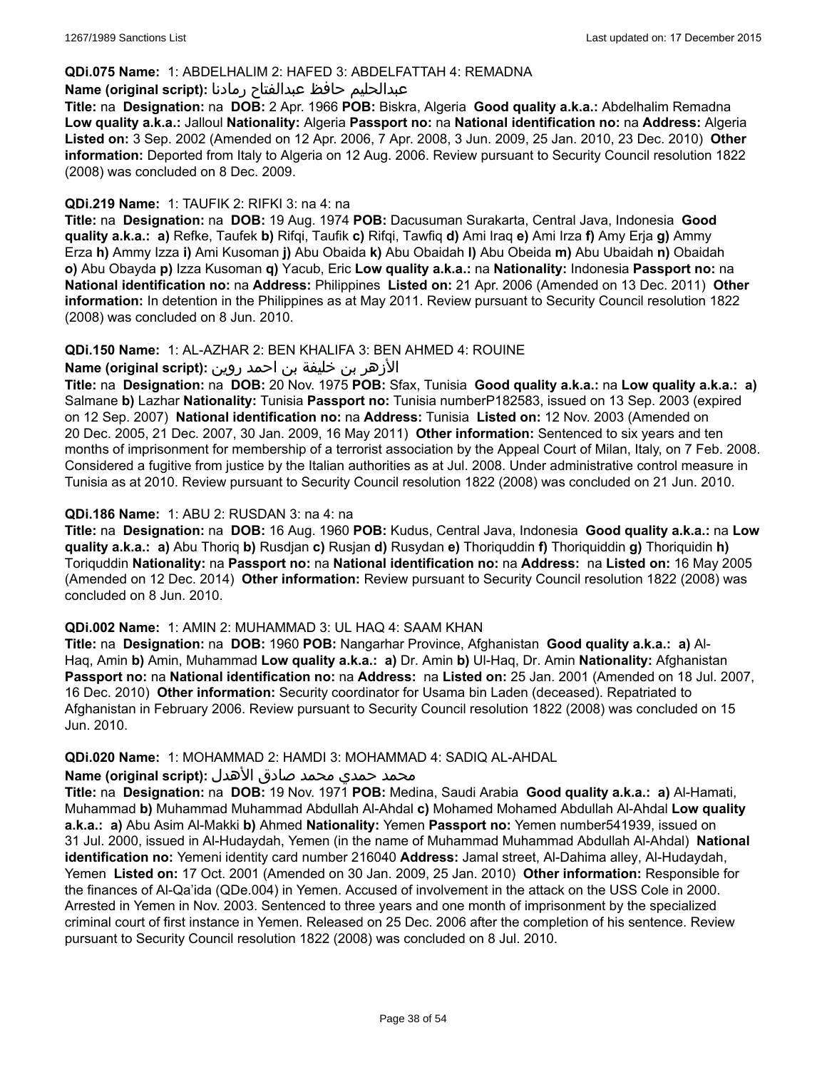**QDi.075 Name:** 1: ABDELHALIM 2: HAFED 3: ABDELFATTAH 4: REMADNA

**Name (original script):** عبدالحليم حافظ عبدالفتاح رمادنا

**Title:** na **Designation:** na **DOB:** 2 Apr. 1966 **POB:** Biskra, Algeria **Good quality a.k.a.:** Abdelhalim Remadna **Low quality a.k.a.:** Jalloul **Nationality:** Algeria **Passport no:** na **National identification no:** na **Address:** Algeria **Listed on:** 3 Sep. 2002 (Amended on 12 Apr. 2006, 7 Apr. 2008, 3 Jun. 2009, 25 Jan. 2010, 23 Dec. 2010) **Other information:** Deported from Italy to Algeria on 12 Aug. 2006. Review pursuant to Security Council resolution 1822 (2008) was concluded on 8 Dec. 2009.

**QDi.219 Name:** 1: TAUFIK 2: RIFKI 3: na 4: na

**Title:** na **Designation:** na **DOB:** 19 Aug. 1974 **POB:** Dacusuman Surakarta, Central Java, Indonesia **Good quality a.k.a.:** **a)** Refke, Taufek **b)** Rifqi, Taufik **c)** Rifqi, Tawfiq **d)** Ami Iraq **e)** Ami Irza **f)** Amy Erja **g)** Ammy Erza **h)** Ammy Izza **i)** Ami Kusoman **j)** Abu Obaida **k)** Abu Obaidah **l)** Abu Obeida **m)** Abu Ubaidah **n)** Obaidah **o)** Abu Obayda **p)** Izza Kusoman **q)** Yacub, Eric **Low quality a.k.a.:** na **Nationality:** Indonesia **Passport no:** na **National identification no:** na **Address:** Philippines **Listed on:** 21 Apr. 2006 (Amended on 13 Dec. 2011) **Other information:** In detention in the Philippines as at May 2011. Review pursuant to Security Council resolution 1822 (2008) was concluded on 8 Jun. 2010.

**QDi.150 Name:** 1: AL-AZHAR 2: BEN KHALIFA 3: BEN AHMED 4: ROUINE

**Name (original script):** الأزهر بن خليفة بن احمد روين

**Title:** na **Designation:** na **DOB:** 20 Nov. 1975 **POB:** Sfax, Tunisia **Good quality a.k.a.:** na **Low quality a.k.a.:** **a)** Salmane **b)** Lazhar **Nationality:** Tunisia **Passport no:** Tunisia numberP182583, issued on 13 Sep. 2003 (expired on 12 Sep. 2007) **National identification no:** na **Address:** Tunisia **Listed on:** 12 Nov. 2003 (Amended on 20 Dec. 2005, 21 Dec. 2007, 30 Jan. 2009, 16 May 2011) **Other information:** Sentenced to six years and ten months of imprisonment for membership of a terrorist association by the Appeal Court of Milan, Italy, on 7 Feb. 2008. Considered a fugitive from justice by the Italian authorities as at Jul. 2008. Under administrative control measure in Tunisia as at 2010. Review pursuant to Security Council resolution 1822 (2008) was concluded on 21 Jun. 2010.

**QDi.186 Name:** 1: ABU 2: RUSDAN 3: na 4: na

**Title:** na **Designation:** na **DOB:** 16 Aug. 1960 **POB:** Kudus, Central Java, Indonesia **Good quality a.k.a.:** na **Low quality a.k.a.:** **a)** Abu Thoriq **b)** Rusdjan **c)** Rusjan **d)** Rusydan **e)** Thoriquddin **f)** Thoriquiddin **g)** Thoriquidin **h)** Toriquddin **Nationality:** na **Passport no:** na **National identification no:** na **Address:** na **Listed on:** 16 May 2005 (Amended on 12 Dec. 2014) **Other information:** Review pursuant to Security Council resolution 1822 (2008) was concluded on 8 Jun. 2010.

**QDi.002 Name:** 1: AMIN 2: MUHAMMAD 3: UL HAQ 4: SAAM KHAN

**Title:** na **Designation:** na **DOB:** 1960 **POB:** Nangarhar Province, Afghanistan **Good quality a.k.a.:** **a)** Al-Haq, Amin **b)** Amin, Muhammad **Low quality a.k.a.:** **a)** Dr. Amin **b)** Ul-Haq, Dr. Amin **Nationality:** Afghanistan **Passport no:** na **National identification no:** na **Address:** na **Listed on:** 25 Jan. 2001 (Amended on 18 Jul. 2007, 16 Dec. 2010) **Other information:** Security coordinator for Usama bin Laden (deceased). Repatriated to Afghanistan in February 2006. Review pursuant to Security Council resolution 1822 (2008) was concluded on 15 Jun. 2010.

**QDi.020 Name:** 1: MOHAMMAD 2: HAMDI 3: MOHAMMAD 4: SADIQ AL-AHDAL

**Name (original script):** محمد حمدي محمد صادق الأهدل

**Title:** na **Designation:** na **DOB:** 19 Nov. 1971 **POB:** Medina, Saudi Arabia **Good quality a.k.a.:** **a)** Al-Hamati, Muhammad **b)** Muhammad Muhammad Abdullah Al-Ahdal **c)** Mohamed Mohamed Abdullah Al-Ahdal **Low quality a.k.a.:** **a)** Abu Asim Al-Makki **b)** Ahmed **Nationality:** Yemen **Passport no:** Yemen number541939, issued on 31 Jul. 2000, issued in Al-Hudaydah, Yemen (in the name of Muhammad Muhammad Abdullah Al-Ahdal) **National identification no:** Yemeni identity card number 216040 **Address:** Jamal street, Al-Dahima alley, Al-Hudaydah, Yemen **Listed on:** 17 Oct. 2001 (Amended on 30 Jan. 2009, 25 Jan. 2010) **Other information:** Responsible for the finances of Al-Qa'ida (QDe.004) in Yemen. Accused of involvement in the attack on the USS Cole in 2000. Arrested in Yemen in Nov. 2003. Sentenced to three years and one month of imprisonment by the specialized criminal court of first instance in Yemen. Released on 25 Dec. 2006 after the completion of his sentence. Review pursuant to Security Council resolution 1822 (2008) was concluded on 8 Jul. 2010.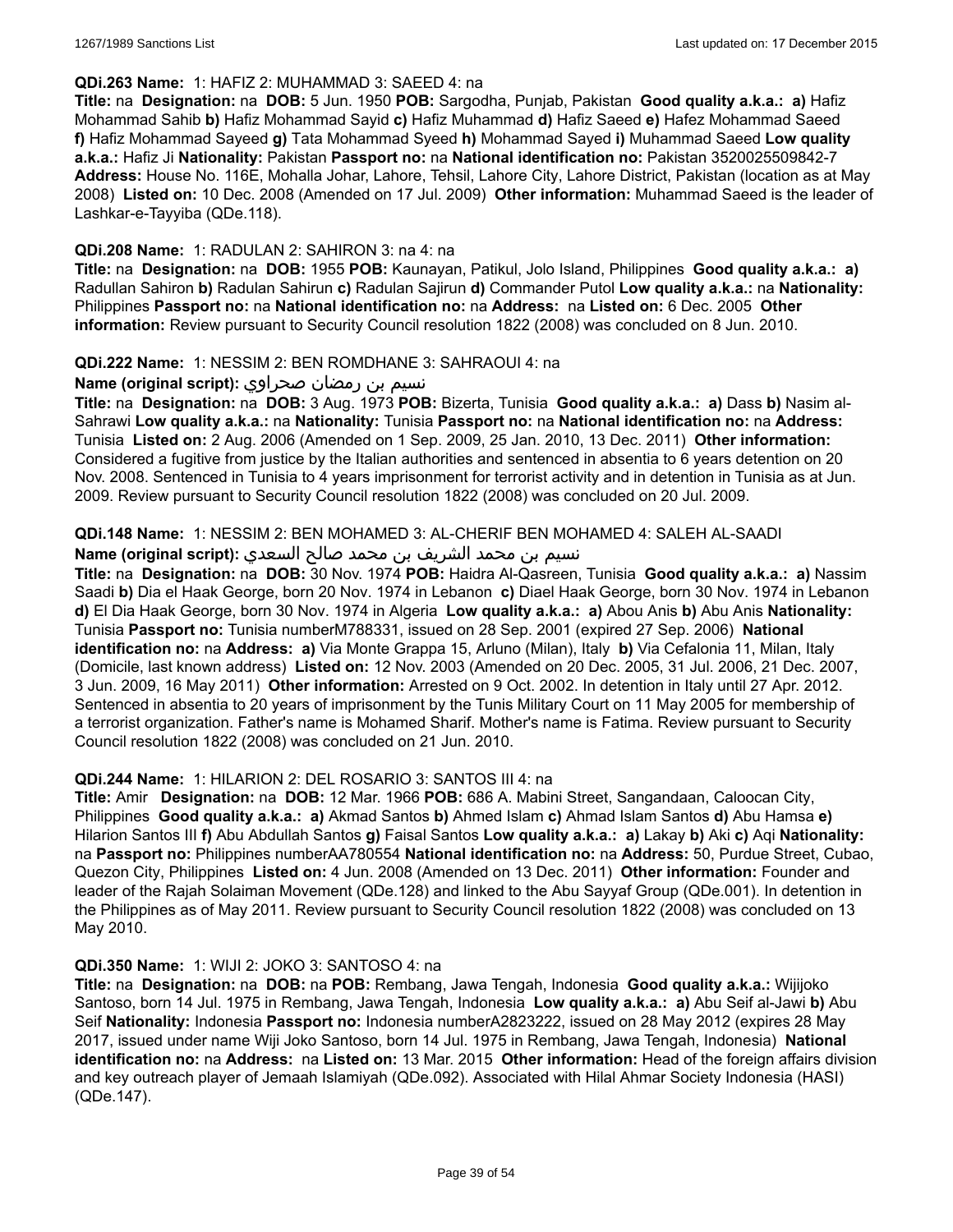**QDi.263 Name:** 1: HAFIZ 2: MUHAMMAD 3: SAEED 4: na

**Title:** na **Designation:** na **DOB:** 5 Jun. 1950 **POB:** Sargodha, Punjab, Pakistan **Good quality a.k.a.: a)** Hafiz Mohammad Sahib **b)** Hafiz Mohammad Sayid **c)** Hafiz Muhammad **d)** Hafiz Saeed **e)** Hafez Mohammad Saeed **f)** Hafiz Mohammad Sayeed **g)** Tata Mohammad Syeed **h)** Mohammad Sayed **i)** Muhammad Saeed **Low quality a.k.a.:** Hafiz Ji **Nationality:** Pakistan **Passport no:** na **National identification no:** Pakistan 3520025509842-7 **Address:** House No. 116E, Mohalla Johar, Lahore, Tehsil, Lahore City, Lahore District, Pakistan (location as at May 2008) **Listed on:** 10 Dec. 2008 (Amended on 17 Jul. 2009) **Other information:** Muhammad Saeed is the leader of Lashkar-e-Tayyiba (QDe.118).

**QDi.208 Name:** 1: RADULAN 2: SAHIRON 3: na 4: na

**Title:** na **Designation:** na **DOB:** 1955 **POB:** Kaunayan, Patikul, Jolo Island, Philippines **Good quality a.k.a.: a)** Radullan Sahiron **b)** Radulan Sahirun **c)** Radulan Sajirun **d)** Commander Putol **Low quality a.k.a.:** na **Nationality:** Philippines **Passport no:** na **National identification no:** na **Address:** na **Listed on:** 6 Dec. 2005 **Other information:** Review pursuant to Security Council resolution 1822 (2008) was concluded on 8 Jun. 2010.

**QDi.222 Name:** 1: NESSIM 2: BEN ROMDHANE 3: SAHRAOUI 4: na

**Name (original script):** نسيم بن رمضان صحراوي

**Title:** na **Designation:** na **DOB:** 3 Aug. 1973 **POB:** Bizerta, Tunisia **Good quality a.k.a.: a)** Dass **b)** Nasim al-Sahrawi **Low quality a.k.a.:** na **Nationality:** Tunisia **Passport no:** na **National identification no:** na **Address:** Tunisia **Listed on:** 2 Aug. 2006 (Amended on 1 Sep. 2009, 25 Jan. 2010, 13 Dec. 2011) **Other information:** Considered a fugitive from justice by the Italian authorities and sentenced in absentia to 6 years detention on 20 Nov. 2008. Sentenced in Tunisia to 4 years imprisonment for terrorist activity and in detention in Tunisia as at Jun. 2009. Review pursuant to Security Council resolution 1822 (2008) was concluded on 20 Jul. 2009.

**QDi.148 Name:** 1: NESSIM 2: BEN MOHAMED 3: AL-CHERIF BEN MOHAMED 4: SALEH AL-SAADI

**Name (original script):** نسيم بن محمد الشريف بن محمد صالح السعدي

**Title:** na **Designation:** na **DOB:** 30 Nov. 1974 **POB:** Haidra Al-Qasreen, Tunisia **Good quality a.k.a.: a)** Nassim Saadi **b)** Dia el Haak George, born 20 Nov. 1974 in Lebanon **c)** Diael Haak George, born 30 Nov. 1974 in Lebanon **d)** El Dia Haak George, born 30 Nov. 1974 in Algeria **Low quality a.k.a.: a)** Abou Anis **b)** Abu Anis **Nationality:** Tunisia **Passport no:** Tunisia numberM788331, issued on 28 Sep. 2001 (expired 27 Sep. 2006) **National identification no:** na **Address: a)** Via Monte Grappa 15, Arluno (Milan), Italy **b)** Via Cefalonia 11, Milan, Italy (Domicile, last known address) **Listed on:** 12 Nov. 2003 (Amended on 20 Dec. 2005, 31 Jul. 2006, 21 Dec. 2007, 3 Jun. 2009, 16 May 2011) **Other information:** Arrested on 9 Oct. 2002. In detention in Italy until 27 Apr. 2012. Sentenced in absentia to 20 years of imprisonment by the Tunis Military Court on 11 May 2005 for membership of a terrorist organization. Father's name is Mohamed Sharif. Mother's name is Fatima. Review pursuant to Security Council resolution 1822 (2008) was concluded on 21 Jun. 2010.

**QDi.244 Name:** 1: HILARION 2: DEL ROSARIO 3: SANTOS III 4: na

**Title:** Amir **Designation:** na **DOB:** 12 Mar. 1966 **POB:** 686 A. Mabini Street, Sangandaan, Caloocan City, Philippines **Good quality a.k.a.: a)** Akmad Santos **b)** Ahmed Islam **c)** Ahmad Islam Santos **d)** Abu Hamsa **e)** Hilarion Santos III **f)** Abu Abdullah Santos **g)** Faisal Santos **Low quality a.k.a.: a)** Lakay **b)** Aki **c)** Aqi **Nationality:** na **Passport no:** Philippines numberAA780554 **National identification no:** na **Address:** 50, Purdue Street, Cubao, Quezon City, Philippines **Listed on:** 4 Jun. 2008 (Amended on 13 Dec. 2011) **Other information:** Founder and leader of the Rajah Solaiman Movement (QDe.128) and linked to the Abu Sayyaf Group (QDe.001). In detention in the Philippines as of May 2011. Review pursuant to Security Council resolution 1822 (2008) was concluded on 13 May 2010.

**QDi.350 Name:** 1: WIJI 2: JOKO 3: SANTOSO 4: na

**Title:** na **Designation:** na **DOB:** na **POB:** Rembang, Jawa Tengah, Indonesia **Good quality a.k.a.:** Wijijoko Santoso, born 14 Jul. 1975 in Rembang, Jawa Tengah, Indonesia **Low quality a.k.a.: a)** Abu Seif al-Jawi **b)** Abu Seif **Nationality:** Indonesia **Passport no:** Indonesia numberA2823222, issued on 28 May 2012 (expires 28 May 2017, issued under name Wiji Joko Santoso, born 14 Jul. 1975 in Rembang, Jawa Tengah, Indonesia) **National identification no:** na **Address:** na **Listed on:** 13 Mar. 2015 **Other information:** Head of the foreign affairs division and key outreach player of Jemaah Islamiyah (QDe.092). Associated with Hilal Ahmar Society Indonesia (HASI) (QDe.147).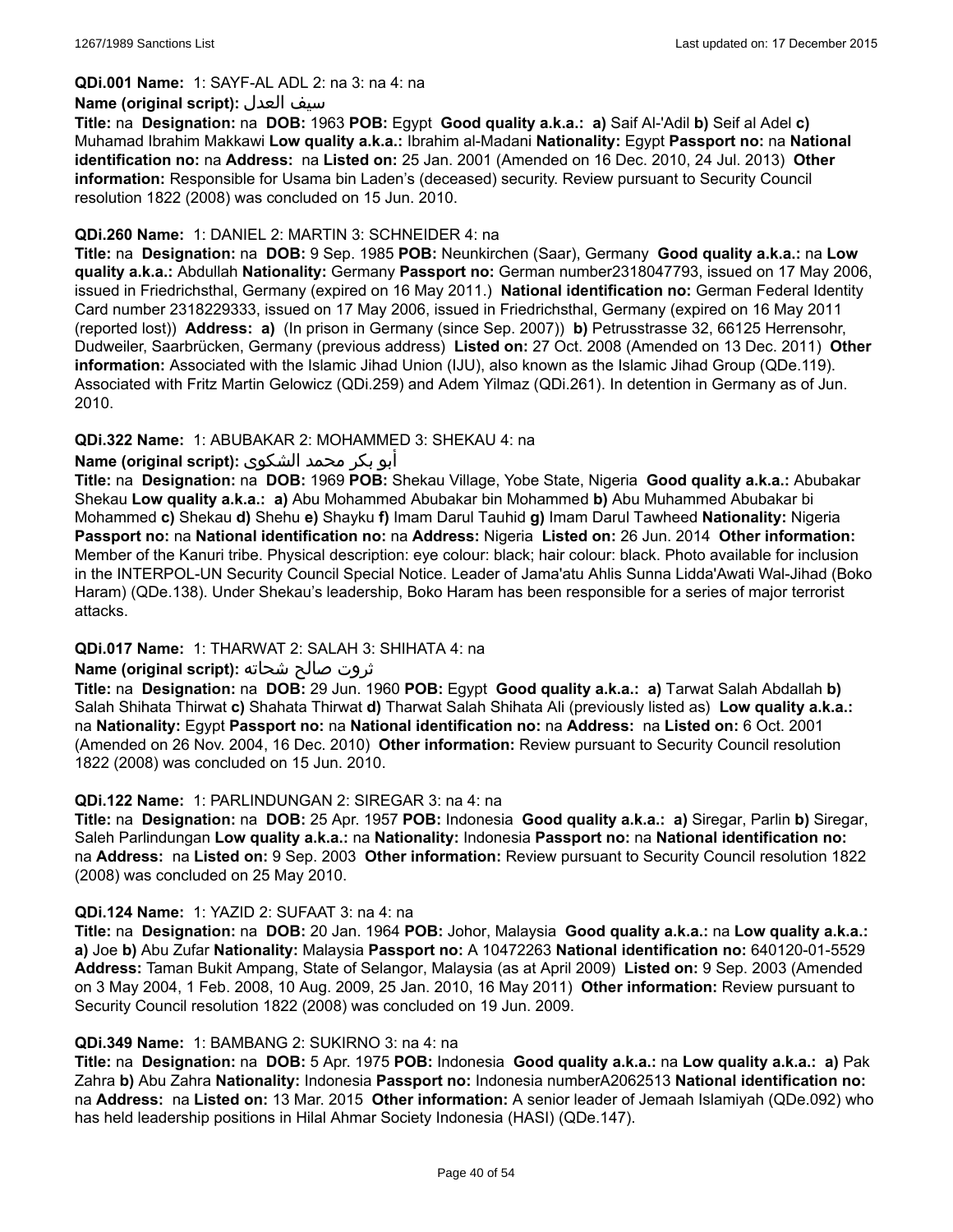**QDi.001 Name:** 1: SAYF-AL ADL 2: na 3: na 4: na

**Name (original script):** سيف العدل

**Title:** na **Designation:** na **DOB:** 1963 **POB:** Egypt **Good quality a.k.a.:** **a)** Saif Al-'Adil **b)** Seif al Adel **c)** Muhamad Ibrahim Makkawi **Low quality a.k.a.:** Ibrahim al-Madani **Nationality:** Egypt **Passport no:** na **National identification no:** na **Address:** na **Listed on:** 25 Jan. 2001 (Amended on 16 Dec. 2010, 24 Jul. 2013) **Other information:** Responsible for Usama bin Laden's (deceased) security. Review pursuant to Security Council resolution 1822 (2008) was concluded on 15 Jun. 2010.

**QDi.260 Name:** 1: DANIEL 2: MARTIN 3: SCHNEIDER 4: na

**Title:** na **Designation:** na **DOB:** 9 Sep. 1985 **POB:** Neunkirchen (Saar), Germany **Good quality a.k.a.:** na **Low quality a.k.a.:** Abdullah **Nationality:** Germany **Passport no:** German number2318047793, issued on 17 May 2006, issued in Friedrichsthal, Germany (expired on 16 May 2011.) **National identification no:** German Federal Identity Card number 2318229333, issued on 17 May 2006, issued in Friedrichsthal, Germany (expired on 16 May 2011 (reported lost)) **Address:** **a)** (In prison in Germany (since Sep. 2007)) **b)** Petrusstrasse 32, 66125 Herrensohr, Dudweiler, Saarbrücken, Germany (previous address) **Listed on:** 27 Oct. 2008 (Amended on 13 Dec. 2011) **Other information:** Associated with the Islamic Jihad Union (IJU), also known as the Islamic Jihad Group (QDe.119). Associated with Fritz Martin Gelowicz (QDi.259) and Adem Yilmaz (QDi.261). In detention in Germany as of Jun. 2010.

**QDi.322 Name:** 1: ABUBAKAR 2: MOHAMMED 3: SHEKAU 4: na

**Name (original script):** أبو بكر محمد الشكوى

**Title:** na **Designation:** na **DOB:** 1969 **POB:** Shekau Village, Yobe State, Nigeria **Good quality a.k.a.:** Abubakar Shekau **Low quality a.k.a.:** **a)** Abu Mohammed Abubakar bin Mohammed **b)** Abu Muhammed Abubakar bi Mohammed **c)** Shekau **d)** Shehu **e)** Shayku **f)** Imam Darul Tauhid **g)** Imam Darul Tawheed **Nationality:** Nigeria **Passport no:** na **National identification no:** na **Address:** Nigeria **Listed on:** 26 Jun. 2014 **Other information:** Member of the Kanuri tribe. Physical description: eye colour: black; hair colour: black. Photo available for inclusion in the INTERPOL-UN Security Council Special Notice. Leader of Jama'atu Ahlis Sunna Lidda'Awati Wal-Jihad (Boko Haram) (QDe.138). Under Shekau's leadership, Boko Haram has been responsible for a series of major terrorist attacks.

**QDi.017 Name:** 1: THARWAT 2: SALAH 3: SHIHATA 4: na

**Name (original script):** ثروت صالح شحاته

**Title:** na **Designation:** na **DOB:** 29 Jun. 1960 **POB:** Egypt **Good quality a.k.a.:** **a)** Tarwat Salah Abdallah **b)** Salah Shihata Thirwat **c)** Shahata Thirwat **d)** Tharwat Salah Shihata Ali (previously listed as) **Low quality a.k.a.:** na **Nationality:** Egypt **Passport no:** na **National identification no:** na **Address:** na **Listed on:** 6 Oct. 2001 (Amended on 26 Nov. 2004, 16 Dec. 2010) **Other information:** Review pursuant to Security Council resolution 1822 (2008) was concluded on 15 Jun. 2010.

**QDi.122 Name:** 1: PARLINDUNGAN 2: SIREGAR 3: na 4: na

**Title:** na **Designation:** na **DOB:** 25 Apr. 1957 **POB:** Indonesia **Good quality a.k.a.:** **a)** Siregar, Parlin **b)** Siregar, Saleh Parlindungan **Low quality a.k.a.:** na **Nationality:** Indonesia **Passport no:** na **National identification no:** na **Address:** na **Listed on:** 9 Sep. 2003 **Other information:** Review pursuant to Security Council resolution 1822 (2008) was concluded on 25 May 2010.

**QDi.124 Name:** 1: YAZID 2: SUFAAT 3: na 4: na

**Title:** na **Designation:** na **DOB:** 20 Jan. 1964 **POB:** Johor, Malaysia **Good quality a.k.a.:** na **Low quality a.k.a.:** **a)** Joe **b)** Abu Zufar **Nationality:** Malaysia **Passport no:** A 10472263 **National identification no:** 640120-01-5529 **Address:** Taman Bukit Ampang, State of Selangor, Malaysia (as at April 2009) **Listed on:** 9 Sep. 2003 (Amended on 3 May 2004, 1 Feb. 2008, 10 Aug. 2009, 25 Jan. 2010, 16 May 2011) **Other information:** Review pursuant to Security Council resolution 1822 (2008) was concluded on 19 Jun. 2009.

**QDi.349 Name:** 1: BAMBANG 2: SUKIRNO 3: na 4: na

**Title:** na **Designation:** na **DOB:** 5 Apr. 1975 **POB:** Indonesia **Good quality a.k.a.:** na **Low quality a.k.a.:** **a)** Pak Zahra **b)** Abu Zahra **Nationality:** Indonesia **Passport no:** Indonesia numberA2062513 **National identification no:** na **Address:** na **Listed on:** 13 Mar. 2015 **Other information:** A senior leader of Jemaah Islamiyah (QDe.092) who has held leadership positions in Hilal Ahmar Society Indonesia (HASI) (QDe.147).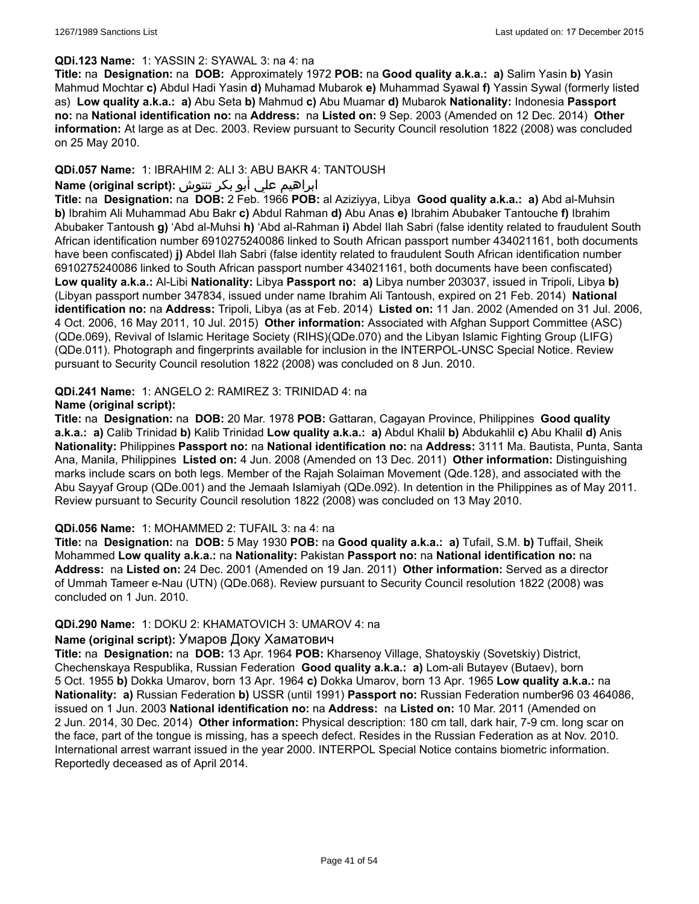**QDi.123 Name:** 1: YASSIN 2: SYAWAL 3: na 4: na

**Title:** na **Designation:** na **DOB:** Approximately 1972 **POB:** na **Good quality a.k.a.: a)** Salim Yasin **b)** Yasin Mahmud Mochtar **c)** Abdul Hadi Yasin **d)** Muhamad Mubarok **e)** Muhammad Syawal **f)** Yassin Sywal (formerly listed as) **Low quality a.k.a.: a)** Abu Seta **b)** Mahmud **c)** Abu Muamar **d)** Mubarok **Nationality:** Indonesia **Passport no:** na **National identification no:** na **Address:** na **Listed on:** 9 Sep. 2003 (Amended on 12 Dec. 2014) **Other information:** At large as at Dec. 2003. Review pursuant to Security Council resolution 1822 (2008) was concluded on 25 May 2010.

**QDi.057 Name:** 1: IBRAHIM 2: ALI 3: ABU BAKR 4: TANTOUSH

**Name (original script):** ابراهيم علي أبو بكر تنتوش

**Title:** na **Designation:** na **DOB:** 2 Feb. 1966 **POB:** al Aziziyya, Libya **Good quality a.k.a.: a)** Abd al-Muhsin **b)** Ibrahim Ali Muhammad Abu Bakr **c)** Abdul Rahman **d)** Abu Anas **e)** Ibrahim Abubaker Tantouche **f)** Ibrahim Abubaker Tantoush **g)** 'Abd al-Muhsi **h)** 'Abd al-Rahman **i)** Abdel Ilah Sabri (false identity related to fraudulent South African identification number 6910275240086 linked to South African passport number 434021161, both documents have been confiscated) **j)** Abdel Ilah Sabri (false identity related to fraudulent South African identification number 6910275240086 linked to South African passport number 434021161, both documents have been confiscated) **Low quality a.k.a.:** Al-Libi **Nationality:** Libya **Passport no: a)** Libya number 203037, issued in Tripoli, Libya **b)** (Libyan passport number 347834, issued under name Ibrahim Ali Tantoush, expired on 21 Feb. 2014) **National identification no:** na **Address:** Tripoli, Libya (as at Feb. 2014) **Listed on:** 11 Jan. 2002 (Amended on 31 Jul. 2006, 4 Oct. 2006, 16 May 2011, 10 Jul. 2015) **Other information:** Associated with Afghan Support Committee (ASC) (QDe.069), Revival of Islamic Heritage Society (RIHS)(QDe.070) and the Libyan Islamic Fighting Group (LIFG) (QDe.011). Photograph and fingerprints available for inclusion in the INTERPOL-UNSC Special Notice. Review pursuant to Security Council resolution 1822 (2008) was concluded on 8 Jun. 2010.

**QDi.241 Name:** 1: ANGELO 2: RAMIREZ 3: TRINIDAD 4: na

**Name (original script):**

**Title:** na **Designation:** na **DOB:** 20 Mar. 1978 **POB:** Gattaran, Cagayan Province, Philippines **Good quality a.k.a.: a)** Calib Trinidad **b)** Kalib Trinidad **Low quality a.k.a.: a)** Abdul Khalil **b)** Abdukahlil **c)** Abu Khalil **d)** Anis **Nationality:** Philippines **Passport no:** na **National identification no:** na **Address:** 3111 Ma. Bautista, Punta, Santa Ana, Manila, Philippines **Listed on:** 4 Jun. 2008 (Amended on 13 Dec. 2011) **Other information:** Distinguishing marks include scars on both legs. Member of the Rajah Solaiman Movement (Qde.128), and associated with the Abu Sayyaf Group (QDe.001) and the Jemaah Islamiyah (QDe.092). In detention in the Philippines as of May 2011. Review pursuant to Security Council resolution 1822 (2008) was concluded on 13 May 2010.

**QDi.056 Name:** 1: MOHAMMED 2: TUFAIL 3: na 4: na

**Title:** na **Designation:** na **DOB:** 5 May 1930 **POB:** na **Good quality a.k.a.: a)** Tufail, S.M. **b)** Tuffail, Sheik Mohammed **Low quality a.k.a.:** na **Nationality:** Pakistan **Passport no:** na **National identification no:** na **Address:** na **Listed on:** 24 Dec. 2001 (Amended on 19 Jan. 2011) **Other information:** Served as a director of Ummah Tameer e-Nau (UTN) (QDe.068). Review pursuant to Security Council resolution 1822 (2008) was concluded on 1 Jun. 2010.

**QDi.290 Name:** 1: DOKU 2: KHAMATOVICH 3: UMAROV 4: na

**Name (original script):** Умаров Доку Хаматович

**Title:** na **Designation:** na **DOB:** 13 Apr. 1964 **POB:** Kharsenoy Village, Shatoyskiy (Sovetskiy) District, Chechenskaya Respublika, Russian Federation **Good quality a.k.a.: a)** Lom-ali Butayev (Butaev), born 5 Oct. 1955 **b)** Dokka Umarov, born 13 Apr. 1964 **c)** Dokka Umarov, born 13 Apr. 1965 **Low quality a.k.a.:** na **Nationality: a)** Russian Federation **b)** USSR (until 1991) **Passport no:** Russian Federation number96 03 464086, issued on 1 Jun. 2003 **National identification no:** na **Address:** na **Listed on:** 10 Mar. 2011 (Amended on 2 Jun. 2014, 30 Dec. 2014) **Other information:** Physical description: 180 cm tall, dark hair, 7-9 cm. long scar on the face, part of the tongue is missing, has a speech defect. Resides in the Russian Federation as at Nov. 2010. International arrest warrant issued in the year 2000. INTERPOL Special Notice contains biometric information. Reportedly deceased as of April 2014.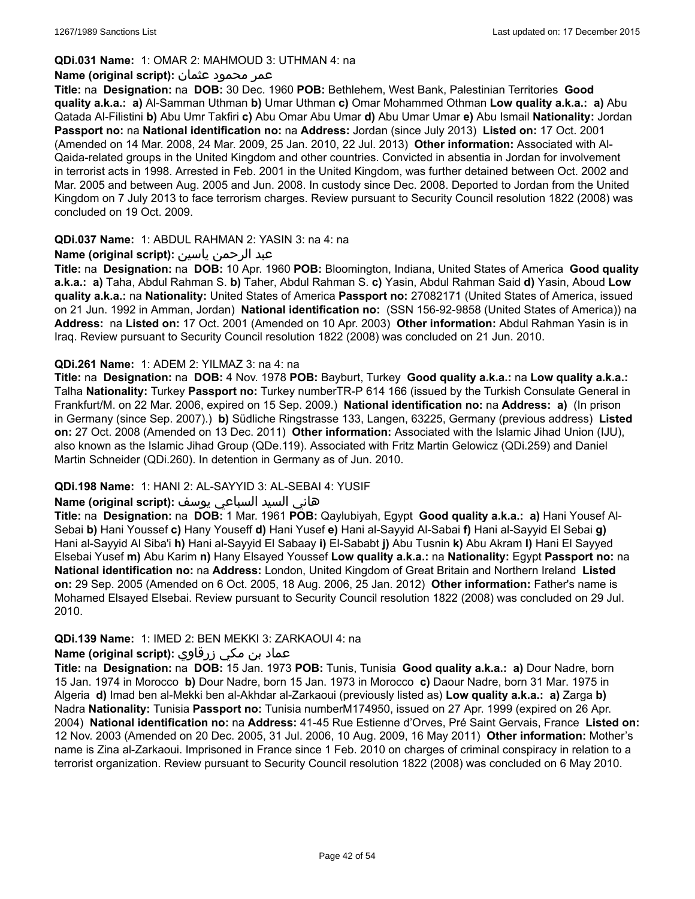**QDi.031 Name:** 1: OMAR 2: MAHMOUD 3: UTHMAN 4: na

**Name (original script):** عمر محمود عثمان

**Title:** na **Designation:** na **DOB:** 30 Dec. 1960 **POB:** Bethlehem, West Bank, Palestinian Territories **Good quality a.k.a.:** **a)** Al-Samman Uthman **b)** Umar Uthman **c)** Omar Mohammed Othman **Low quality a.k.a.:** **a)** Abu Qatada Al-Filistini **b)** Abu Umr Takfiri **c)** Abu Omar Abu Umar **d)** Abu Umar Umar **e)** Abu Ismail **Nationality:** Jordan **Passport no:** na **National identification no:** na **Address:** Jordan (since July 2013) **Listed on:** 17 Oct. 2001 (Amended on 14 Mar. 2008, 24 Mar. 2009, 25 Jan. 2010, 22 Jul. 2013) **Other information:** Associated with Al-Qaida-related groups in the United Kingdom and other countries. Convicted in absentia in Jordan for involvement in terrorist acts in 1998. Arrested in Feb. 2001 in the United Kingdom, was further detained between Oct. 2002 and Mar. 2005 and between Aug. 2005 and Jun. 2008. In custody since Dec. 2008. Deported to Jordan from the United Kingdom on 7 July 2013 to face terrorism charges. Review pursuant to Security Council resolution 1822 (2008) was concluded on 19 Oct. 2009.

**QDi.037 Name:** 1: ABDUL RAHMAN 2: YASIN 3: na 4: na

**Name (original script):** عبد الرحمن ياسين

**Title:** na **Designation:** na **DOB:** 10 Apr. 1960 **POB:** Bloomington, Indiana, United States of America **Good quality a.k.a.:** **a)** Taha, Abdul Rahman S. **b)** Taher, Abdul Rahman S. **c)** Yasin, Abdul Rahman Said **d)** Yasin, Aboud **Low quality a.k.a.:** na **Nationality:** United States of America **Passport no:** 27082171 (United States of America, issued on 21 Jun. 1992 in Amman, Jordan) **National identification no:** (SSN 156-92-9858 (United States of America)) na **Address:** na **Listed on:** 17 Oct. 2001 (Amended on 10 Apr. 2003) **Other information:** Abdul Rahman Yasin is in Iraq. Review pursuant to Security Council resolution 1822 (2008) was concluded on 21 Jun. 2010.

**QDi.261 Name:** 1: ADEM 2: YILMAZ 3: na 4: na

**Title:** na **Designation:** na **DOB:** 4 Nov. 1978 **POB:** Bayburt, Turkey **Good quality a.k.a.:** na **Low quality a.k.a.:** Talha **Nationality:** Turkey **Passport no:** Turkey numberTR-P 614 166 (issued by the Turkish Consulate General in Frankfurt/M. on 22 Mar. 2006, expired on 15 Sep. 2009.) **National identification no:** na **Address:** **a)** (In prison in Germany (since Sep. 2007).) **b)** Südliche Ringstrasse 133, Langen, 63225, Germany (previous address) **Listed on:** 27 Oct. 2008 (Amended on 13 Dec. 2011) **Other information:** Associated with the Islamic Jihad Union (IJU), also known as the Islamic Jihad Group (QDe.119). Associated with Fritz Martin Gelowicz (QDi.259) and Daniel Martin Schneider (QDi.260). In detention in Germany as of Jun. 2010.

**QDi.198 Name:** 1: HANI 2: AL-SAYYID 3: AL-SEBAI 4: YUSIF

**Name (original script):** هاني السيد السباعي يوسف

**Title:** na **Designation:** na **DOB:** 1 Mar. 1961 **POB:** Qaylubiyah, Egypt **Good quality a.k.a.:** **a)** Hani Yousef Al-Sebai **b)** Hani Youssef **c)** Hany Youseff **d)** Hani Yusef **e)** Hani al-Sayyid Al-Sabai **f)** Hani al-Sayyid El Sebai **g)** Hani al-Sayyid Al Siba'i **h)** Hani al-Sayyid El Sabaay **i)** El-Sababt **j)** Abu Tusnin **k)** Abu Akram **l)** Hani El Sayyed Elsebai Yusef **m)** Abu Karim **n)** Hany Elsayed Youssef **Low quality a.k.a.:** na **Nationality:** Egypt **Passport no:** na **National identification no:** na **Address:** London, United Kingdom of Great Britain and Northern Ireland **Listed on:** 29 Sep. 2005 (Amended on 6 Oct. 2005, 18 Aug. 2006, 25 Jan. 2012) **Other information:** Father's name is Mohamed Elsayed Elsebai. Review pursuant to Security Council resolution 1822 (2008) was concluded on 29 Jul. 2010.

**QDi.139 Name:** 1: IMED 2: BEN MEKKI 3: ZARKAOUI 4: na

**Name (original script):** عماد بن مكي زرقاوي

**Title:** na **Designation:** na **DOB:** 15 Jan. 1973 **POB:** Tunis, Tunisia **Good quality a.k.a.:** **a)** Dour Nadre, born 15 Jan. 1974 in Morocco **b)** Dour Nadre, born 15 Jan. 1973 in Morocco **c)** Daour Nadre, born 31 Mar. 1975 in Algeria **d)** Imad ben al-Mekki ben al-Akhdar al-Zarkaoui (previously listed as) **Low quality a.k.a.:** **a)** Zarga **b)** Nadra **Nationality:** Tunisia **Passport no:** Tunisia numberM174950, issued on 27 Apr. 1999 (expired on 26 Apr. 2004) **National identification no:** na **Address:** 41-45 Rue Estienne d'Orves, Pré Saint Gervais, France **Listed on:** 12 Nov. 2003 (Amended on 20 Dec. 2005, 31 Jul. 2006, 10 Aug. 2009, 16 May 2011) **Other information:** Mother's name is Zina al-Zarkaoui. Imprisoned in France since 1 Feb. 2010 on charges of criminal conspiracy in relation to a terrorist organization. Review pursuant to Security Council resolution 1822 (2008) was concluded on 6 May 2010.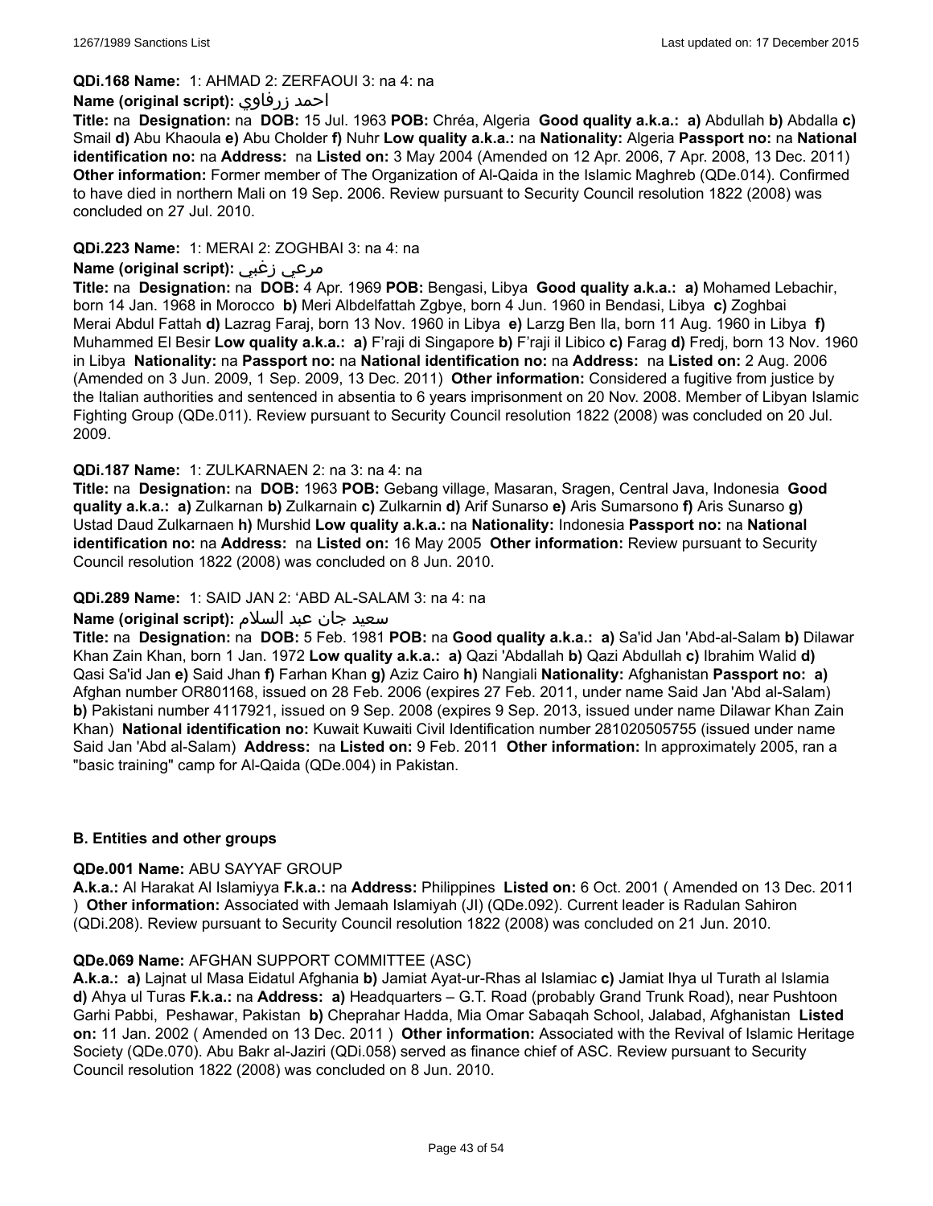**QDi.168 Name:** 1: AHMAD 2: ZERFAOUI 3: na 4: na

**Name (original script):** احمد زرفاوي

**Title:** na **Designation:** na **DOB:** 15 Jul. 1963 **POB:** Chréa, Algeria **Good quality a.k.a.:** **a)** Abdullah **b)** Abdalla **c)** Smail **d)** Abu Khaoula **e)** Abu Cholder **f)** Nuhr **Low quality a.k.a.:** na **Nationality:** Algeria **Passport no:** na **National identification no:** na **Address:** na **Listed on:** 3 May 2004 (Amended on 12 Apr. 2006, 7 Apr. 2008, 13 Dec. 2011) **Other information:** Former member of The Organization of Al-Qaida in the Islamic Maghreb (QDe.014). Confirmed to have died in northern Mali on 19 Sep. 2006. Review pursuant to Security Council resolution 1822 (2008) was concluded on 27 Jul. 2010.

**QDi.223 Name:** 1: MERAI 2: ZOGHBAI 3: na 4: na

**Name (original script):** مرعي زغبي

**Title:** na **Designation:** na **DOB:** 4 Apr. 1969 **POB:** Bengasi, Libya **Good quality a.k.a.:** **a)** Mohamed Lebachir, born 14 Jan. 1968 in Morocco **b)** Meri Albdelfattah Zgbye, born 4 Jun. 1960 in Bendasi, Libya **c)** Zoghbai Merai Abdul Fattah **d)** Lazrag Faraj, born 13 Nov. 1960 in Libya **e)** Larzg Ben Ila, born 11 Aug. 1960 in Libya **f)** Muhammed El Besir **Low quality a.k.a.:** **a)** F'raji di Singapore **b)** F'raji il Libico **c)** Farag **d)** Fredj, born 13 Nov. 1960 in Libya **Nationality:** na **Passport no:** na **National identification no:** na **Address:** na **Listed on:** 2 Aug. 2006 (Amended on 3 Jun. 2009, 1 Sep. 2009, 13 Dec. 2011) **Other information:** Considered a fugitive from justice by the Italian authorities and sentenced in absentia to 6 years imprisonment on 20 Nov. 2008. Member of Libyan Islamic Fighting Group (QDe.011). Review pursuant to Security Council resolution 1822 (2008) was concluded on 20 Jul. 2009.

**QDi.187 Name:** 1: ZULKARNAEN 2: na 3: na 4: na

**Title:** na **Designation:** na **DOB:** 1963 **POB:** Gebang village, Masaran, Sragen, Central Java, Indonesia **Good quality a.k.a.:** **a)** Zulkarnan **b)** Zulkarnain **c)** Zulkarnin **d)** Arif Sunarso **e)** Aris Sumarsono **f)** Aris Sunarso **g)** Ustad Daud Zulkarnaen **h)** Murshid **Low quality a.k.a.:** na **Nationality:** Indonesia **Passport no:** na **National identification no:** na **Address:** na **Listed on:** 16 May 2005 **Other information:** Review pursuant to Security Council resolution 1822 (2008) was concluded on 8 Jun. 2010.

**QDi.289 Name:** 1: SAID JAN 2: 'ABD AL-SALAM 3: na 4: na

**Name (original script):** سعيد جان عبد السلام

**Title:** na **Designation:** na **DOB:** 5 Feb. 1981 **POB:** na **Good quality a.k.a.:** **a)** Sa'id Jan 'Abd-al-Salam **b)** Dilawar Khan Zain Khan, born 1 Jan. 1972 **Low quality a.k.a.:** **a)** Qazi 'Abdallah **b)** Qazi Abdullah **c)** Ibrahim Walid **d)** Qasi Sa'id Jan **e)** Said Jhan **f)** Farhan Khan **g)** Aziz Cairo **h)** Nangiali **Nationality:** Afghanistan **Passport no:** **a)** Afghan number OR801168, issued on 28 Feb. 2006 (expires 27 Feb. 2011, under name Said Jan 'Abd al-Salam) **b)** Pakistani number 4117921, issued on 9 Sep. 2008 (expires 9 Sep. 2013, issued under name Dilawar Khan Zain Khan) **National identification no:** Kuwait Kuwaiti Civil Identification number 281020505755 (issued under name Said Jan 'Abd al-Salam) **Address:** na **Listed on:** 9 Feb. 2011 **Other information:** In approximately 2005, ran a "basic training" camp for Al-Qaida (QDe.004) in Pakistan.

## B. Entities and other groups

**QDe.001 Name:** ABU SAYYAF GROUP

**A.k.a.:** Al Harakat Al Islamiyya **F.k.a.:** na **Address:** Philippines **Listed on:** 6 Oct. 2001 ( Amended on 13 Dec. 2011 ) **Other information:** Associated with Jemaah Islamiyah (JI) (QDe.092). Current leader is Radulan Sahiron (QDi.208). Review pursuant to Security Council resolution 1822 (2008) was concluded on 21 Jun. 2010.

**QDe.069 Name:** AFGHAN SUPPORT COMMITTEE (ASC)

**A.k.a.:** **a)** Lajnat ul Masa Eidatul Afghania **b)** Jamiat Ayat-ur-Rhas al Islamiac **c)** Jamiat Ihya ul Turath al Islamia **d)** Ahya ul Turas **F.k.a.:** na **Address:** **a)** Headquarters – G.T. Road (probably Grand Trunk Road), near Pushtoon Garhi Pabbi, Peshawar, Pakistan **b)** Cheprahar Hadda, Mia Omar Sabaqah School, Jalabad, Afghanistan **Listed on:** 11 Jan. 2002 ( Amended on 13 Dec. 2011 ) **Other information:** Associated with the Revival of Islamic Heritage Society (QDe.070). Abu Bakr al-Jaziri (QDi.058) served as finance chief of ASC. Review pursuant to Security Council resolution 1822 (2008) was concluded on 8 Jun. 2010.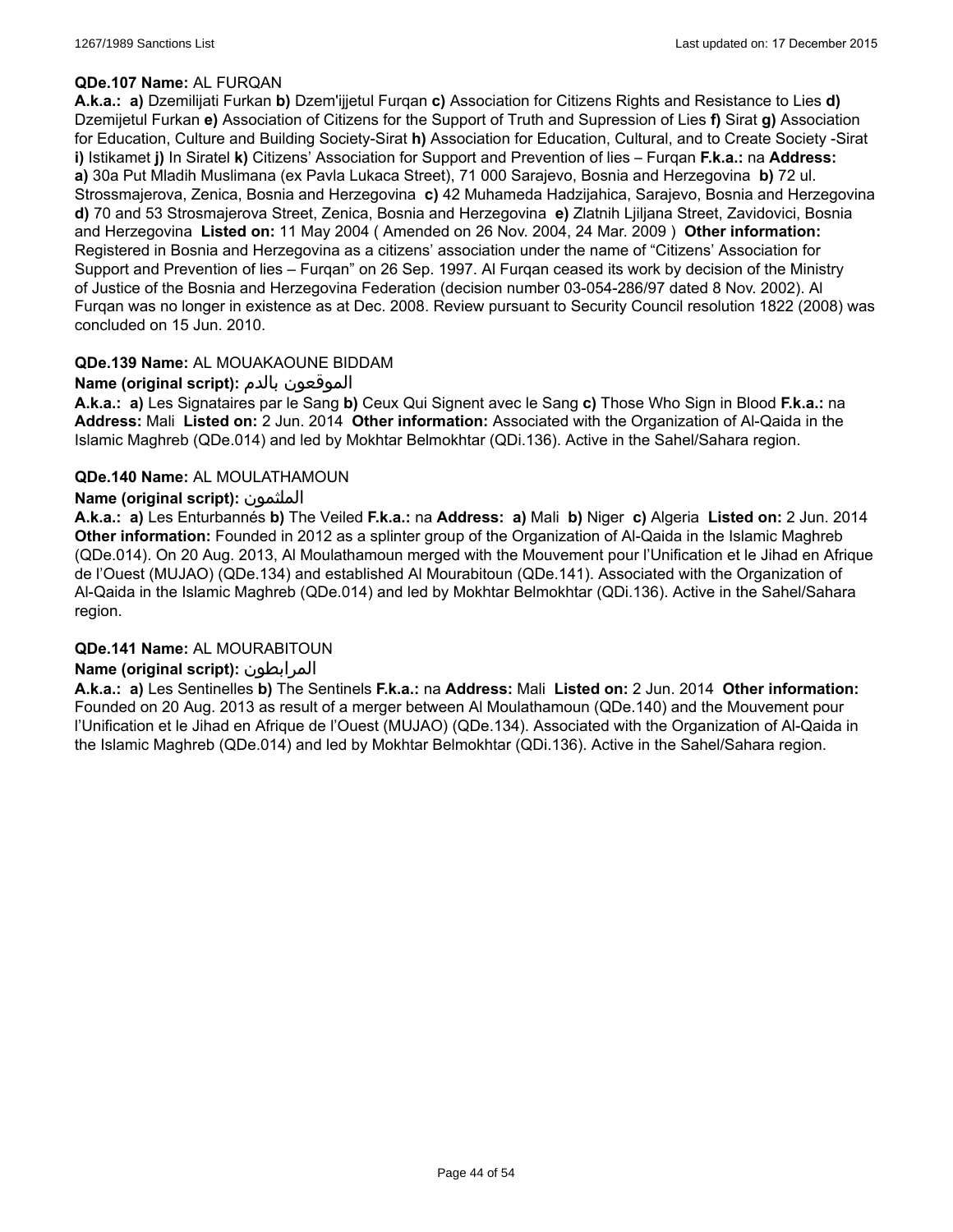**QDe.107 Name:** AL FURQAN

**A.k.a.:** **a)** Dzemilijati Furkan **b)** Dzem'ijjetul Furqan **c)** Association for Citizens Rights and Resistance to Lies **d)** Dzemijetul Furkan **e)** Association of Citizens for the Support of Truth and Supression of Lies **f)** Sirat **g)** Association for Education, Culture and Building Society-Sirat **h)** Association for Education, Cultural, and to Create Society -Sirat **i)** Istikamet **j)** In Siratel **k)** Citizens' Association for Support and Prevention of lies – Furqan **F.k.a.:** na **Address:** **a)** 30a Put Mladih Muslimana (ex Pavla Lukaca Street), 71 000 Sarajevo, Bosnia and Herzegovina **b)** 72 ul. Strossmajerova, Zenica, Bosnia and Herzegovina **c)** 42 Muhameda Hadzijahica, Sarajevo, Bosnia and Herzegovina **d)** 70 and 53 Strosmajerova Street, Zenica, Bosnia and Herzegovina **e)** Zlatnih Ljiljana Street, Zavidovici, Bosnia and Herzegovina **Listed on:** 11 May 2004 ( Amended on 26 Nov. 2004, 24 Mar. 2009 ) **Other information:** Registered in Bosnia and Herzegovina as a citizens' association under the name of "Citizens' Association for Support and Prevention of lies – Furqan" on 26 Sep. 1997. Al Furqan ceased its work by decision of the Ministry of Justice of the Bosnia and Herzegovina Federation (decision number 03-054-286/97 dated 8 Nov. 2002). Al Furqan was no longer in existence as at Dec. 2008. Review pursuant to Security Council resolution 1822 (2008) was concluded on 15 Jun. 2010.

**QDe.139 Name:** AL MOUAKAOUNE BIDDAM

**Name (original script):** الموقعون بالدم

**A.k.a.:** **a)** Les Signataires par le Sang **b)** Ceux Qui Signent avec le Sang **c)** Those Who Sign in Blood **F.k.a.:** na **Address:** Mali **Listed on:** 2 Jun. 2014 **Other information:** Associated with the Organization of Al-Qaida in the Islamic Maghreb (QDe.014) and led by Mokhtar Belmokhtar (QDi.136). Active in the Sahel/Sahara region.

**QDe.140 Name:** AL MOULATHAMOUN

**Name (original script):** الملثمون

**A.k.a.:** **a)** Les Enturbannés **b)** The Veiled **F.k.a.:** na **Address:** **a)** Mali **b)** Niger **c)** Algeria **Listed on:** 2 Jun. 2014 **Other information:** Founded in 2012 as a splinter group of the Organization of Al-Qaida in the Islamic Maghreb (QDe.014). On 20 Aug. 2013, Al Moulathamoun merged with the Mouvement pour l'Unification et le Jihad en Afrique de l'Ouest (MUJAO) (QDe.134) and established Al Mourabitoun (QDe.141). Associated with the Organization of Al-Qaida in the Islamic Maghreb (QDe.014) and led by Mokhtar Belmokhtar (QDi.136). Active in the Sahel/Sahara region.

**QDe.141 Name:** AL MOURABITOUN

**Name (original script):** المرابطون

**A.k.a.:** **a)** Les Sentinelles **b)** The Sentinels **F.k.a.:** na **Address:** Mali **Listed on:** 2 Jun. 2014 **Other information:** Founded on 20 Aug. 2013 as result of a merger between Al Moulathamoun (QDe.140) and the Mouvement pour l'Unification et le Jihad en Afrique de l'Ouest (MUJAO) (QDe.134). Associated with the Organization of Al-Qaida in the Islamic Maghreb (QDe.014) and led by Mokhtar Belmokhtar (QDi.136). Active in the Sahel/Sahara region.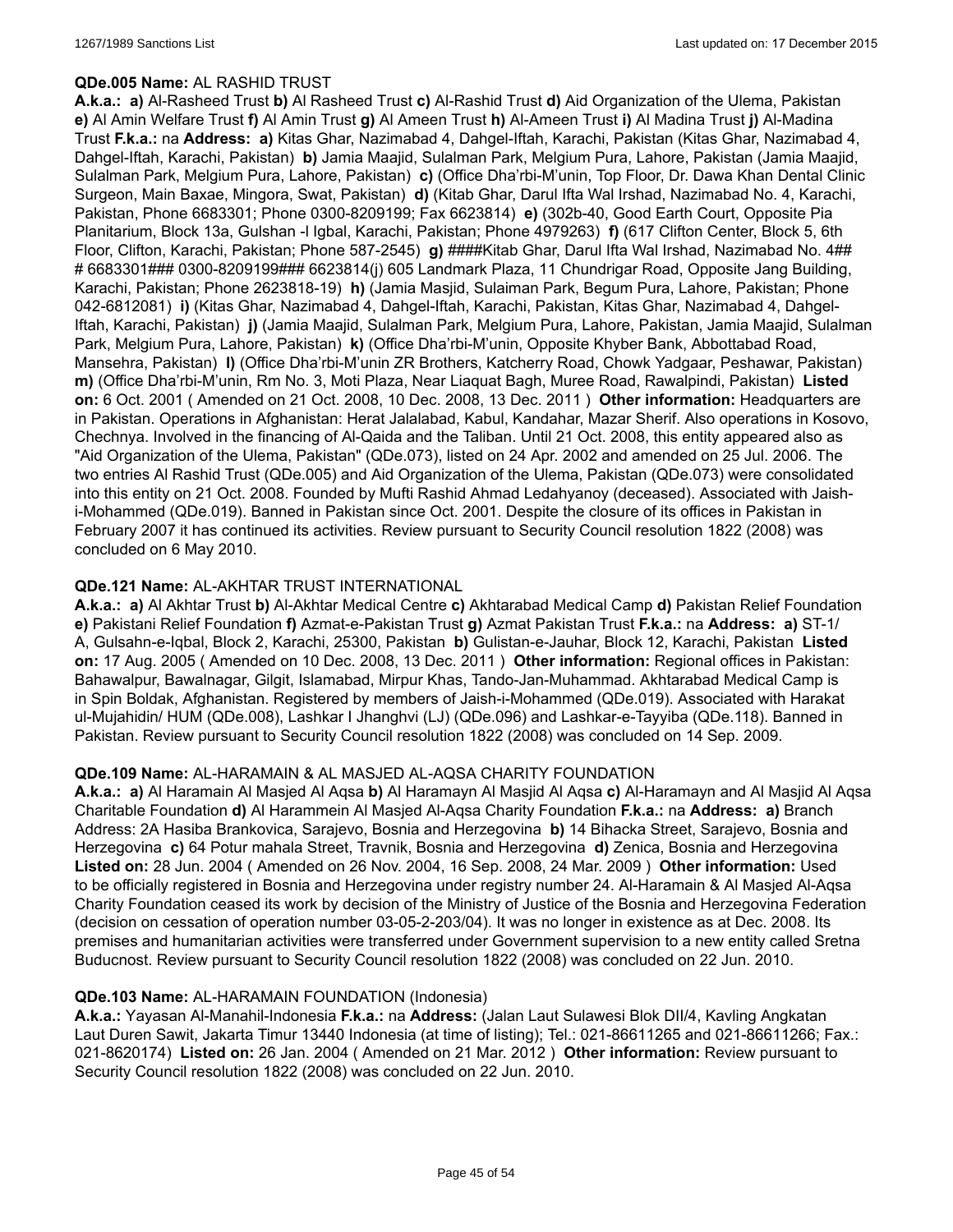**QDe.005 Name:** AL RASHID TRUST

**A.k.a.:** **a)** Al-Rasheed Trust **b)** Al Rasheed Trust **c)** Al-Rashid Trust **d)** Aid Organization of the Ulema, Pakistan **e)** Al Amin Welfare Trust **f)** Al Amin Trust **g)** Al Ameen Trust **h)** Al-Ameen Trust **i)** Al Madina Trust **j)** Al-Madina Trust **F.k.a.:** na **Address:** **a)** Kitas Ghar, Nazimabad 4, Dahgel-Iftah, Karachi, Pakistan (Kitas Ghar, Nazimabad 4, Dahgel-Iftah, Karachi, Pakistan) **b)** Jamia Maajid, Sulalman Park, Melgium Pura, Lahore, Pakistan (Jamia Maajid, Sulalman Park, Melgium Pura, Lahore, Pakistan) **c)** (Office Dha'rbi-M'unin, Top Floor, Dr. Dawa Khan Dental Clinic Surgeon, Main Baxae, Mingora, Swat, Pakistan) **d)** (Kitab Ghar, Darul Ifta Wal Irshad, Nazimabad No. 4, Karachi, Pakistan, Phone 6683301; Phone 0300-8209199; Fax 6623814) **e)** (302b-40, Good Earth Court, Opposite Pia Planitarium, Block 13a, Gulshan -l Igbal, Karachi, Pakistan; Phone 4979263) **f)** (617 Clifton Center, Block 5, 6th Floor, Clifton, Karachi, Pakistan; Phone 587-2545) **g)** ####Kitab Ghar, Darul Ifta Wal Irshad, Nazimabad No. 4## # 6683301### 0300-8209199### 6623814(j) 605 Landmark Plaza, 11 Chundrigar Road, Opposite Jang Building, Karachi, Pakistan; Phone 2623818-19) **h)** (Jamia Masjid, Sulaiman Park, Begum Pura, Lahore, Pakistan; Phone 042-6812081) **i)** (Kitas Ghar, Nazimabad 4, Dahgel-Iftah, Karachi, Pakistan, Kitas Ghar, Nazimabad 4, Dahgel-Iftah, Karachi, Pakistan) **j)** (Jamia Maajid, Sulalman Park, Melgium Pura, Lahore, Pakistan, Jamia Maajid, Sulalman Park, Melgium Pura, Lahore, Pakistan) **k)** (Office Dha'rbi-M'unin, Opposite Khyber Bank, Abbottabad Road, Mansehra, Pakistan) **l)** (Office Dha'rbi-M'unin ZR Brothers, Katcherry Road, Chowk Yadgaar, Peshawar, Pakistan) **m)** (Office Dha'rbi-M'unin, Rm No. 3, Moti Plaza, Near Liaquat Bagh, Muree Road, Rawalpindi, Pakistan) **Listed on:** 6 Oct. 2001 ( Amended on 21 Oct. 2008, 10 Dec. 2008, 13 Dec. 2011 ) **Other information:** Headquarters are in Pakistan. Operations in Afghanistan: Herat Jalalabad, Kabul, Kandahar, Mazar Sherif. Also operations in Kosovo, Chechnya. Involved in the financing of Al-Qaida and the Taliban. Until 21 Oct. 2008, this entity appeared also as "Aid Organization of the Ulema, Pakistan" (QDe.073), listed on 24 Apr. 2002 and amended on 25 Jul. 2006. The two entries Al Rashid Trust (QDe.005) and Aid Organization of the Ulema, Pakistan (QDe.073) were consolidated into this entity on 21 Oct. 2008. Founded by Mufti Rashid Ahmad Ledahyanoy (deceased). Associated with Jaish-i-Mohammed (QDe.019). Banned in Pakistan since Oct. 2001. Despite the closure of its offices in Pakistan in February 2007 it has continued its activities. Review pursuant to Security Council resolution 1822 (2008) was concluded on 6 May 2010.

**QDe.121 Name:** AL-AKHTAR TRUST INTERNATIONAL

**A.k.a.:** **a)** Al Akhtar Trust **b)** Al-Akhtar Medical Centre **c)** Akhtarabad Medical Camp **d)** Pakistan Relief Foundation **e)** Pakistani Relief Foundation **f)** Azmat-e-Pakistan Trust **g)** Azmat Pakistan Trust **F.k.a.:** na **Address:** **a)** ST-1/ A, Gulsahn-e-Iqbal, Block 2, Karachi, 25300, Pakistan **b)** Gulistan-e-Jauhar, Block 12, Karachi, Pakistan **Listed on:** 17 Aug. 2005 ( Amended on 10 Dec. 2008, 13 Dec. 2011 ) **Other information:** Regional offices in Pakistan: Bahawalpur, Bawalnagar, Gilgit, Islamabad, Mirpur Khas, Tando-Jan-Muhammad. Akhtarabad Medical Camp is in Spin Boldak, Afghanistan. Registered by members of Jaish-i-Mohammed (QDe.019). Associated with Harakat ul-Mujahidin/ HUM (QDe.008), Lashkar I Jhanghvi (LJ) (QDe.096) and Lashkar-e-Tayyiba (QDe.118). Banned in Pakistan. Review pursuant to Security Council resolution 1822 (2008) was concluded on 14 Sep. 2009.

**QDe.109 Name:** AL-HARAMAIN & AL MASJED AL-AQSA CHARITY FOUNDATION

**A.k.a.:** **a)** Al Haramain Al Masjed Al Aqsa **b)** Al Haramayn Al Masjid Al Aqsa **c)** Al-Haramayn and Al Masjid Al Aqsa Charitable Foundation **d)** Al Harammein Al Masjed Al-Aqsa Charity Foundation **F.k.a.:** na **Address:** **a)** Branch Address: 2A Hasiba Brankovica, Sarajevo, Bosnia and Herzegovina **b)** 14 Bihacka Street, Sarajevo, Bosnia and Herzegovina **c)** 64 Potur mahala Street, Travnik, Bosnia and Herzegovina **d)** Zenica, Bosnia and Herzegovina **Listed on:** 28 Jun. 2004 ( Amended on 26 Nov. 2004, 16 Sep. 2008, 24 Mar. 2009 ) **Other information:** Used to be officially registered in Bosnia and Herzegovina under registry number 24. Al-Haramain & Al Masjed Al-Aqsa Charity Foundation ceased its work by decision of the Ministry of Justice of the Bosnia and Herzegovina Federation (decision on cessation of operation number 03-05-2-203/04). It was no longer in existence as at Dec. 2008. Its premises and humanitarian activities were transferred under Government supervision to a new entity called Sretna Buducnost. Review pursuant to Security Council resolution 1822 (2008) was concluded on 22 Jun. 2010.

**QDe.103 Name:** AL-HARAMAIN FOUNDATION (Indonesia)

**A.k.a.:** Yayasan Al-Manahil-Indonesia **F.k.a.:** na **Address:** (Jalan Laut Sulawesi Blok DII/4, Kavling Angkatan Laut Duren Sawit, Jakarta Timur 13440 Indonesia (at time of listing); Tel.: 021-86611265 and 021-86611266; Fax.: 021-8620174) **Listed on:** 26 Jan. 2004 ( Amended on 21 Mar. 2012 ) **Other information:** Review pursuant to Security Council resolution 1822 (2008) was concluded on 22 Jun. 2010.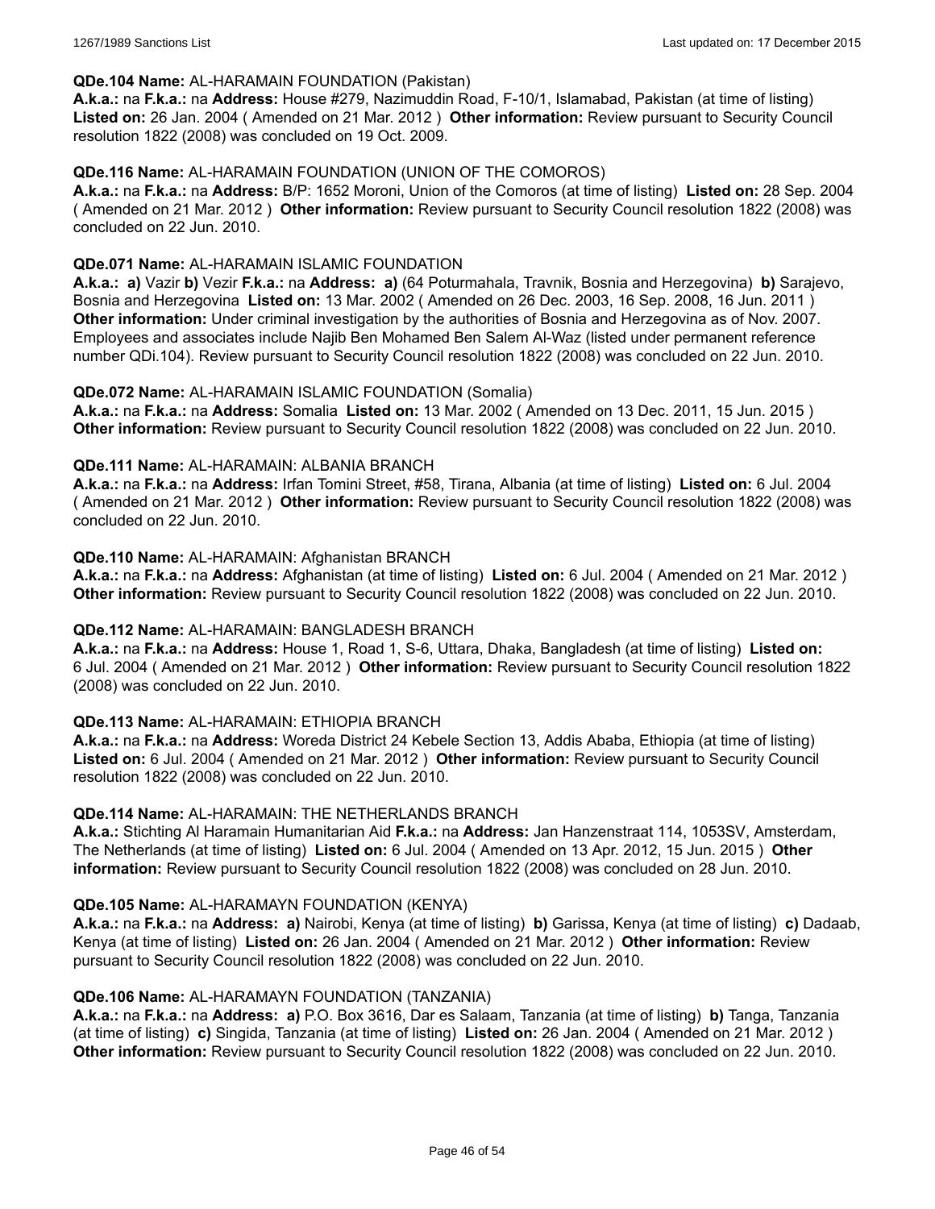**QDe.104 Name:** AL-HARAMAIN FOUNDATION (Pakistan)
**A.k.a.:** na **F.k.a.:** na **Address:** House #279, Nazimuddin Road, F-10/1, Islamabad, Pakistan (at time of listing) **Listed on:** 26 Jan. 2004 ( Amended on 21 Mar. 2012 ) **Other information:** Review pursuant to Security Council resolution 1822 (2008) was concluded on 19 Oct. 2009.

**QDe.116 Name:** AL-HARAMAIN FOUNDATION (UNION OF THE COMOROS)
**A.k.a.:** na **F.k.a.:** na **Address:** B/P: 1652 Moroni, Union of the Comoros (at time of listing) **Listed on:** 28 Sep. 2004 ( Amended on 21 Mar. 2012 ) **Other information:** Review pursuant to Security Council resolution 1822 (2008) was concluded on 22 Jun. 2010.

**QDe.071 Name:** AL-HARAMAIN ISLAMIC FOUNDATION
**A.k.a.: a)** Vazir **b)** Vezir **F.k.a.:** na **Address: a)** (64 Poturmahala, Travnik, Bosnia and Herzegovina) **b)** Sarajevo, Bosnia and Herzegovina **Listed on:** 13 Mar. 2002 ( Amended on 26 Dec. 2003, 16 Sep. 2008, 16 Jun. 2011 ) **Other information:** Under criminal investigation by the authorities of Bosnia and Herzegovina as of Nov. 2007. Employees and associates include Najib Ben Mohamed Ben Salem Al-Waz (listed under permanent reference number QDi.104). Review pursuant to Security Council resolution 1822 (2008) was concluded on 22 Jun. 2010.

**QDe.072 Name:** AL-HARAMAIN ISLAMIC FOUNDATION (Somalia)
**A.k.a.:** na **F.k.a.:** na **Address:** Somalia **Listed on:** 13 Mar. 2002 ( Amended on 13 Dec. 2011, 15 Jun. 2015 ) **Other information:** Review pursuant to Security Council resolution 1822 (2008) was concluded on 22 Jun. 2010.

**QDe.111 Name:** AL-HARAMAIN: ALBANIA BRANCH
**A.k.a.:** na **F.k.a.:** na **Address:** Irfan Tomini Street, #58, Tirana, Albania (at time of listing) **Listed on:** 6 Jul. 2004 ( Amended on 21 Mar. 2012 ) **Other information:** Review pursuant to Security Council resolution 1822 (2008) was concluded on 22 Jun. 2010.

**QDe.110 Name:** AL-HARAMAIN: Afghanistan BRANCH
**A.k.a.:** na **F.k.a.:** na **Address:** Afghanistan (at time of listing) **Listed on:** 6 Jul. 2004 ( Amended on 21 Mar. 2012 ) **Other information:** Review pursuant to Security Council resolution 1822 (2008) was concluded on 22 Jun. 2010.

**QDe.112 Name:** AL-HARAMAIN: BANGLADESH BRANCH
**A.k.a.:** na **F.k.a.:** na **Address:** House 1, Road 1, S-6, Uttara, Dhaka, Bangladesh (at time of listing) **Listed on:** 6 Jul. 2004 ( Amended on 21 Mar. 2012 ) **Other information:** Review pursuant to Security Council resolution 1822 (2008) was concluded on 22 Jun. 2010.

**QDe.113 Name:** AL-HARAMAIN: ETHIOPIA BRANCH
**A.k.a.:** na **F.k.a.:** na **Address:** Woreda District 24 Kebele Section 13, Addis Ababa, Ethiopia (at time of listing) **Listed on:** 6 Jul. 2004 ( Amended on 21 Mar. 2012 ) **Other information:** Review pursuant to Security Council resolution 1822 (2008) was concluded on 22 Jun. 2010.

**QDe.114 Name:** AL-HARAMAIN: THE NETHERLANDS BRANCH
**A.k.a.:** Stichting Al Haramain Humanitarian Aid **F.k.a.:** na **Address:** Jan Hanzenstraat 114, 1053SV, Amsterdam, The Netherlands (at time of listing) **Listed on:** 6 Jul. 2004 ( Amended on 13 Apr. 2012, 15 Jun. 2015 ) **Other information:** Review pursuant to Security Council resolution 1822 (2008) was concluded on 28 Jun. 2010.

**QDe.105 Name:** AL-HARAMAYN FOUNDATION (KENYA)
**A.k.a.:** na **F.k.a.:** na **Address: a)** Nairobi, Kenya (at time of listing) **b)** Garissa, Kenya (at time of listing) **c)** Dadaab, Kenya (at time of listing) **Listed on:** 26 Jan. 2004 ( Amended on 21 Mar. 2012 ) **Other information:** Review pursuant to Security Council resolution 1822 (2008) was concluded on 22 Jun. 2010.

**QDe.106 Name:** AL-HARAMAYN FOUNDATION (TANZANIA)
**A.k.a.:** na **F.k.a.:** na **Address: a)** P.O. Box 3616, Dar es Salaam, Tanzania (at time of listing) **b)** Tanga, Tanzania (at time of listing) **c)** Singida, Tanzania (at time of listing) **Listed on:** 26 Jan. 2004 ( Amended on 21 Mar. 2012 ) **Other information:** Review pursuant to Security Council resolution 1822 (2008) was concluded on 22 Jun. 2010.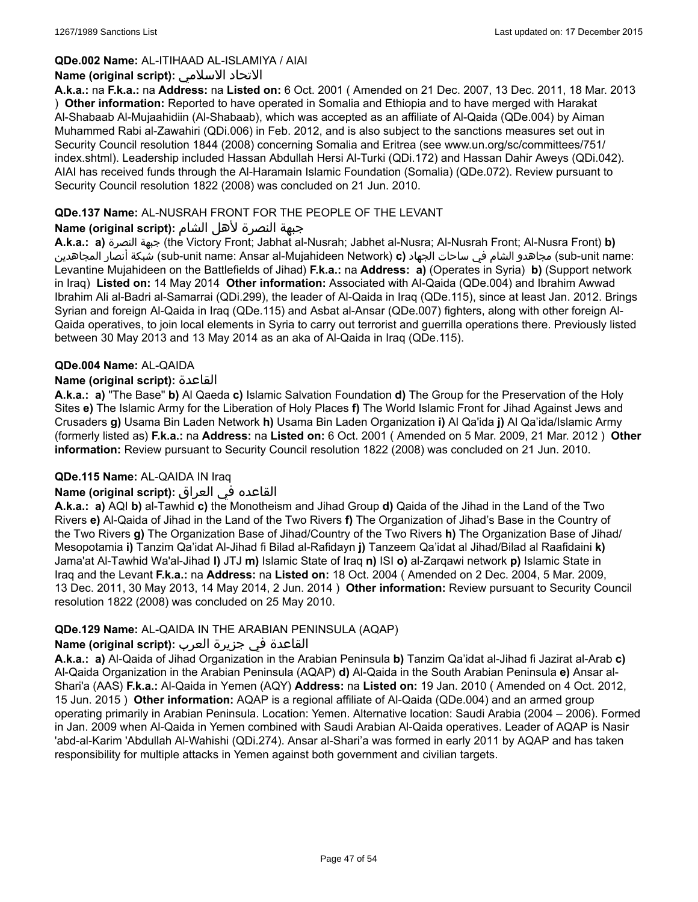**QDe.002 Name:** AL-ITIHAAD AL-ISLAMIYA / AIAI

**Name (original script):** الاتحاد الاسلامي

**A.k.a.:** na **F.k.a.:** na **Address:** na **Listed on:** 6 Oct. 2001 ( Amended on 21 Dec. 2007, 13 Dec. 2011, 18 Mar. 2013 ) **Other information:** Reported to have operated in Somalia and Ethiopia and to have merged with Harakat Al-Shabaab Al-Mujaahidiin (Al-Shabaab), which was accepted as an affiliate of Al-Qaida (QDe.004) by Aiman Muhammed Rabi al-Zawahiri (QDi.006) in Feb. 2012, and is also subject to the sanctions measures set out in Security Council resolution 1844 (2008) concerning Somalia and Eritrea (see www.un.org/sc/committees/751/ index.shtml). Leadership included Hassan Abdullah Hersi Al-Turki (QDi.172) and Hassan Dahir Aweys (QDi.042). AIAI has received funds through the Al-Haramain Islamic Foundation (Somalia) (QDe.072). Review pursuant to Security Council resolution 1822 (2008) was concluded on 21 Jun. 2010.

**QDe.137 Name:** AL-NUSRAH FRONT FOR THE PEOPLE OF THE LEVANT

**Name (original script):** جبهة النصرة لأهل الشام

**A.k.a.:** **a)** جبهة النصرة (the Victory Front; Jabhat al-Nusrah; Jabhet al-Nusra; Al-Nusrah Front; Al-Nusra Front) **b)** شبكة أنصار المجاهدين (sub-unit name: Ansar al-Mujahideen Network) **c)** مجاهدو الشام في ساحات الجهاد (sub-unit name: Levantine Mujahideen on the Battlefields of Jihad) **F.k.a.:** na **Address:** **a)** (Operates in Syria) **b)** (Support network in Iraq) **Listed on:** 14 May 2014 **Other information:** Associated with Al-Qaida (QDe.004) and Ibrahim Awwad Ibrahim Ali al-Badri al-Samarrai (QDi.299), the leader of Al-Qaida in Iraq (QDe.115), since at least Jan. 2012. Brings Syrian and foreign Al-Qaida in Iraq (QDe.115) and Asbat al-Ansar (QDe.007) fighters, along with other foreign Al-Qaida operatives, to join local elements in Syria to carry out terrorist and guerrilla operations there. Previously listed between 30 May 2013 and 13 May 2014 as an aka of Al-Qaida in Iraq (QDe.115).

**QDe.004 Name:** AL-QAIDA

**Name (original script):** القاعدة

**A.k.a.:** **a)** "The Base" **b)** Al Qaeda **c)** Islamic Salvation Foundation **d)** The Group for the Preservation of the Holy Sites **e)** The Islamic Army for the Liberation of Holy Places **f)** The World Islamic Front for Jihad Against Jews and Crusaders **g)** Usama Bin Laden Network **h)** Usama Bin Laden Organization **i)** Al Qa'ida **j)** Al Qa'ida/Islamic Army (formerly listed as) **F.k.a.:** na **Address:** na **Listed on:** 6 Oct. 2001 ( Amended on 5 Mar. 2009, 21 Mar. 2012 ) **Other information:** Review pursuant to Security Council resolution 1822 (2008) was concluded on 21 Jun. 2010.

**QDe.115 Name:** AL-QAIDA IN Iraq

**Name (original script):** القاعده في العراق

**A.k.a.:** **a)** AQI **b)** al-Tawhid **c)** the Monotheism and Jihad Group **d)** Qaida of the Jihad in the Land of the Two Rivers **e)** Al-Qaida of Jihad in the Land of the Two Rivers **f)** The Organization of Jihad's Base in the Country of the Two Rivers **g)** The Organization Base of Jihad/Country of the Two Rivers **h)** The Organization Base of Jihad/ Mesopotamia **i)** Tanzim Qa'idat Al-Jihad fi Bilad al-Rafidayn **j)** Tanzeem Qa'idat al Jihad/Bilad al Raafidaini **k)** Jama'at Al-Tawhid Wa'al-Jihad **l)** JTJ **m)** Islamic State of Iraq **n)** ISI **o)** al-Zarqawi network **p)** Islamic State in Iraq and the Levant **F.k.a.:** na **Address:** na **Listed on:** 18 Oct. 2004 ( Amended on 2 Dec. 2004, 5 Mar. 2009, 13 Dec. 2011, 30 May 2013, 14 May 2014, 2 Jun. 2014 ) **Other information:** Review pursuant to Security Council resolution 1822 (2008) was concluded on 25 May 2010.

**QDe.129 Name:** AL-QAIDA IN THE ARABIAN PENINSULA (AQAP)

**Name (original script):** القاعدة في جزيرة العرب

**A.k.a.:** **a)** Al-Qaida of Jihad Organization in the Arabian Peninsula **b)** Tanzim Qa'idat al-Jihad fi Jazirat al-Arab **c)** Al-Qaida Organization in the Arabian Peninsula (AQAP) **d)** Al-Qaida in the South Arabian Peninsula **e)** Ansar al-Shari'a (AAS) **F.k.a.:** Al-Qaida in Yemen (AQY) **Address:** na **Listed on:** 19 Jan. 2010 ( Amended on 4 Oct. 2012, 15 Jun. 2015 ) **Other information:** AQAP is a regional affiliate of Al-Qaida (QDe.004) and an armed group operating primarily in Arabian Peninsula. Location: Yemen. Alternative location: Saudi Arabia (2004 – 2006). Formed in Jan. 2009 when Al-Qaida in Yemen combined with Saudi Arabian Al-Qaida operatives. Leader of AQAP is Nasir 'abd-al-Karim 'Abdullah Al-Wahishi (QDi.274). Ansar al-Shari'a was formed in early 2011 by AQAP and has taken responsibility for multiple attacks in Yemen against both government and civilian targets.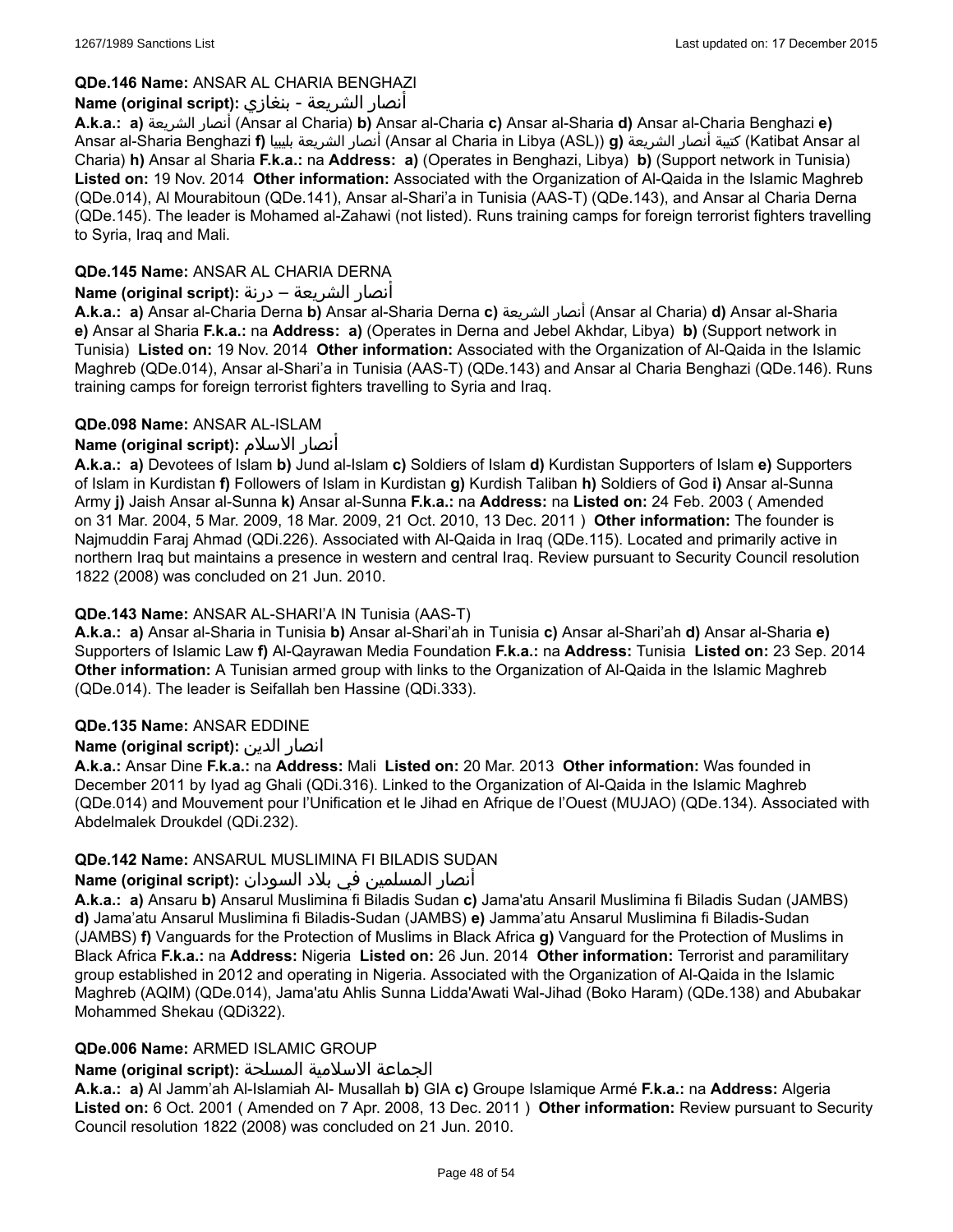**QDe.146 Name:** ANSAR AL CHARIA BENGHAZI

**Name (original script):** أنصار الشريعة - بنغازي

**A.k.a.:** **a)** أنصار الشريعة (Ansar al Charia) **b)** Ansar al-Charia **c)** Ansar al-Sharia **d)** Ansar al-Charia Benghazi **e)** Ansar al-Sharia Benghazi **f)** أنصار الشريعة بليبيا (Ansar al Charia in Libya (ASL)) **g)** كتيبة أنصار الشريعة (Katibat Ansar al Charia) **h)** Ansar al Sharia **F.k.a.:** na **Address:** **a)** (Operates in Benghazi, Libya) **b)** (Support network in Tunisia) **Listed on:** 19 Nov. 2014 **Other information:** Associated with the Organization of Al-Qaida in the Islamic Maghreb (QDe.014), Al Mourabitoun (QDe.141), Ansar al-Shari'a in Tunisia (AAS-T) (QDe.143), and Ansar al Charia Derna (QDe.145). The leader is Mohamed al-Zahawi (not listed). Runs training camps for foreign terrorist fighters travelling to Syria, Iraq and Mali.

**QDe.145 Name:** ANSAR AL CHARIA DERNA

**Name (original script):** أنصار الشريعة – درنة

**A.k.a.:** **a)** Ansar al-Charia Derna **b)** Ansar al-Sharia Derna **c)** أنصار الشريعة (Ansar al Charia) **d)** Ansar al-Sharia **e)** Ansar al Sharia **F.k.a.:** na **Address:** **a)** (Operates in Derna and Jebel Akhdar, Libya) **b)** (Support network in Tunisia) **Listed on:** 19 Nov. 2014 **Other information:** Associated with the Organization of Al-Qaida in the Islamic Maghreb (QDe.014), Ansar al-Shari'a in Tunisia (AAS-T) (QDe.143) and Ansar al Charia Benghazi (QDe.146). Runs training camps for foreign terrorist fighters travelling to Syria and Iraq.

**QDe.098 Name:** ANSAR AL-ISLAM

**Name (original script):** أنصار الاسلام

**A.k.a.:** **a)** Devotees of Islam **b)** Jund al-Islam **c)** Soldiers of Islam **d)** Kurdistan Supporters of Islam **e)** Supporters of Islam in Kurdistan **f)** Followers of Islam in Kurdistan **g)** Kurdish Taliban **h)** Soldiers of God **i)** Ansar al-Sunna Army **j)** Jaish Ansar al-Sunna **k)** Ansar al-Sunna **F.k.a.:** na **Address:** na **Listed on:** 24 Feb. 2003 ( Amended on 31 Mar. 2004, 5 Mar. 2009, 18 Mar. 2009, 21 Oct. 2010, 13 Dec. 2011 ) **Other information:** The founder is Najmuddin Faraj Ahmad (QDi.226). Associated with Al-Qaida in Iraq (QDe.115). Located and primarily active in northern Iraq but maintains a presence in western and central Iraq. Review pursuant to Security Council resolution 1822 (2008) was concluded on 21 Jun. 2010.

**QDe.143 Name:** ANSAR AL-SHARI'A IN Tunisia (AAS-T)

**A.k.a.:** **a)** Ansar al-Sharia in Tunisia **b)** Ansar al-Shari'ah in Tunisia **c)** Ansar al-Shari'ah **d)** Ansar al-Sharia **e)** Supporters of Islamic Law **f)** Al-Qayrawan Media Foundation **F.k.a.:** na **Address:** Tunisia **Listed on:** 23 Sep. 2014 **Other information:** A Tunisian armed group with links to the Organization of Al-Qaida in the Islamic Maghreb (QDe.014). The leader is Seifallah ben Hassine (QDi.333).

**QDe.135 Name:** ANSAR EDDINE

**Name (original script):** انصار الدين

**A.k.a.:** Ansar Dine **F.k.a.:** na **Address:** Mali **Listed on:** 20 Mar. 2013 **Other information:** Was founded in December 2011 by Iyad ag Ghali (QDi.316). Linked to the Organization of Al-Qaida in the Islamic Maghreb (QDe.014) and Mouvement pour l'Unification et le Jihad en Afrique de l'Ouest (MUJAO) (QDe.134). Associated with Abdelmalek Droukdel (QDi.232).

**QDe.142 Name:** ANSARUL MUSLIMINA FI BILADIS SUDAN

**Name (original script):** أنصار المسلمين في بلاد السودان

**A.k.a.:** **a)** Ansaru **b)** Ansarul Muslimina fi Biladis Sudan **c)** Jama'atu Ansaril Muslimina fi Biladis Sudan (JAMBS) **d)** Jama'atu Ansarul Muslimina fi Biladis-Sudan (JAMBS) **e)** Jamma'atu Ansarul Muslimina fi Biladis-Sudan (JAMBS) **f)** Vanguards for the Protection of Muslims in Black Africa **g)** Vanguard for the Protection of Muslims in Black Africa **F.k.a.:** na **Address:** Nigeria **Listed on:** 26 Jun. 2014 **Other information:** Terrorist and paramilitary group established in 2012 and operating in Nigeria. Associated with the Organization of Al-Qaida in the Islamic Maghreb (AQIM) (QDe.014), Jama'atu Ahlis Sunna Lidda'Awati Wal-Jihad (Boko Haram) (QDe.138) and Abubakar Mohammed Shekau (QDi322).

**QDe.006 Name:** ARMED ISLAMIC GROUP

**Name (original script):** الجماعة الاسلامية المسلحة

**A.k.a.:** **a)** Al Jamm'ah Al-Islamiah Al- Musallah **b)** GIA **c)** Groupe Islamique Armé **F.k.a.:** na **Address:** Algeria **Listed on:** 6 Oct. 2001 ( Amended on 7 Apr. 2008, 13 Dec. 2011 ) **Other information:** Review pursuant to Security Council resolution 1822 (2008) was concluded on 21 Jun. 2010.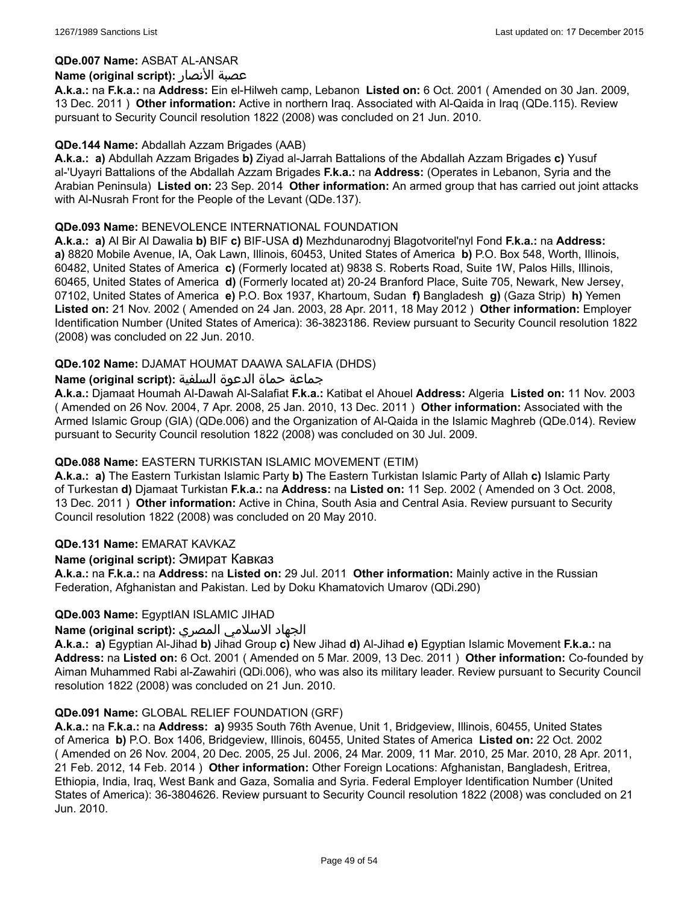**QDe.007 Name:** ASBAT AL-ANSAR

**Name (original script):** عصبة الأنصار

**A.k.a.:** na **F.k.a.:** na **Address:** Ein el-Hilweh camp, Lebanon **Listed on:** 6 Oct. 2001 ( Amended on 30 Jan. 2009, 13 Dec. 2011 ) **Other information:** Active in northern Iraq. Associated with Al-Qaida in Iraq (QDe.115). Review pursuant to Security Council resolution 1822 (2008) was concluded on 21 Jun. 2010.

**QDe.144 Name:** Abdallah Azzam Brigades (AAB)

**A.k.a.:** **a)** Abdullah Azzam Brigades **b)** Ziyad al-Jarrah Battalions of the Abdallah Azzam Brigades **c)** Yusuf al-'Uyayri Battalions of the Abdallah Azzam Brigades **F.k.a.:** na **Address:** (Operates in Lebanon, Syria and the Arabian Peninsula) **Listed on:** 23 Sep. 2014 **Other information:** An armed group that has carried out joint attacks with Al-Nusrah Front for the People of the Levant (QDe.137).

**QDe.093 Name:** BENEVOLENCE INTERNATIONAL FOUNDATION

**A.k.a.:** **a)** Al Bir Al Dawalia **b)** BIF **c)** BIF-USA **d)** Mezhdunarodnyj Blagotvoritel'nyl Fond **F.k.a.:** na **Address:** **a)** 8820 Mobile Avenue, IA, Oak Lawn, Illinois, 60453, United States of America **b)** P.O. Box 548, Worth, Illinois, 60482, United States of America **c)** (Formerly located at) 9838 S. Roberts Road, Suite 1W, Palos Hills, Illinois, 60465, United States of America **d)** (Formerly located at) 20-24 Branford Place, Suite 705, Newark, New Jersey, 07102, United States of America **e)** P.O. Box 1937, Khartoum, Sudan **f)** Bangladesh **g)** (Gaza Strip) **h)** Yemen **Listed on:** 21 Nov. 2002 ( Amended on 24 Jan. 2003, 28 Apr. 2011, 18 May 2012 ) **Other information:** Employer Identification Number (United States of America): 36-3823186. Review pursuant to Security Council resolution 1822 (2008) was concluded on 22 Jun. 2010.

**QDe.102 Name:** DJAMAT HOUMAT DAAWA SALAFIA (DHDS)

**Name (original script):** جماعة حماة الدعوة السلفية

**A.k.a.:** Djamaat Houmah Al-Dawah Al-Salafiat **F.k.a.:** Katibat el Ahouel **Address:** Algeria **Listed on:** 11 Nov. 2003 ( Amended on 26 Nov. 2004, 7 Apr. 2008, 25 Jan. 2010, 13 Dec. 2011 ) **Other information:** Associated with the Armed Islamic Group (GIA) (QDe.006) and the Organization of Al-Qaida in the Islamic Maghreb (QDe.014). Review pursuant to Security Council resolution 1822 (2008) was concluded on 30 Jul. 2009.

**QDe.088 Name:** EASTERN TURKISTAN ISLAMIC MOVEMENT (ETIM)

**A.k.a.:** **a)** The Eastern Turkistan Islamic Party **b)** The Eastern Turkistan Islamic Party of Allah **c)** Islamic Party of Turkestan **d)** Djamaat Turkistan **F.k.a.:** na **Address:** na **Listed on:** 11 Sep. 2002 ( Amended on 3 Oct. 2008, 13 Dec. 2011 ) **Other information:** Active in China, South Asia and Central Asia. Review pursuant to Security Council resolution 1822 (2008) was concluded on 20 May 2010.

**QDe.131 Name:** EMARAT KAVKAZ

**Name (original script):** Эмират Кавказ

**A.k.a.:** na **F.k.a.:** na **Address:** na **Listed on:** 29 Jul. 2011 **Other information:** Mainly active in the Russian Federation, Afghanistan and Pakistan. Led by Doku Khamatovich Umarov (QDi.290)

**QDe.003 Name:** EgyptIAN ISLAMIC JIHAD

**Name (original script):** الجهاد الاسلامي المصري

**A.k.a.:** **a)** Egyptian Al-Jihad **b)** Jihad Group **c)** New Jihad **d)** Al-Jihad **e)** Egyptian Islamic Movement **F.k.a.:** na **Address:** na **Listed on:** 6 Oct. 2001 ( Amended on 5 Mar. 2009, 13 Dec. 2011 ) **Other information:** Co-founded by Aiman Muhammed Rabi al-Zawahiri (QDi.006), who was also its military leader. Review pursuant to Security Council resolution 1822 (2008) was concluded on 21 Jun. 2010.

**QDe.091 Name:** GLOBAL RELIEF FOUNDATION (GRF)

**A.k.a.:** na **F.k.a.:** na **Address:** **a)** 9935 South 76th Avenue, Unit 1, Bridgeview, Illinois, 60455, United States of America **b)** P.O. Box 1406, Bridgeview, Illinois, 60455, United States of America **Listed on:** 22 Oct. 2002 ( Amended on 26 Nov. 2004, 20 Dec. 2005, 25 Jul. 2006, 24 Mar. 2009, 11 Mar. 2010, 25 Mar. 2010, 28 Apr. 2011, 21 Feb. 2012, 14 Feb. 2014 ) **Other information:** Other Foreign Locations: Afghanistan, Bangladesh, Eritrea, Ethiopia, India, Iraq, West Bank and Gaza, Somalia and Syria. Federal Employer Identification Number (United States of America): 36-3804626. Review pursuant to Security Council resolution 1822 (2008) was concluded on 21 Jun. 2010.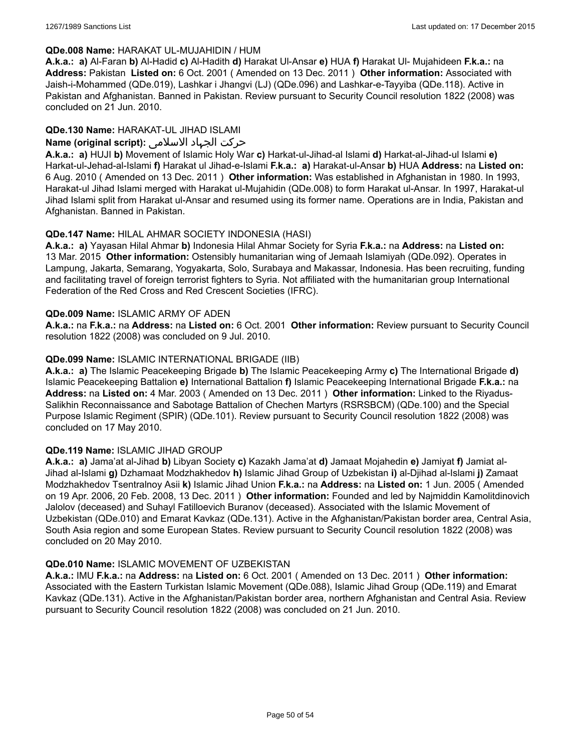**QDe.008 Name:** HARAKAT UL-MUJAHIDIN / HUM

**A.k.a.: a)** Al-Faran **b)** Al-Hadid **c)** Al-Hadith **d)** Harakat Ul-Ansar **e)** HUA **f)** Harakat Ul- Mujahideen **F.k.a.:** na **Address:** Pakistan **Listed on:** 6 Oct. 2001 ( Amended on 13 Dec. 2011 ) **Other information:** Associated with Jaish-i-Mohammed (QDe.019), Lashkar i Jhangvi (LJ) (QDe.096) and Lashkar-e-Tayyiba (QDe.118). Active in Pakistan and Afghanistan. Banned in Pakistan. Review pursuant to Security Council resolution 1822 (2008) was concluded on 21 Jun. 2010.

**QDe.130 Name:** HARAKAT-UL JIHAD ISLAMI

**Name (original script):** حرکت الجہاد الاسلامی

**A.k.a.: a)** HUJI **b)** Movement of Islamic Holy War **c)** Harkat-ul-Jihad-al Islami **d)** Harkat-al-Jihad-ul Islami **e)** Harkat-ul-Jehad-al-Islami **f)** Harakat ul Jihad-e-Islami **F.k.a.: a)** Harakat-ul-Ansar **b)** HUA **Address:** na **Listed on:** 6 Aug. 2010 ( Amended on 13 Dec. 2011 ) **Other information:** Was established in Afghanistan in 1980. In 1993, Harakat-ul Jihad Islami merged with Harakat ul-Mujahidin (QDe.008) to form Harakat ul-Ansar. In 1997, Harakat-ul Jihad Islami split from Harakat ul-Ansar and resumed using its former name. Operations are in India, Pakistan and Afghanistan. Banned in Pakistan.

**QDe.147 Name:** HILAL AHMAR SOCIETY INDONESIA (HASI)

**A.k.a.: a)** Yayasan Hilal Ahmar **b)** Indonesia Hilal Ahmar Society for Syria **F.k.a.:** na **Address:** na **Listed on:** 13 Mar. 2015 **Other information:** Ostensibly humanitarian wing of Jemaah Islamiyah (QDe.092). Operates in Lampung, Jakarta, Semarang, Yogyakarta, Solo, Surabaya and Makassar, Indonesia. Has been recruiting, funding and facilitating travel of foreign terrorist fighters to Syria. Not affiliated with the humanitarian group International Federation of the Red Cross and Red Crescent Societies (IFRC).

**QDe.009 Name:** ISLAMIC ARMY OF ADEN

**A.k.a.:** na **F.k.a.:** na **Address:** na **Listed on:** 6 Oct. 2001 **Other information:** Review pursuant to Security Council resolution 1822 (2008) was concluded on 9 Jul. 2010.

**QDe.099 Name:** ISLAMIC INTERNATIONAL BRIGADE (IIB)

**A.k.a.: a)** The Islamic Peacekeeping Brigade **b)** The Islamic Peacekeeping Army **c)** The International Brigade **d)** Islamic Peacekeeping Battalion **e)** International Battalion **f)** Islamic Peacekeeping International Brigade **F.k.a.:** na **Address:** na **Listed on:** 4 Mar. 2003 ( Amended on 13 Dec. 2011 ) **Other information:** Linked to the Riyadus-Salikhin Reconnaissance and Sabotage Battalion of Chechen Martyrs (RSRSBCM) (QDe.100) and the Special Purpose Islamic Regiment (SPIR) (QDe.101). Review pursuant to Security Council resolution 1822 (2008) was concluded on 17 May 2010.

**QDe.119 Name:** ISLAMIC JIHAD GROUP

**A.k.a.: a)** Jama'at al-Jihad **b)** Libyan Society **c)** Kazakh Jama'at **d)** Jamaat Mojahedin **e)** Jamiyat **f)** Jamiat al-Jihad al-Islami **g)** Dzhamaat Modzhakhedov **h)** Islamic Jihad Group of Uzbekistan **i)** al-Djihad al-Islami **j)** Zamaat Modzhakhedov Tsentralnoy Asii **k)** Islamic Jihad Union **F.k.a.:** na **Address:** na **Listed on:** 1 Jun. 2005 ( Amended on 19 Apr. 2006, 20 Feb. 2008, 13 Dec. 2011 ) **Other information:** Founded and led by Najmiddin Kamolitdinovich Jalolov (deceased) and Suhayl Fatilloevich Buranov (deceased). Associated with the Islamic Movement of Uzbekistan (QDe.010) and Emarat Kavkaz (QDe.131). Active in the Afghanistan/Pakistan border area, Central Asia, South Asia region and some European States. Review pursuant to Security Council resolution 1822 (2008) was concluded on 20 May 2010.

**QDe.010 Name:** ISLAMIC MOVEMENT OF UZBEKISTAN

**A.k.a.:** IMU **F.k.a.:** na **Address:** na **Listed on:** 6 Oct. 2001 ( Amended on 13 Dec. 2011 ) **Other information:** Associated with the Eastern Turkistan Islamic Movement (QDe.088), Islamic Jihad Group (QDe.119) and Emarat Kavkaz (QDe.131). Active in the Afghanistan/Pakistan border area, northern Afghanistan and Central Asia. Review pursuant to Security Council resolution 1822 (2008) was concluded on 21 Jun. 2010.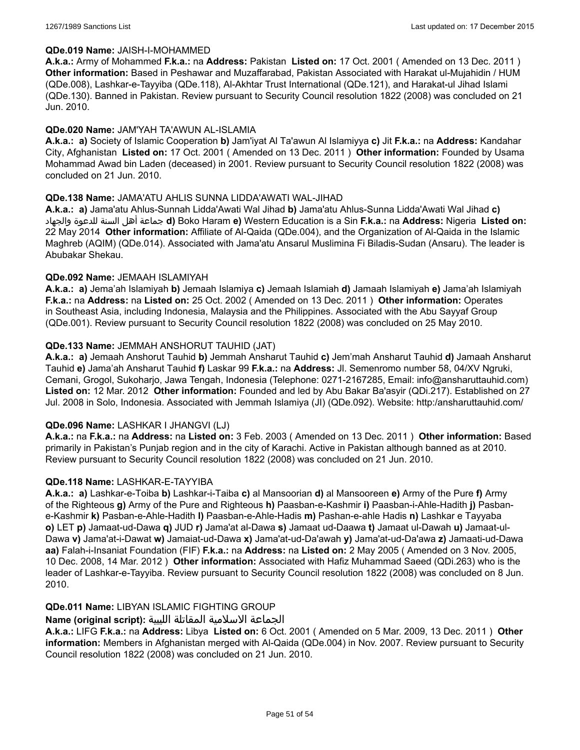**QDe.019 Name:** JAISH-I-MOHAMMED

**A.k.a.:** Army of Mohammed **F.k.a.:** na **Address:** Pakistan **Listed on:** 17 Oct. 2001 ( Amended on 13 Dec. 2011 ) **Other information:** Based in Peshawar and Muzaffarabad, Pakistan Associated with Harakat ul-Mujahidin / HUM (QDe.008), Lashkar-e-Tayyiba (QDe.118), Al-Akhtar Trust International (QDe.121), and Harakat-ul Jihad Islami (QDe.130). Banned in Pakistan. Review pursuant to Security Council resolution 1822 (2008) was concluded on 21 Jun. 2010.

**QDe.020 Name:** JAM'YAH TA'AWUN AL-ISLAMIA

**A.k.a.: a)** Society of Islamic Cooperation **b)** Jam'iyat Al Ta'awun Al Islamiyya **c)** Jit **F.k.a.:** na **Address:** Kandahar City, Afghanistan **Listed on:** 17 Oct. 2001 ( Amended on 13 Dec. 2011 ) **Other information:** Founded by Usama Mohammad Awad bin Laden (deceased) in 2001. Review pursuant to Security Council resolution 1822 (2008) was concluded on 21 Jun. 2010.

**QDe.138 Name:** JAMA'ATU AHLIS SUNNA LIDDA'AWATI WAL-JIHAD

**A.k.a.: a)** Jama'atu Ahlus-Sunnah Lidda'Awati Wal Jihad **b)** Jama'atu Ahlus-Sunna Lidda'Awati Wal Jihad **c)** جماعة أهل السنة للدعوة والجهاد **d)** Boko Haram **e)** Western Education is a Sin **F.k.a.:** na **Address:** Nigeria **Listed on:** 22 May 2014 **Other information:** Affiliate of Al-Qaida (QDe.004), and the Organization of Al-Qaida in the Islamic Maghreb (AQIM) (QDe.014). Associated with Jama'atu Ansarul Muslimina Fi Biladis-Sudan (Ansaru). The leader is Abubakar Shekau.

**QDe.092 Name:** JEMAAH ISLAMIYAH

**A.k.a.: a)** Jema'ah Islamiyah **b)** Jemaah Islamiya **c)** Jemaah Islamiah **d)** Jamaah Islamiyah **e)** Jama'ah Islamiyah **F.k.a.:** na **Address:** na **Listed on:** 25 Oct. 2002 ( Amended on 13 Dec. 2011 ) **Other information:** Operates in Southeast Asia, including Indonesia, Malaysia and the Philippines. Associated with the Abu Sayyaf Group (QDe.001). Review pursuant to Security Council resolution 1822 (2008) was concluded on 25 May 2010.

**QDe.133 Name:** JEMMAH ANSHORUT TAUHID (JAT)

**A.k.a.: a)** Jemaah Anshorut Tauhid **b)** Jemmah Ansharut Tauhid **c)** Jem'mah Ansharut Tauhid **d)** Jamaah Ansharut Tauhid **e)** Jama'ah Ansharut Tauhid **f)** Laskar 99 **F.k.a.:** na **Address:** Jl. Semenromo number 58, 04/XV Ngruki, Cemani, Grogol, Sukoharjo, Jawa Tengah, Indonesia (Telephone: 0271-2167285, Email: info@ansharuttauhid.com) **Listed on:** 12 Mar. 2012 **Other information:** Founded and led by Abu Bakar Ba'asyir (QDi.217). Established on 27 Jul. 2008 in Solo, Indonesia. Associated with Jemmah Islamiya (JI) (QDe.092). Website: http:/ansharuttauhid.com/

**QDe.096 Name:** LASHKAR I JHANGVI (LJ)

**A.k.a.:** na **F.k.a.:** na **Address:** na **Listed on:** 3 Feb. 2003 ( Amended on 13 Dec. 2011 ) **Other information:** Based primarily in Pakistan's Punjab region and in the city of Karachi. Active in Pakistan although banned as at 2010. Review pursuant to Security Council resolution 1822 (2008) was concluded on 21 Jun. 2010.

**QDe.118 Name:** LASHKAR-E-TAYYIBA

**A.k.a.: a)** Lashkar-e-Toiba **b)** Lashkar-i-Taiba **c)** al Mansoorian **d)** al Mansooreen **e)** Army of the Pure **f)** Army of the Righteous **g)** Army of the Pure and Righteous **h)** Paasban-e-Kashmir **i)** Paasban-i-Ahle-Hadith **j)** Pasban-e-Kashmir **k)** Pasban-e-Ahle-Hadith **l)** Paasban-e-Ahle-Hadis **m)** Pashan-e-ahle Hadis **n)** Lashkar e Tayyaba **o)** LET **p)** Jamaat-ud-Dawa **q)** JUD **r)** Jama'at al-Dawa **s)** Jamaat ud-Daawa **t)** Jamaat ul-Dawah **u)** Jamaat-ul-Dawa **v)** Jama'at-i-Dawat **w)** Jamaiat-ud-Dawa **x)** Jama'at-ud-Da'awah **y)** Jama'at-ud-Da'awa **z)** Jamaati-ud-Dawa **aa)** Falah-i-Insaniat Foundation (FIF) **F.k.a.:** na **Address:** na **Listed on:** 2 May 2005 ( Amended on 3 Nov. 2005, 10 Dec. 2008, 14 Mar. 2012 ) **Other information:** Associated with Hafiz Muhammad Saeed (QDi.263) who is the leader of Lashkar-e-Tayyiba. Review pursuant to Security Council resolution 1822 (2008) was concluded on 8 Jun. 2010.

**QDe.011 Name:** LIBYAN ISLAMIC FIGHTING GROUP

**Name (original script):** الجماعة الاسلامية المقاتلة الليبية

**A.k.a.:** LIFG **F.k.a.:** na **Address:** Libya **Listed on:** 6 Oct. 2001 ( Amended on 5 Mar. 2009, 13 Dec. 2011 ) **Other information:** Members in Afghanistan merged with Al-Qaida (QDe.004) in Nov. 2007. Review pursuant to Security Council resolution 1822 (2008) was concluded on 21 Jun. 2010.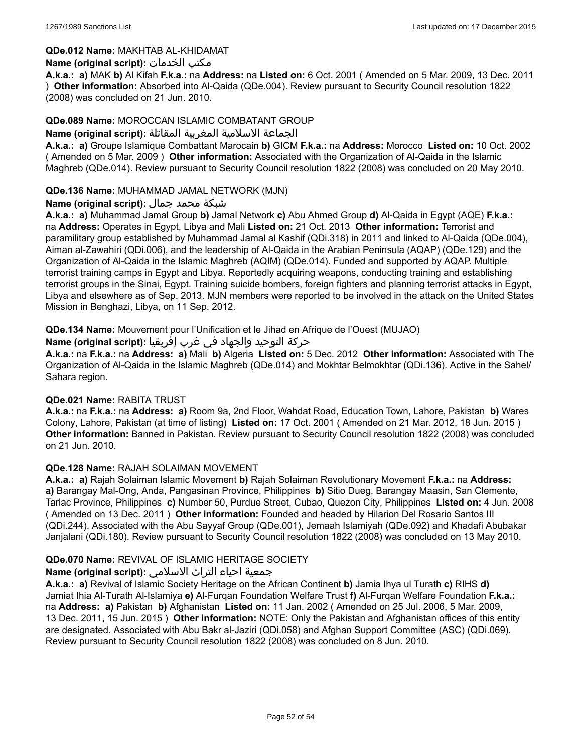**QDe.012 Name:** MAKHTAB AL-KHIDAMAT

**Name (original script):** مكتب الخدمات

**A.k.a.: a)** MAK **b)** Al Kifah **F.k.a.:** na **Address:** na **Listed on:** 6 Oct. 2001 ( Amended on 5 Mar. 2009, 13 Dec. 2011 ) **Other information:** Absorbed into Al-Qaida (QDe.004). Review pursuant to Security Council resolution 1822 (2008) was concluded on 21 Jun. 2010.

**QDe.089 Name:** MOROCCAN ISLAMIC COMBATANT GROUP

**Name (original script):** الجماعة الاسلامية المغربية المقاتلة

**A.k.a.: a)** Groupe Islamique Combattant Marocain **b)** GICM **F.k.a.:** na **Address:** Morocco **Listed on:** 10 Oct. 2002 ( Amended on 5 Mar. 2009 ) **Other information:** Associated with the Organization of Al-Qaida in the Islamic Maghreb (QDe.014). Review pursuant to Security Council resolution 1822 (2008) was concluded on 20 May 2010.

**QDe.136 Name:** MUHAMMAD JAMAL NETWORK (MJN)

**Name (original script):** شبكة محمد جمال

**A.k.a.: a)** Muhammad Jamal Group **b)** Jamal Network **c)** Abu Ahmed Group **d)** Al-Qaida in Egypt (AQE) **F.k.a.:** na **Address:** Operates in Egypt, Libya and Mali **Listed on:** 21 Oct. 2013 **Other information:** Terrorist and paramilitary group established by Muhammad Jamal al Kashif (QDi.318) in 2011 and linked to Al-Qaida (QDe.004), Aiman al-Zawahiri (QDi.006), and the leadership of Al-Qaida in the Arabian Peninsula (AQAP) (QDe.129) and the Organization of Al-Qaida in the Islamic Maghreb (AQIM) (QDe.014). Funded and supported by AQAP. Multiple terrorist training camps in Egypt and Libya. Reportedly acquiring weapons, conducting training and establishing terrorist groups in the Sinai, Egypt. Training suicide bombers, foreign fighters and planning terrorist attacks in Egypt, Libya and elsewhere as of Sep. 2013. MJN members were reported to be involved in the attack on the United States Mission in Benghazi, Libya, on 11 Sep. 2012.

**QDe.134 Name:** Mouvement pour l'Unification et le Jihad en Afrique de l'Ouest (MUJAO)

**Name (original script):** حركة التوحيد والجهاد في غرب إفريقيا

**A.k.a.:** na **F.k.a.:** na **Address: a)** Mali **b)** Algeria **Listed on:** 5 Dec. 2012 **Other information:** Associated with The Organization of Al-Qaida in the Islamic Maghreb (QDe.014) and Mokhtar Belmokhtar (QDi.136). Active in the Sahel/ Sahara region.

**QDe.021 Name:** RABITA TRUST

**A.k.a.:** na **F.k.a.:** na **Address: a)** Room 9a, 2nd Floor, Wahdat Road, Education Town, Lahore, Pakistan **b)** Wares Colony, Lahore, Pakistan (at time of listing) **Listed on:** 17 Oct. 2001 ( Amended on 21 Mar. 2012, 18 Jun. 2015 ) **Other information:** Banned in Pakistan. Review pursuant to Security Council resolution 1822 (2008) was concluded on 21 Jun. 2010.

**QDe.128 Name:** RAJAH SOLAIMAN MOVEMENT

**A.k.a.: a)** Rajah Solaiman Islamic Movement **b)** Rajah Solaiman Revolutionary Movement **F.k.a.:** na **Address: a)** Barangay Mal-Ong, Anda, Pangasinan Province, Philippines **b)** Sitio Dueg, Barangay Maasin, San Clemente, Tarlac Province, Philippines **c)** Number 50, Purdue Street, Cubao, Quezon City, Philippines **Listed on:** 4 Jun. 2008 ( Amended on 13 Dec. 2011 ) **Other information:** Founded and headed by Hilarion Del Rosario Santos III (QDi.244). Associated with the Abu Sayyaf Group (QDe.001), Jemaah Islamiyah (QDe.092) and Khadafi Abubakar Janjalani (QDi.180). Review pursuant to Security Council resolution 1822 (2008) was concluded on 13 May 2010.

**QDe.070 Name:** REVIVAL OF ISLAMIC HERITAGE SOCIETY

**Name (original script):** جمعية احياء التراث الاسلامي

**A.k.a.: a)** Revival of Islamic Society Heritage on the African Continent **b)** Jamia Ihya ul Turath **c)** RIHS **d)** Jamiat Ihia Al-Turath Al-Islamiya **e)** Al-Furqan Foundation Welfare Trust **f)** Al-Furqan Welfare Foundation **F.k.a.:** na **Address: a)** Pakistan **b)** Afghanistan **Listed on:** 11 Jan. 2002 ( Amended on 25 Jul. 2006, 5 Mar. 2009, 13 Dec. 2011, 15 Jun. 2015 ) **Other information:** NOTE: Only the Pakistan and Afghanistan offices of this entity are designated. Associated with Abu Bakr al-Jaziri (QDi.058) and Afghan Support Committee (ASC) (QDi.069). Review pursuant to Security Council resolution 1822 (2008) was concluded on 8 Jun. 2010.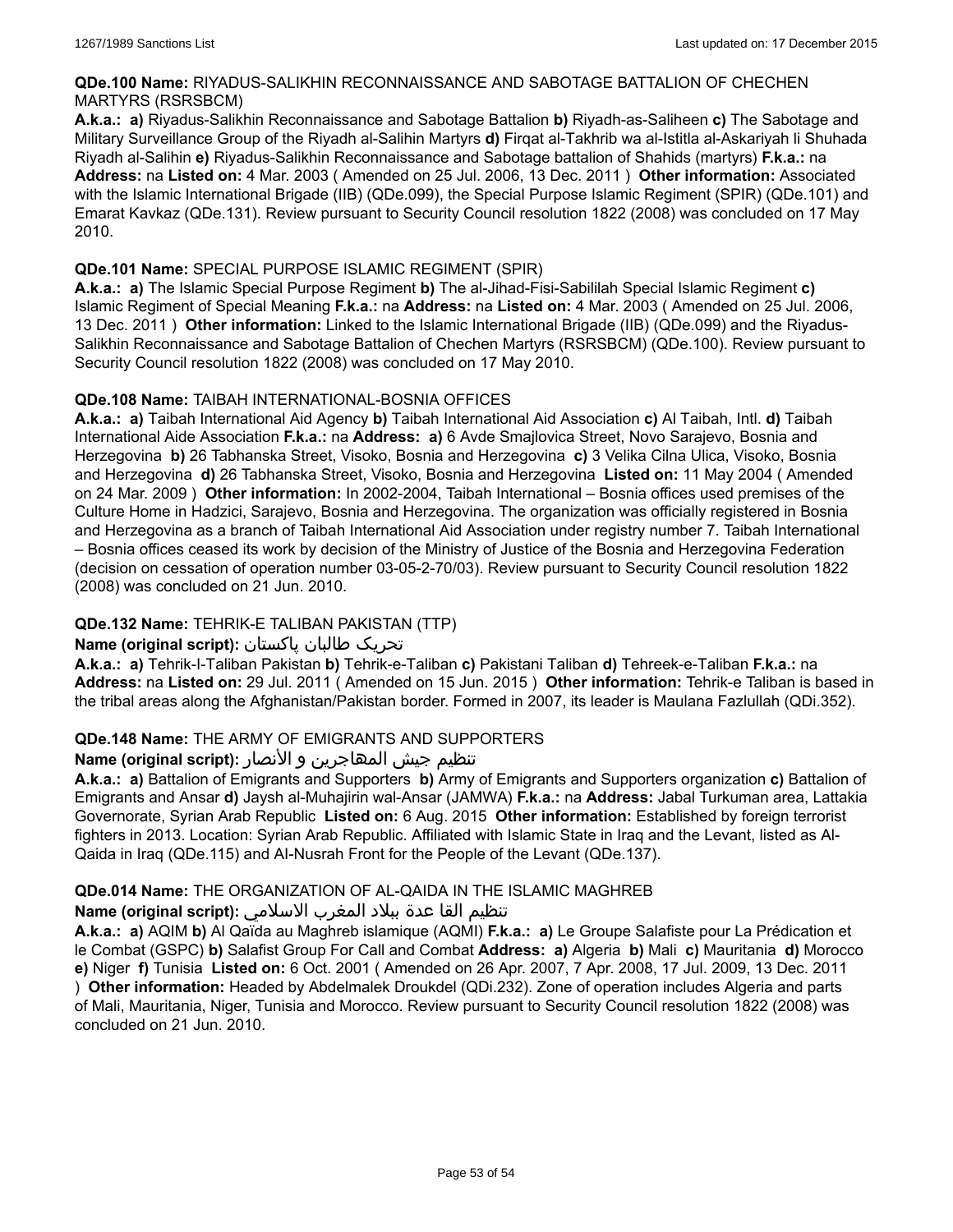**QDe.100 Name:** RIYADUS-SALIKHIN RECONNAISSANCE AND SABOTAGE BATTALION OF CHECHEN MARTYRS (RSRSBCM)

**A.k.a.:** **a)** Riyadus-Salikhin Reconnaissance and Sabotage Battalion **b)** Riyadh-as-Saliheen **c)** The Sabotage and Military Surveillance Group of the Riyadh al-Salihin Martyrs **d)** Firqat al-Takhrib wa al-Istitla al-Askariyah li Shuhada Riyadh al-Salihin **e)** Riyadus-Salikhin Reconnaissance and Sabotage battalion of Shahids (martyrs) **F.k.a.:** na **Address:** na **Listed on:** 4 Mar. 2003 ( Amended on 25 Jul. 2006, 13 Dec. 2011 ) **Other information:** Associated with the Islamic International Brigade (IIB) (QDe.099), the Special Purpose Islamic Regiment (SPIR) (QDe.101) and Emarat Kavkaz (QDe.131). Review pursuant to Security Council resolution 1822 (2008) was concluded on 17 May 2010.

**QDe.101 Name:** SPECIAL PURPOSE ISLAMIC REGIMENT (SPIR)

**A.k.a.:** **a)** The Islamic Special Purpose Regiment **b)** The al-Jihad-Fisi-Sabililah Special Islamic Regiment **c)** Islamic Regiment of Special Meaning **F.k.a.:** na **Address:** na **Listed on:** 4 Mar. 2003 ( Amended on 25 Jul. 2006, 13 Dec. 2011 ) **Other information:** Linked to the Islamic International Brigade (IIB) (QDe.099) and the Riyadus-Salikhin Reconnaissance and Sabotage Battalion of Chechen Martyrs (RSRSBCM) (QDe.100). Review pursuant to Security Council resolution 1822 (2008) was concluded on 17 May 2010.

**QDe.108 Name:** TAIBAH INTERNATIONAL-BOSNIA OFFICES

**A.k.a.:** **a)** Taibah International Aid Agency **b)** Taibah International Aid Association **c)** Al Taibah, Intl. **d)** Taibah International Aide Association **F.k.a.:** na **Address:** **a)** 6 Avde Smajlovica Street, Novo Sarajevo, Bosnia and Herzegovina **b)** 26 Tabhanska Street, Visoko, Bosnia and Herzegovina **c)** 3 Velika Cilna Ulica, Visoko, Bosnia and Herzegovina **d)** 26 Tabhanska Street, Visoko, Bosnia and Herzegovina **Listed on:** 11 May 2004 ( Amended on 24 Mar. 2009 ) **Other information:** In 2002-2004, Taibah International – Bosnia offices used premises of the Culture Home in Hadzici, Sarajevo, Bosnia and Herzegovina. The organization was officially registered in Bosnia and Herzegovina as a branch of Taibah International Aid Association under registry number 7. Taibah International – Bosnia offices ceased its work by decision of the Ministry of Justice of the Bosnia and Herzegovina Federation (decision on cessation of operation number 03-05-2-70/03). Review pursuant to Security Council resolution 1822 (2008) was concluded on 21 Jun. 2010.

**QDe.132 Name:** TEHRIK-E TALIBAN PAKISTAN (TTP)

**Name (original script):** تحریک طالبان پاکستان

**A.k.a.:** **a)** Tehrik-I-Taliban Pakistan **b)** Tehrik-e-Taliban **c)** Pakistani Taliban **d)** Tehreek-e-Taliban **F.k.a.:** na **Address:** na **Listed on:** 29 Jul. 2011 ( Amended on 15 Jun. 2015 ) **Other information:** Tehrik-e Taliban is based in the tribal areas along the Afghanistan/Pakistan border. Formed in 2007, its leader is Maulana Fazlullah (QDi.352).

**QDe.148 Name:** THE ARMY OF EMIGRANTS AND SUPPORTERS

**Name (original script):** تنظيم جيش المهاجرين و الأنصار

**A.k.a.:** **a)** Battalion of Emigrants and Supporters **b)** Army of Emigrants and Supporters organization **c)** Battalion of Emigrants and Ansar **d)** Jaysh al-Muhajirin wal-Ansar (JAMWA) **F.k.a.:** na **Address:** Jabal Turkuman area, Lattakia Governorate, Syrian Arab Republic **Listed on:** 6 Aug. 2015 **Other information:** Established by foreign terrorist fighters in 2013. Location: Syrian Arab Republic. Affiliated with Islamic State in Iraq and the Levant, listed as Al-Qaida in Iraq (QDe.115) and Al-Nusrah Front for the People of the Levant (QDe.137).

**QDe.014 Name:** THE ORGANIZATION OF AL-QAIDA IN THE ISLAMIC MAGHREB

**Name (original script):** تنظيم القا عدة ببلاد المغرب الاسلامي

**A.k.a.:** **a)** AQIM **b)** Al Qaïda au Maghreb islamique (AQMI) **F.k.a.:** **a)** Le Groupe Salafiste pour La Prédication et le Combat (GSPC) **b)** Salafist Group For Call and Combat **Address:** **a)** Algeria **b)** Mali **c)** Mauritania **d)** Morocco **e)** Niger **f)** Tunisia **Listed on:** 6 Oct. 2001 ( Amended on 26 Apr. 2007, 7 Apr. 2008, 17 Jul. 2009, 13 Dec. 2011 ) **Other information:** Headed by Abdelmalek Droukdel (QDi.232). Zone of operation includes Algeria and parts of Mali, Mauritania, Niger, Tunisia and Morocco. Review pursuant to Security Council resolution 1822 (2008) was concluded on 21 Jun. 2010.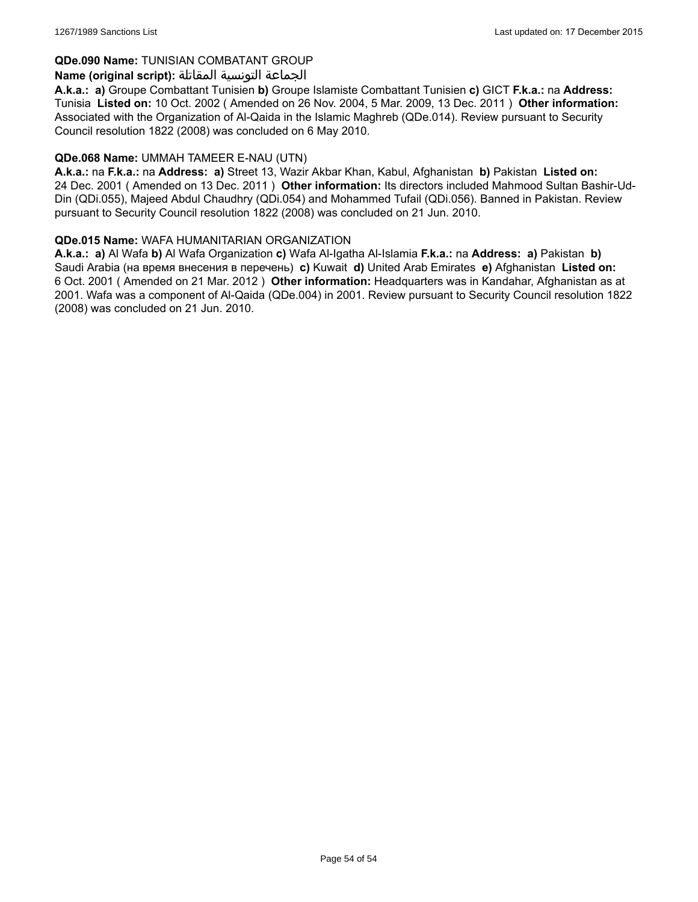**QDe.090 Name:** TUNISIAN COMBATANT GROUP

**Name (original script):** الجماعة التونسية المقاتلة

**A.k.a.:** **a)** Groupe Combattant Tunisien **b)** Groupe Islamiste Combattant Tunisien **c)** GICT **F.k.a.:** na **Address:** Tunisia **Listed on:** 10 Oct. 2002 ( Amended on 26 Nov. 2004, 5 Mar. 2009, 13 Dec. 2011 ) **Other information:** Associated with the Organization of Al-Qaida in the Islamic Maghreb (QDe.014). Review pursuant to Security Council resolution 1822 (2008) was concluded on 6 May 2010.

**QDe.068 Name:** UMMAH TAMEER E-NAU (UTN)

**A.k.a.:** na **F.k.a.:** na **Address:** **a)** Street 13, Wazir Akbar Khan, Kabul, Afghanistan **b)** Pakistan **Listed on:** 24 Dec. 2001 ( Amended on 13 Dec. 2011 ) **Other information:** Its directors included Mahmood Sultan Bashir-Ud-Din (QDi.055), Majeed Abdul Chaudhry (QDi.054) and Mohammed Tufail (QDi.056). Banned in Pakistan. Review pursuant to Security Council resolution 1822 (2008) was concluded on 21 Jun. 2010.

**QDe.015 Name:** WAFA HUMANITARIAN ORGANIZATION

**A.k.a.:** **a)** Al Wafa **b)** Al Wafa Organization **c)** Wafa Al-Igatha Al-Islamia **F.k.a.:** na **Address:** **a)** Pakistan **b)** Saudi Arabia (на время внесения в перечень) **c)** Kuwait **d)** United Arab Emirates **e)** Afghanistan **Listed on:** 6 Oct. 2001 ( Amended on 21 Mar. 2012 ) **Other information:** Headquarters was in Kandahar, Afghanistan as at 2001. Wafa was a component of Al-Qaida (QDe.004) in 2001. Review pursuant to Security Council resolution 1822 (2008) was concluded on 21 Jun. 2010.